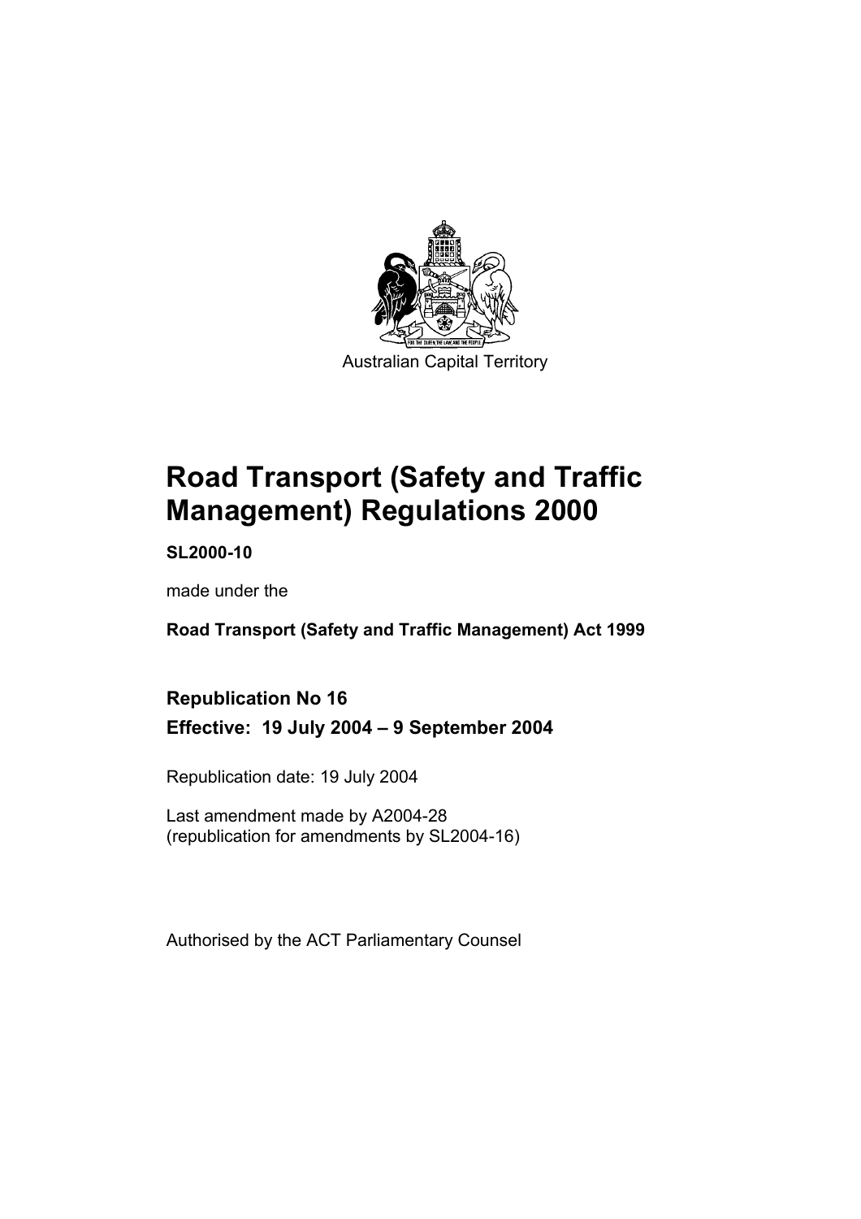Australian Capital Territory

# Road Transport (Safety and Traffic Management) Regulations 2000

**SL2000-10**

made under the

**Road Transport (Safety and Traffic Management) Act 1999**

## Republication No 16

## Effective: 19 July 2004 – 9 September 2004

Republication date: 19 July 2004

Last amendment made by A2004-28
(republication for amendments by SL2004-16)

Authorised by the ACT Parliamentary Counsel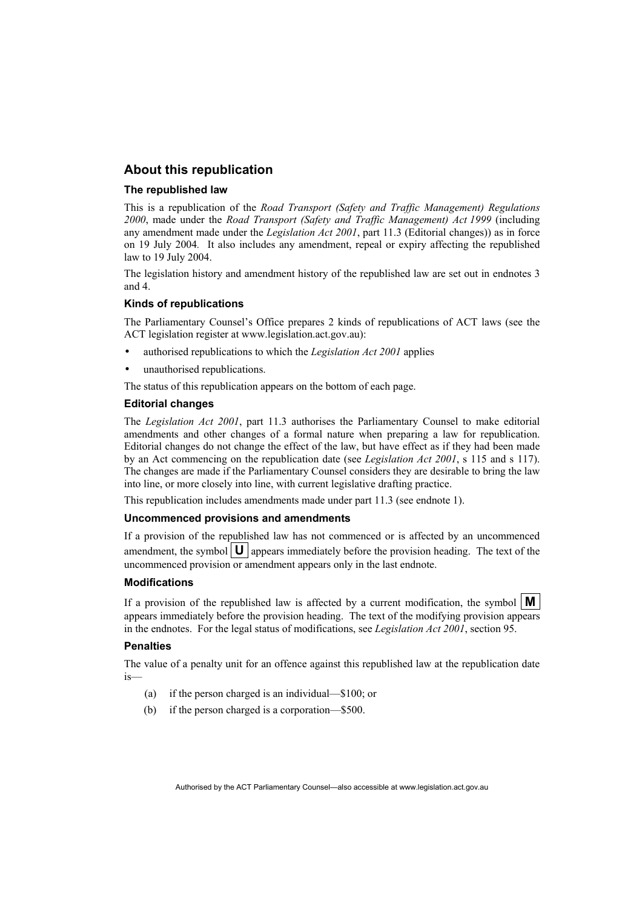## About this republication

### The republished law

This is a republication of the *Road Transport (Safety and Traffic Management) Regulations 2000*, made under the *Road Transport (Safety and Traffic Management) Act 1999* (including any amendment made under the *Legislation Act 2001*, part 11.3 (Editorial changes)) as in force on 19 July 2004*.* It also includes any amendment, repeal or expiry affecting the republished law to 19 July 2004.

The legislation history and amendment history of the republished law are set out in endnotes 3 and 4.

### Kinds of republications

The Parliamentary Counsel's Office prepares 2 kinds of republications of ACT laws (see the ACT legislation register at www.legislation.act.gov.au):

- authorised republications to which the *Legislation Act 2001* applies
- unauthorised republications.

The status of this republication appears on the bottom of each page.

### Editorial changes

The *Legislation Act 2001*, part 11.3 authorises the Parliamentary Counsel to make editorial amendments and other changes of a formal nature when preparing a law for republication. Editorial changes do not change the effect of the law, but have effect as if they had been made by an Act commencing on the republication date (see *Legislation Act 2001*, s 115 and s 117). The changes are made if the Parliamentary Counsel considers they are desirable to bring the law into line, or more closely into line, with current legislative drafting practice.

This republication includes amendments made under part 11.3 (see endnote 1).

### Uncommenced provisions and amendments

If a provision of the republished law has not commenced or is affected by an uncommenced amendment, the symbol **U** appears immediately before the provision heading. The text of the uncommenced provision or amendment appears only in the last endnote.

### Modifications

If a provision of the republished law is affected by a current modification, the symbol **M** appears immediately before the provision heading. The text of the modifying provision appears in the endnotes. For the legal status of modifications, see *Legislation Act 2001*, section 95.

### Penalties

The value of a penalty unit for an offence against this republished law at the republication date is—

(a) if the person charged is an individual—$100; or

(b) if the person charged is a corporation—$500.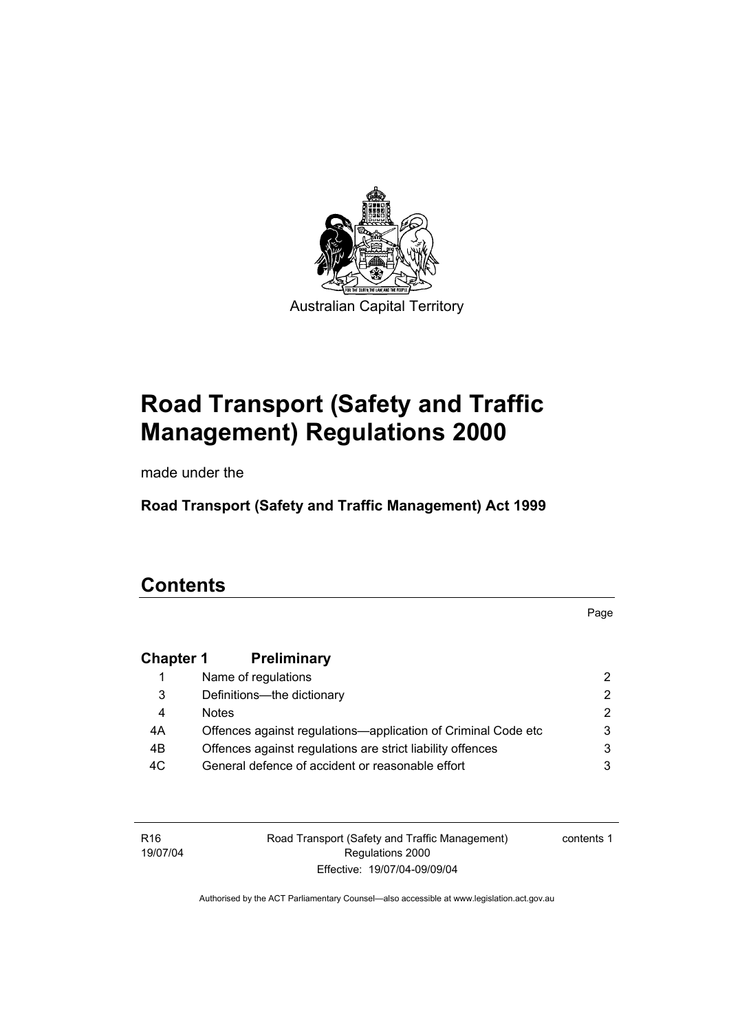Australian Capital Territory

# Road Transport (Safety and Traffic Management) Regulations 2000

made under the

**Road Transport (Safety and Traffic Management) Act 1999**

# Contents

Page

**Chapter 1 Preliminary**

| | | |
|---|---|---|
| 1 | Name of regulations | 2 |
| 3 | Definitions—the dictionary | 2 |
| 4 | Notes | 2 |
| 4A | Offences against regulations—application of Criminal Code etc | 3 |
| 4B | Offences against regulations are strict liability offences | 3 |
| 4C | General defence of accident or reasonable effort | 3 |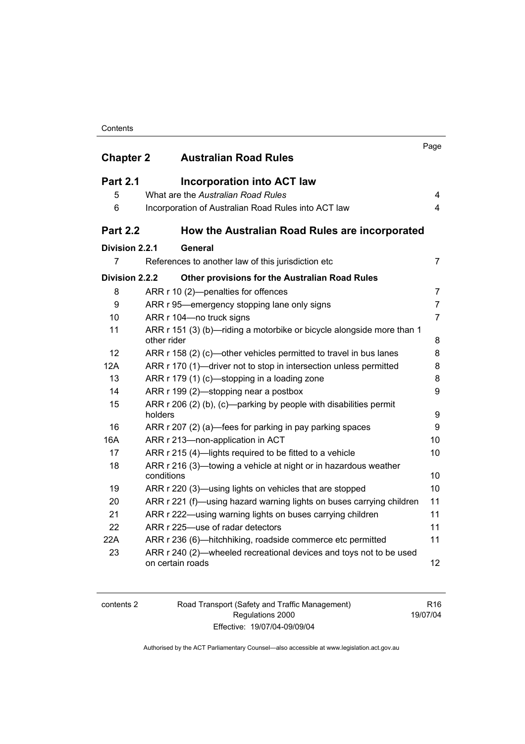| | | Page |
|---|---|---|
| **Chapter 2** | **Australian Road Rules** | |
| **Part 2.1** | **Incorporation into ACT law** | |
| 5 | What are the *Australian Road Rules* | 4 |
| 6 | Incorporation of Australian Road Rules into ACT law | 4 |
| **Part 2.2** | **How the Australian Road Rules are incorporated** | |
| **Division 2.2.1** | **General** | |
| 7 | References to another law of this jurisdiction etc | 7 |
| **Division 2.2.2** | **Other provisions for the Australian Road Rules** | |
| 8 | ARR r 10 (2)—penalties for offences | 7 |
| 9 | ARR r 95—emergency stopping lane only signs | 7 |
| 10 | ARR r 104—no truck signs | 7 |
| 11 | ARR r 151 (3) (b)—riding a motorbike or bicycle alongside more than 1 other rider | 8 |
| 12 | ARR r 158 (2) (c)—other vehicles permitted to travel in bus lanes | 8 |
| 12A | ARR r 170 (1)—driver not to stop in intersection unless permitted | 8 |
| 13 | ARR r 179 (1) (c)—stopping in a loading zone | 8 |
| 14 | ARR r 199 (2)—stopping near a postbox | 9 |
| 15 | ARR r 206 (2) (b), (c)—parking by people with disabilities permit holders | 9 |
| 16 | ARR r 207 (2) (a)—fees for parking in pay parking spaces | 9 |
| 16A | ARR r 213—non-application in ACT | 10 |
| 17 | ARR r 215 (4)—lights required to be fitted to a vehicle | 10 |
| 18 | ARR r 216 (3)—towing a vehicle at night or in hazardous weather conditions | 10 |
| 19 | ARR r 220 (3)—using lights on vehicles that are stopped | 10 |
| 20 | ARR r 221 (f)—using hazard warning lights on buses carrying children | 11 |
| 21 | ARR r 222—using warning lights on buses carrying children | 11 |
| 22 | ARR r 225—use of radar detectors | 11 |
| 22A | ARR r 236 (6)—hitchhiking, roadside commerce etc permitted | 11 |
| 23 | ARR r 240 (2)—wheeled recreational devices and toys not to be used on certain roads | 12 |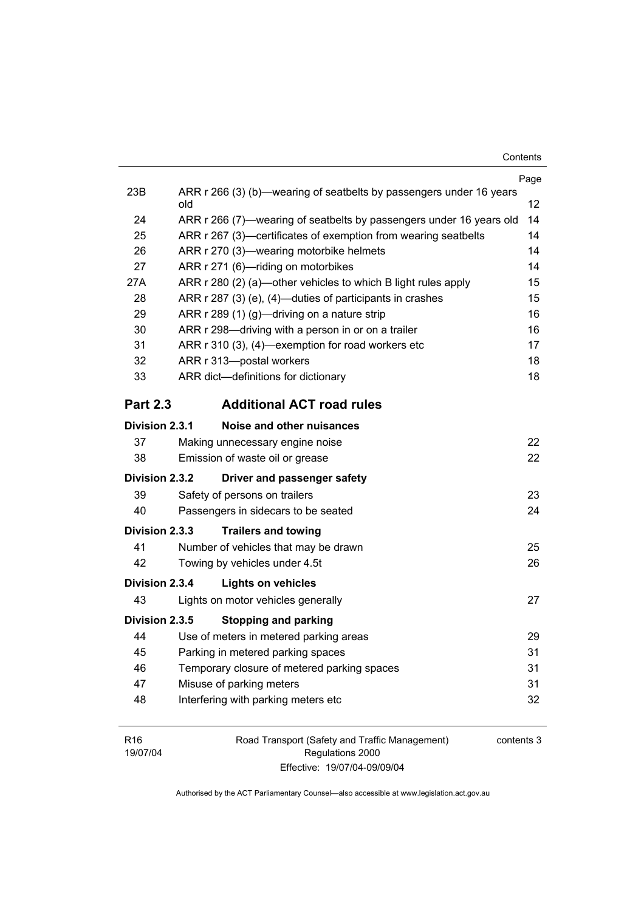| | | Page |
|---|---|---|
| 23B | ARR r 266 (3) (b)—wearing of seatbelts by passengers under 16 years old | 12 |
| 24 | ARR r 266 (7)—wearing of seatbelts by passengers under 16 years old | 14 |
| 25 | ARR r 267 (3)—certificates of exemption from wearing seatbelts | 14 |
| 26 | ARR r 270 (3)—wearing motorbike helmets | 14 |
| 27 | ARR r 271 (6)—riding on motorbikes | 14 |
| 27A | ARR r 280 (2) (a)—other vehicles to which B light rules apply | 15 |
| 28 | ARR r 287 (3) (e), (4)—duties of participants in crashes | 15 |
| 29 | ARR r 289 (1) (g)—driving on a nature strip | 16 |
| 30 | ARR r 298—driving with a person in or on a trailer | 16 |
| 31 | ARR r 310 (3), (4)—exemption for road workers etc | 17 |
| 32 | ARR r 313—postal workers | 18 |
| 33 | ARR dict—definitions for dictionary | 18 |

## Part 2.3 Additional ACT road rules

**Division 2.3.1 Noise and other nuisances**

| | | |
|---|---|---|
| 37 | Making unnecessary engine noise | 22 |
| 38 | Emission of waste oil or grease | 22 |

**Division 2.3.2 Driver and passenger safety**

| | | |
|---|---|---|
| 39 | Safety of persons on trailers | 23 |
| 40 | Passengers in sidecars to be seated | 24 |

**Division 2.3.3 Trailers and towing**

| | | |
|---|---|---|
| 41 | Number of vehicles that may be drawn | 25 |
| 42 | Towing by vehicles under 4.5t | 26 |

**Division 2.3.4 Lights on vehicles**

| | | |
|---|---|---|
| 43 | Lights on motor vehicles generally | 27 |

**Division 2.3.5 Stopping and parking**

| | | |
|---|---|---|
| 44 | Use of meters in metered parking areas | 29 |
| 45 | Parking in metered parking spaces | 31 |
| 46 | Temporary closure of metered parking spaces | 31 |
| 47 | Misuse of parking meters | 31 |
| 48 | Interfering with parking meters etc | 32 |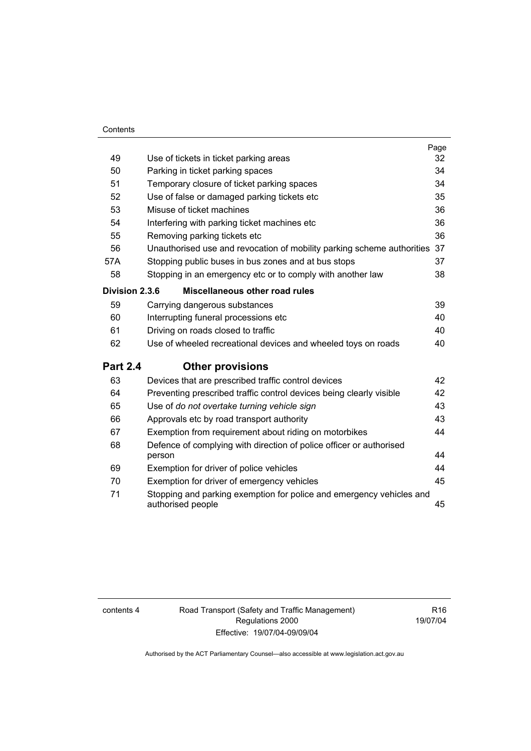| | | Page |
|---|---|---|
| 49 | Use of tickets in ticket parking areas | 32 |
| 50 | Parking in ticket parking spaces | 34 |
| 51 | Temporary closure of ticket parking spaces | 34 |
| 52 | Use of false or damaged parking tickets etc | 35 |
| 53 | Misuse of ticket machines | 36 |
| 54 | Interfering with parking ticket machines etc | 36 |
| 55 | Removing parking tickets etc | 36 |
| 56 | Unauthorised use and revocation of mobility parking scheme authorities | 37 |
| 57A | Stopping public buses in bus zones and at bus stops | 37 |
| 58 | Stopping in an emergency etc or to comply with another law | 38 |
| **Division 2.3.6** | **Miscellaneous other road rules** | |
| 59 | Carrying dangerous substances | 39 |
| 60 | Interrupting funeral processions etc | 40 |
| 61 | Driving on roads closed to traffic | 40 |
| 62 | Use of wheeled recreational devices and wheeled toys on roads | 40 |
| **Part 2.4** | **Other provisions** | |
| 63 | Devices that are prescribed traffic control devices | 42 |
| 64 | Preventing prescribed traffic control devices being clearly visible | 42 |
| 65 | Use of *do not overtake turning vehicle sign* | 43 |
| 66 | Approvals etc by road transport authority | 43 |
| 67 | Exemption from requirement about riding on motorbikes | 44 |
| 68 | Defence of complying with direction of police officer or authorised person | 44 |
| 69 | Exemption for driver of police vehicles | 44 |
| 70 | Exemption for driver of emergency vehicles | 45 |
| 71 | Stopping and parking exemption for police and emergency vehicles and authorised people | 45 |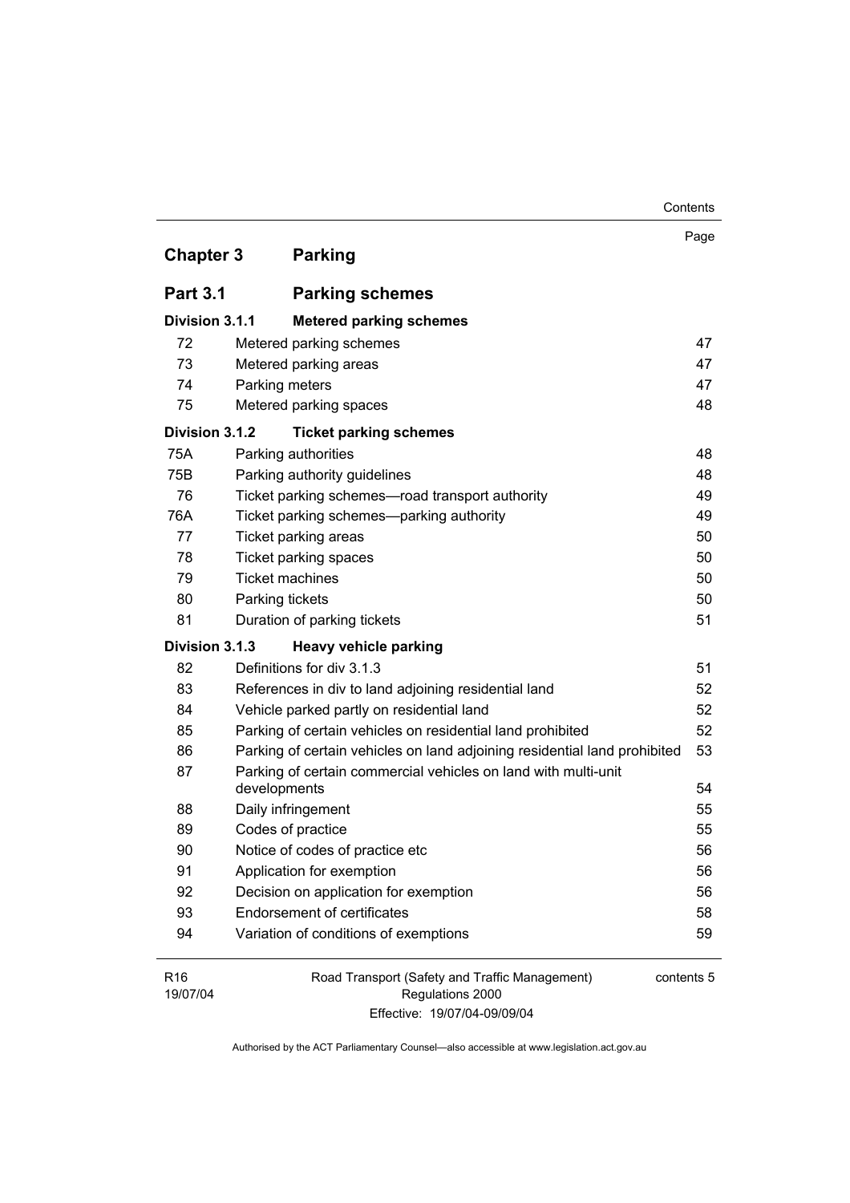## Chapter 3 Parking

### Part 3.1 Parking schemes

#### Division 3.1.1 Metered parking schemes

| | | Page |
|---|---|---|
| 72 | Metered parking schemes | 47 |
| 73 | Metered parking areas | 47 |
| 74 | Parking meters | 47 |
| 75 | Metered parking spaces | 48 |

#### Division 3.1.2 Ticket parking schemes

| | | |
|---|---|---|
| 75A | Parking authorities | 48 |
| 75B | Parking authority guidelines | 48 |
| 76 | Ticket parking schemes—road transport authority | 49 |
| 76A | Ticket parking schemes—parking authority | 49 |
| 77 | Ticket parking areas | 50 |
| 78 | Ticket parking spaces | 50 |
| 79 | Ticket machines | 50 |
| 80 | Parking tickets | 50 |
| 81 | Duration of parking tickets | 51 |

#### Division 3.1.3 Heavy vehicle parking

| | | |
|---|---|---|
| 82 | Definitions for div 3.1.3 | 51 |
| 83 | References in div to land adjoining residential land | 52 |
| 84 | Vehicle parked partly on residential land | 52 |
| 85 | Parking of certain vehicles on residential land prohibited | 52 |
| 86 | Parking of certain vehicles on land adjoining residential land prohibited | 53 |
| 87 | Parking of certain commercial vehicles on land with multi-unit developments | 54 |
| 88 | Daily infringement | 55 |
| 89 | Codes of practice | 55 |
| 90 | Notice of codes of practice etc | 56 |
| 91 | Application for exemption | 56 |
| 92 | Decision on application for exemption | 56 |
| 93 | Endorsement of certificates | 58 |
| 94 | Variation of conditions of exemptions | 59 |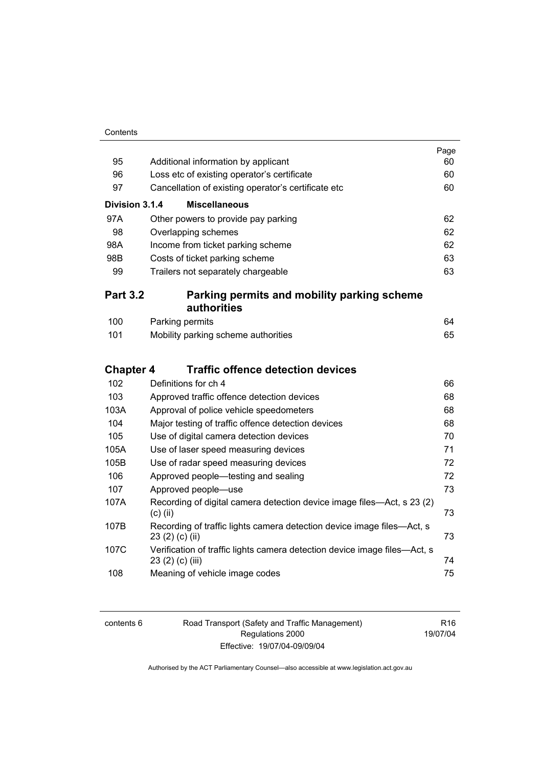| | | Page |
|---|---|---|
| 95 | Additional information by applicant | 60 |
| 96 | Loss etc of existing operator's certificate | 60 |
| 97 | Cancellation of existing operator's certificate etc | 60 |
| **Division 3.1.4** | **Miscellaneous** | |
| 97A | Other powers to provide pay parking | 62 |
| 98 | Overlapping schemes | 62 |
| 98A | Income from ticket parking scheme | 62 |
| 98B | Costs of ticket parking scheme | 63 |
| 99 | Trailers not separately chargeable | 63 |
| **Part 3.2** | **Parking permits and mobility parking scheme authorities** | |
| 100 | Parking permits | 64 |
| 101 | Mobility parking scheme authorities | 65 |
| **Chapter 4** | **Traffic offence detection devices** | |
| 102 | Definitions for ch 4 | 66 |
| 103 | Approved traffic offence detection devices | 68 |
| 103A | Approval of police vehicle speedometers | 68 |
| 104 | Major testing of traffic offence detection devices | 68 |
| 105 | Use of digital camera detection devices | 70 |
| 105A | Use of laser speed measuring devices | 71 |
| 105B | Use of radar speed measuring devices | 72 |
| 106 | Approved people—testing and sealing | 72 |
| 107 | Approved people—use | 73 |
| 107A | Recording of digital camera detection device image files—Act, s 23 (2) (c) (ii) | 73 |
| 107B | Recording of traffic lights camera detection device image files—Act, s 23 (2) (c) (ii) | 73 |
| 107C | Verification of traffic lights camera detection device image files—Act, s 23 (2) (c) (iii) | 74 |
| 108 | Meaning of vehicle image codes | 75 |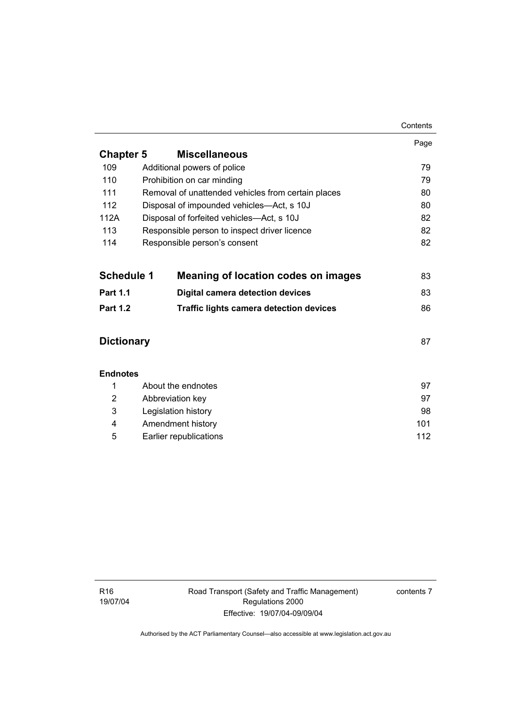| | | Page |
|---|---|---|
| **Chapter 5** | **Miscellaneous** | |
| 109 | Additional powers of police | 79 |
| 110 | Prohibition on car minding | 79 |
| 111 | Removal of unattended vehicles from certain places | 80 |
| 112 | Disposal of impounded vehicles—Act, s 10J | 80 |
| 112A | Disposal of forfeited vehicles—Act, s 10J | 82 |
| 113 | Responsible person to inspect driver licence | 82 |
| 114 | Responsible person's consent | 82 |
| **Schedule 1** | **Meaning of location codes on images** | 83 |
| **Part 1.1** | **Digital camera detection devices** | 83 |
| **Part 1.2** | **Traffic lights camera detection devices** | 86 |
| **Dictionary** | | 87 |
| **Endnotes** | | |
| 1 | About the endnotes | 97 |
| 2 | Abbreviation key | 97 |
| 3 | Legislation history | 98 |
| 4 | Amendment history | 101 |
| 5 | Earlier republications | 112 |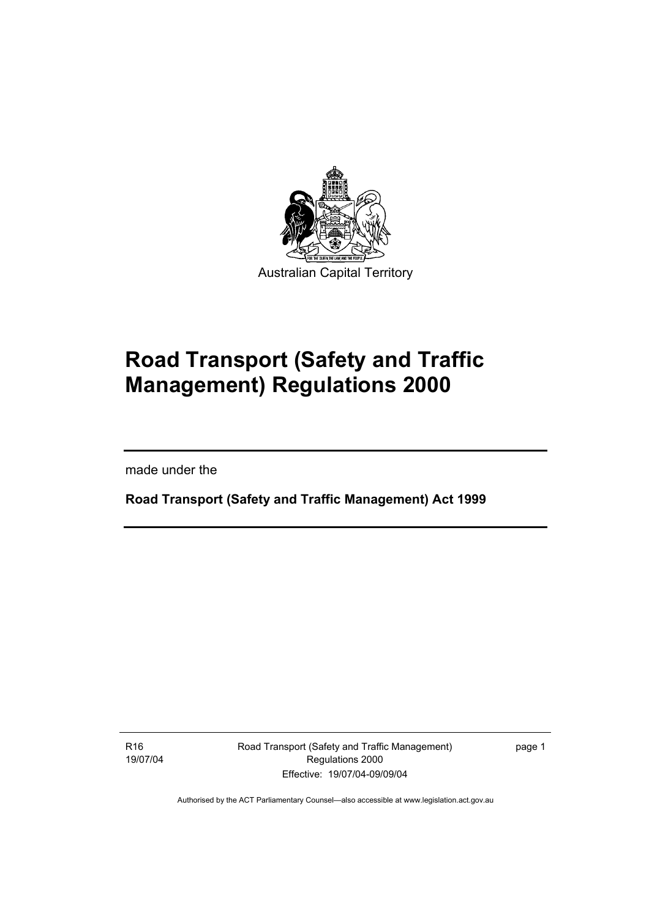Australian Capital Territory

# Road Transport (Safety and Traffic Management) Regulations 2000

made under the

**Road Transport (Safety and Traffic Management) Act 1999**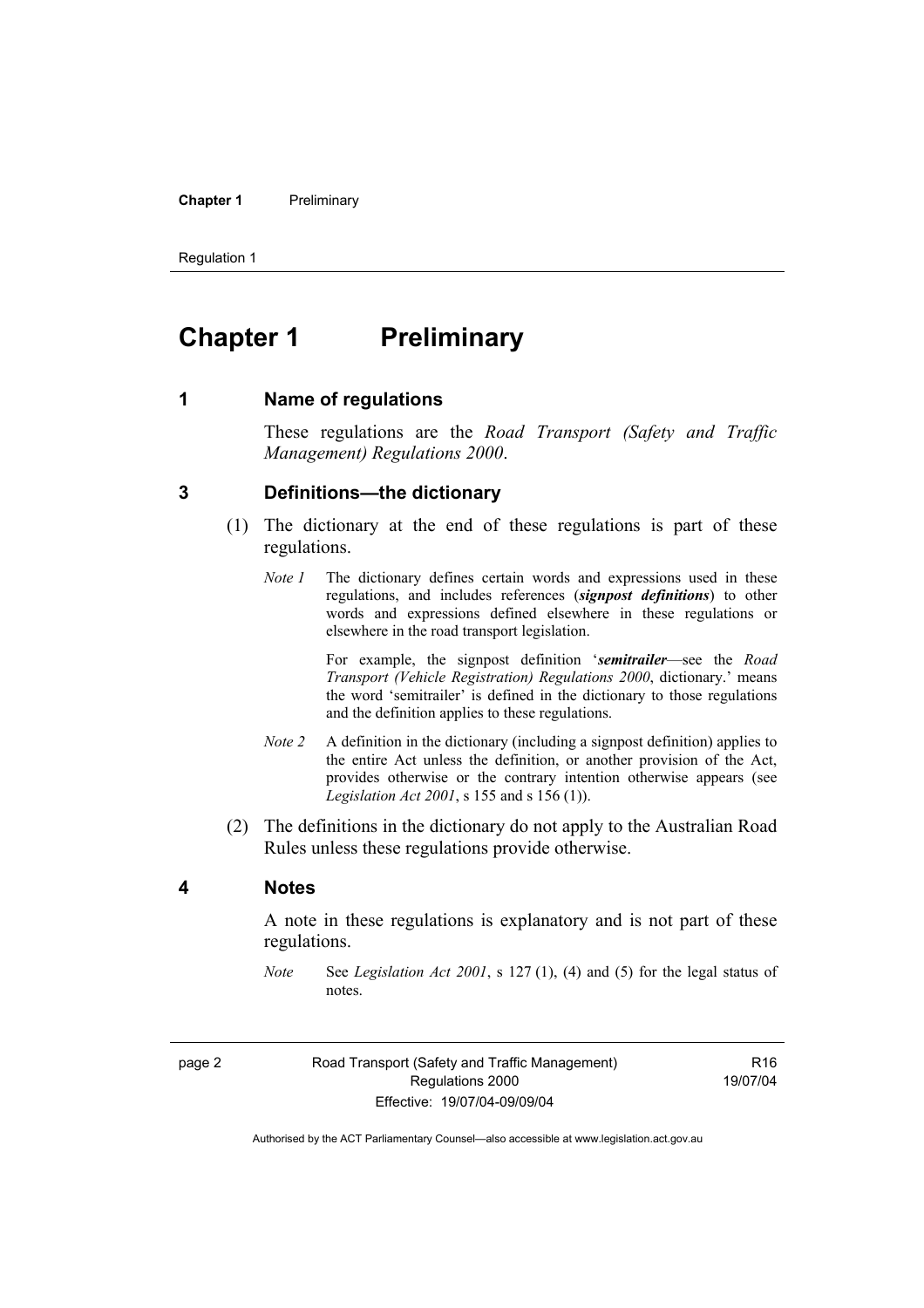# Chapter 1 Preliminary

## 1 Name of regulations

These regulations are the *Road Transport (Safety and Traffic Management) Regulations 2000*.

## 3 Definitions—the dictionary

(1) The dictionary at the end of these regulations is part of these regulations.

*Note 1* The dictionary defines certain words and expressions used in these regulations, and includes references (***signpost definitions***) to other words and expressions defined elsewhere in these regulations or elsewhere in the road transport legislation.

For example, the signpost definition '***semitrailer***—see the *Road Transport (Vehicle Registration) Regulations 2000*, dictionary.' means the word 'semitrailer' is defined in the dictionary to those regulations and the definition applies to these regulations.

*Note 2* A definition in the dictionary (including a signpost definition) applies to the entire Act unless the definition, or another provision of the Act, provides otherwise or the contrary intention otherwise appears (see *Legislation Act 2001*, s 155 and s 156 (1)).

(2) The definitions in the dictionary do not apply to the Australian Road Rules unless these regulations provide otherwise.

## 4 Notes

A note in these regulations is explanatory and is not part of these regulations.

*Note* See *Legislation Act 2001*, s 127 (1), (4) and (5) for the legal status of notes.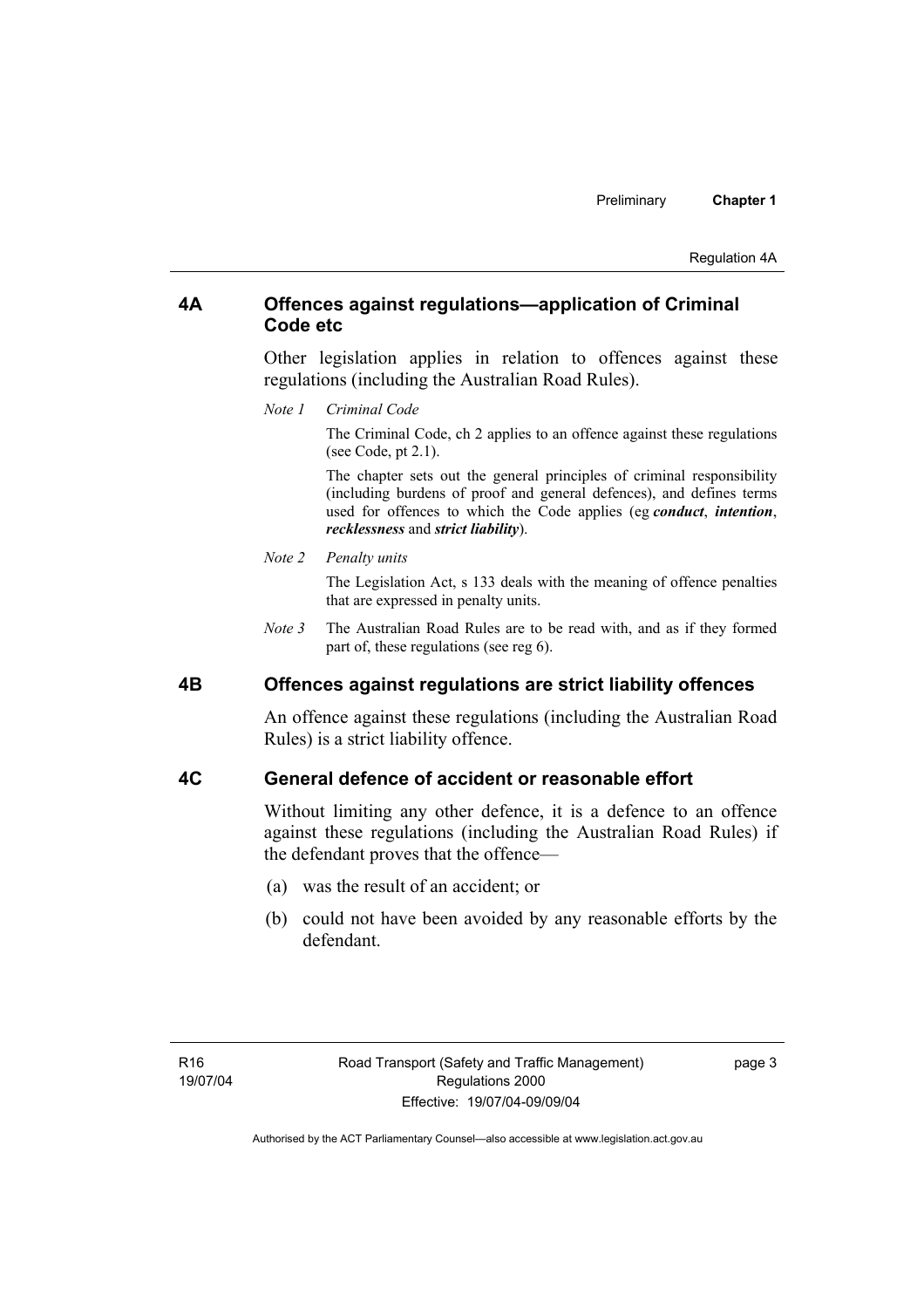## 4A Offences against regulations—application of Criminal Code etc

Other legislation applies in relation to offences against these regulations (including the Australian Road Rules).

*Note 1 Criminal Code*

The Criminal Code, ch 2 applies to an offence against these regulations (see Code, pt 2.1).

The chapter sets out the general principles of criminal responsibility (including burdens of proof and general defences), and defines terms used for offences to which the Code applies (eg ***conduct***, ***intention***, ***recklessness*** and ***strict liability***).

*Note 2 Penalty units*

The Legislation Act, s 133 deals with the meaning of offence penalties that are expressed in penalty units.

*Note 3* The Australian Road Rules are to be read with, and as if they formed part of, these regulations (see reg 6).

## 4B Offences against regulations are strict liability offences

An offence against these regulations (including the Australian Road Rules) is a strict liability offence.

## 4C General defence of accident or reasonable effort

Without limiting any other defence, it is a defence to an offence against these regulations (including the Australian Road Rules) if the defendant proves that the offence—

(a) was the result of an accident; or

(b) could not have been avoided by any reasonable efforts by the defendant.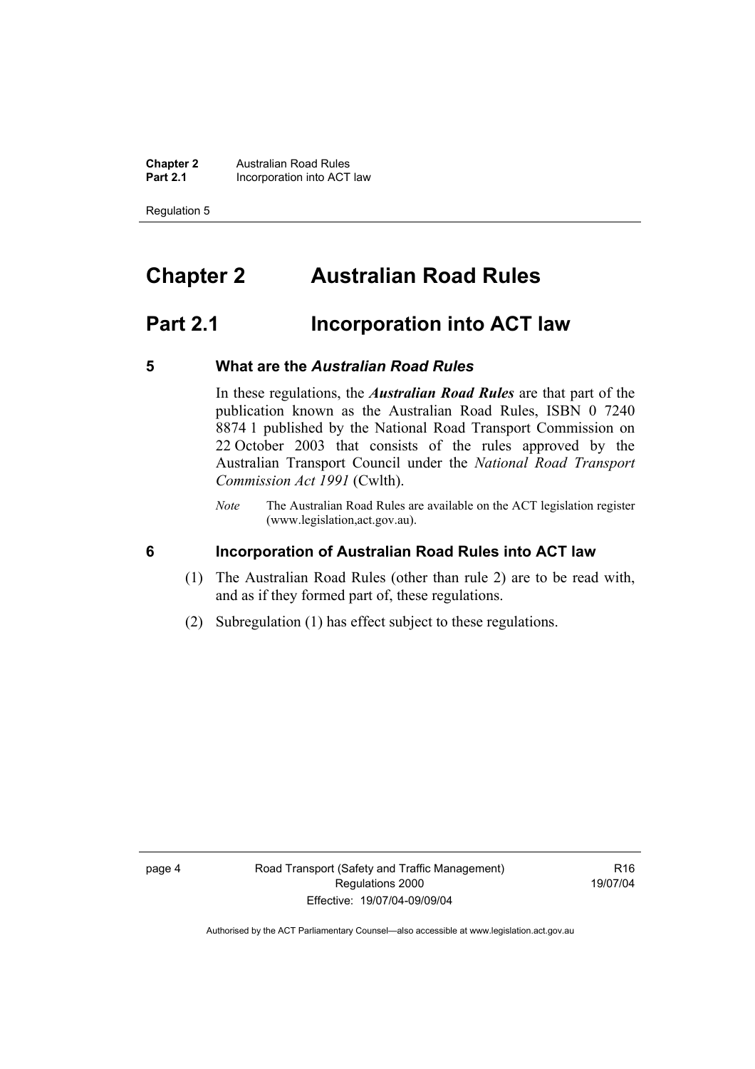# Chapter 2 Australian Road Rules

## Part 2.1 Incorporation into ACT law

### 5 What are the *Australian Road Rules*

In these regulations, the ***Australian Road Rules*** are that part of the publication known as the Australian Road Rules, ISBN 0 7240 8874 1 published by the National Road Transport Commission on 22 October 2003 that consists of the rules approved by the Australian Transport Council under the *National Road Transport Commission Act 1991* (Cwlth).

*Note* The Australian Road Rules are available on the ACT legislation register (www.legislation,act.gov.au).

### 6 Incorporation of Australian Road Rules into ACT law

(1) The Australian Road Rules (other than rule 2) are to be read with, and as if they formed part of, these regulations.

(2) Subregulation (1) has effect subject to these regulations.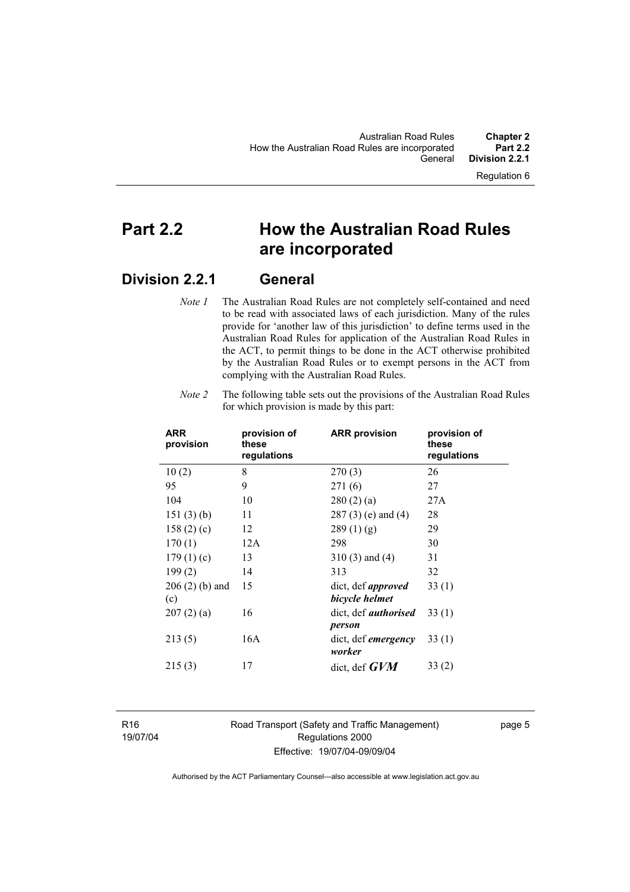# Part 2.2 How the Australian Road Rules are incorporated

## Division 2.2.1 General

*Note 1* The Australian Road Rules are not completely self-contained and need to be read with associated laws of each jurisdiction. Many of the rules provide for 'another law of this jurisdiction' to define terms used in the Australian Road Rules for application of the Australian Road Rules in the ACT, to permit things to be done in the ACT otherwise prohibited by the Australian Road Rules or to exempt persons in the ACT from complying with the Australian Road Rules.

*Note 2* The following table sets out the provisions of the Australian Road Rules for which provision is made by this part:

| ARR provision | provision of these regulations | ARR provision | provision of these regulations |
|---|---|---|---|
| 10 (2) | 8 | 270 (3) | 26 |
| 95 | 9 | 271 (6) | 27 |
| 104 | 10 | 280 (2) (a) | 27A |
| 151 (3) (b) | 11 | 287 (3) (e) and (4) | 28 |
| 158 (2) (c) | 12 | 289 (1) (g) | 29 |
| 170 (1) | 12A | 298 | 30 |
| 179 (1) (c) | 13 | 310 (3) and (4) | 31 |
| 199 (2) | 14 | 313 | 32 |
| 206 (2) (b) and (c) | 15 | dict, def ***approved bicycle helmet*** | 33 (1) |
| 207 (2) (a) | 16 | dict, def ***authorised person*** | 33 (1) |
| 213 (5) | 16A | dict, def ***emergency worker*** | 33 (1) |
| 215 (3) | 17 | dict, def ***GVM*** | 33 (2) |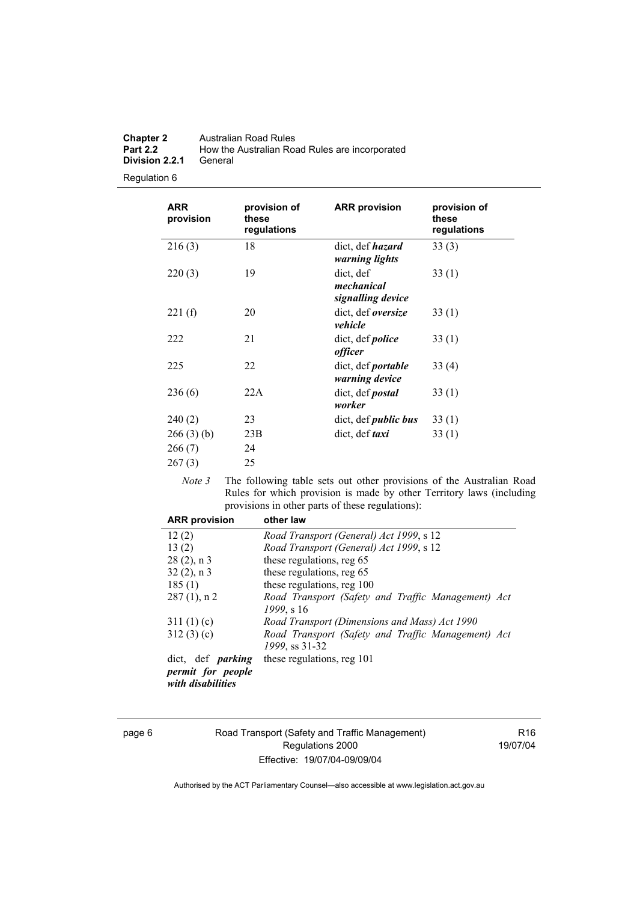| ARR provision | provision of these regulations | ARR provision | provision of these regulations |
|---|---|---|---|
| 216 (3) | 18 | dict, def ***hazard warning lights*** | 33 (3) |
| 220 (3) | 19 | dict, def ***mechanical signalling device*** | 33 (1) |
| 221 (f) | 20 | dict, def ***oversize vehicle*** | 33 (1) |
| 222 | 21 | dict, def ***police officer*** | 33 (1) |
| 225 | 22 | dict, def ***portable warning device*** | 33 (4) |
| 236 (6) | 22A | dict, def ***postal worker*** | 33 (1) |
| 240 (2) | 23 | dict, def ***public bus*** | 33 (1) |
| 266 (3) (b) | 23B | dict, def ***taxi*** | 33 (1) |
| 266 (7) | 24 | | |
| 267 (3) | 25 | | |

*Note 3* The following table sets out other provisions of the Australian Road Rules for which provision is made by other Territory laws (including provisions in other parts of these regulations):

| ARR provision | other law |
|---|---|
| 12 (2) | *Road Transport (General) Act 1999*, s 12 |
| 13 (2) | *Road Transport (General) Act 1999*, s 12 |
| 28 (2), n 3 | these regulations, reg 65 |
| 32 (2), n 3 | these regulations, reg 65 |
| 185 (1) | these regulations, reg 100 |
| 287 (1), n 2 | *Road Transport (Safety and Traffic Management) Act 1999*, s 16 |
| 311 (1) (c) | *Road Transport (Dimensions and Mass) Act 1990* |
| 312 (3) (c) | *Road Transport (Safety and Traffic Management) Act 1999*, ss 31-32 |
| dict, def ***parking permit for people with disabilities*** | these regulations, reg 101 |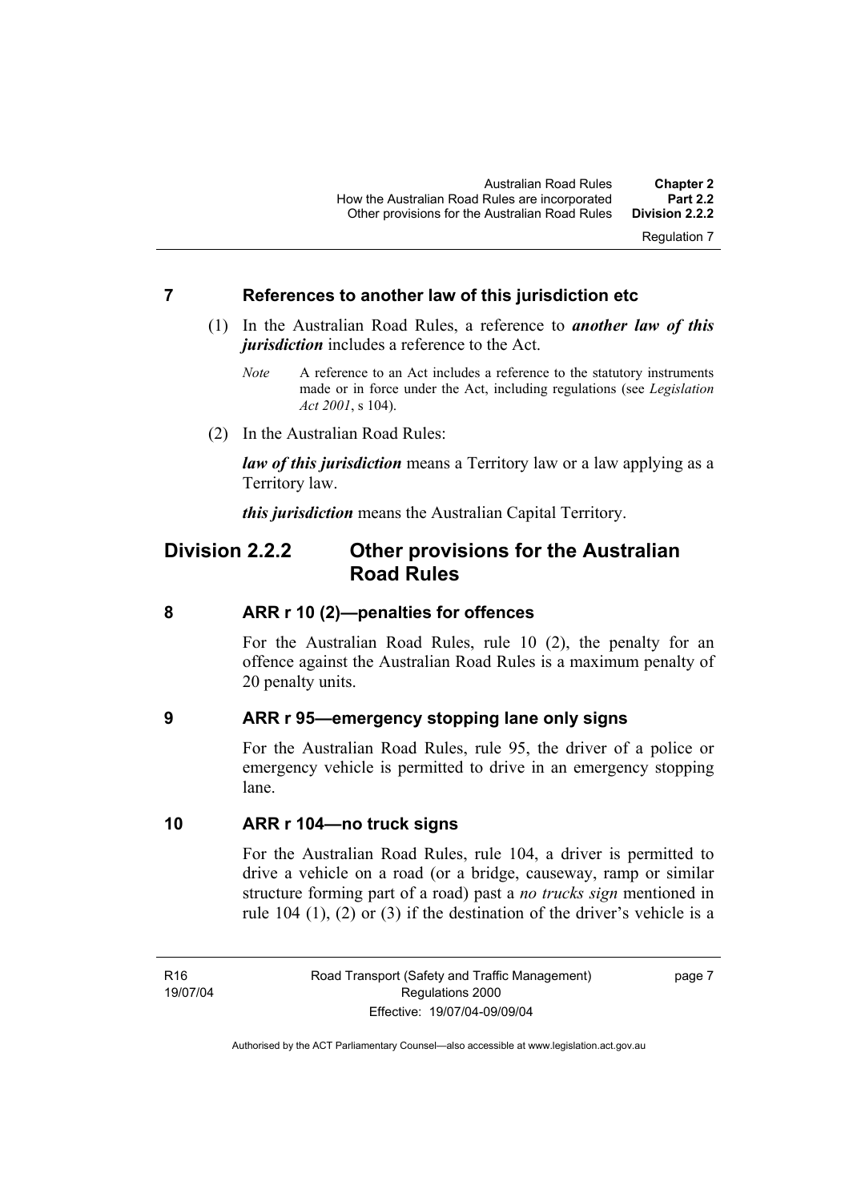### 7 References to another law of this jurisdiction etc

(1) In the Australian Road Rules, a reference to ***another law of this jurisdiction*** includes a reference to the Act.

*Note* A reference to an Act includes a reference to the statutory instruments made or in force under the Act, including regulations (see *Legislation Act 2001*, s 104).

(2) In the Australian Road Rules:

***law of this jurisdiction*** means a Territory law or a law applying as a Territory law.

***this jurisdiction*** means the Australian Capital Territory.

## Division 2.2.2 Other provisions for the Australian Road Rules

### 8 ARR r 10 (2)—penalties for offences

For the Australian Road Rules, rule 10 (2), the penalty for an offence against the Australian Road Rules is a maximum penalty of 20 penalty units.

### 9 ARR r 95—emergency stopping lane only signs

For the Australian Road Rules, rule 95, the driver of a police or emergency vehicle is permitted to drive in an emergency stopping lane.

### 10 ARR r 104—no truck signs

For the Australian Road Rules, rule 104, a driver is permitted to drive a vehicle on a road (or a bridge, causeway, ramp or similar structure forming part of a road) past a *no trucks sign* mentioned in rule 104 (1), (2) or (3) if the destination of the driver's vehicle is a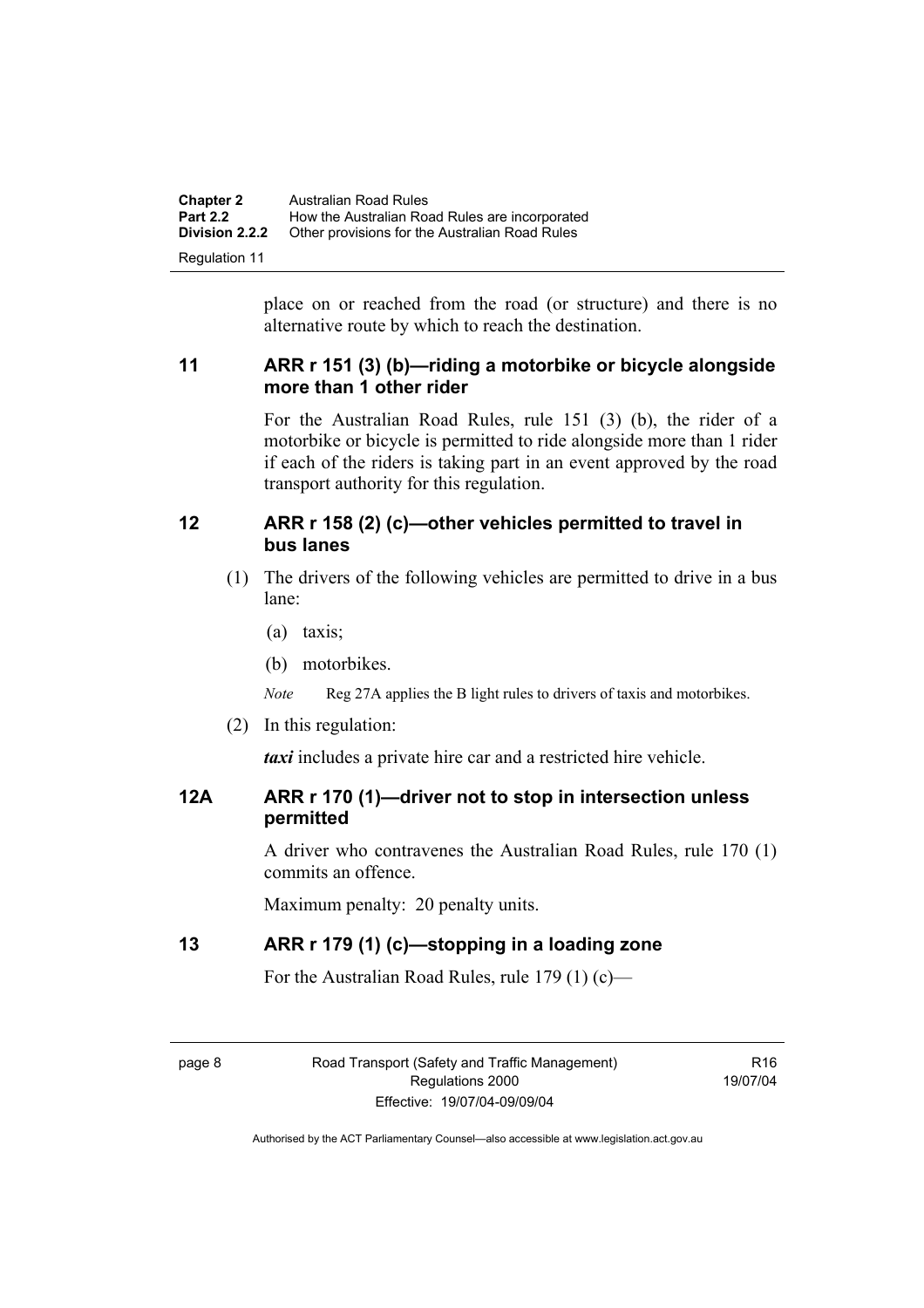place on or reached from the road (or structure) and there is no alternative route by which to reach the destination.

## 11 ARR r 151 (3) (b)—riding a motorbike or bicycle alongside more than 1 other rider

For the Australian Road Rules, rule 151 (3) (b), the rider of a motorbike or bicycle is permitted to ride alongside more than 1 rider if each of the riders is taking part in an event approved by the road transport authority for this regulation.

## 12 ARR r 158 (2) (c)—other vehicles permitted to travel in bus lanes

(1) The drivers of the following vehicles are permitted to drive in a bus lane:

(a) taxis;

(b) motorbikes.

*Note* Reg 27A applies the B light rules to drivers of taxis and motorbikes.

(2) In this regulation:

***taxi*** includes a private hire car and a restricted hire vehicle.

## 12A ARR r 170 (1)—driver not to stop in intersection unless permitted

A driver who contravenes the Australian Road Rules, rule 170 (1) commits an offence.

Maximum penalty: 20 penalty units.

## 13 ARR r 179 (1) (c)—stopping in a loading zone

For the Australian Road Rules, rule 179 (1) (c)—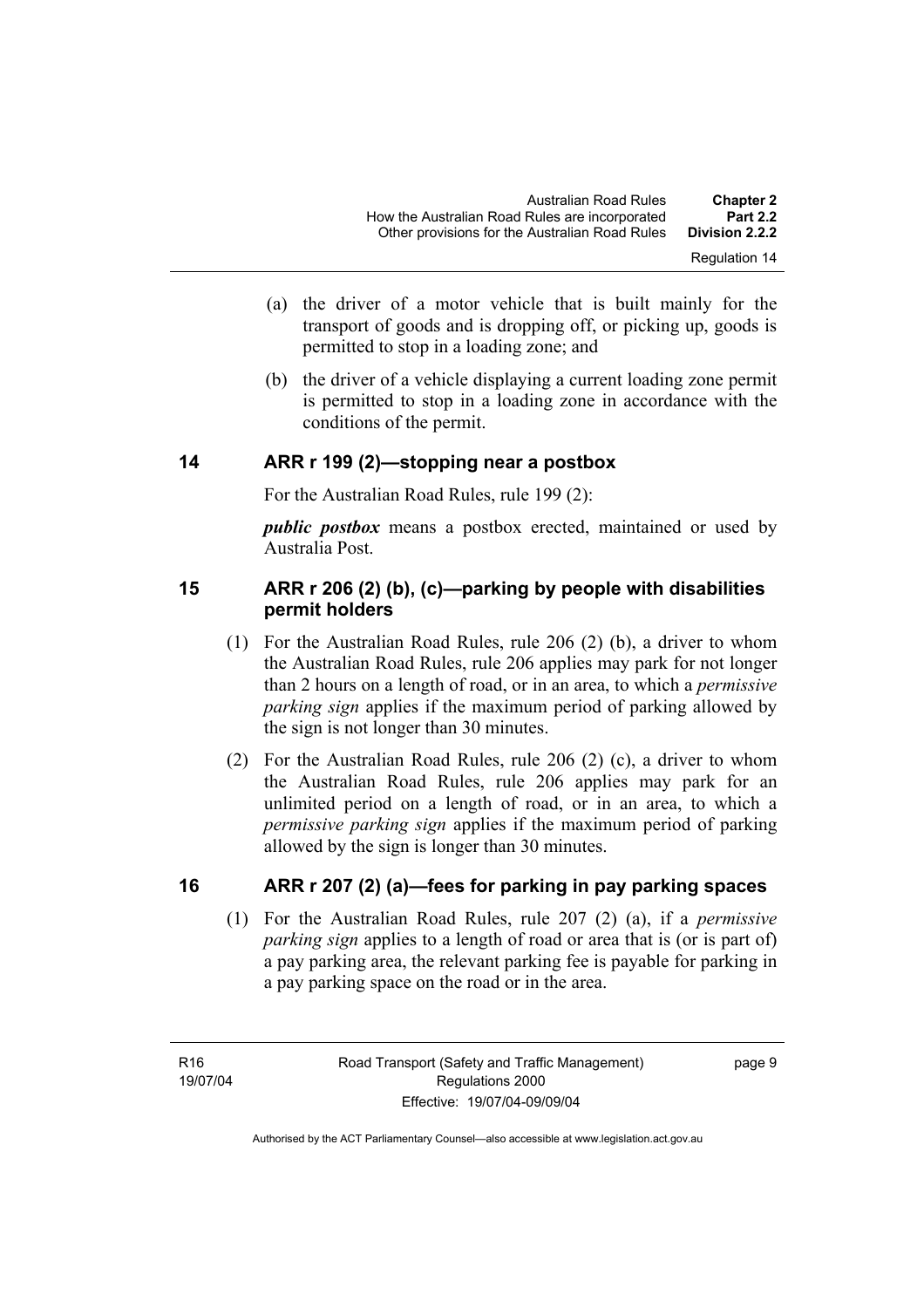(a) the driver of a motor vehicle that is built mainly for the transport of goods and is dropping off, or picking up, goods is permitted to stop in a loading zone; and

(b) the driver of a vehicle displaying a current loading zone permit is permitted to stop in a loading zone in accordance with the conditions of the permit.

## 14 ARR r 199 (2)—stopping near a postbox

For the Australian Road Rules, rule 199 (2):

***public postbox*** means a postbox erected, maintained or used by Australia Post.

## 15 ARR r 206 (2) (b), (c)—parking by people with disabilities permit holders

(1) For the Australian Road Rules, rule 206 (2) (b), a driver to whom the Australian Road Rules, rule 206 applies may park for not longer than 2 hours on a length of road, or in an area, to which a *permissive parking sign* applies if the maximum period of parking allowed by the sign is not longer than 30 minutes.

(2) For the Australian Road Rules, rule 206 (2) (c), a driver to whom the Australian Road Rules, rule 206 applies may park for an unlimited period on a length of road, or in an area, to which a *permissive parking sign* applies if the maximum period of parking allowed by the sign is longer than 30 minutes.

## 16 ARR r 207 (2) (a)—fees for parking in pay parking spaces

(1) For the Australian Road Rules, rule 207 (2) (a), if a *permissive parking sign* applies to a length of road or area that is (or is part of) a pay parking area, the relevant parking fee is payable for parking in a pay parking space on the road or in the area.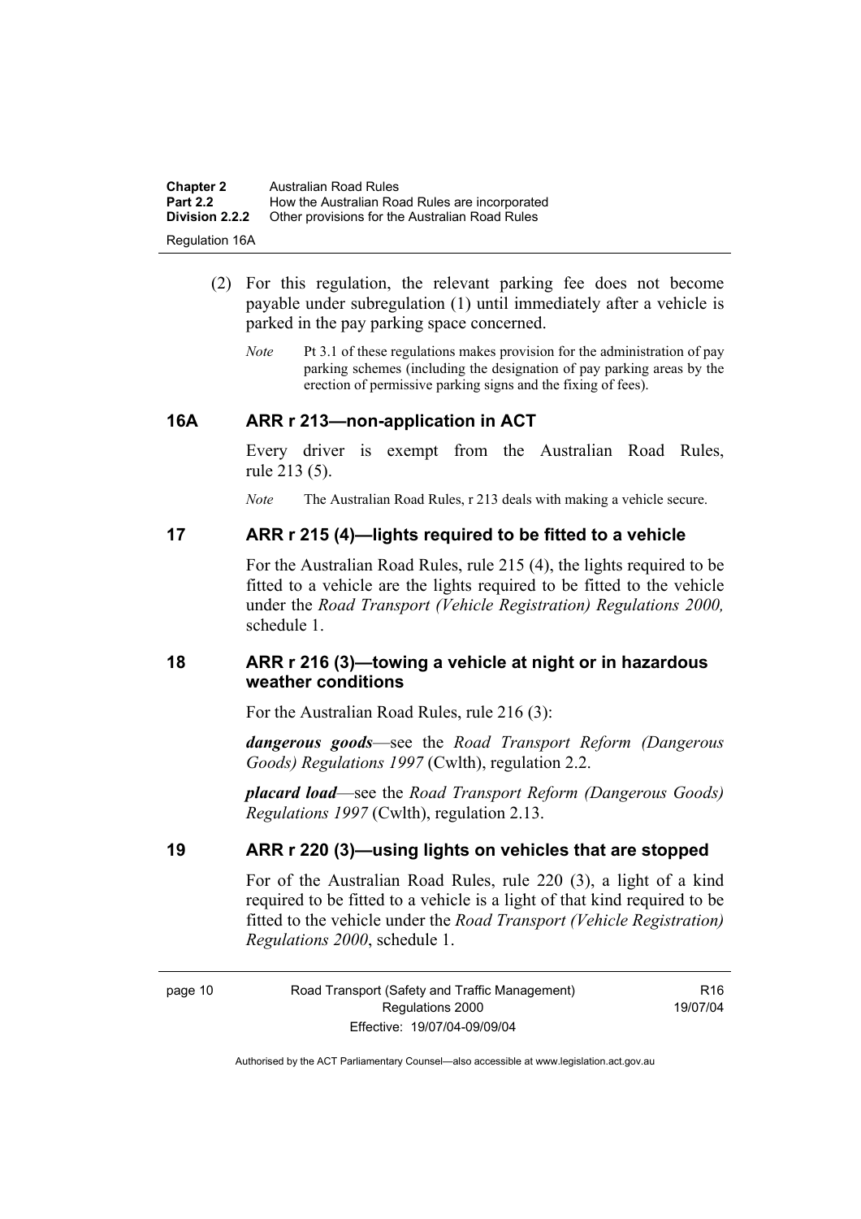(2) For this regulation, the relevant parking fee does not become payable under subregulation (1) until immediately after a vehicle is parked in the pay parking space concerned.

*Note* Pt 3.1 of these regulations makes provision for the administration of pay parking schemes (including the designation of pay parking areas by the erection of permissive parking signs and the fixing of fees).

### 16A ARR r 213—non-application in ACT

Every driver is exempt from the Australian Road Rules, rule 213 (5).

*Note* The Australian Road Rules, r 213 deals with making a vehicle secure.

### 17 ARR r 215 (4)—lights required to be fitted to a vehicle

For the Australian Road Rules, rule 215 (4), the lights required to be fitted to a vehicle are the lights required to be fitted to the vehicle under the *Road Transport (Vehicle Registration) Regulations 2000,* schedule 1.

### 18 ARR r 216 (3)—towing a vehicle at night or in hazardous weather conditions

For the Australian Road Rules, rule 216 (3):

***dangerous goods***—see the *Road Transport Reform (Dangerous Goods) Regulations 1997* (Cwlth), regulation 2.2.

***placard load***—see the *Road Transport Reform (Dangerous Goods) Regulations 1997* (Cwlth), regulation 2.13.

### 19 ARR r 220 (3)—using lights on vehicles that are stopped

For of the Australian Road Rules, rule 220 (3), a light of a kind required to be fitted to a vehicle is a light of that kind required to be fitted to the vehicle under the *Road Transport (Vehicle Registration) Regulations 2000*, schedule 1.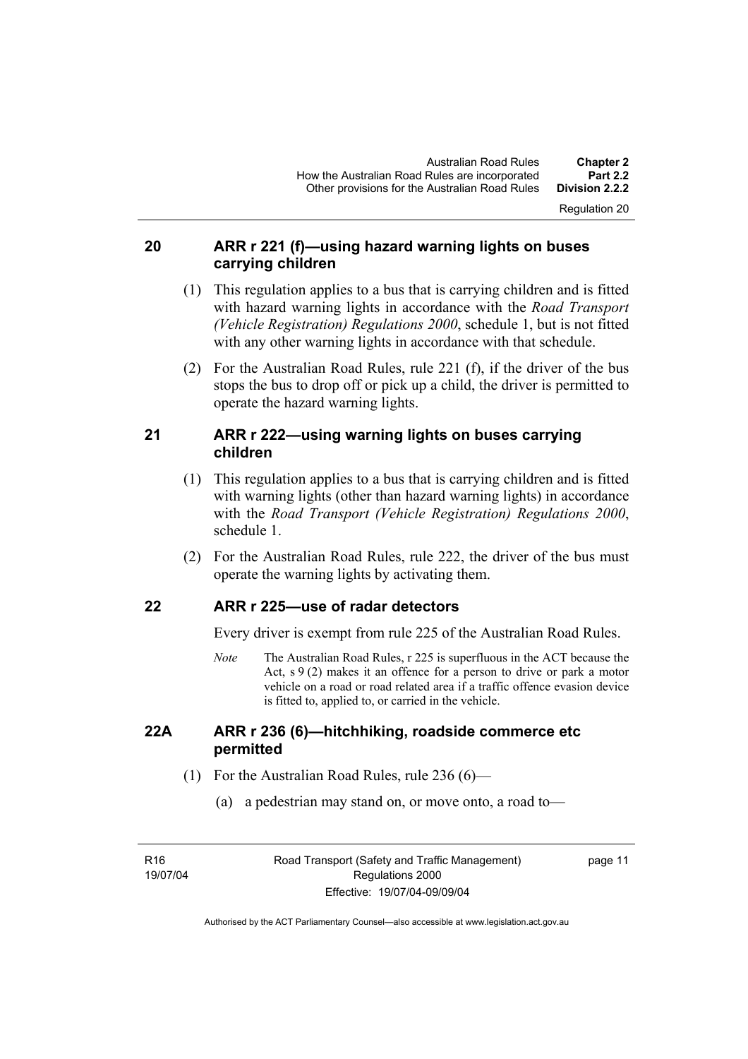## 20 ARR r 221 (f)—using hazard warning lights on buses carrying children

(1) This regulation applies to a bus that is carrying children and is fitted with hazard warning lights in accordance with the *Road Transport (Vehicle Registration) Regulations 2000*, schedule 1, but is not fitted with any other warning lights in accordance with that schedule.

(2) For the Australian Road Rules, rule 221 (f), if the driver of the bus stops the bus to drop off or pick up a child, the driver is permitted to operate the hazard warning lights.

## 21 ARR r 222—using warning lights on buses carrying children

(1) This regulation applies to a bus that is carrying children and is fitted with warning lights (other than hazard warning lights) in accordance with the *Road Transport (Vehicle Registration) Regulations 2000*, schedule 1.

(2) For the Australian Road Rules, rule 222, the driver of the bus must operate the warning lights by activating them.

## 22 ARR r 225—use of radar detectors

Every driver is exempt from rule 225 of the Australian Road Rules.

*Note* The Australian Road Rules, r 225 is superfluous in the ACT because the Act, s 9 (2) makes it an offence for a person to drive or park a motor vehicle on a road or road related area if a traffic offence evasion device is fitted to, applied to, or carried in the vehicle.

## 22A ARR r 236 (6)—hitchhiking, roadside commerce etc permitted

(1) For the Australian Road Rules, rule 236 (6)—

(a) a pedestrian may stand on, or move onto, a road to—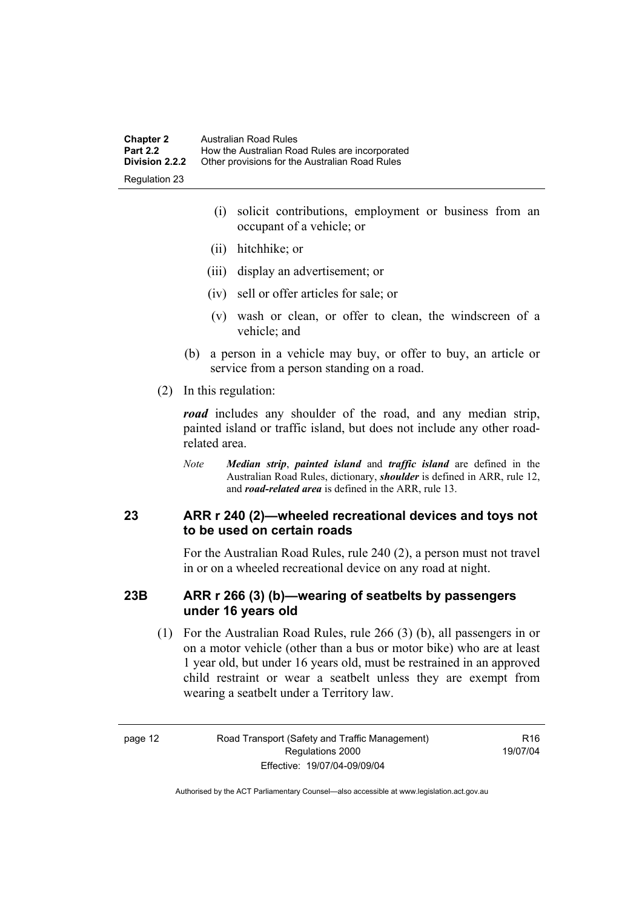(i) solicit contributions, employment or business from an occupant of a vehicle; or

(ii) hitchhike; or

(iii) display an advertisement; or

(iv) sell or offer articles for sale; or

(v) wash or clean, or offer to clean, the windscreen of a vehicle; and

(b) a person in a vehicle may buy, or offer to buy, an article or service from a person standing on a road.

(2) In this regulation:

***road*** includes any shoulder of the road, and any median strip, painted island or traffic island, but does not include any other road-related area.

*Note* ***Median strip***, ***painted island*** and ***traffic island*** are defined in the Australian Road Rules, dictionary, ***shoulder*** is defined in ARR, rule 12, and ***road-related area*** is defined in the ARR, rule 13.

## 23 ARR r 240 (2)—wheeled recreational devices and toys not to be used on certain roads

For the Australian Road Rules, rule 240 (2), a person must not travel in or on a wheeled recreational device on any road at night.

## 23B ARR r 266 (3) (b)—wearing of seatbelts by passengers under 16 years old

(1) For the Australian Road Rules, rule 266 (3) (b), all passengers in or on a motor vehicle (other than a bus or motor bike) who are at least 1 year old, but under 16 years old, must be restrained in an approved child restraint or wear a seatbelt unless they are exempt from wearing a seatbelt under a Territory law.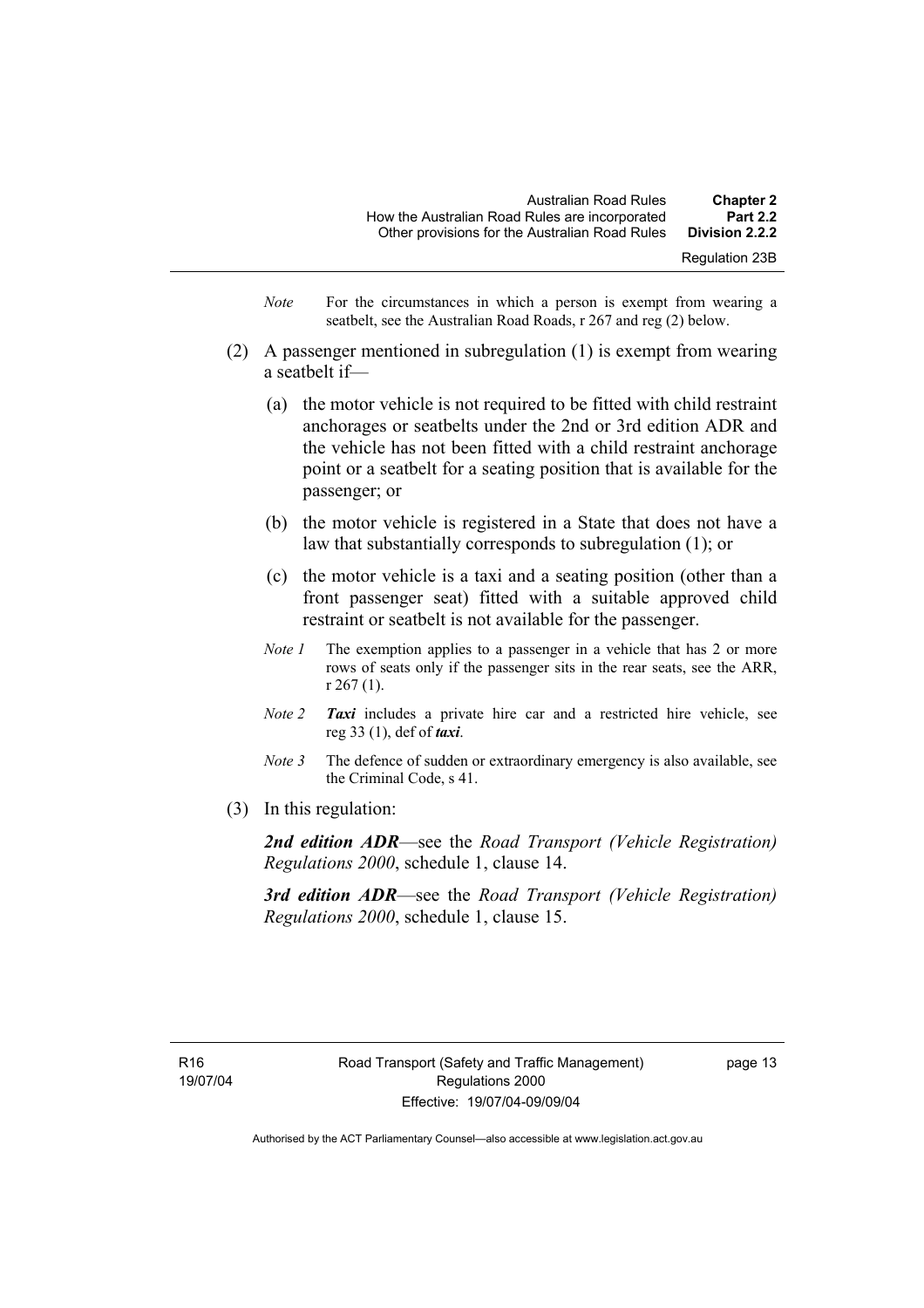*Note* For the circumstances in which a person is exempt from wearing a seatbelt, see the Australian Road Roads, r 267 and reg (2) below.

(2) A passenger mentioned in subregulation (1) is exempt from wearing a seatbelt if—

(a) the motor vehicle is not required to be fitted with child restraint anchorages or seatbelts under the 2nd or 3rd edition ADR and the vehicle has not been fitted with a child restraint anchorage point or a seatbelt for a seating position that is available for the passenger; or

(b) the motor vehicle is registered in a State that does not have a law that substantially corresponds to subregulation (1); or

(c) the motor vehicle is a taxi and a seating position (other than a front passenger seat) fitted with a suitable approved child restraint or seatbelt is not available for the passenger.

*Note 1* The exemption applies to a passenger in a vehicle that has 2 or more rows of seats only if the passenger sits in the rear seats, see the ARR, r 267 (1).

*Note 2* ***Taxi*** includes a private hire car and a restricted hire vehicle, see reg 33 (1), def of ***taxi***.

*Note 3* The defence of sudden or extraordinary emergency is also available, see the Criminal Code, s 41.

(3) In this regulation:

***2nd edition ADR***—see the *Road Transport (Vehicle Registration) Regulations 2000*, schedule 1, clause 14.

***3rd edition ADR***—see the *Road Transport (Vehicle Registration) Regulations 2000*, schedule 1, clause 15.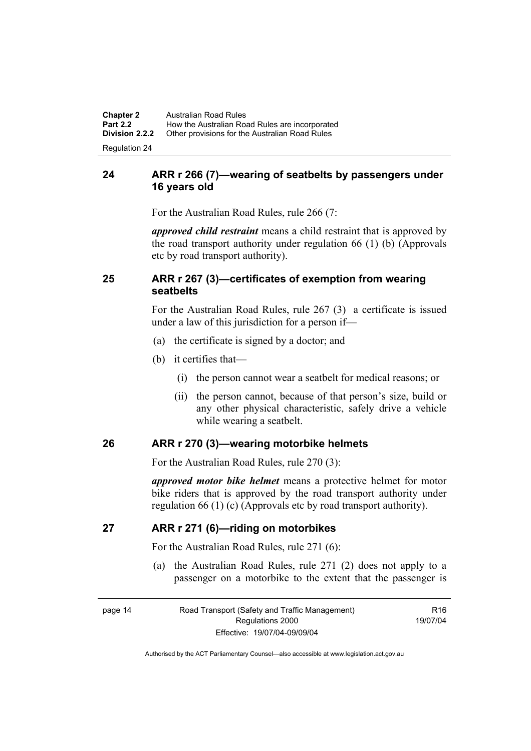## 24 ARR r 266 (7)—wearing of seatbelts by passengers under 16 years old

For the Australian Road Rules, rule 266 (7:

***approved child restraint*** means a child restraint that is approved by the road transport authority under regulation 66 (1) (b) (Approvals etc by road transport authority).

## 25 ARR r 267 (3)—certificates of exemption from wearing seatbelts

For the Australian Road Rules, rule 267 (3)  a certificate is issued under a law of this jurisdiction for a person if—

(a) the certificate is signed by a doctor; and

(b) it certifies that—

  (i) the person cannot wear a seatbelt for medical reasons; or

  (ii) the person cannot, because of that person's size, build or any other physical characteristic, safely drive a vehicle while wearing a seatbelt.

## 26 ARR r 270 (3)—wearing motorbike helmets

For the Australian Road Rules, rule 270 (3):

***approved motor bike helmet*** means a protective helmet for motor bike riders that is approved by the road transport authority under regulation 66 (1) (c) (Approvals etc by road transport authority).

## 27 ARR r 271 (6)—riding on motorbikes

For the Australian Road Rules, rule 271 (6):

(a) the Australian Road Rules, rule 271 (2) does not apply to a passenger on a motorbike to the extent that the passenger is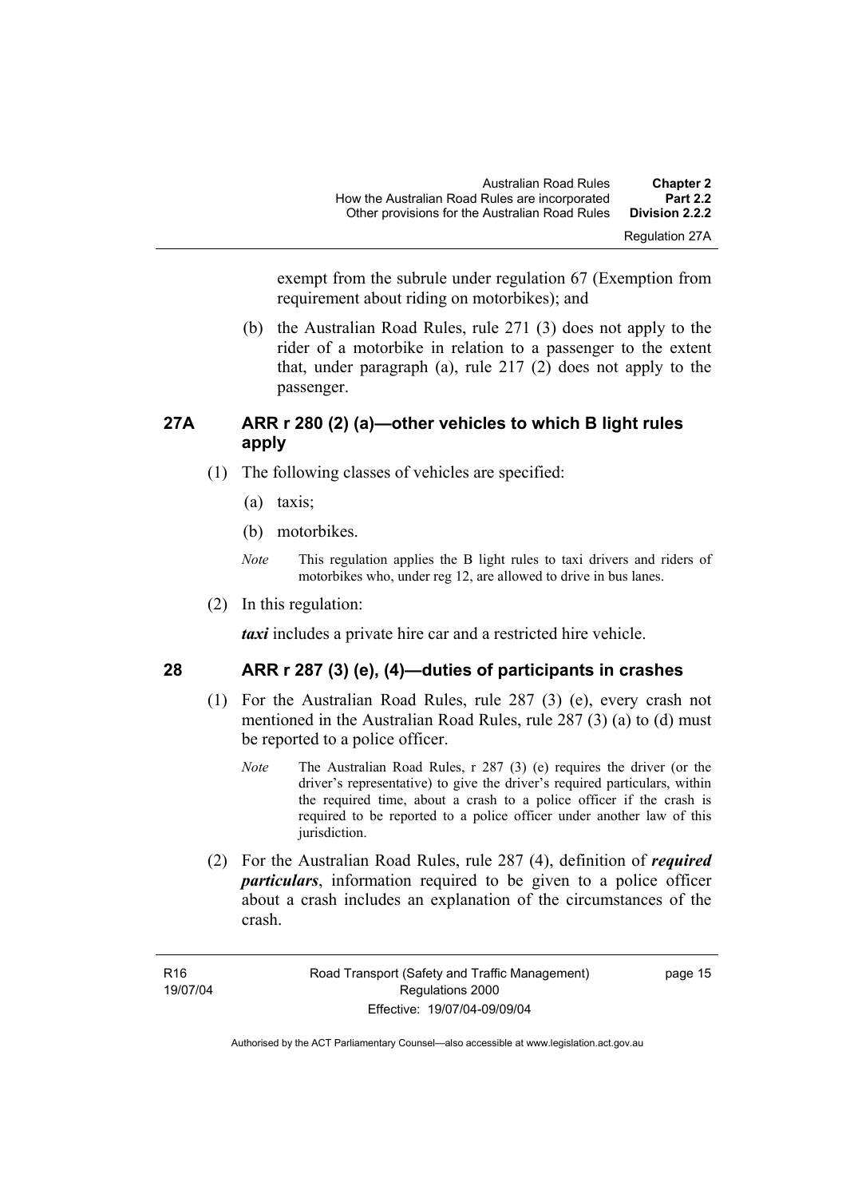exempt from the subrule under regulation 67 (Exemption from requirement about riding on motorbikes); and

(b) the Australian Road Rules, rule 271 (3) does not apply to the rider of a motorbike in relation to a passenger to the extent that, under paragraph (a), rule 217 (2) does not apply to the passenger.

## 27A ARR r 280 (2) (a)—other vehicles to which B light rules apply

(1) The following classes of vehicles are specified:

(a) taxis;

(b) motorbikes.

*Note* This regulation applies the B light rules to taxi drivers and riders of motorbikes who, under reg 12, are allowed to drive in bus lanes.

(2) In this regulation:

***taxi*** includes a private hire car and a restricted hire vehicle.

## 28 ARR r 287 (3) (e), (4)—duties of participants in crashes

(1) For the Australian Road Rules, rule 287 (3) (e), every crash not mentioned in the Australian Road Rules, rule 287 (3) (a) to (d) must be reported to a police officer.

*Note* The Australian Road Rules, r 287 (3) (e) requires the driver (or the driver's representative) to give the driver's required particulars, within the required time, about a crash to a police officer if the crash is required to be reported to a police officer under another law of this jurisdiction.

(2) For the Australian Road Rules, rule 287 (4), definition of ***required particulars***, information required to be given to a police officer about a crash includes an explanation of the circumstances of the crash.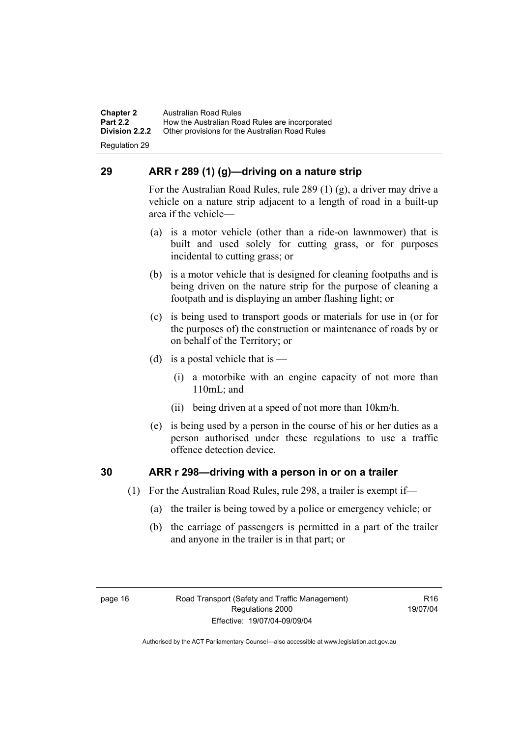## 29 ARR r 289 (1) (g)—driving on a nature strip

For the Australian Road Rules, rule 289 (1) (g), a driver may drive a vehicle on a nature strip adjacent to a length of road in a built-up area if the vehicle—

(a) is a motor vehicle (other than a ride-on lawnmower) that is built and used solely for cutting grass, or for purposes incidental to cutting grass; or

(b) is a motor vehicle that is designed for cleaning footpaths and is being driven on the nature strip for the purpose of cleaning a footpath and is displaying an amber flashing light; or

(c) is being used to transport goods or materials for use in (or for the purposes of) the construction or maintenance of roads by or on behalf of the Territory; or

(d) is a postal vehicle that is —

(i) a motorbike with an engine capacity of not more than 110mL; and

(ii) being driven at a speed of not more than 10km/h.

(e) is being used by a person in the course of his or her duties as a person authorised under these regulations to use a traffic offence detection device.

## 30 ARR r 298—driving with a person in or on a trailer

(1) For the Australian Road Rules, rule 298, a trailer is exempt if—

(a) the trailer is being towed by a police or emergency vehicle; or

(b) the carriage of passengers is permitted in a part of the trailer and anyone in the trailer is in that part; or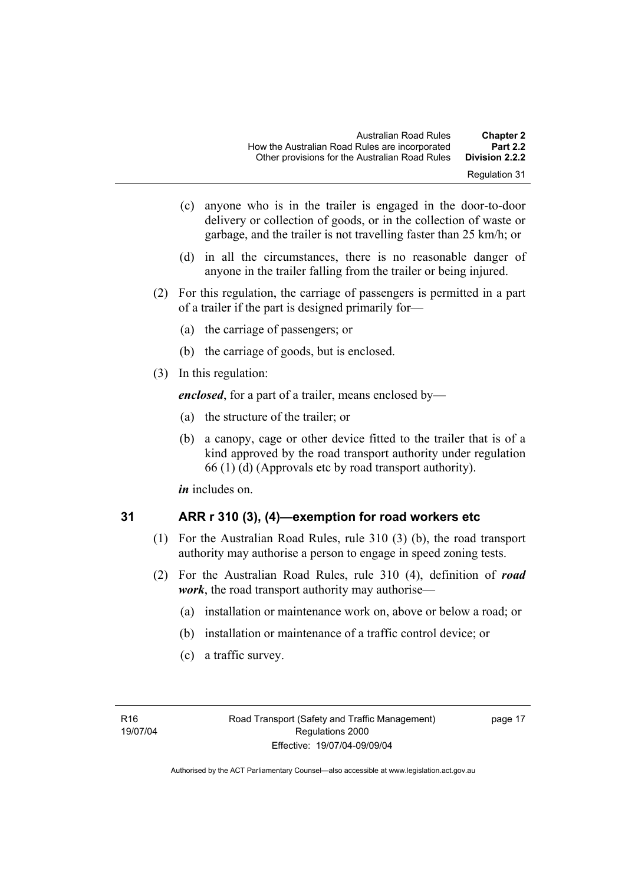(c) anyone who is in the trailer is engaged in the door-to-door delivery or collection of goods, or in the collection of waste or garbage, and the trailer is not travelling faster than 25 km/h; or

(d) in all the circumstances, there is no reasonable danger of anyone in the trailer falling from the trailer or being injured.

(2) For this regulation, the carriage of passengers is permitted in a part of a trailer if the part is designed primarily for—

(a) the carriage of passengers; or

(b) the carriage of goods, but is enclosed.

(3) In this regulation:

***enclosed***, for a part of a trailer, means enclosed by—

(a) the structure of the trailer; or

(b) a canopy, cage or other device fitted to the trailer that is of a kind approved by the road transport authority under regulation 66 (1) (d) (Approvals etc by road transport authority).

***in*** includes on.

## 31 ARR r 310 (3), (4)—exemption for road workers etc

(1) For the Australian Road Rules, rule 310 (3) (b), the road transport authority may authorise a person to engage in speed zoning tests.

(2) For the Australian Road Rules, rule 310 (4), definition of ***road work***, the road transport authority may authorise—

(a) installation or maintenance work on, above or below a road; or

(b) installation or maintenance of a traffic control device; or

(c) a traffic survey.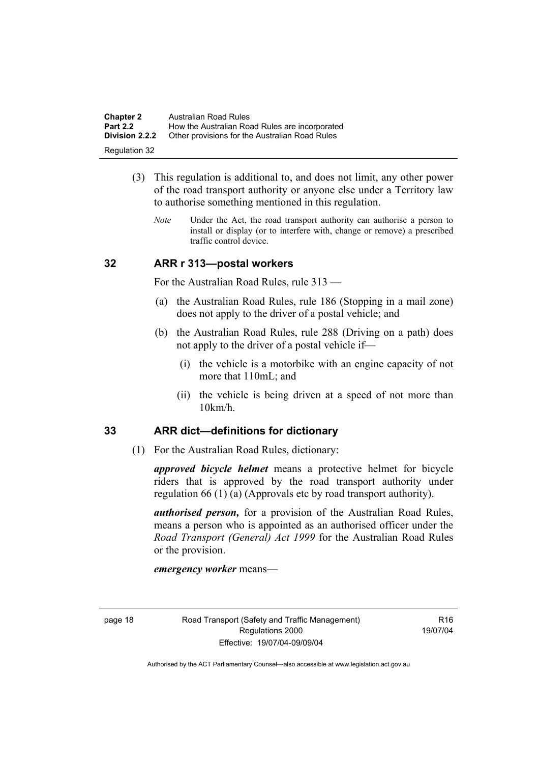(3) This regulation is additional to, and does not limit, any other power of the road transport authority or anyone else under a Territory law to authorise something mentioned in this regulation.

*Note* Under the Act, the road transport authority can authorise a person to install or display (or to interfere with, change or remove) a prescribed traffic control device.

## 32 ARR r 313—postal workers

For the Australian Road Rules, rule 313 —

(a) the Australian Road Rules, rule 186 (Stopping in a mail zone) does not apply to the driver of a postal vehicle; and

(b) the Australian Road Rules, rule 288 (Driving on a path) does not apply to the driver of a postal vehicle if—

(i) the vehicle is a motorbike with an engine capacity of not more that 110mL; and

(ii) the vehicle is being driven at a speed of not more than 10km/h.

## 33 ARR dict—definitions for dictionary

(1) For the Australian Road Rules, dictionary:

***approved bicycle helmet*** means a protective helmet for bicycle riders that is approved by the road transport authority under regulation 66 (1) (a) (Approvals etc by road transport authority).

***authorised person,*** for a provision of the Australian Road Rules, means a person who is appointed as an authorised officer under the *Road Transport (General) Act 1999* for the Australian Road Rules or the provision.

***emergency worker*** means—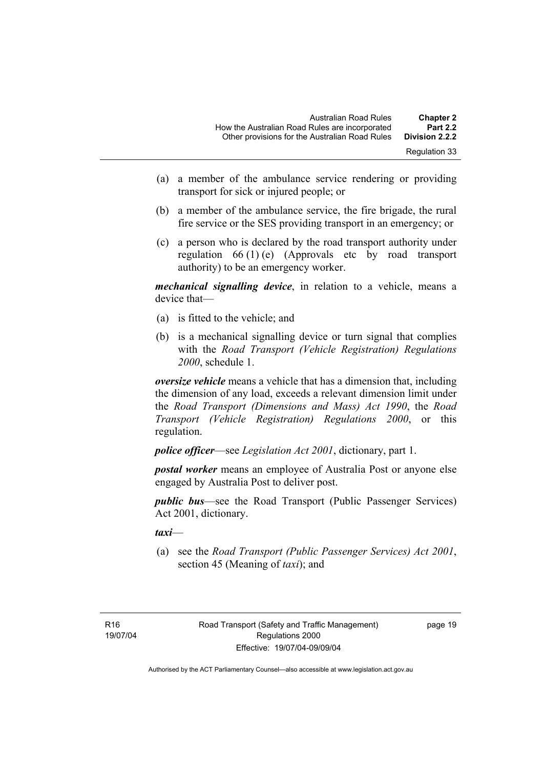(a) a member of the ambulance service rendering or providing transport for sick or injured people; or

(b) a member of the ambulance service, the fire brigade, the rural fire service or the SES providing transport in an emergency; or

(c) a person who is declared by the road transport authority under regulation 66 (1) (e) (Approvals etc by road transport authority) to be an emergency worker.

***mechanical signalling device***, in relation to a vehicle, means a device that—

(a) is fitted to the vehicle; and

(b) is a mechanical signalling device or turn signal that complies with the *Road Transport (Vehicle Registration) Regulations 2000*, schedule 1.

***oversize vehicle*** means a vehicle that has a dimension that, including the dimension of any load, exceeds a relevant dimension limit under the *Road Transport (Dimensions and Mass) Act 1990*, the *Road Transport (Vehicle Registration) Regulations 2000*, or this regulation.

***police officer***—see *Legislation Act 2001*, dictionary, part 1.

***postal worker*** means an employee of Australia Post or anyone else engaged by Australia Post to deliver post.

***public bus***—see the Road Transport (Public Passenger Services) Act 2001, dictionary.

***taxi***—

(a) see the *Road Transport (Public Passenger Services) Act 2001*, section 45 (Meaning of *taxi*); and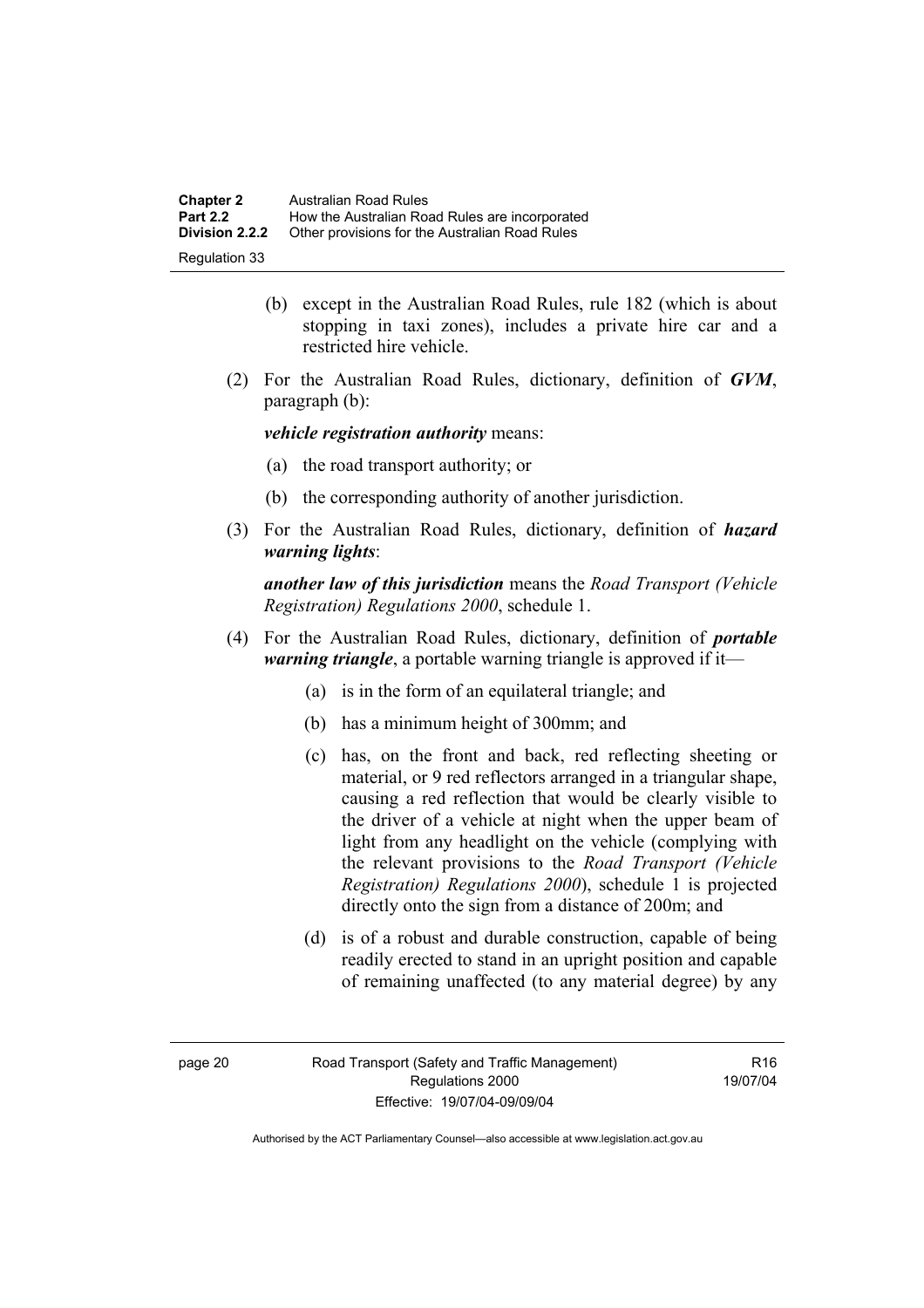(b) except in the Australian Road Rules, rule 182 (which is about stopping in taxi zones), includes a private hire car and a restricted hire vehicle.

(2) For the Australian Road Rules, dictionary, definition of ***GVM***, paragraph (b):

***vehicle registration authority*** means:

(a) the road transport authority; or

(b) the corresponding authority of another jurisdiction.

(3) For the Australian Road Rules, dictionary, definition of ***hazard warning lights***:

***another law of this jurisdiction*** means the *Road Transport (Vehicle Registration) Regulations 2000*, schedule 1.

(4) For the Australian Road Rules, dictionary, definition of ***portable warning triangle***, a portable warning triangle is approved if it—

(a) is in the form of an equilateral triangle; and

(b) has a minimum height of 300mm; and

(c) has, on the front and back, red reflecting sheeting or material, or 9 red reflectors arranged in a triangular shape, causing a red reflection that would be clearly visible to the driver of a vehicle at night when the upper beam of light from any headlight on the vehicle (complying with the relevant provisions to the *Road Transport (Vehicle Registration) Regulations 2000*), schedule 1 is projected directly onto the sign from a distance of 200m; and

(d) is of a robust and durable construction, capable of being readily erected to stand in an upright position and capable of remaining unaffected (to any material degree) by any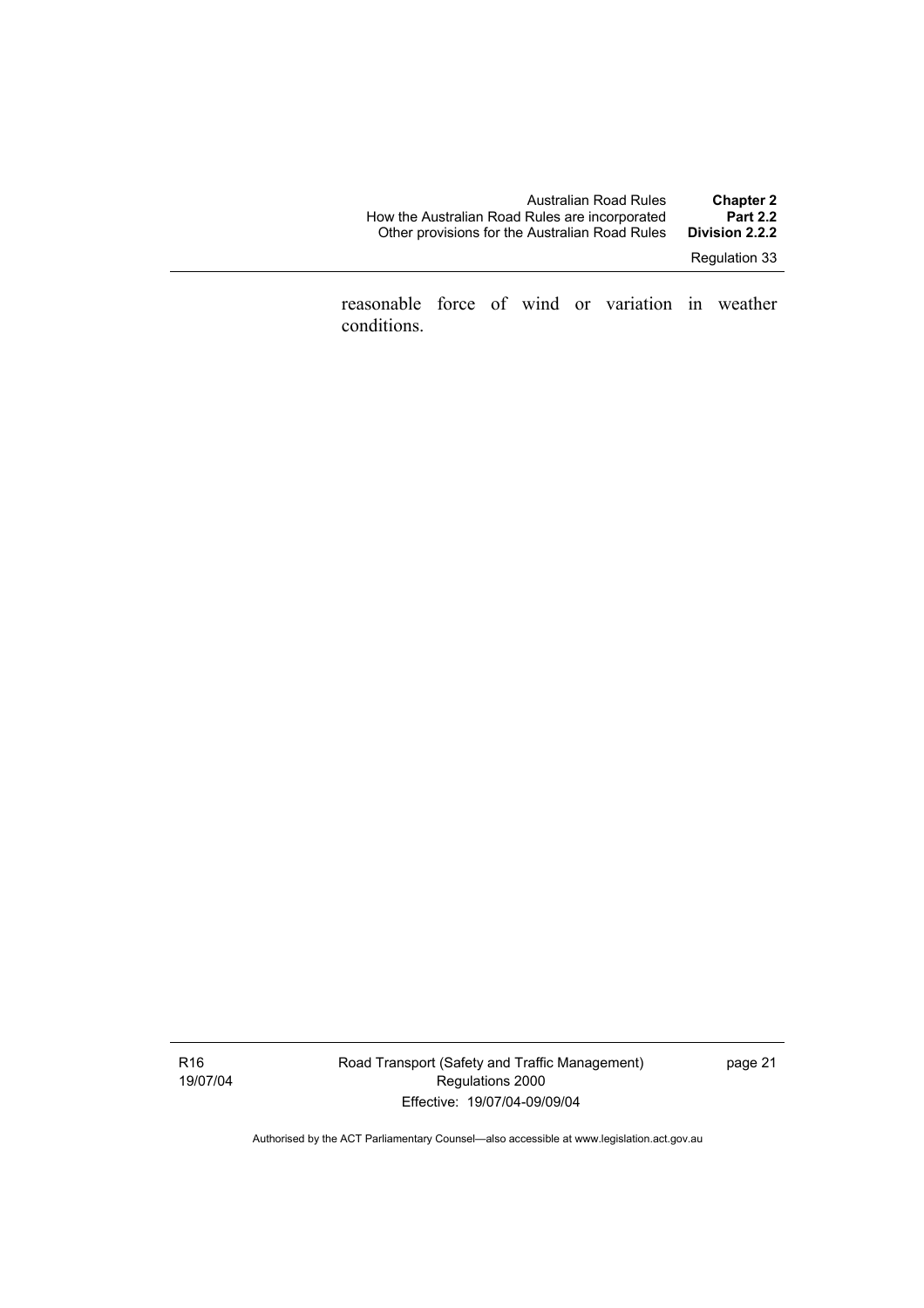reasonable force of wind or variation in weather conditions.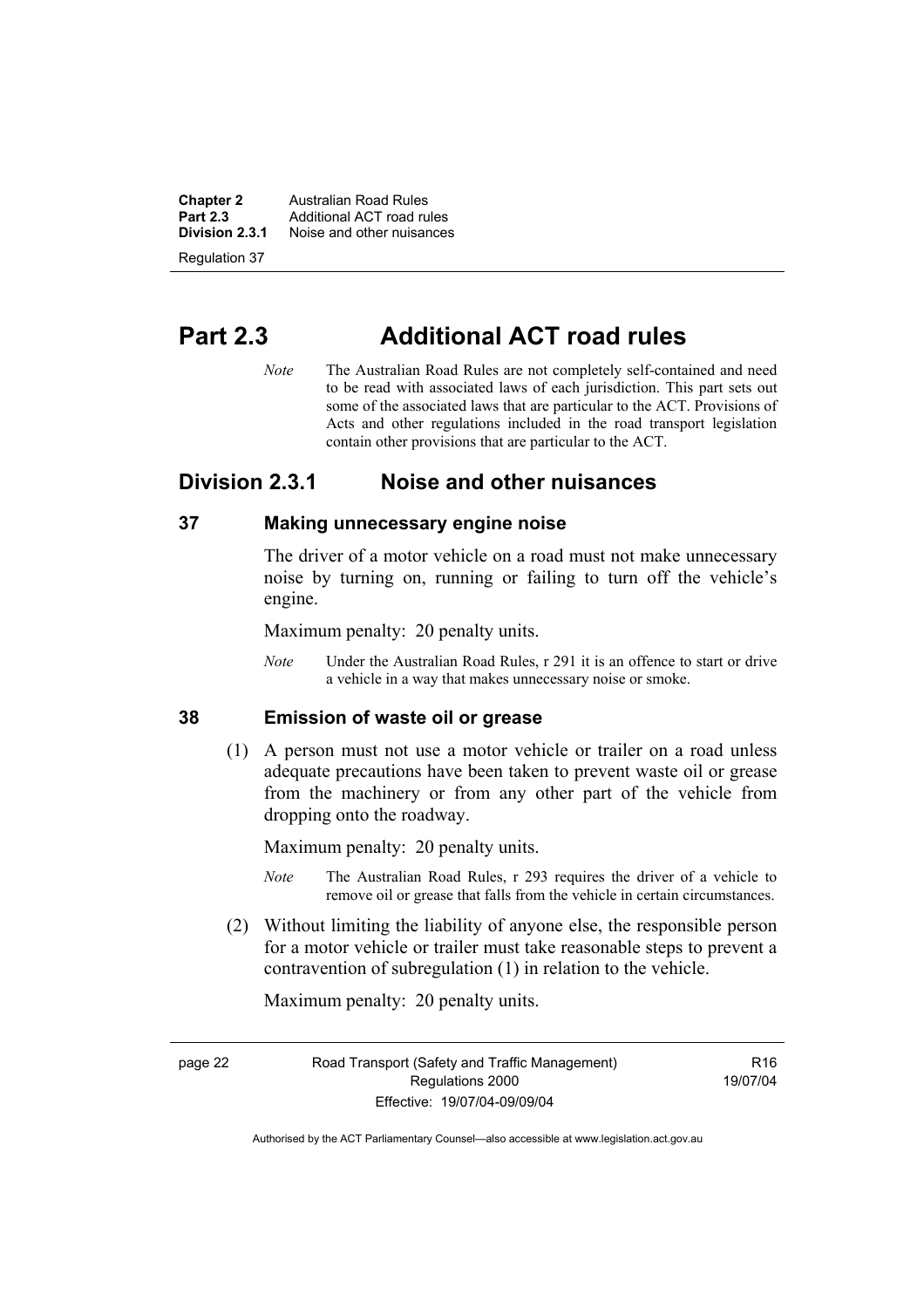# Part 2.3 Additional ACT road rules

*Note* The Australian Road Rules are not completely self-contained and need to be read with associated laws of each jurisdiction. This part sets out some of the associated laws that are particular to the ACT. Provisions of Acts and other regulations included in the road transport legislation contain other provisions that are particular to the ACT.

## Division 2.3.1 Noise and other nuisances

### 37 Making unnecessary engine noise

The driver of a motor vehicle on a road must not make unnecessary noise by turning on, running or failing to turn off the vehicle's engine.

Maximum penalty: 20 penalty units.

*Note* Under the Australian Road Rules, r 291 it is an offence to start or drive a vehicle in a way that makes unnecessary noise or smoke.

### 38 Emission of waste oil or grease

(1) A person must not use a motor vehicle or trailer on a road unless adequate precautions have been taken to prevent waste oil or grease from the machinery or from any other part of the vehicle from dropping onto the roadway.

Maximum penalty: 20 penalty units.

*Note* The Australian Road Rules, r 293 requires the driver of a vehicle to remove oil or grease that falls from the vehicle in certain circumstances.

(2) Without limiting the liability of anyone else, the responsible person for a motor vehicle or trailer must take reasonable steps to prevent a contravention of subregulation (1) in relation to the vehicle.

Maximum penalty: 20 penalty units.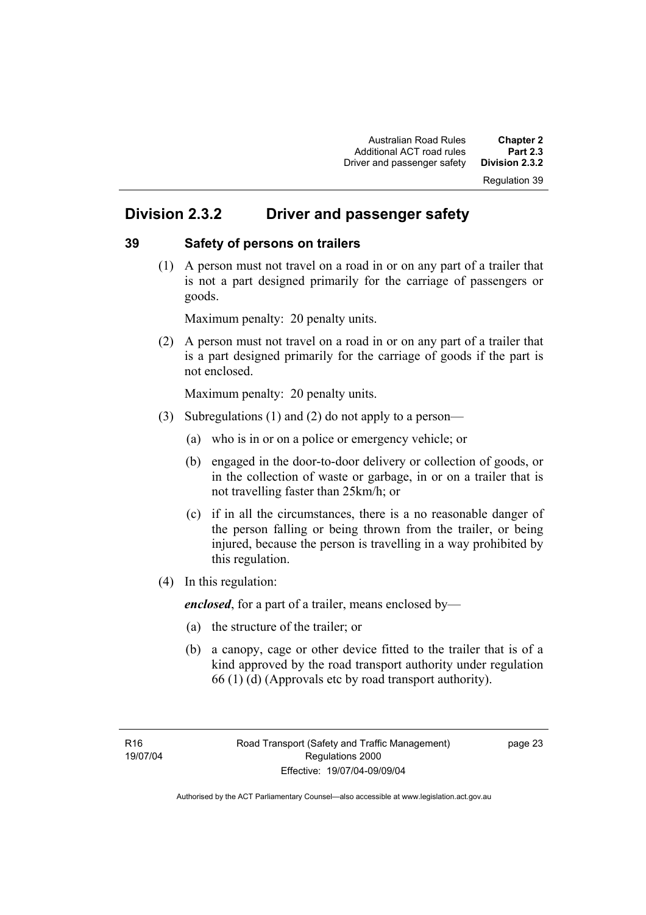## Division 2.3.2 Driver and passenger safety

### 39 Safety of persons on trailers

(1) A person must not travel on a road in or on any part of a trailer that is not a part designed primarily for the carriage of passengers or goods.

Maximum penalty: 20 penalty units.

(2) A person must not travel on a road in or on any part of a trailer that is a part designed primarily for the carriage of goods if the part is not enclosed.

Maximum penalty: 20 penalty units.

(3) Subregulations (1) and (2) do not apply to a person—

(a) who is in or on a police or emergency vehicle; or

(b) engaged in the door-to-door delivery or collection of goods, or in the collection of waste or garbage, in or on a trailer that is not travelling faster than 25km/h; or

(c) if in all the circumstances, there is a no reasonable danger of the person falling or being thrown from the trailer, or being injured, because the person is travelling in a way prohibited by this regulation.

(4) In this regulation:

***enclosed***, for a part of a trailer, means enclosed by—

(a) the structure of the trailer; or

(b) a canopy, cage or other device fitted to the trailer that is of a kind approved by the road transport authority under regulation 66 (1) (d) (Approvals etc by road transport authority).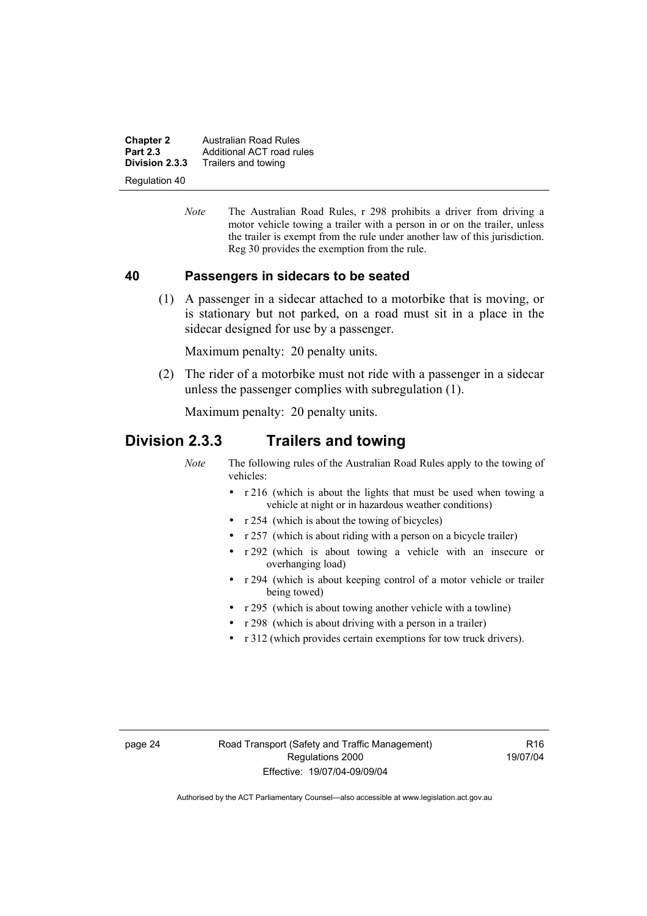*Note* The Australian Road Rules, r 298 prohibits a driver from driving a motor vehicle towing a trailer with a person in or on the trailer, unless the trailer is exempt from the rule under another law of this jurisdiction. Reg 30 provides the exemption from the rule.

### 40 Passengers in sidecars to be seated

(1) A passenger in a sidecar attached to a motorbike that is moving, or is stationary but not parked, on a road must sit in a place in the sidecar designed for use by a passenger.

Maximum penalty: 20 penalty units.

(2) The rider of a motorbike must not ride with a passenger in a sidecar unless the passenger complies with subregulation (1).

Maximum penalty: 20 penalty units.

## Division 2.3.3 Trailers and towing

*Note* The following rules of the Australian Road Rules apply to the towing of vehicles:

- r 216 (which is about the lights that must be used when towing a vehicle at night or in hazardous weather conditions)
- r 254 (which is about the towing of bicycles)
- r 257 (which is about riding with a person on a bicycle trailer)
- r 292 (which is about towing a vehicle with an insecure or overhanging load)
- r 294 (which is about keeping control of a motor vehicle or trailer being towed)
- r 295 (which is about towing another vehicle with a towline)
- r 298 (which is about driving with a person in a trailer)
- r 312 (which provides certain exemptions for tow truck drivers).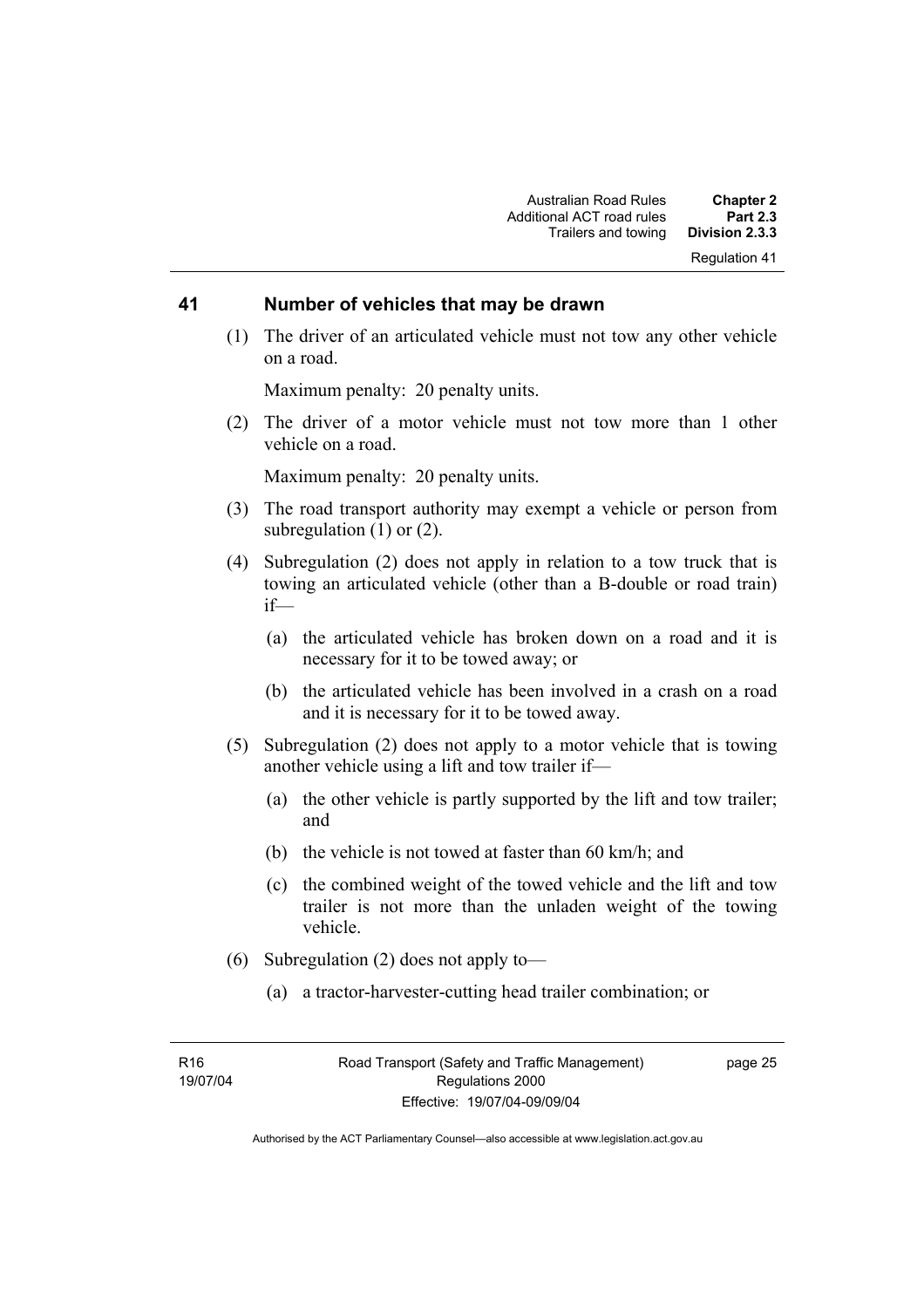## 41 Number of vehicles that may be drawn

(1) The driver of an articulated vehicle must not tow any other vehicle on a road.

Maximum penalty: 20 penalty units.

(2) The driver of a motor vehicle must not tow more than 1 other vehicle on a road.

Maximum penalty: 20 penalty units.

(3) The road transport authority may exempt a vehicle or person from subregulation (1) or (2).

(4) Subregulation (2) does not apply in relation to a tow truck that is towing an articulated vehicle (other than a B-double or road train) if—

(a) the articulated vehicle has broken down on a road and it is necessary for it to be towed away; or

(b) the articulated vehicle has been involved in a crash on a road and it is necessary for it to be towed away.

(5) Subregulation (2) does not apply to a motor vehicle that is towing another vehicle using a lift and tow trailer if—

(a) the other vehicle is partly supported by the lift and tow trailer; and

(b) the vehicle is not towed at faster than 60 km/h; and

(c) the combined weight of the towed vehicle and the lift and tow trailer is not more than the unladen weight of the towing vehicle.

(6) Subregulation (2) does not apply to—

(a) a tractor-harvester-cutting head trailer combination; or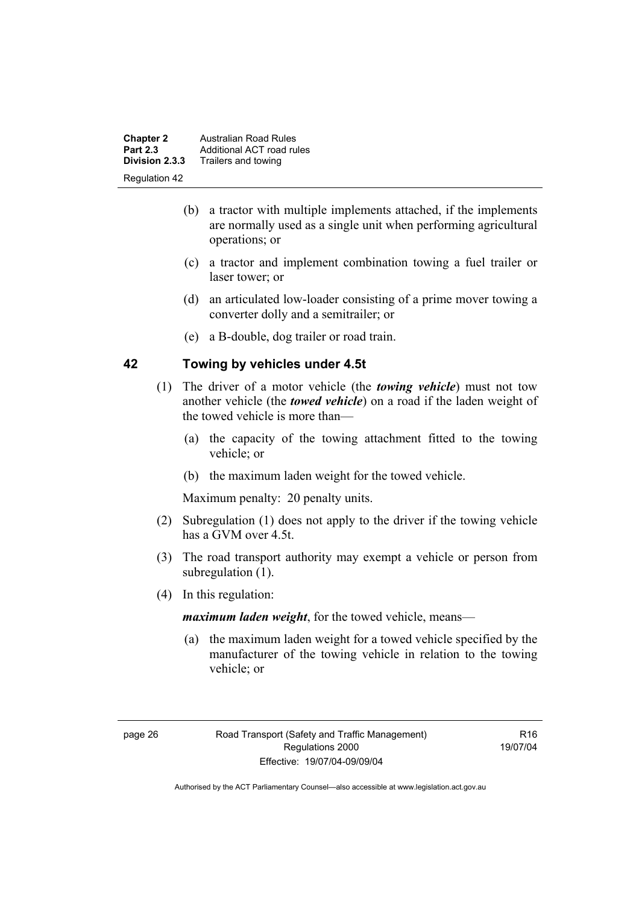(b) a tractor with multiple implements attached, if the implements are normally used as a single unit when performing agricultural operations; or

(c) a tractor and implement combination towing a fuel trailer or laser tower; or

(d) an articulated low-loader consisting of a prime mover towing a converter dolly and a semitrailer; or

(e) a B-double, dog trailer or road train.

## 42 Towing by vehicles under 4.5t

(1) The driver of a motor vehicle (the ***towing vehicle***) must not tow another vehicle (the ***towed vehicle***) on a road if the laden weight of the towed vehicle is more than—

(a) the capacity of the towing attachment fitted to the towing vehicle; or

(b) the maximum laden weight for the towed vehicle.

Maximum penalty: 20 penalty units.

(2) Subregulation (1) does not apply to the driver if the towing vehicle has a GVM over 4.5t.

(3) The road transport authority may exempt a vehicle or person from subregulation (1).

(4) In this regulation:

***maximum laden weight***, for the towed vehicle, means—

(a) the maximum laden weight for a towed vehicle specified by the manufacturer of the towing vehicle in relation to the towing vehicle; or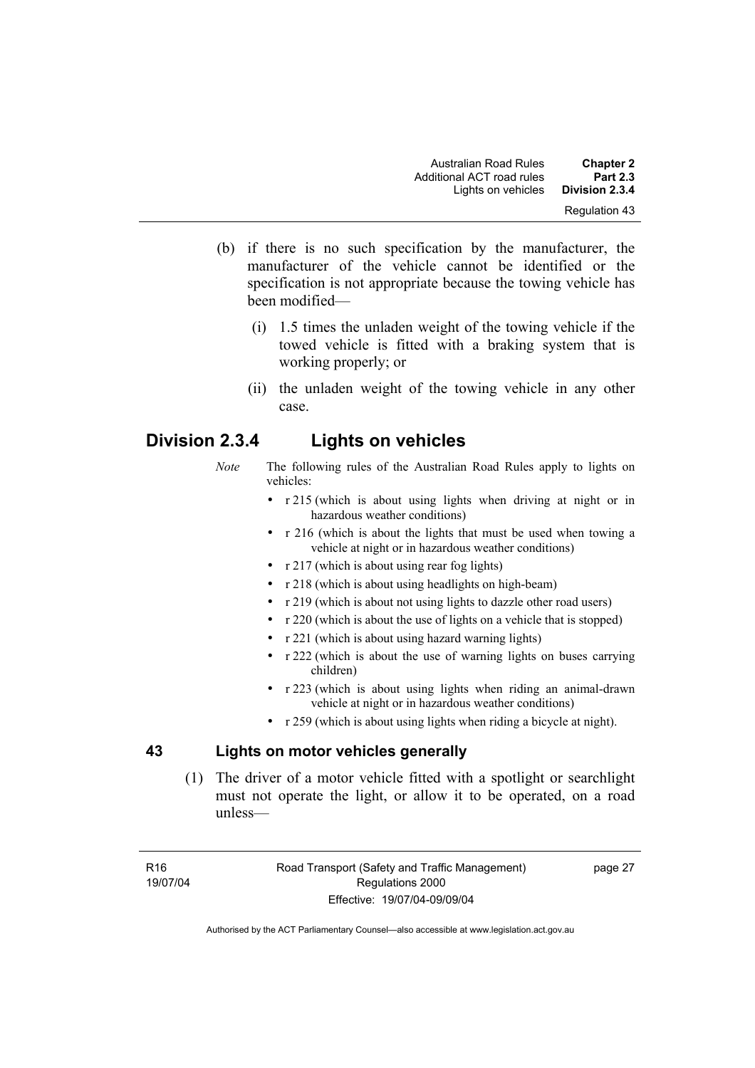(b) if there is no such specification by the manufacturer, the manufacturer of the vehicle cannot be identified or the specification is not appropriate because the towing vehicle has been modified—

(i) 1.5 times the unladen weight of the towing vehicle if the towed vehicle is fitted with a braking system that is working properly; or

(ii) the unladen weight of the towing vehicle in any other case.

## Division 2.3.4 Lights on vehicles

*Note* The following rules of the Australian Road Rules apply to lights on vehicles:

- r 215 (which is about using lights when driving at night or in hazardous weather conditions)
- r 216 (which is about the lights that must be used when towing a vehicle at night or in hazardous weather conditions)
- r 217 (which is about using rear fog lights)
- r 218 (which is about using headlights on high-beam)
- r 219 (which is about not using lights to dazzle other road users)
- r 220 (which is about the use of lights on a vehicle that is stopped)
- r 221 (which is about using hazard warning lights)
- r 222 (which is about the use of warning lights on buses carrying children)
- r 223 (which is about using lights when riding an animal-drawn vehicle at night or in hazardous weather conditions)
- r 259 (which is about using lights when riding a bicycle at night).

### 43 Lights on motor vehicles generally

(1) The driver of a motor vehicle fitted with a spotlight or searchlight must not operate the light, or allow it to be operated, on a road unless—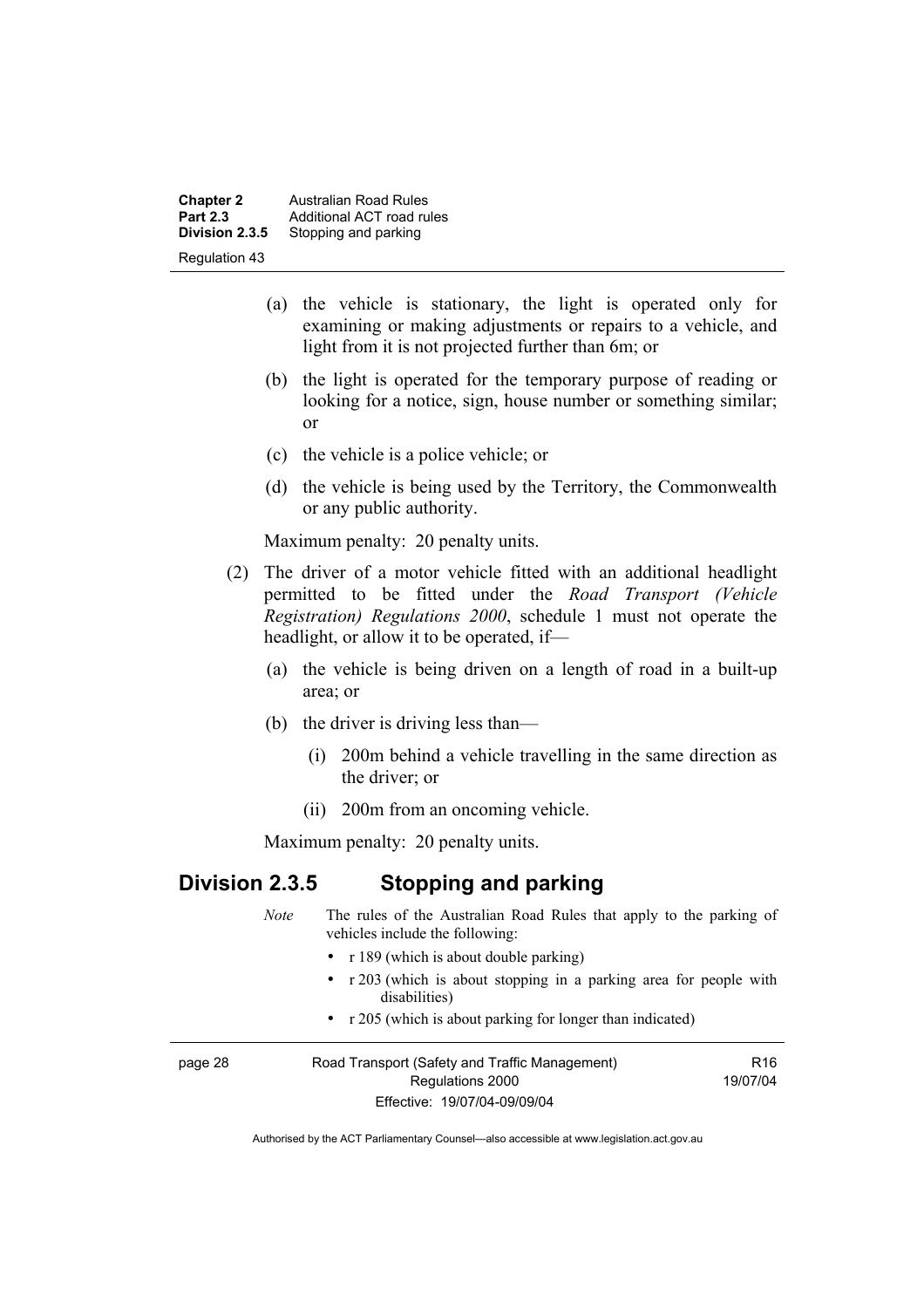(a) the vehicle is stationary, the light is operated only for examining or making adjustments or repairs to a vehicle, and light from it is not projected further than 6m; or

(b) the light is operated for the temporary purpose of reading or looking for a notice, sign, house number or something similar; or

(c) the vehicle is a police vehicle; or

(d) the vehicle is being used by the Territory, the Commonwealth or any public authority.

Maximum penalty: 20 penalty units.

(2) The driver of a motor vehicle fitted with an additional headlight permitted to be fitted under the *Road Transport (Vehicle Registration) Regulations 2000*, schedule 1 must not operate the headlight, or allow it to be operated, if—

(a) the vehicle is being driven on a length of road in a built-up area; or

(b) the driver is driving less than—

(i) 200m behind a vehicle travelling in the same direction as the driver; or

(ii) 200m from an oncoming vehicle.

Maximum penalty: 20 penalty units.

## Division 2.3.5 Stopping and parking

*Note* The rules of the Australian Road Rules that apply to the parking of vehicles include the following:

- r 189 (which is about double parking)
- r 203 (which is about stopping in a parking area for people with disabilities)
- r 205 (which is about parking for longer than indicated)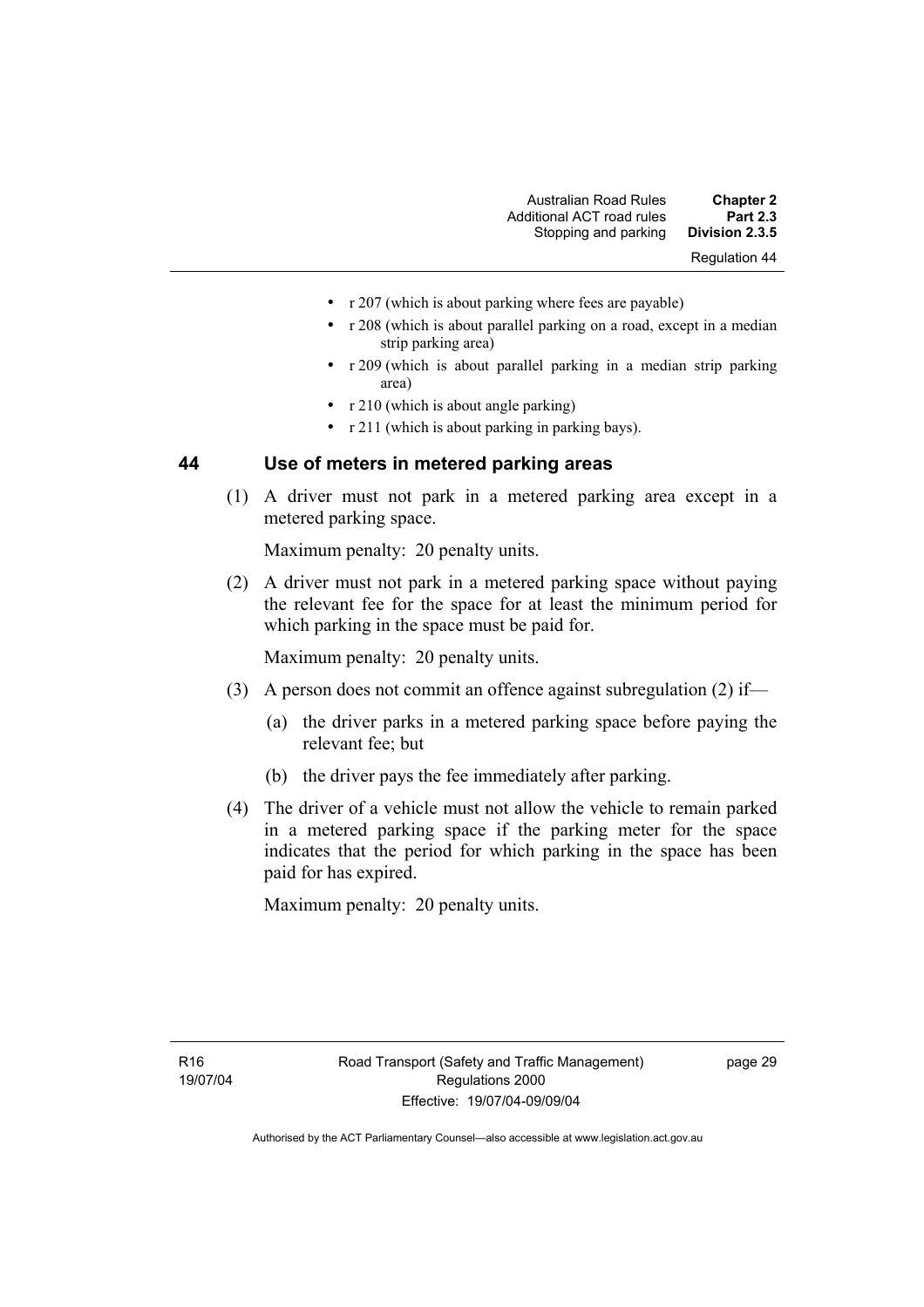- r 207 (which is about parking where fees are payable)
- r 208 (which is about parallel parking on a road, except in a median strip parking area)
- r 209 (which is about parallel parking in a median strip parking area)
- r 210 (which is about angle parking)
- r 211 (which is about parking in parking bays).

## 44 Use of meters in metered parking areas

(1) A driver must not park in a metered parking area except in a metered parking space.

Maximum penalty: 20 penalty units.

(2) A driver must not park in a metered parking space without paying the relevant fee for the space for at least the minimum period for which parking in the space must be paid for.

Maximum penalty: 20 penalty units.

(3) A person does not commit an offence against subregulation (2) if—

(a) the driver parks in a metered parking space before paying the relevant fee; but

(b) the driver pays the fee immediately after parking.

(4) The driver of a vehicle must not allow the vehicle to remain parked in a metered parking space if the parking meter for the space indicates that the period for which parking in the space has been paid for has expired.

Maximum penalty: 20 penalty units.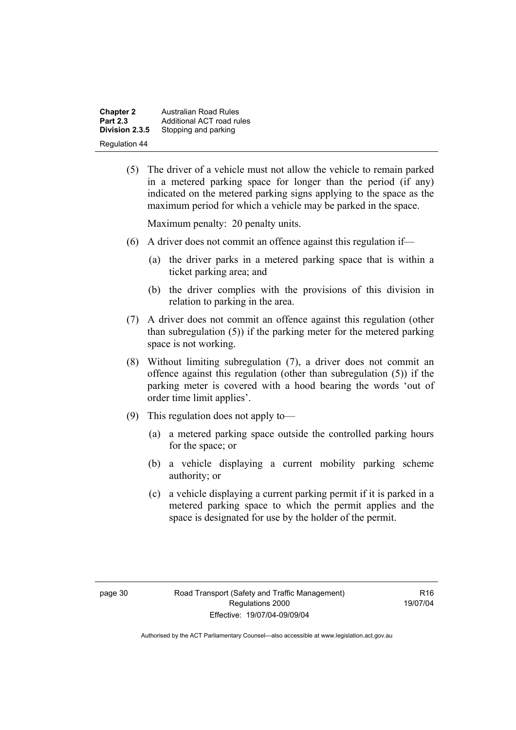(5) The driver of a vehicle must not allow the vehicle to remain parked in a metered parking space for longer than the period (if any) indicated on the metered parking signs applying to the space as the maximum period for which a vehicle may be parked in the space.

Maximum penalty: 20 penalty units.

(6) A driver does not commit an offence against this regulation if—

(a) the driver parks in a metered parking space that is within a ticket parking area; and

(b) the driver complies with the provisions of this division in relation to parking in the area.

(7) A driver does not commit an offence against this regulation (other than subregulation (5)) if the parking meter for the metered parking space is not working.

(8) Without limiting subregulation (7), a driver does not commit an offence against this regulation (other than subregulation (5)) if the parking meter is covered with a hood bearing the words 'out of order time limit applies'.

(9) This regulation does not apply to—

(a) a metered parking space outside the controlled parking hours for the space; or

(b) a vehicle displaying a current mobility parking scheme authority; or

(c) a vehicle displaying a current parking permit if it is parked in a metered parking space to which the permit applies and the space is designated for use by the holder of the permit.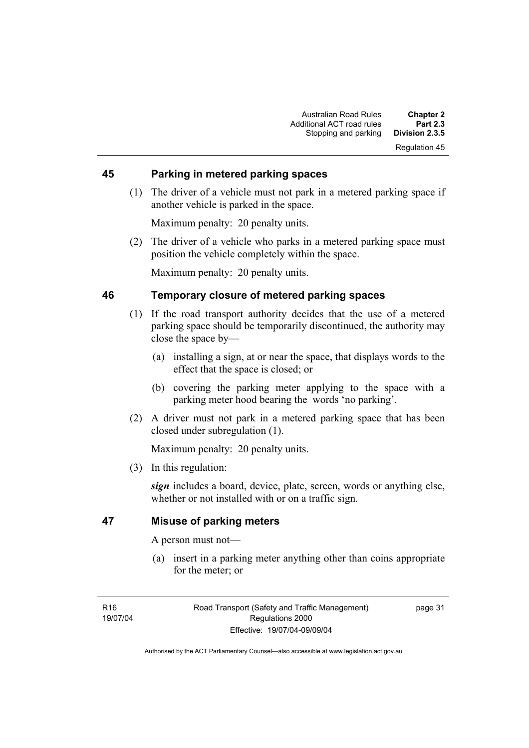## 45 Parking in metered parking spaces

(1) The driver of a vehicle must not park in a metered parking space if another vehicle is parked in the space.

Maximum penalty: 20 penalty units.

(2) The driver of a vehicle who parks in a metered parking space must position the vehicle completely within the space.

Maximum penalty: 20 penalty units.

## 46 Temporary closure of metered parking spaces

(1) If the road transport authority decides that the use of a metered parking space should be temporarily discontinued, the authority may close the space by—

(a) installing a sign, at or near the space, that displays words to the effect that the space is closed; or

(b) covering the parking meter applying to the space with a parking meter hood bearing the words 'no parking'.

(2) A driver must not park in a metered parking space that has been closed under subregulation (1).

Maximum penalty: 20 penalty units.

(3) In this regulation:

***sign*** includes a board, device, plate, screen, words or anything else, whether or not installed with or on a traffic sign.

## 47 Misuse of parking meters

A person must not—

(a) insert in a parking meter anything other than coins appropriate for the meter; or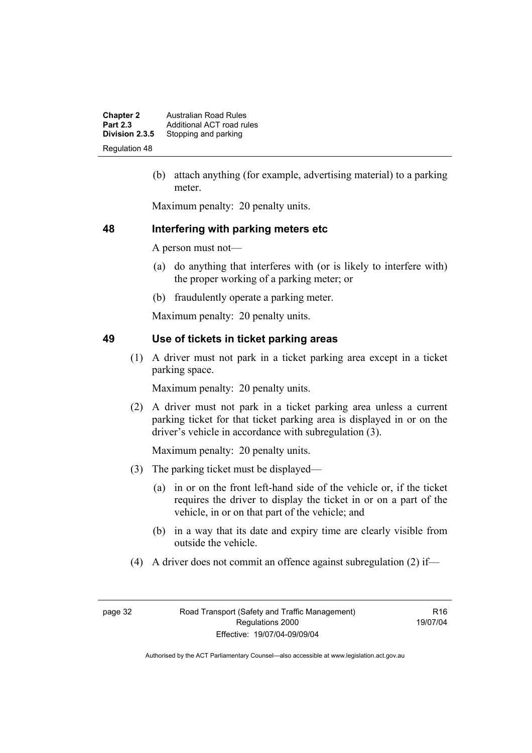(b) attach anything (for example, advertising material) to a parking meter.

Maximum penalty: 20 penalty units.

## 48 Interfering with parking meters etc

A person must not—

(a) do anything that interferes with (or is likely to interfere with) the proper working of a parking meter; or

(b) fraudulently operate a parking meter.

Maximum penalty: 20 penalty units.

## 49 Use of tickets in ticket parking areas

(1) A driver must not park in a ticket parking area except in a ticket parking space.

Maximum penalty: 20 penalty units.

(2) A driver must not park in a ticket parking area unless a current parking ticket for that ticket parking area is displayed in or on the driver's vehicle in accordance with subregulation (3).

Maximum penalty: 20 penalty units.

(3) The parking ticket must be displayed—

(a) in or on the front left-hand side of the vehicle or, if the ticket requires the driver to display the ticket in or on a part of the vehicle, in or on that part of the vehicle; and

(b) in a way that its date and expiry time are clearly visible from outside the vehicle.

(4) A driver does not commit an offence against subregulation (2) if—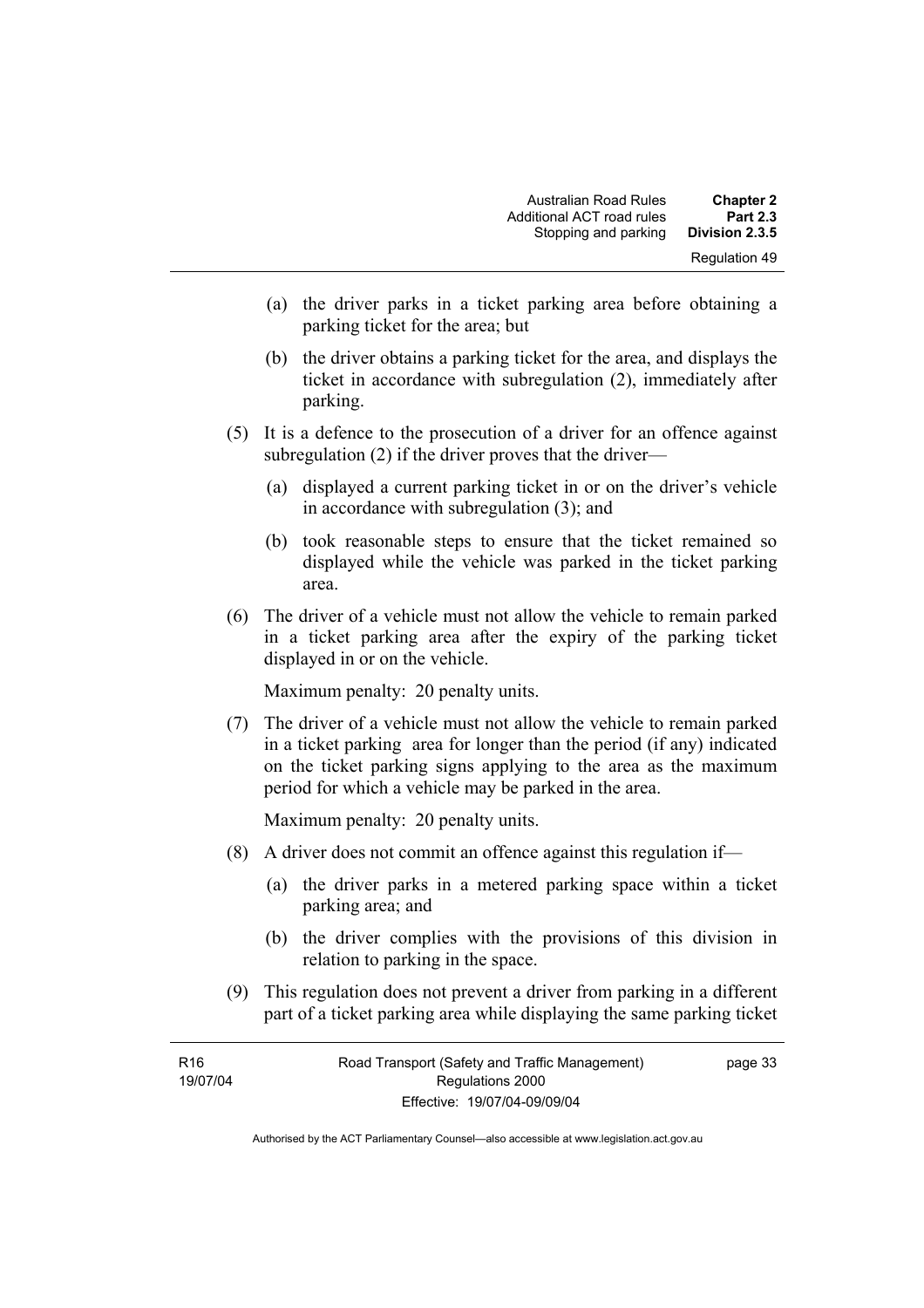(a) the driver parks in a ticket parking area before obtaining a parking ticket for the area; but

(b) the driver obtains a parking ticket for the area, and displays the ticket in accordance with subregulation (2), immediately after parking.

(5) It is a defence to the prosecution of a driver for an offence against subregulation (2) if the driver proves that the driver—

(a) displayed a current parking ticket in or on the driver's vehicle in accordance with subregulation (3); and

(b) took reasonable steps to ensure that the ticket remained so displayed while the vehicle was parked in the ticket parking area.

(6) The driver of a vehicle must not allow the vehicle to remain parked in a ticket parking area after the expiry of the parking ticket displayed in or on the vehicle.

Maximum penalty: 20 penalty units.

(7) The driver of a vehicle must not allow the vehicle to remain parked in a ticket parking area for longer than the period (if any) indicated on the ticket parking signs applying to the area as the maximum period for which a vehicle may be parked in the area.

Maximum penalty: 20 penalty units.

(8) A driver does not commit an offence against this regulation if—

(a) the driver parks in a metered parking space within a ticket parking area; and

(b) the driver complies with the provisions of this division in relation to parking in the space.

(9) This regulation does not prevent a driver from parking in a different part of a ticket parking area while displaying the same parking ticket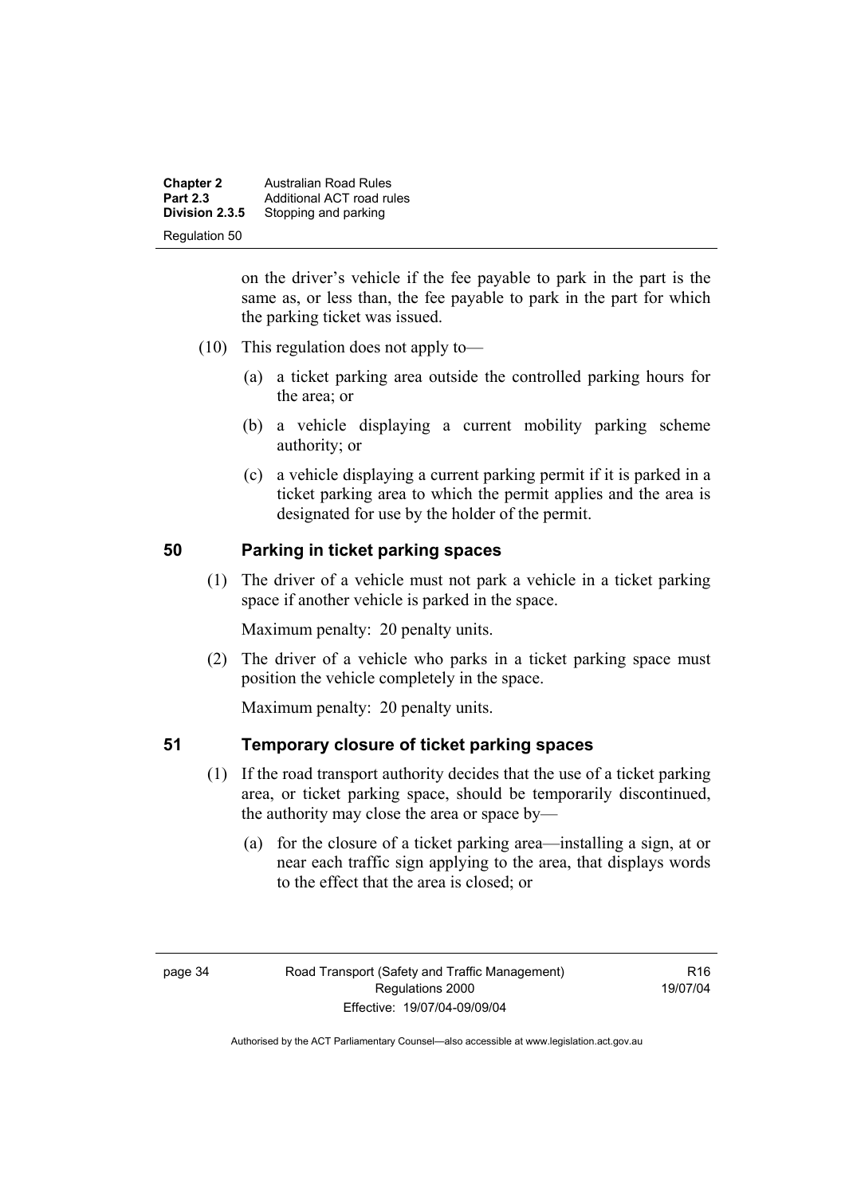on the driver's vehicle if the fee payable to park in the part is the same as, or less than, the fee payable to park in the part for which the parking ticket was issued.

(10) This regulation does not apply to—

(a) a ticket parking area outside the controlled parking hours for the area; or

(b) a vehicle displaying a current mobility parking scheme authority; or

(c) a vehicle displaying a current parking permit if it is parked in a ticket parking area to which the permit applies and the area is designated for use by the holder of the permit.

## 50 Parking in ticket parking spaces

(1) The driver of a vehicle must not park a vehicle in a ticket parking space if another vehicle is parked in the space.

Maximum penalty: 20 penalty units.

(2) The driver of a vehicle who parks in a ticket parking space must position the vehicle completely in the space.

Maximum penalty: 20 penalty units.

## 51 Temporary closure of ticket parking spaces

(1) If the road transport authority decides that the use of a ticket parking area, or ticket parking space, should be temporarily discontinued, the authority may close the area or space by—

(a) for the closure of a ticket parking area—installing a sign, at or near each traffic sign applying to the area, that displays words to the effect that the area is closed; or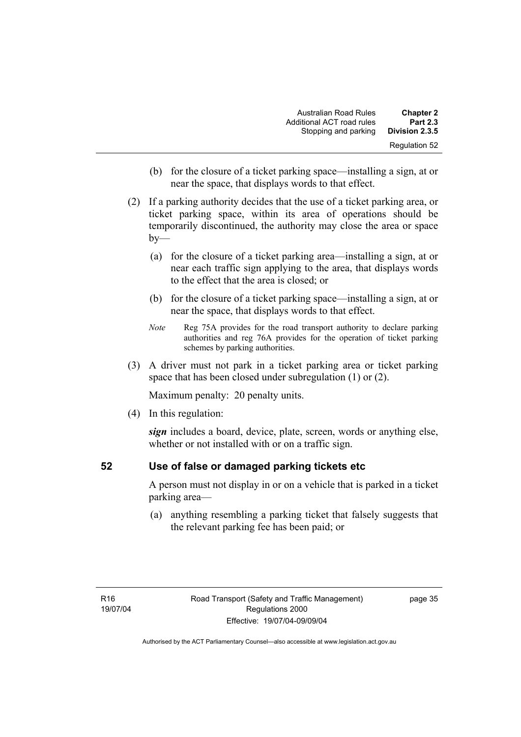(b) for the closure of a ticket parking space—installing a sign, at or near the space, that displays words to that effect.

(2) If a parking authority decides that the use of a ticket parking area, or ticket parking space, within its area of operations should be temporarily discontinued, the authority may close the area or space by—

(a) for the closure of a ticket parking area—installing a sign, at or near each traffic sign applying to the area, that displays words to the effect that the area is closed; or

(b) for the closure of a ticket parking space—installing a sign, at or near the space, that displays words to that effect.

*Note* Reg 75A provides for the road transport authority to declare parking authorities and reg 76A provides for the operation of ticket parking schemes by parking authorities.

(3) A driver must not park in a ticket parking area or ticket parking space that has been closed under subregulation (1) or (2).

Maximum penalty: 20 penalty units.

(4) In this regulation:

***sign*** includes a board, device, plate, screen, words or anything else, whether or not installed with or on a traffic sign.

## 52 Use of false or damaged parking tickets etc

A person must not display in or on a vehicle that is parked in a ticket parking area—

(a) anything resembling a parking ticket that falsely suggests that the relevant parking fee has been paid; or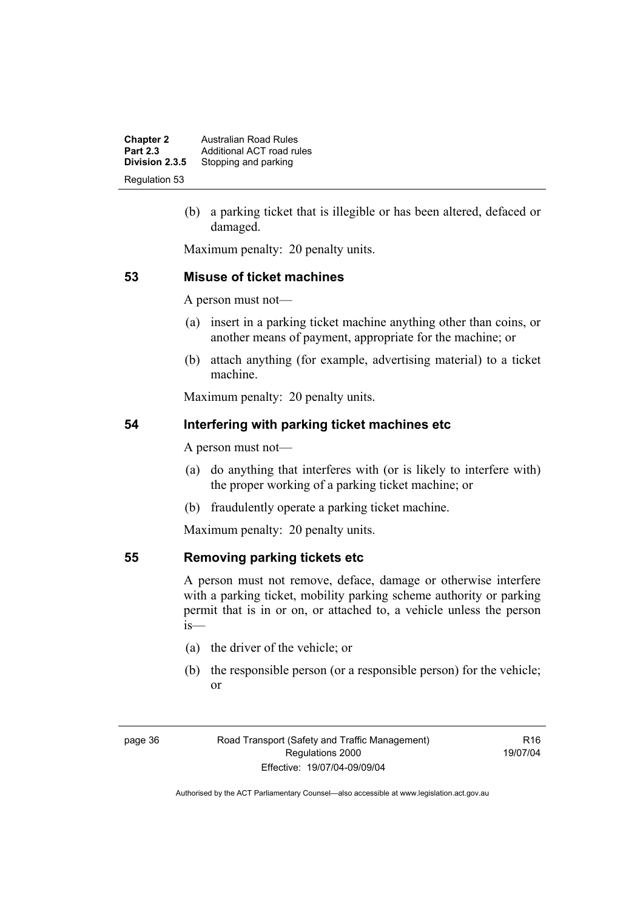(b) a parking ticket that is illegible or has been altered, defaced or damaged.

Maximum penalty: 20 penalty units.

## 53 Misuse of ticket machines

A person must not—

(a) insert in a parking ticket machine anything other than coins, or another means of payment, appropriate for the machine; or

(b) attach anything (for example, advertising material) to a ticket machine.

Maximum penalty: 20 penalty units.

## 54 Interfering with parking ticket machines etc

A person must not—

(a) do anything that interferes with (or is likely to interfere with) the proper working of a parking ticket machine; or

(b) fraudulently operate a parking ticket machine.

Maximum penalty: 20 penalty units.

## 55 Removing parking tickets etc

A person must not remove, deface, damage or otherwise interfere with a parking ticket, mobility parking scheme authority or parking permit that is in or on, or attached to, a vehicle unless the person is—

(a) the driver of the vehicle; or

(b) the responsible person (or a responsible person) for the vehicle; or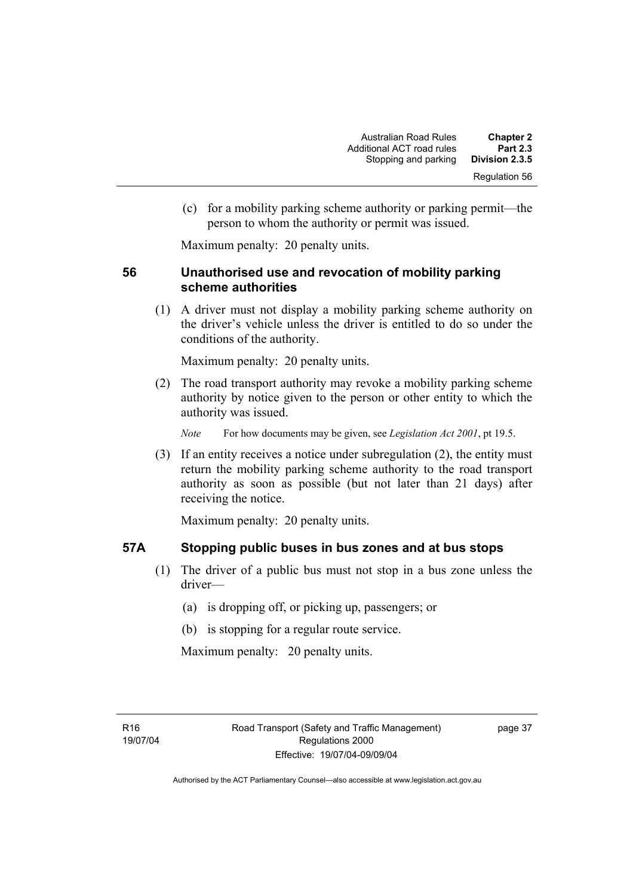(c) for a mobility parking scheme authority or parking permit—the person to whom the authority or permit was issued.

Maximum penalty: 20 penalty units.

### 56 Unauthorised use and revocation of mobility parking scheme authorities

(1) A driver must not display a mobility parking scheme authority on the driver's vehicle unless the driver is entitled to do so under the conditions of the authority.

Maximum penalty: 20 penalty units.

(2) The road transport authority may revoke a mobility parking scheme authority by notice given to the person or other entity to which the authority was issued.

*Note* For how documents may be given, see *Legislation Act 2001*, pt 19.5.

(3) If an entity receives a notice under subregulation (2), the entity must return the mobility parking scheme authority to the road transport authority as soon as possible (but not later than 21 days) after receiving the notice.

Maximum penalty: 20 penalty units.

### 57A Stopping public buses in bus zones and at bus stops

(1) The driver of a public bus must not stop in a bus zone unless the driver—

(a) is dropping off, or picking up, passengers; or

(b) is stopping for a regular route service.

Maximum penalty: 20 penalty units.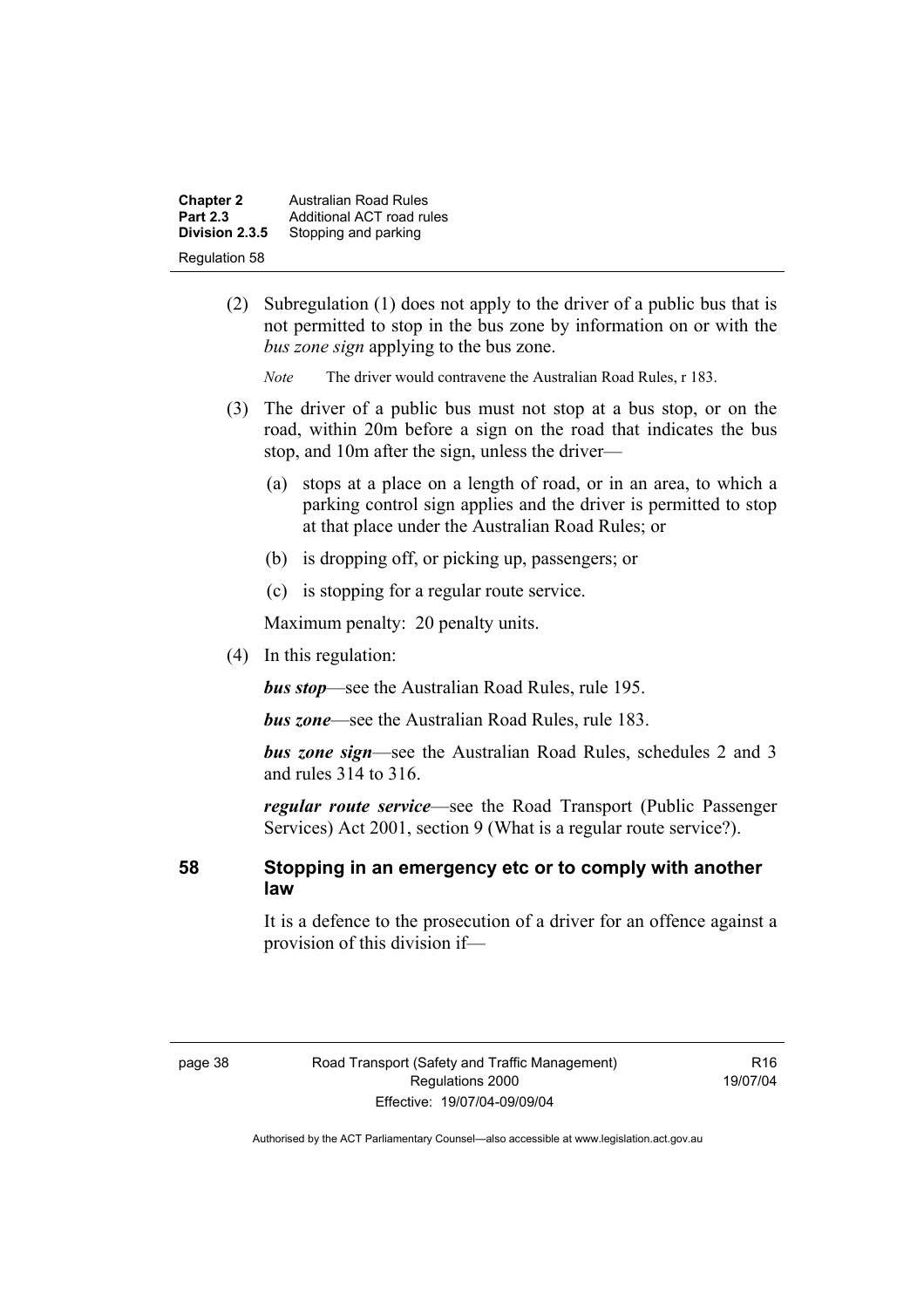(2) Subregulation (1) does not apply to the driver of a public bus that is not permitted to stop in the bus zone by information on or with the *bus zone sign* applying to the bus zone.

*Note* The driver would contravene the Australian Road Rules, r 183.

(3) The driver of a public bus must not stop at a bus stop, or on the road, within 20m before a sign on the road that indicates the bus stop, and 10m after the sign, unless the driver—

(a) stops at a place on a length of road, or in an area, to which a parking control sign applies and the driver is permitted to stop at that place under the Australian Road Rules; or

(b) is dropping off, or picking up, passengers; or

(c) is stopping for a regular route service.

Maximum penalty: 20 penalty units.

(4) In this regulation:

***bus stop***—see the Australian Road Rules, rule 195.

***bus zone***—see the Australian Road Rules, rule 183.

***bus zone sign***—see the Australian Road Rules, schedules 2 and 3 and rules 314 to 316.

***regular route service***—see the Road Transport (Public Passenger Services) Act 2001, section 9 (What is a regular route service?).

### 58 Stopping in an emergency etc or to comply with another law

It is a defence to the prosecution of a driver for an offence against a provision of this division if—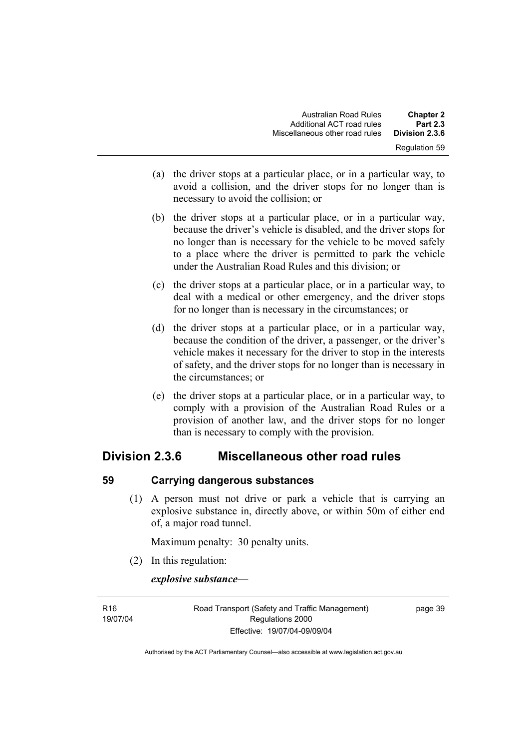(a) the driver stops at a particular place, or in a particular way, to avoid a collision, and the driver stops for no longer than is necessary to avoid the collision; or

(b) the driver stops at a particular place, or in a particular way, because the driver's vehicle is disabled, and the driver stops for no longer than is necessary for the vehicle to be moved safely to a place where the driver is permitted to park the vehicle under the Australian Road Rules and this division; or

(c) the driver stops at a particular place, or in a particular way, to deal with a medical or other emergency, and the driver stops for no longer than is necessary in the circumstances; or

(d) the driver stops at a particular place, or in a particular way, because the condition of the driver, a passenger, or the driver's vehicle makes it necessary for the driver to stop in the interests of safety, and the driver stops for no longer than is necessary in the circumstances; or

(e) the driver stops at a particular place, or in a particular way, to comply with a provision of the Australian Road Rules or a provision of another law, and the driver stops for no longer than is necessary to comply with the provision.

## Division 2.3.6 Miscellaneous other road rules

### 59 Carrying dangerous substances

(1) A person must not drive or park a vehicle that is carrying an explosive substance in, directly above, or within 50m of either end of, a major road tunnel.

Maximum penalty: 30 penalty units.

(2) In this regulation:

***explosive substance***—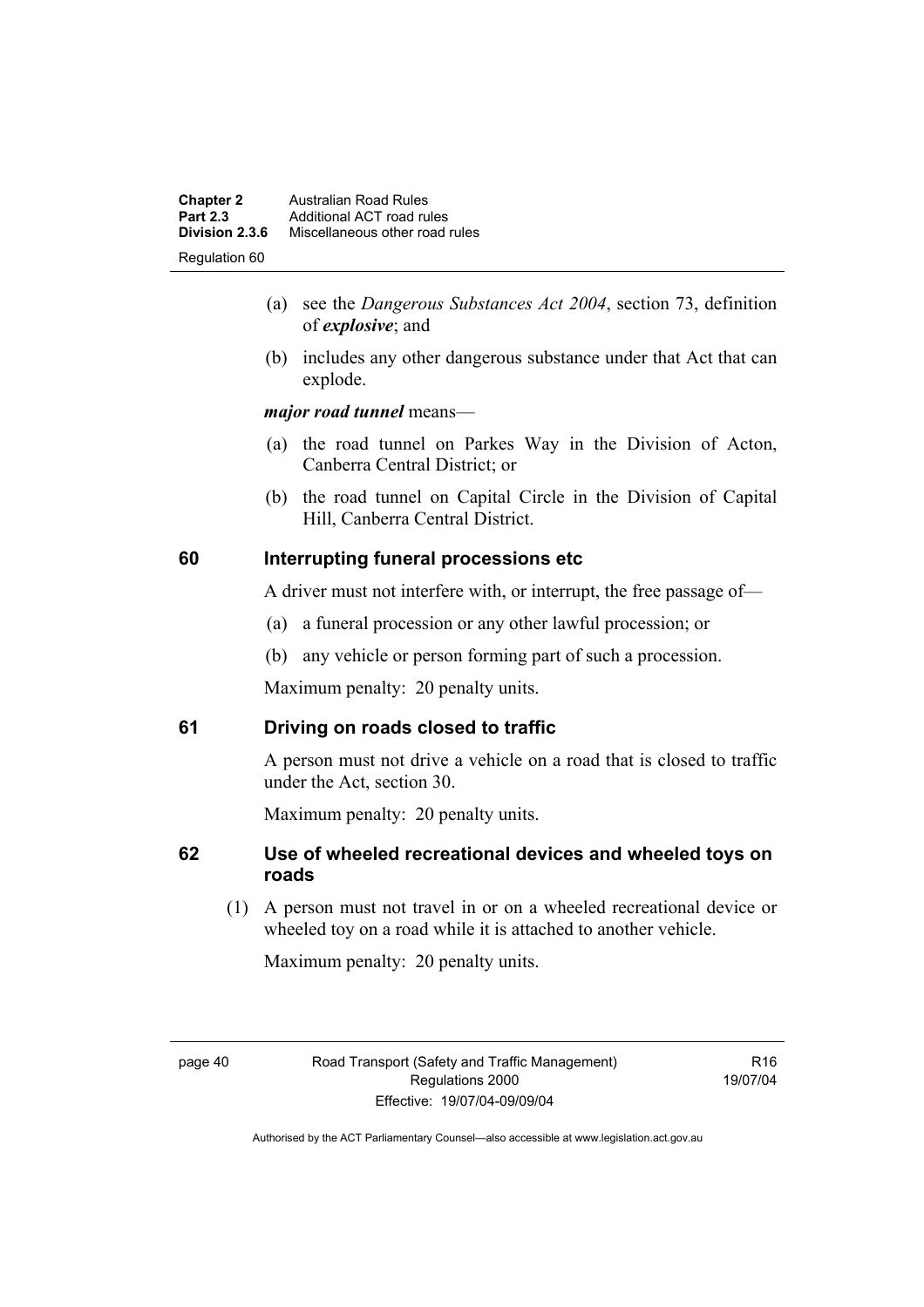(a) see the *Dangerous Substances Act 2004*, section 73, definition of ***explosive***; and

(b) includes any other dangerous substance under that Act that can explode.

***major road tunnel*** means—

(a) the road tunnel on Parkes Way in the Division of Acton, Canberra Central District; or

(b) the road tunnel on Capital Circle in the Division of Capital Hill, Canberra Central District.

### 60 Interrupting funeral processions etc

A driver must not interfere with, or interrupt, the free passage of—

(a) a funeral procession or any other lawful procession; or

(b) any vehicle or person forming part of such a procession.

Maximum penalty: 20 penalty units.

### 61 Driving on roads closed to traffic

A person must not drive a vehicle on a road that is closed to traffic under the Act, section 30.

Maximum penalty: 20 penalty units.

### 62 Use of wheeled recreational devices and wheeled toys on roads

(1) A person must not travel in or on a wheeled recreational device or wheeled toy on a road while it is attached to another vehicle.

Maximum penalty: 20 penalty units.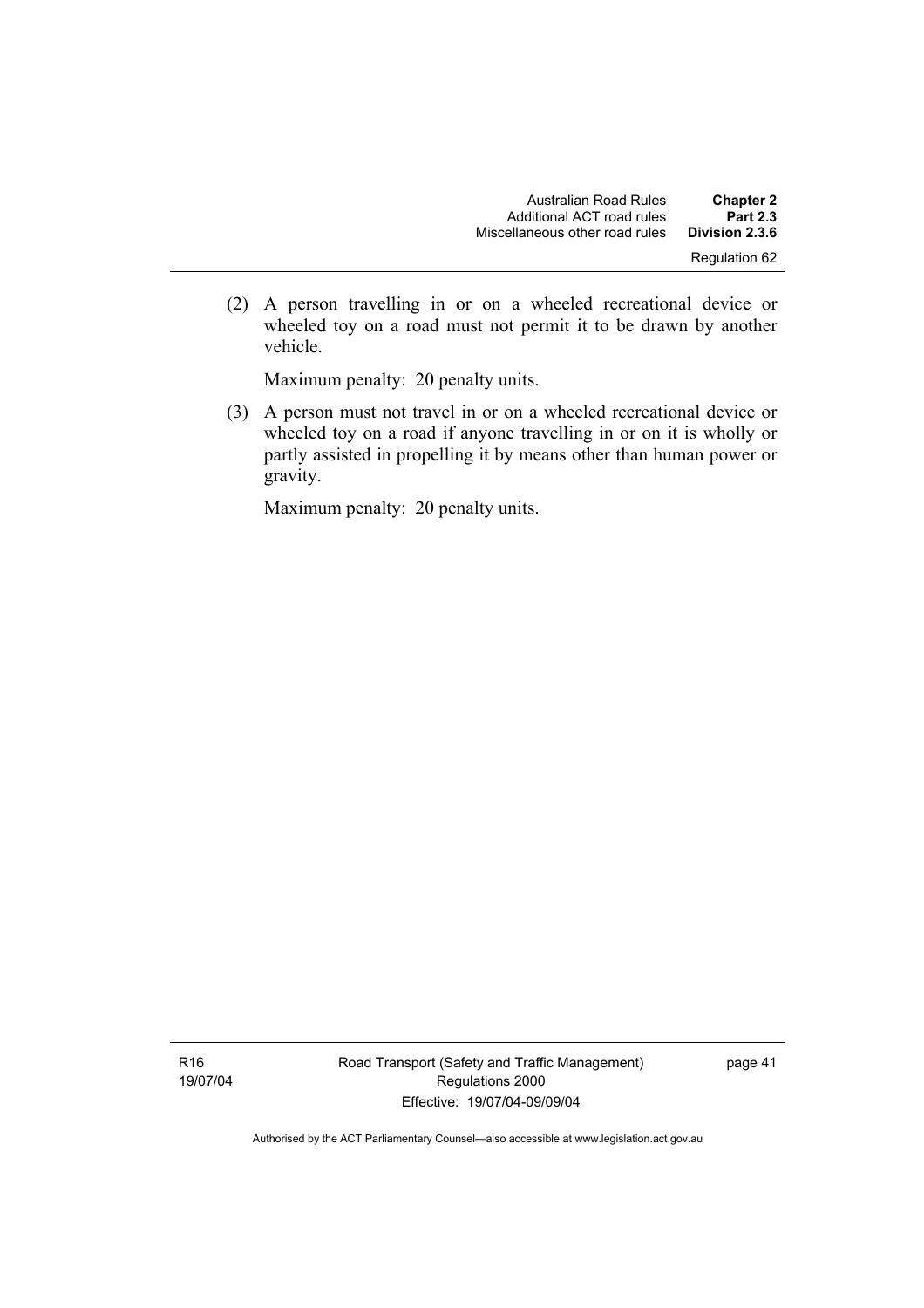(2) A person travelling in or on a wheeled recreational device or wheeled toy on a road must not permit it to be drawn by another vehicle.

Maximum penalty: 20 penalty units.

(3) A person must not travel in or on a wheeled recreational device or wheeled toy on a road if anyone travelling in or on it is wholly or partly assisted in propelling it by means other than human power or gravity.

Maximum penalty: 20 penalty units.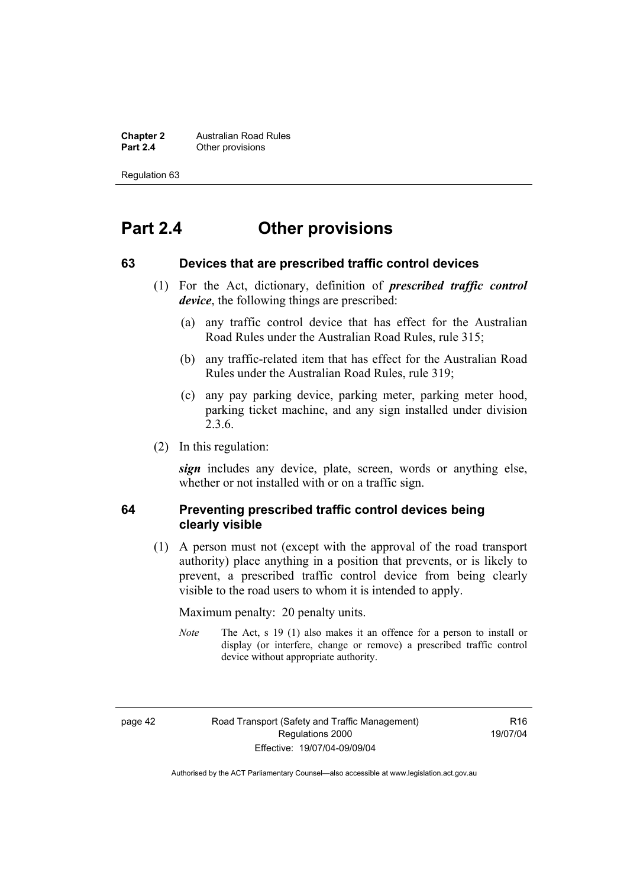# Part 2.4 Other provisions

## 63 Devices that are prescribed traffic control devices

(1) For the Act, dictionary, definition of ***prescribed traffic control device***, the following things are prescribed:

(a) any traffic control device that has effect for the Australian Road Rules under the Australian Road Rules, rule 315;

(b) any traffic-related item that has effect for the Australian Road Rules under the Australian Road Rules, rule 319;

(c) any pay parking device, parking meter, parking meter hood, parking ticket machine, and any sign installed under division 2.3.6.

(2) In this regulation:

***sign*** includes any device, plate, screen, words or anything else, whether or not installed with or on a traffic sign.

## 64 Preventing prescribed traffic control devices being clearly visible

(1) A person must not (except with the approval of the road transport authority) place anything in a position that prevents, or is likely to prevent, a prescribed traffic control device from being clearly visible to the road users to whom it is intended to apply.

Maximum penalty: 20 penalty units.

*Note* The Act, s 19 (1) also makes it an offence for a person to install or display (or interfere, change or remove) a prescribed traffic control device without appropriate authority.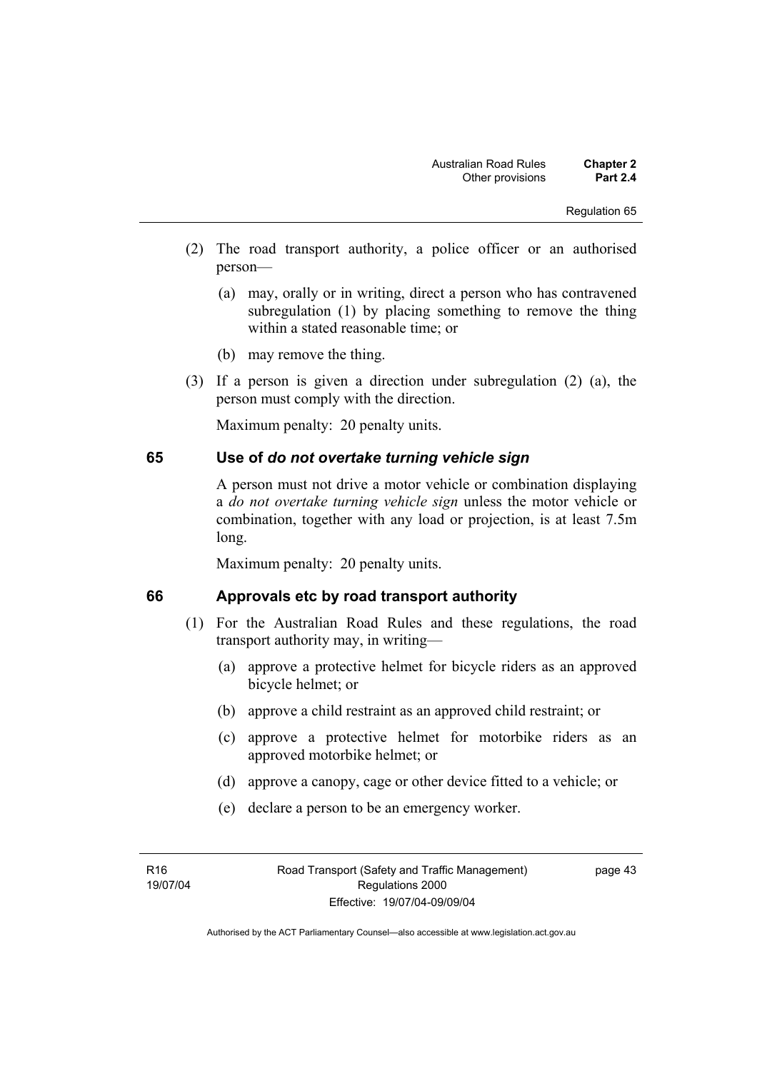(2) The road transport authority, a police officer or an authorised person—

(a) may, orally or in writing, direct a person who has contravened subregulation (1) by placing something to remove the thing within a stated reasonable time; or

(b) may remove the thing.

(3) If a person is given a direction under subregulation (2) (a), the person must comply with the direction.

Maximum penalty: 20 penalty units.

## 65 Use of *do not overtake turning vehicle sign*

A person must not drive a motor vehicle or combination displaying a *do not overtake turning vehicle sign* unless the motor vehicle or combination, together with any load or projection, is at least 7.5m long.

Maximum penalty: 20 penalty units.

## 66 Approvals etc by road transport authority

(1) For the Australian Road Rules and these regulations, the road transport authority may, in writing—

(a) approve a protective helmet for bicycle riders as an approved bicycle helmet; or

(b) approve a child restraint as an approved child restraint; or

(c) approve a protective helmet for motorbike riders as an approved motorbike helmet; or

(d) approve a canopy, cage or other device fitted to a vehicle; or

(e) declare a person to be an emergency worker.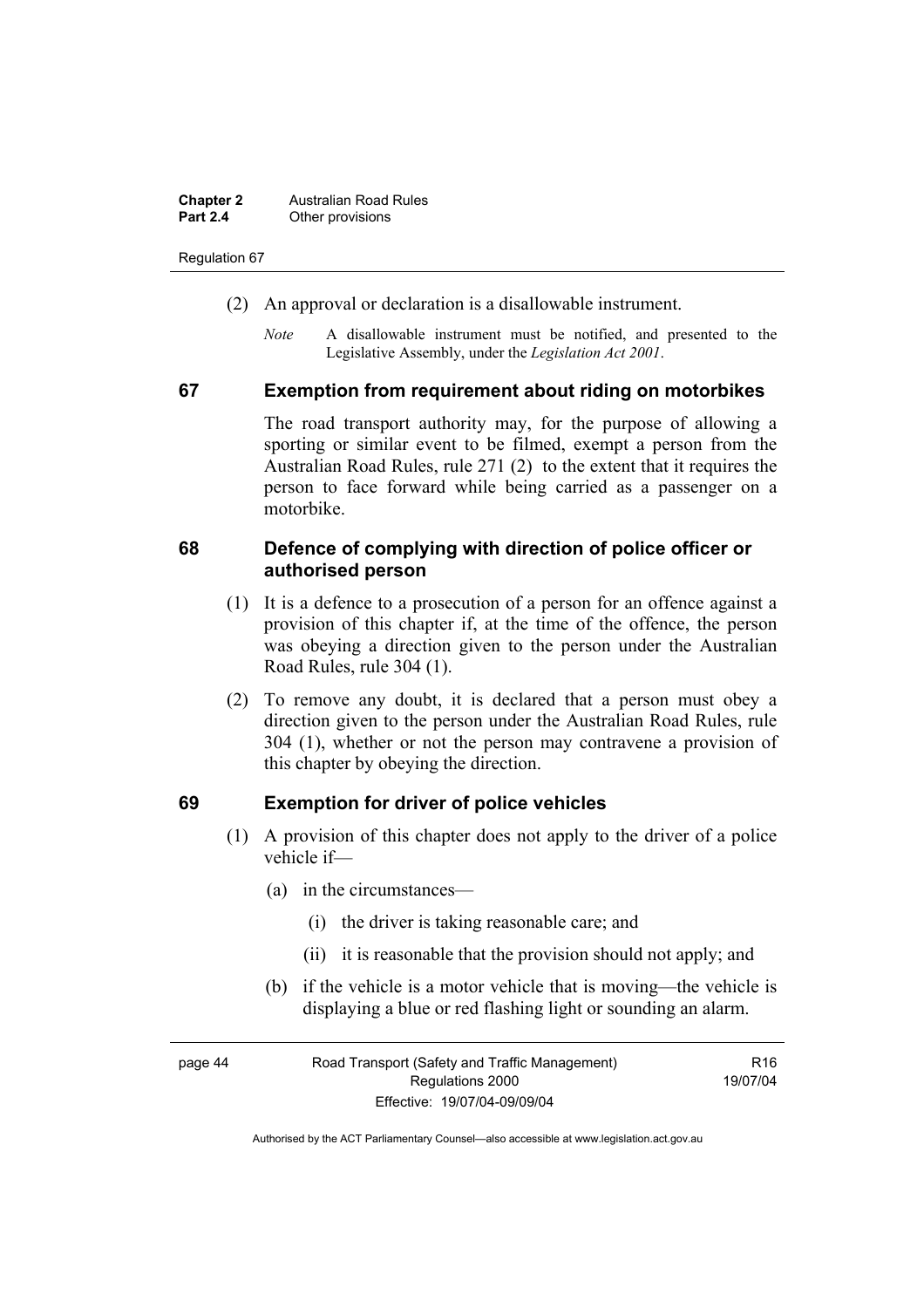(2) An approval or declaration is a disallowable instrument.

*Note* A disallowable instrument must be notified, and presented to the Legislative Assembly, under the *Legislation Act 2001*.

## 67 Exemption from requirement about riding on motorbikes

The road transport authority may, for the purpose of allowing a sporting or similar event to be filmed, exempt a person from the Australian Road Rules, rule 271 (2) to the extent that it requires the person to face forward while being carried as a passenger on a motorbike.

## 68 Defence of complying with direction of police officer or authorised person

(1) It is a defence to a prosecution of a person for an offence against a provision of this chapter if, at the time of the offence, the person was obeying a direction given to the person under the Australian Road Rules, rule 304 (1).

(2) To remove any doubt, it is declared that a person must obey a direction given to the person under the Australian Road Rules, rule 304 (1), whether or not the person may contravene a provision of this chapter by obeying the direction.

## 69 Exemption for driver of police vehicles

(1) A provision of this chapter does not apply to the driver of a police vehicle if—

(a) in the circumstances—

(i) the driver is taking reasonable care; and

(ii) it is reasonable that the provision should not apply; and

(b) if the vehicle is a motor vehicle that is moving—the vehicle is displaying a blue or red flashing light or sounding an alarm.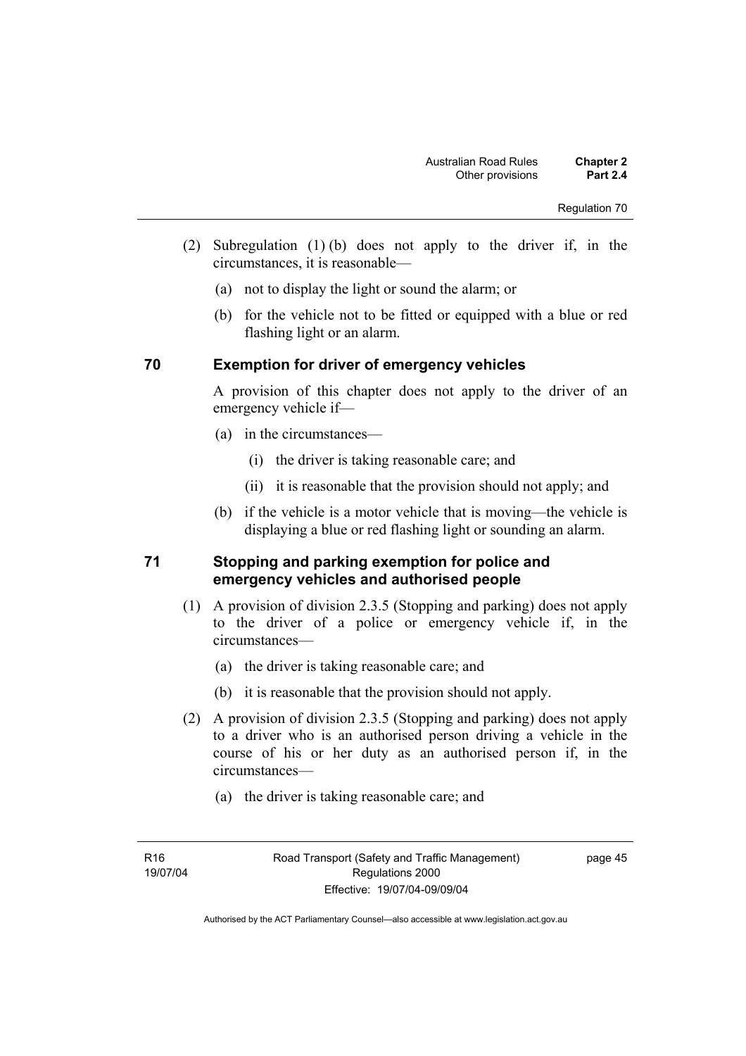(2) Subregulation (1) (b) does not apply to the driver if, in the circumstances, it is reasonable—

(a) not to display the light or sound the alarm; or

(b) for the vehicle not to be fitted or equipped with a blue or red flashing light or an alarm.

### 70 Exemption for driver of emergency vehicles

A provision of this chapter does not apply to the driver of an emergency vehicle if—

(a) in the circumstances—

(i) the driver is taking reasonable care; and

(ii) it is reasonable that the provision should not apply; and

(b) if the vehicle is a motor vehicle that is moving—the vehicle is displaying a blue or red flashing light or sounding an alarm.

### 71 Stopping and parking exemption for police and emergency vehicles and authorised people

(1) A provision of division 2.3.5 (Stopping and parking) does not apply to the driver of a police or emergency vehicle if, in the circumstances—

(a) the driver is taking reasonable care; and

(b) it is reasonable that the provision should not apply.

(2) A provision of division 2.3.5 (Stopping and parking) does not apply to a driver who is an authorised person driving a vehicle in the course of his or her duty as an authorised person if, in the circumstances—

(a) the driver is taking reasonable care; and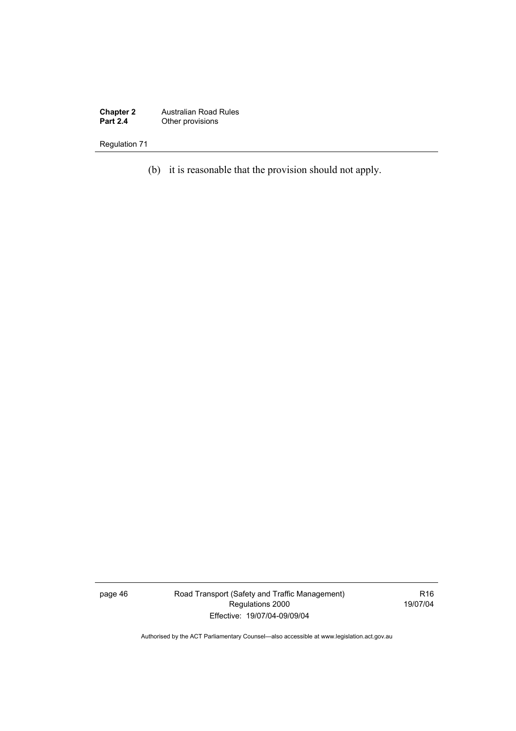(b) it is reasonable that the provision should not apply.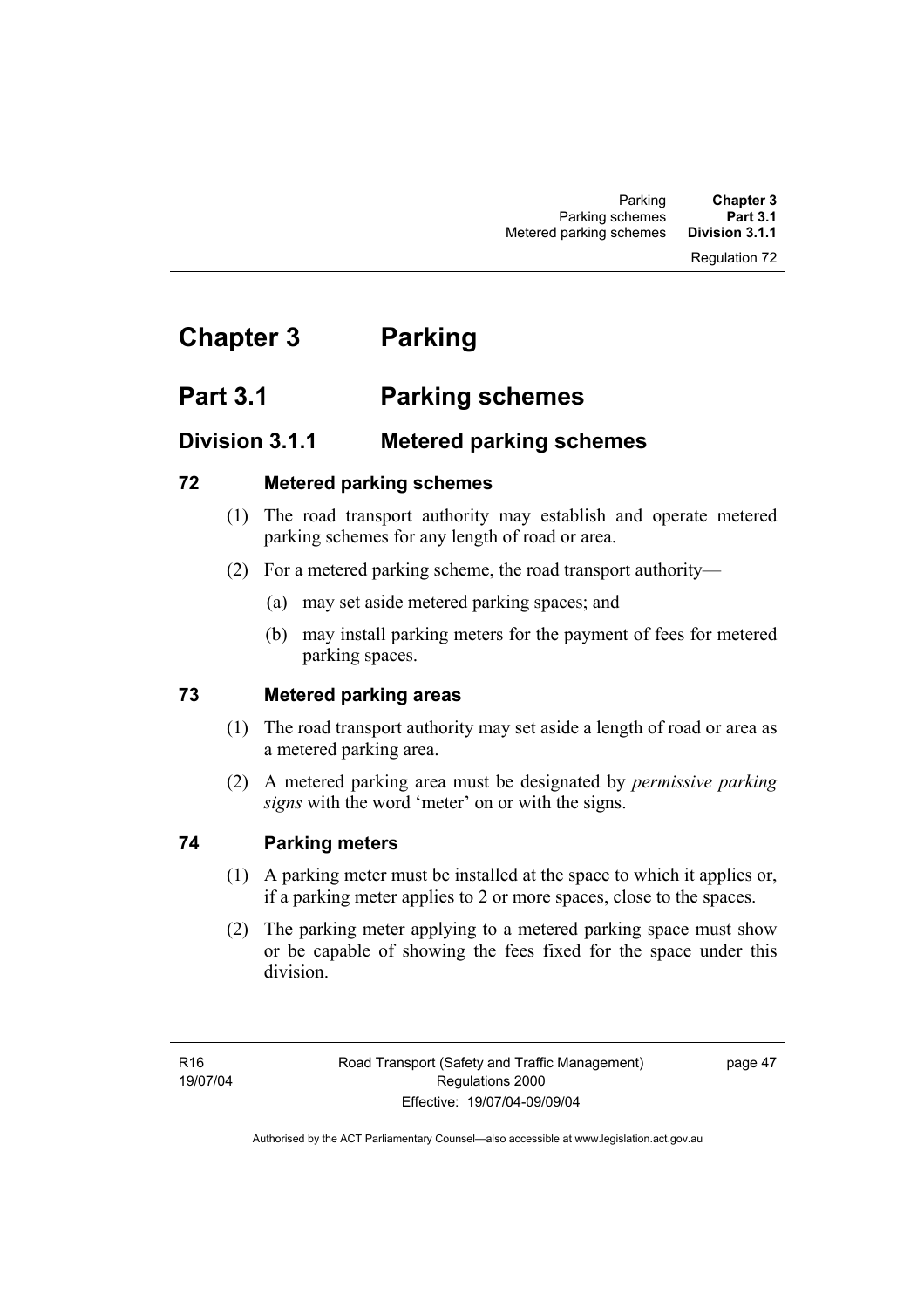# Chapter 3 Parking

## Part 3.1 Parking schemes

### Division 3.1.1 Metered parking schemes

#### 72 Metered parking schemes

(1) The road transport authority may establish and operate metered parking schemes for any length of road or area.

(2) For a metered parking scheme, the road transport authority—

(a) may set aside metered parking spaces; and

(b) may install parking meters for the payment of fees for metered parking spaces.

#### 73 Metered parking areas

(1) The road transport authority may set aside a length of road or area as a metered parking area.

(2) A metered parking area must be designated by ***permissive parking signs*** with the word 'meter' on or with the signs.

#### 74 Parking meters

(1) A parking meter must be installed at the space to which it applies or, if a parking meter applies to 2 or more spaces, close to the spaces.

(2) The parking meter applying to a metered parking space must show or be capable of showing the fees fixed for the space under this division.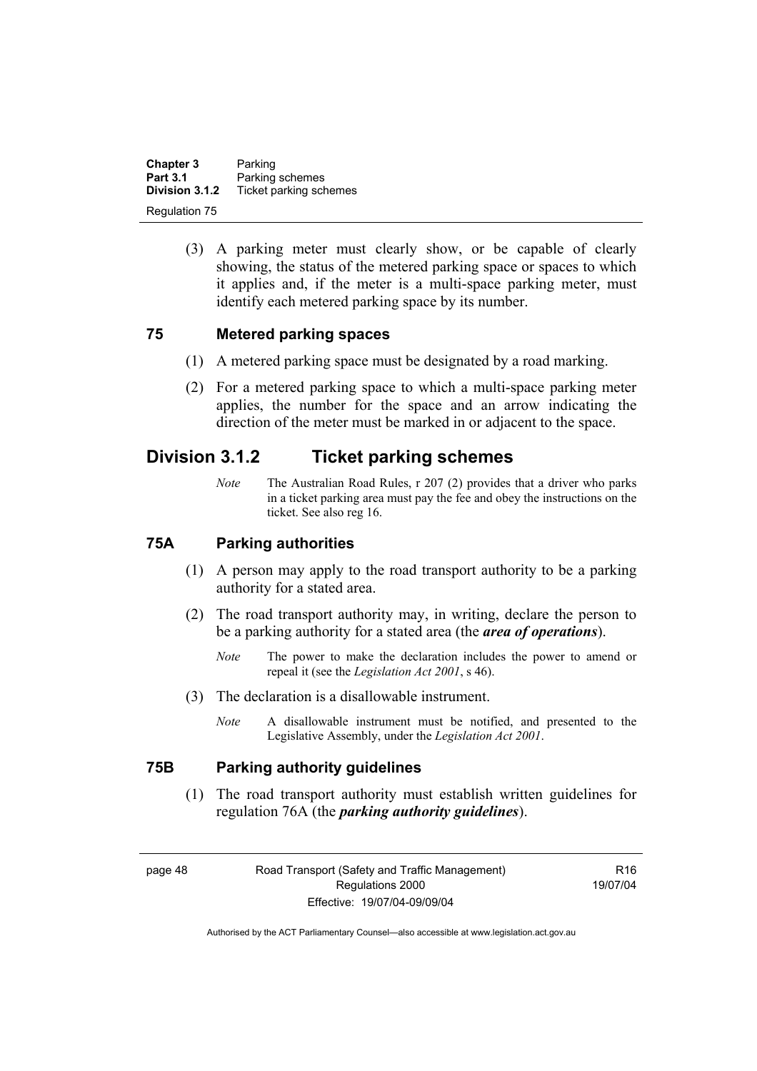(3) A parking meter must clearly show, or be capable of clearly showing, the status of the metered parking space or spaces to which it applies and, if the meter is a multi-space parking meter, must identify each metered parking space by its number.

### 75 Metered parking spaces

(1) A metered parking space must be designated by a road marking.

(2) For a metered parking space to which a multi-space parking meter applies, the number for the space and an arrow indicating the direction of the meter must be marked in or adjacent to the space.

## Division 3.1.2 Ticket parking schemes

*Note* The Australian Road Rules, r 207 (2) provides that a driver who parks in a ticket parking area must pay the fee and obey the instructions on the ticket. See also reg 16.

### 75A Parking authorities

(1) A person may apply to the road transport authority to be a parking authority for a stated area.

(2) The road transport authority may, in writing, declare the person to be a parking authority for a stated area (the ***area of operations***).

*Note* The power to make the declaration includes the power to amend or repeal it (see the *Legislation Act 2001*, s 46).

(3) The declaration is a disallowable instrument.

*Note* A disallowable instrument must be notified, and presented to the Legislative Assembly, under the *Legislation Act 2001*.

### 75B Parking authority guidelines

(1) The road transport authority must establish written guidelines for regulation 76A (the ***parking authority guidelines***).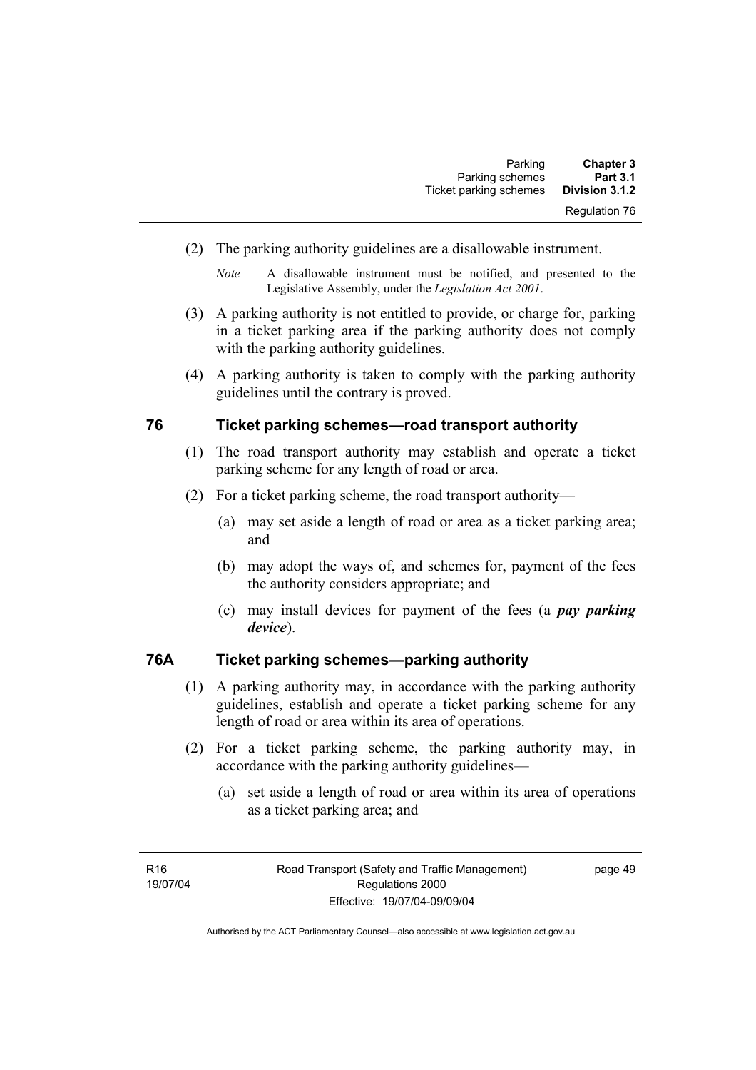(2) The parking authority guidelines are a disallowable instrument.

*Note* A disallowable instrument must be notified, and presented to the Legislative Assembly, under the *Legislation Act 2001*.

(3) A parking authority is not entitled to provide, or charge for, parking in a ticket parking area if the parking authority does not comply with the parking authority guidelines.

(4) A parking authority is taken to comply with the parking authority guidelines until the contrary is proved.

## 76 Ticket parking schemes—road transport authority

(1) The road transport authority may establish and operate a ticket parking scheme for any length of road or area.

(2) For a ticket parking scheme, the road transport authority—

(a) may set aside a length of road or area as a ticket parking area; and

(b) may adopt the ways of, and schemes for, payment of the fees the authority considers appropriate; and

(c) may install devices for payment of the fees (a ***pay parking device***).

## 76A Ticket parking schemes—parking authority

(1) A parking authority may, in accordance with the parking authority guidelines, establish and operate a ticket parking scheme for any length of road or area within its area of operations.

(2) For a ticket parking scheme, the parking authority may, in accordance with the parking authority guidelines—

(a) set aside a length of road or area within its area of operations as a ticket parking area; and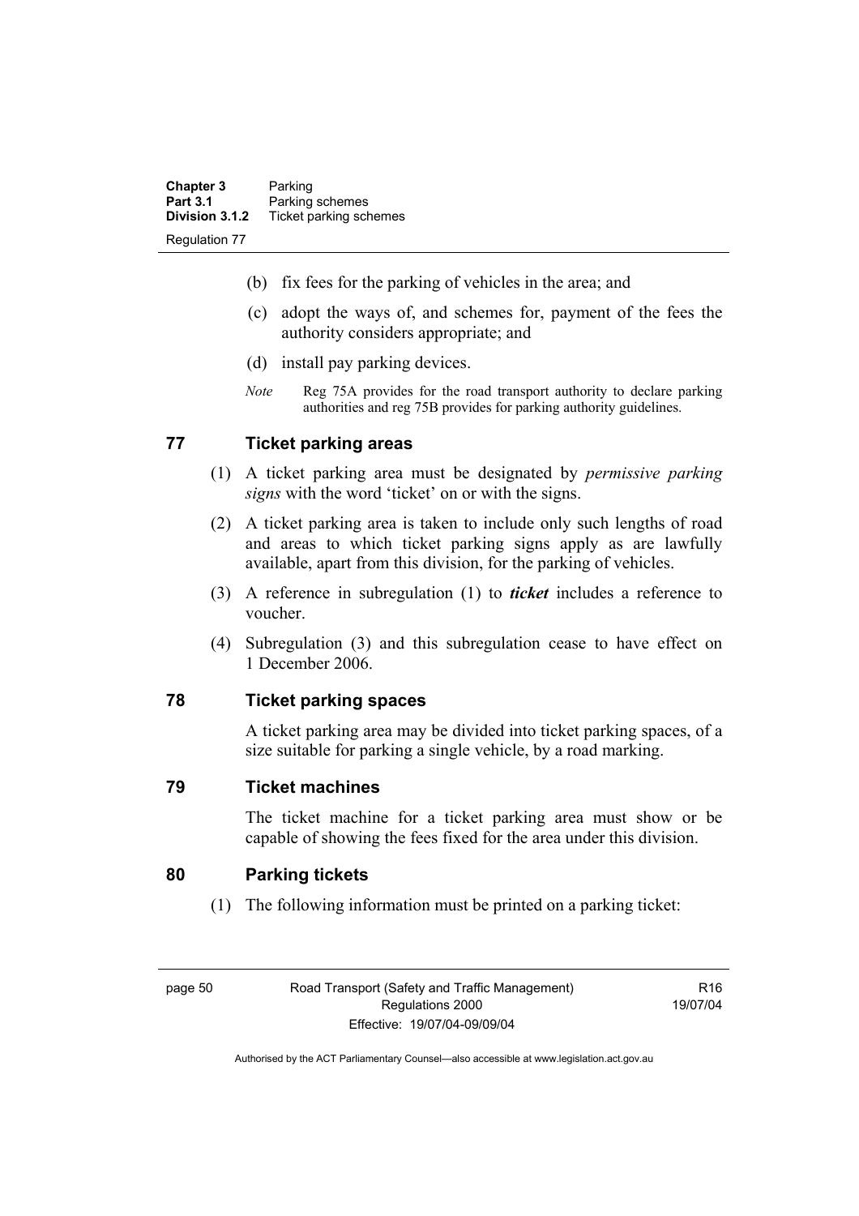(b) fix fees for the parking of vehicles in the area; and

(c) adopt the ways of, and schemes for, payment of the fees the authority considers appropriate; and

(d) install pay parking devices.

*Note* Reg 75A provides for the road transport authority to declare parking authorities and reg 75B provides for parking authority guidelines.

## 77 Ticket parking areas

(1) A ticket parking area must be designated by *permissive parking signs* with the word 'ticket' on or with the signs.

(2) A ticket parking area is taken to include only such lengths of road and areas to which ticket parking signs apply as are lawfully available, apart from this division, for the parking of vehicles.

(3) A reference in subregulation (1) to ***ticket*** includes a reference to voucher.

(4) Subregulation (3) and this subregulation cease to have effect on 1 December 2006.

## 78 Ticket parking spaces

A ticket parking area may be divided into ticket parking spaces, of a size suitable for parking a single vehicle, by a road marking.

## 79 Ticket machines

The ticket machine for a ticket parking area must show or be capable of showing the fees fixed for the area under this division.

## 80 Parking tickets

(1) The following information must be printed on a parking ticket: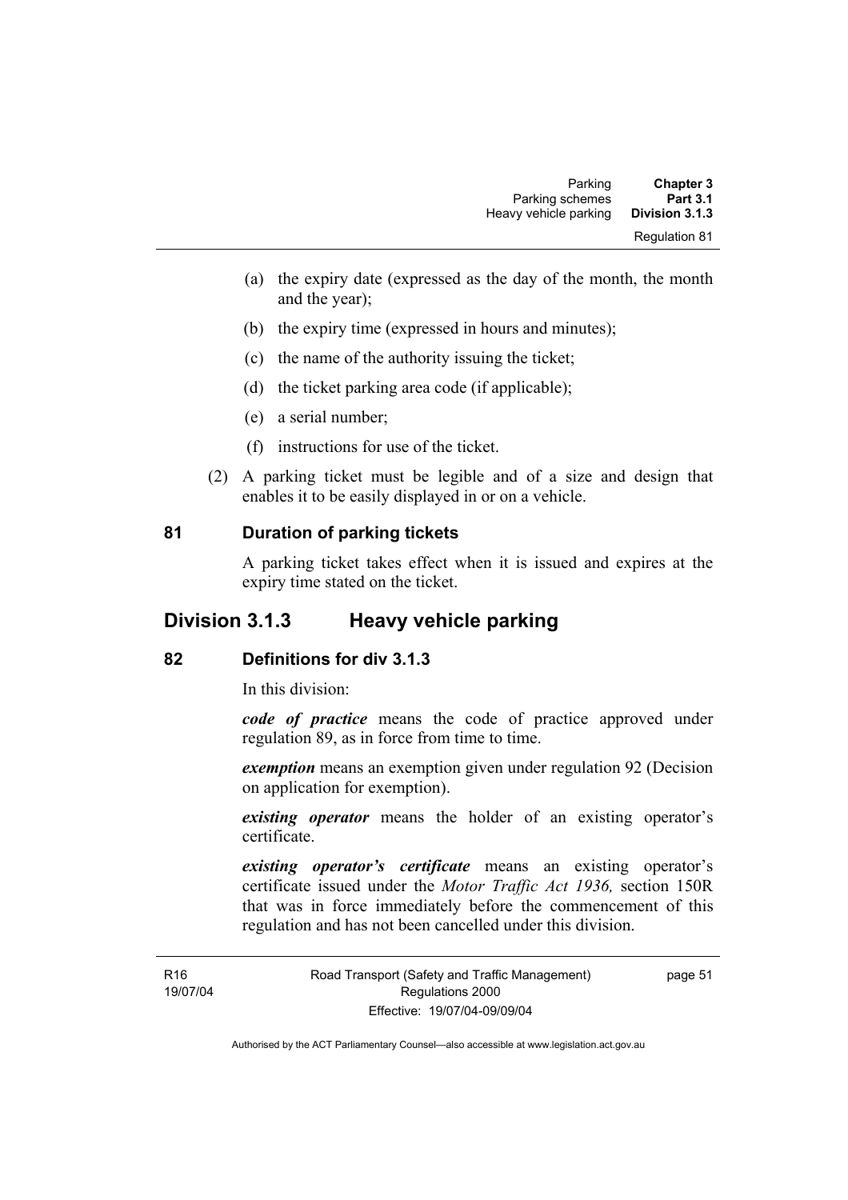(a) the expiry date (expressed as the day of the month, the month and the year);

(b) the expiry time (expressed in hours and minutes);

(c) the name of the authority issuing the ticket;

(d) the ticket parking area code (if applicable);

(e) a serial number;

(f) instructions for use of the ticket.

(2) A parking ticket must be legible and of a size and design that enables it to be easily displayed in or on a vehicle.

### 81 Duration of parking tickets

A parking ticket takes effect when it is issued and expires at the expiry time stated on the ticket.

## Division 3.1.3 Heavy vehicle parking

### 82 Definitions for div 3.1.3

In this division:

***code of practice*** means the code of practice approved under regulation 89, as in force from time to time.

***exemption*** means an exemption given under regulation 92 (Decision on application for exemption).

***existing operator*** means the holder of an existing operator's certificate.

***existing operator's certificate*** means an existing operator's certificate issued under the *Motor Traffic Act 1936,* section 150R that was in force immediately before the commencement of this regulation and has not been cancelled under this division.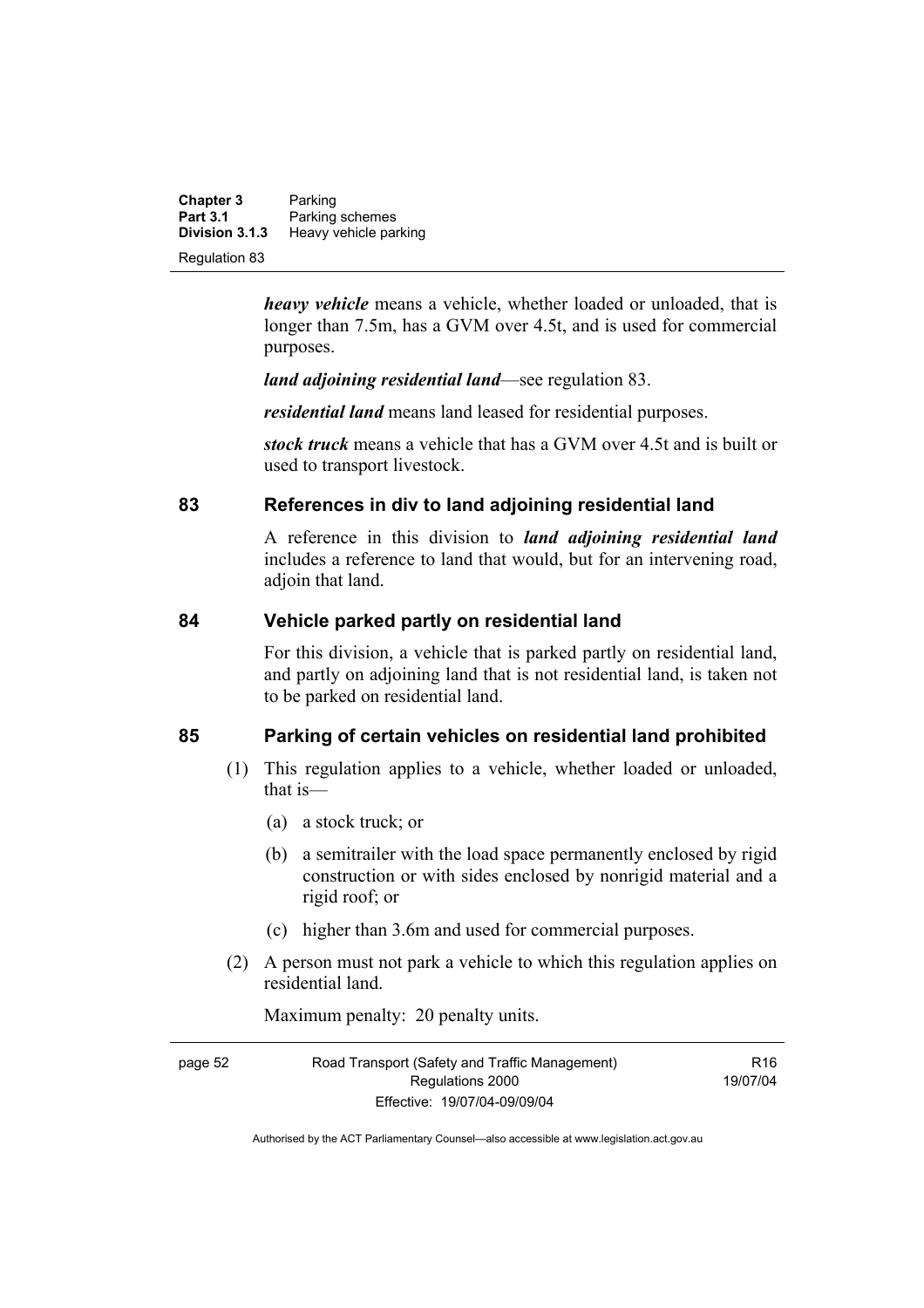***heavy vehicle*** means a vehicle, whether loaded or unloaded, that is longer than 7.5m, has a GVM over 4.5t, and is used for commercial purposes.

***land adjoining residential land***—see regulation 83.

***residential land*** means land leased for residential purposes.

***stock truck*** means a vehicle that has a GVM over 4.5t and is built or used to transport livestock.

## 83 References in div to land adjoining residential land

A reference in this division to ***land adjoining residential land*** includes a reference to land that would, but for an intervening road, adjoin that land.

## 84 Vehicle parked partly on residential land

For this division, a vehicle that is parked partly on residential land, and partly on adjoining land that is not residential land, is taken not to be parked on residential land.

## 85 Parking of certain vehicles on residential land prohibited

(1) This regulation applies to a vehicle, whether loaded or unloaded, that is—

(a) a stock truck; or

(b) a semitrailer with the load space permanently enclosed by rigid construction or with sides enclosed by nonrigid material and a rigid roof; or

(c) higher than 3.6m and used for commercial purposes.

(2) A person must not park a vehicle to which this regulation applies on residential land.

Maximum penalty: 20 penalty units.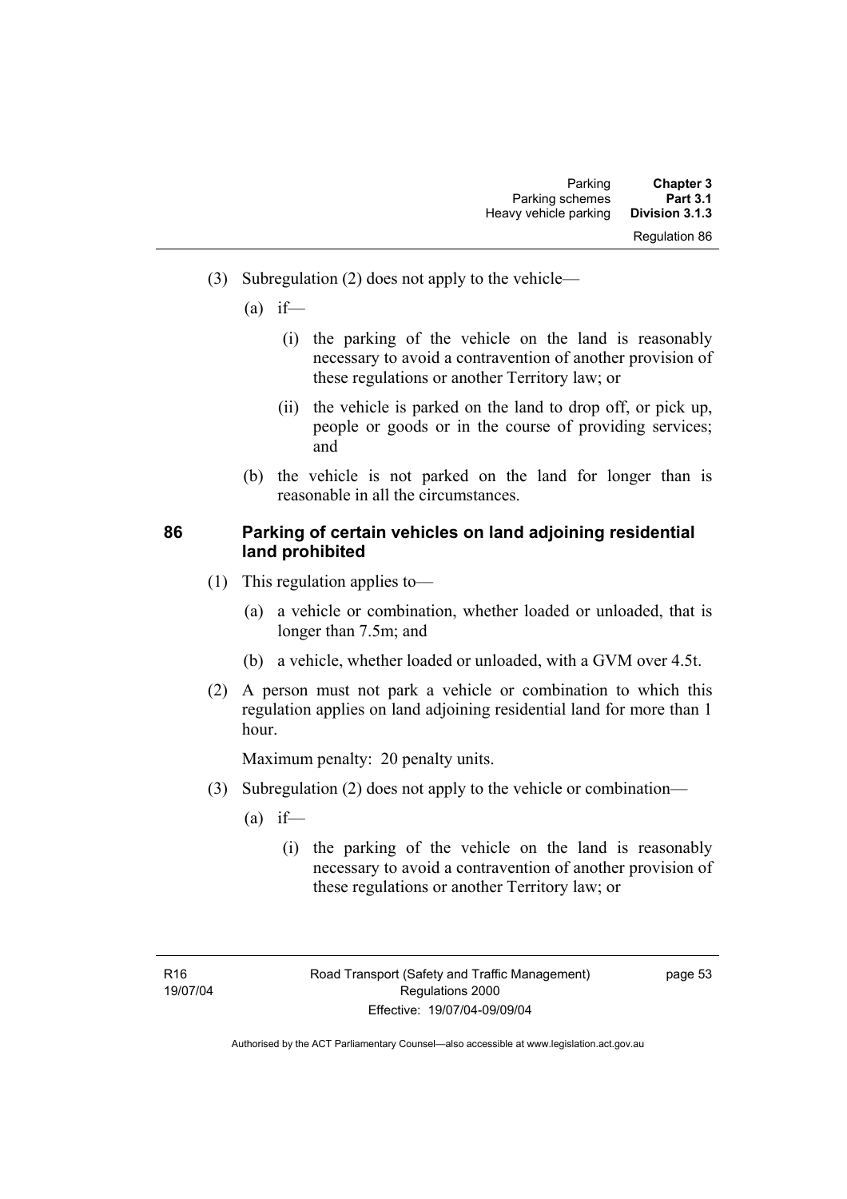(3) Subregulation (2) does not apply to the vehicle—

(a) if—

(i) the parking of the vehicle on the land is reasonably necessary to avoid a contravention of another provision of these regulations or another Territory law; or

(ii) the vehicle is parked on the land to drop off, or pick up, people or goods or in the course of providing services; and

(b) the vehicle is not parked on the land for longer than is reasonable in all the circumstances.

### 86 Parking of certain vehicles on land adjoining residential land prohibited

(1) This regulation applies to—

(a) a vehicle or combination, whether loaded or unloaded, that is longer than 7.5m; and

(b) a vehicle, whether loaded or unloaded, with a GVM over 4.5t.

(2) A person must not park a vehicle or combination to which this regulation applies on land adjoining residential land for more than 1 hour.

Maximum penalty: 20 penalty units.

(3) Subregulation (2) does not apply to the vehicle or combination—

(a) if—

(i) the parking of the vehicle on the land is reasonably necessary to avoid a contravention of another provision of these regulations or another Territory law; or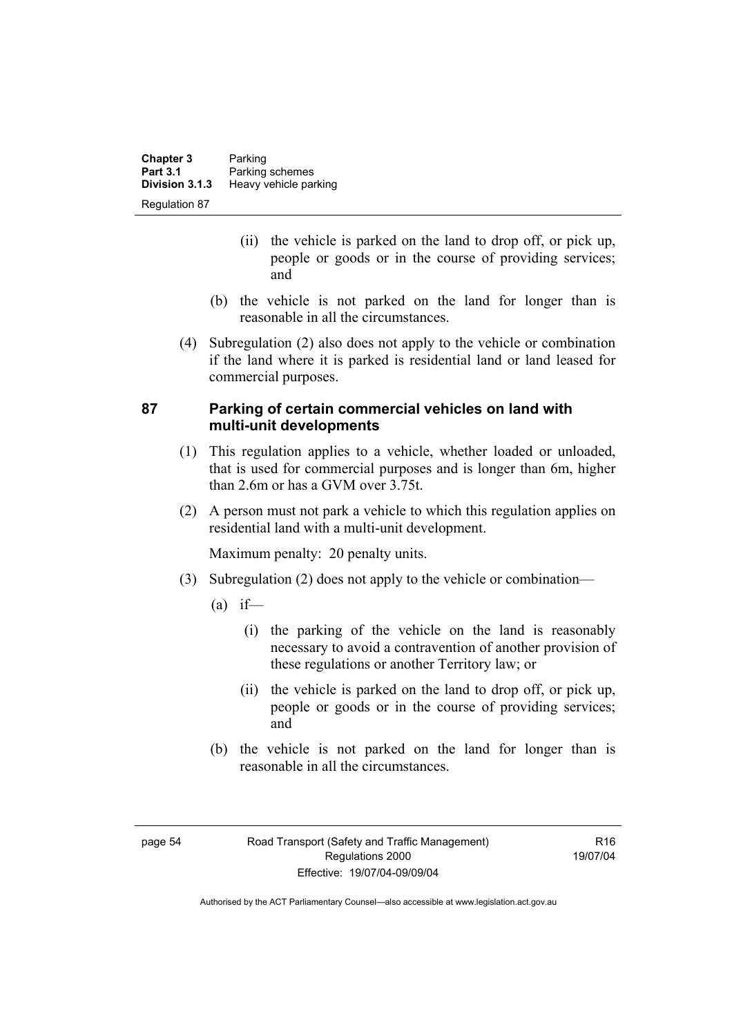(ii) the vehicle is parked on the land to drop off, or pick up, people or goods or in the course of providing services; and

(b) the vehicle is not parked on the land for longer than is reasonable in all the circumstances.

(4) Subregulation (2) also does not apply to the vehicle or combination if the land where it is parked is residential land or land leased for commercial purposes.

### 87 Parking of certain commercial vehicles on land with multi-unit developments

(1) This regulation applies to a vehicle, whether loaded or unloaded, that is used for commercial purposes and is longer than 6m, higher than 2.6m or has a GVM over 3.75t.

(2) A person must not park a vehicle to which this regulation applies on residential land with a multi-unit development.

Maximum penalty: 20 penalty units.

(3) Subregulation (2) does not apply to the vehicle or combination—

(a) if—

(i) the parking of the vehicle on the land is reasonably necessary to avoid a contravention of another provision of these regulations or another Territory law; or

(ii) the vehicle is parked on the land to drop off, or pick up, people or goods or in the course of providing services; and

(b) the vehicle is not parked on the land for longer than is reasonable in all the circumstances.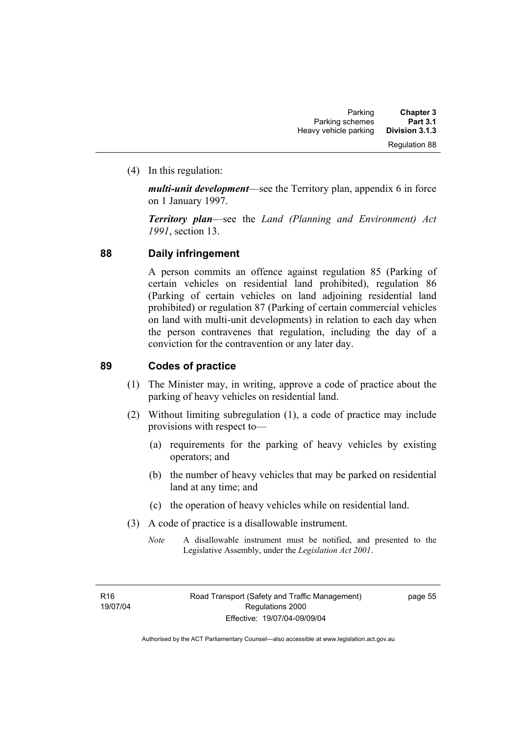(4) In this regulation:

***multi-unit development***—see the Territory plan, appendix 6 in force on 1 January 1997.

***Territory plan***—see the *Land (Planning and Environment) Act 1991*, section 13.

### 88 Daily infringement

A person commits an offence against regulation 85 (Parking of certain vehicles on residential land prohibited), regulation 86 (Parking of certain vehicles on land adjoining residential land prohibited) or regulation 87 (Parking of certain commercial vehicles on land with multi-unit developments) in relation to each day when the person contravenes that regulation, including the day of a conviction for the contravention or any later day.

### 89 Codes of practice

(1) The Minister may, in writing, approve a code of practice about the parking of heavy vehicles on residential land.

(2) Without limiting subregulation (1), a code of practice may include provisions with respect to—

(a) requirements for the parking of heavy vehicles by existing operators; and

(b) the number of heavy vehicles that may be parked on residential land at any time; and

(c) the operation of heavy vehicles while on residential land.

(3) A code of practice is a disallowable instrument.

*Note* A disallowable instrument must be notified, and presented to the Legislative Assembly, under the *Legislation Act 2001*.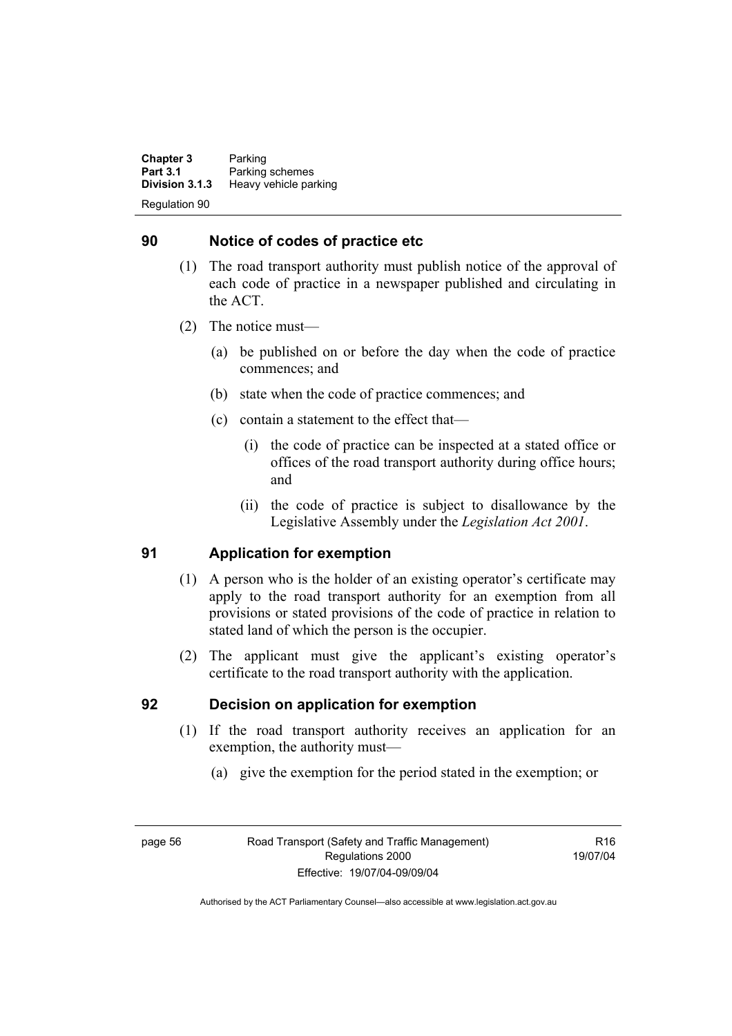## 90 Notice of codes of practice etc

(1) The road transport authority must publish notice of the approval of each code of practice in a newspaper published and circulating in the ACT.

(2) The notice must—

(a) be published on or before the day when the code of practice commences; and

(b) state when the code of practice commences; and

(c) contain a statement to the effect that—

(i) the code of practice can be inspected at a stated office or offices of the road transport authority during office hours; and

(ii) the code of practice is subject to disallowance by the Legislative Assembly under the *Legislation Act 2001*.

## 91 Application for exemption

(1) A person who is the holder of an existing operator's certificate may apply to the road transport authority for an exemption from all provisions or stated provisions of the code of practice in relation to stated land of which the person is the occupier.

(2) The applicant must give the applicant's existing operator's certificate to the road transport authority with the application.

## 92 Decision on application for exemption

(1) If the road transport authority receives an application for an exemption, the authority must—

(a) give the exemption for the period stated in the exemption; or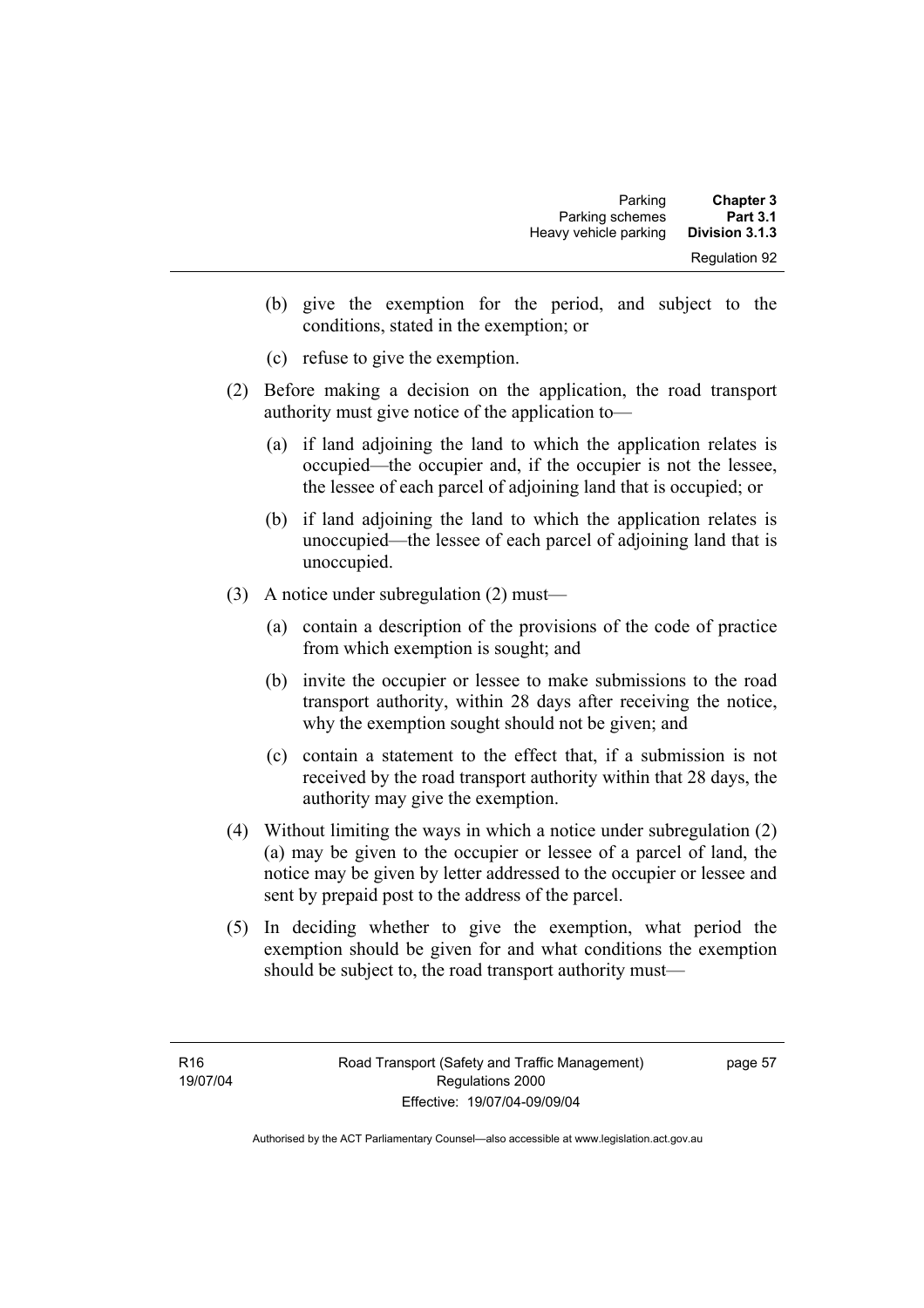(b) give the exemption for the period, and subject to the conditions, stated in the exemption; or

(c) refuse to give the exemption.

(2) Before making a decision on the application, the road transport authority must give notice of the application to—

(a) if land adjoining the land to which the application relates is occupied—the occupier and, if the occupier is not the lessee, the lessee of each parcel of adjoining land that is occupied; or

(b) if land adjoining the land to which the application relates is unoccupied—the lessee of each parcel of adjoining land that is unoccupied.

(3) A notice under subregulation (2) must—

(a) contain a description of the provisions of the code of practice from which exemption is sought; and

(b) invite the occupier or lessee to make submissions to the road transport authority, within 28 days after receiving the notice, why the exemption sought should not be given; and

(c) contain a statement to the effect that, if a submission is not received by the road transport authority within that 28 days, the authority may give the exemption.

(4) Without limiting the ways in which a notice under subregulation (2) (a) may be given to the occupier or lessee of a parcel of land, the notice may be given by letter addressed to the occupier or lessee and sent by prepaid post to the address of the parcel.

(5) In deciding whether to give the exemption, what period the exemption should be given for and what conditions the exemption should be subject to, the road transport authority must—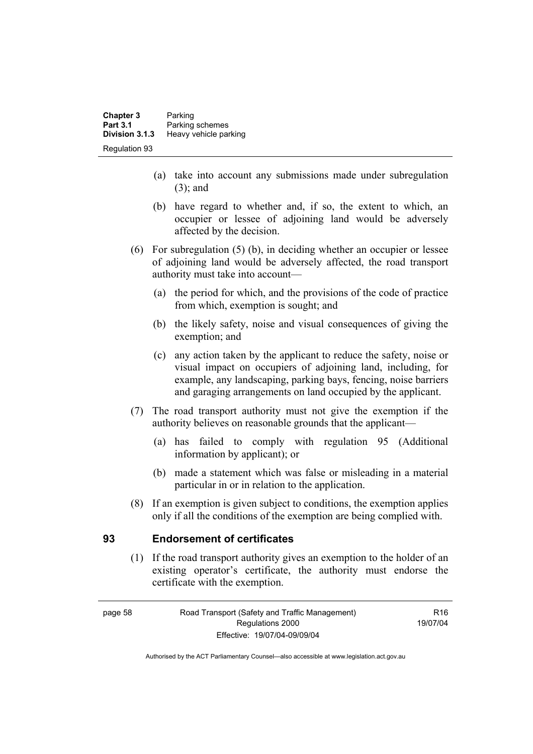- (a) take into account any submissions made under subregulation (3); and
- (b) have regard to whether and, if so, the extent to which, an occupier or lessee of adjoining land would be adversely affected by the decision.

(6) For subregulation (5) (b), in deciding whether an occupier or lessee of adjoining land would be adversely affected, the road transport authority must take into account—

- (a) the period for which, and the provisions of the code of practice from which, exemption is sought; and
- (b) the likely safety, noise and visual consequences of giving the exemption; and
- (c) any action taken by the applicant to reduce the safety, noise or visual impact on occupiers of adjoining land, including, for example, any landscaping, parking bays, fencing, noise barriers and garaging arrangements on land occupied by the applicant.

(7) The road transport authority must not give the exemption if the authority believes on reasonable grounds that the applicant—

- (a) has failed to comply with regulation 95 (Additional information by applicant); or
- (b) made a statement which was false or misleading in a material particular in or in relation to the application.

(8) If an exemption is given subject to conditions, the exemption applies only if all the conditions of the exemption are being complied with.

## 93 Endorsement of certificates

(1) If the road transport authority gives an exemption to the holder of an existing operator's certificate, the authority must endorse the certificate with the exemption.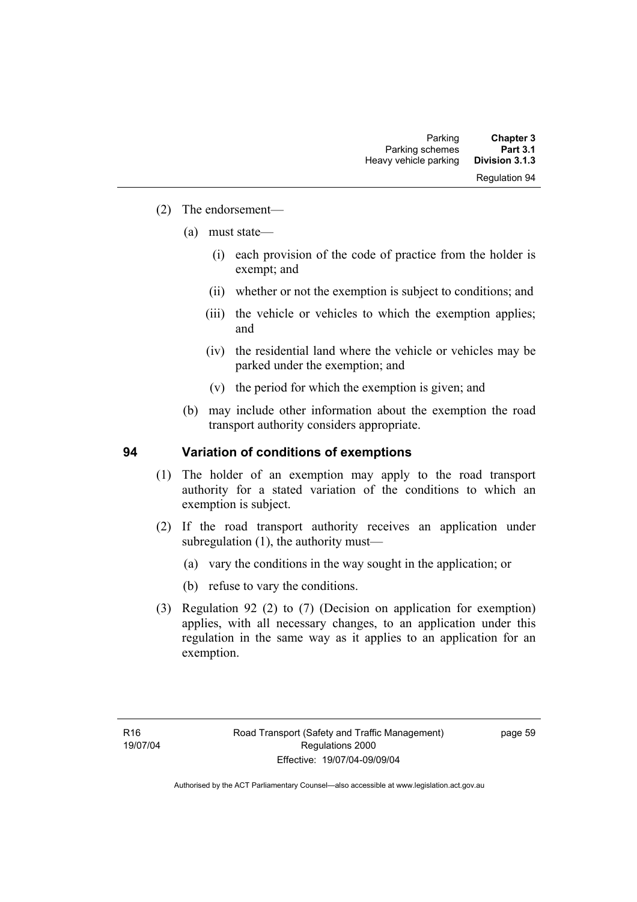(2) The endorsement—

(a) must state—

(i) each provision of the code of practice from the holder is exempt; and

(ii) whether or not the exemption is subject to conditions; and

(iii) the vehicle or vehicles to which the exemption applies; and

(iv) the residential land where the vehicle or vehicles may be parked under the exemption; and

(v) the period for which the exemption is given; and

(b) may include other information about the exemption the road transport authority considers appropriate.

## 94 Variation of conditions of exemptions

(1) The holder of an exemption may apply to the road transport authority for a stated variation of the conditions to which an exemption is subject.

(2) If the road transport authority receives an application under subregulation (1), the authority must—

(a) vary the conditions in the way sought in the application; or

(b) refuse to vary the conditions.

(3) Regulation 92 (2) to (7) (Decision on application for exemption) applies, with all necessary changes, to an application under this regulation in the same way as it applies to an application for an exemption.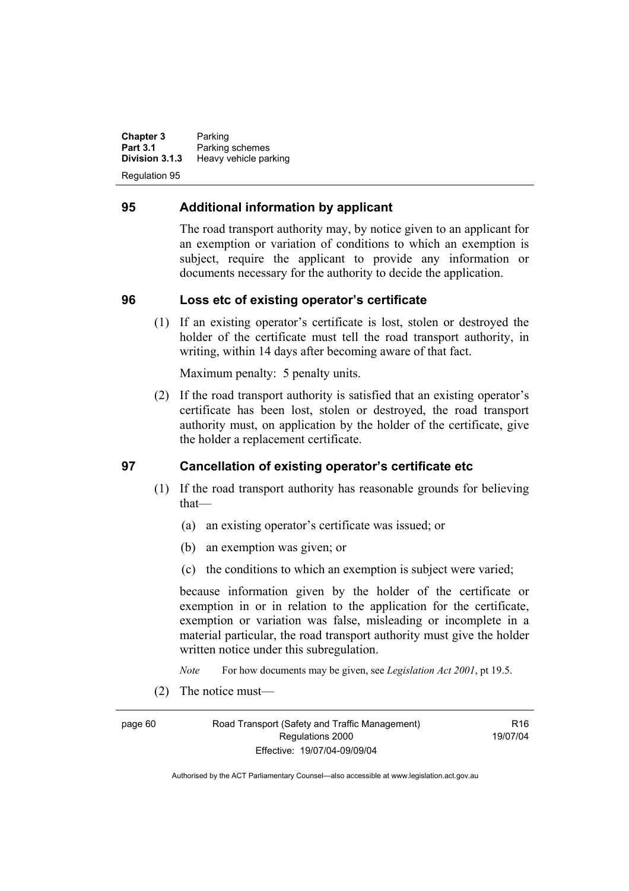## 95 Additional information by applicant

The road transport authority may, by notice given to an applicant for an exemption or variation of conditions to which an exemption is subject, require the applicant to provide any information or documents necessary for the authority to decide the application.

## 96 Loss etc of existing operator's certificate

(1) If an existing operator's certificate is lost, stolen or destroyed the holder of the certificate must tell the road transport authority, in writing, within 14 days after becoming aware of that fact.

Maximum penalty: 5 penalty units.

(2) If the road transport authority is satisfied that an existing operator's certificate has been lost, stolen or destroyed, the road transport authority must, on application by the holder of the certificate, give the holder a replacement certificate.

## 97 Cancellation of existing operator's certificate etc

(1) If the road transport authority has reasonable grounds for believing that—

(a) an existing operator's certificate was issued; or

(b) an exemption was given; or

(c) the conditions to which an exemption is subject were varied;

because information given by the holder of the certificate or exemption in or in relation to the application for the certificate, exemption or variation was false, misleading or incomplete in a material particular, the road transport authority must give the holder written notice under this subregulation.

*Note* For how documents may be given, see *Legislation Act 2001*, pt 19.5.

(2) The notice must—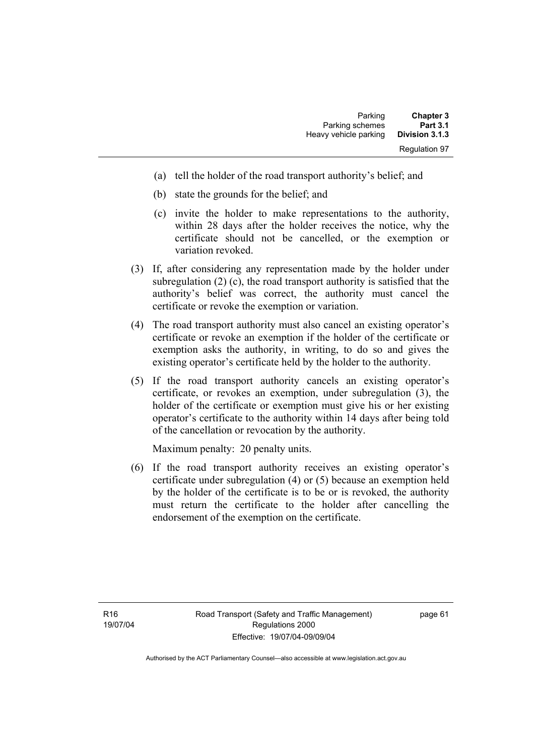(a) tell the holder of the road transport authority's belief; and

(b) state the grounds for the belief; and

(c) invite the holder to make representations to the authority, within 28 days after the holder receives the notice, why the certificate should not be cancelled, or the exemption or variation revoked.

(3) If, after considering any representation made by the holder under subregulation (2) (c), the road transport authority is satisfied that the authority's belief was correct, the authority must cancel the certificate or revoke the exemption or variation.

(4) The road transport authority must also cancel an existing operator's certificate or revoke an exemption if the holder of the certificate or exemption asks the authority, in writing, to do so and gives the existing operator's certificate held by the holder to the authority.

(5) If the road transport authority cancels an existing operator's certificate, or revokes an exemption, under subregulation (3), the holder of the certificate or exemption must give his or her existing operator's certificate to the authority within 14 days after being told of the cancellation or revocation by the authority.

Maximum penalty: 20 penalty units.

(6) If the road transport authority receives an existing operator's certificate under subregulation (4) or (5) because an exemption held by the holder of the certificate is to be or is revoked, the authority must return the certificate to the holder after cancelling the endorsement of the exemption on the certificate.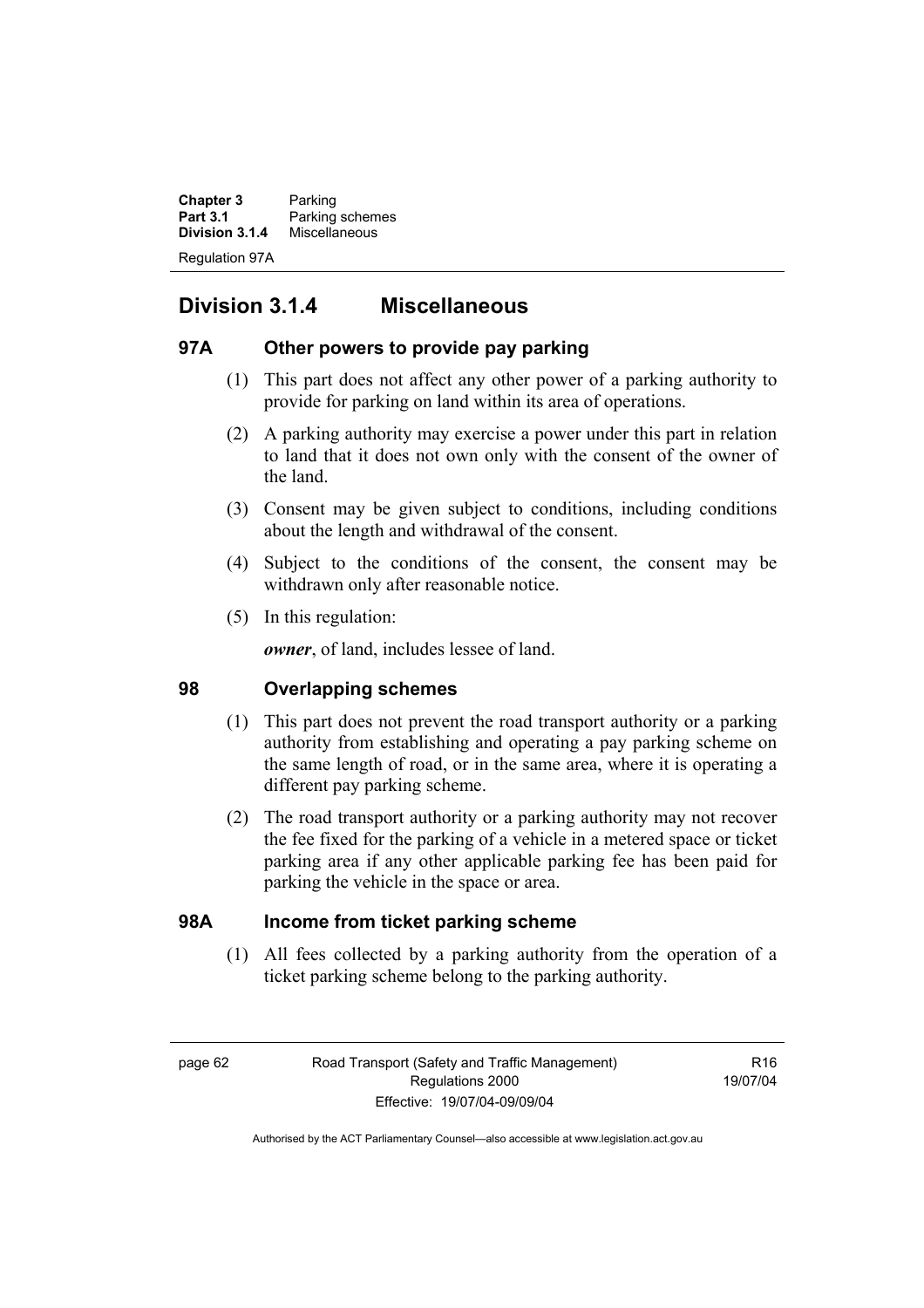## Division 3.1.4 Miscellaneous

### 97A Other powers to provide pay parking

(1) This part does not affect any other power of a parking authority to provide for parking on land within its area of operations.

(2) A parking authority may exercise a power under this part in relation to land that it does not own only with the consent of the owner of the land.

(3) Consent may be given subject to conditions, including conditions about the length and withdrawal of the consent.

(4) Subject to the conditions of the consent, the consent may be withdrawn only after reasonable notice.

(5) In this regulation:

***owner***, of land, includes lessee of land.

### 98 Overlapping schemes

(1) This part does not prevent the road transport authority or a parking authority from establishing and operating a pay parking scheme on the same length of road, or in the same area, where it is operating a different pay parking scheme.

(2) The road transport authority or a parking authority may not recover the fee fixed for the parking of a vehicle in a metered space or ticket parking area if any other applicable parking fee has been paid for parking the vehicle in the space or area.

### 98A Income from ticket parking scheme

(1) All fees collected by a parking authority from the operation of a ticket parking scheme belong to the parking authority.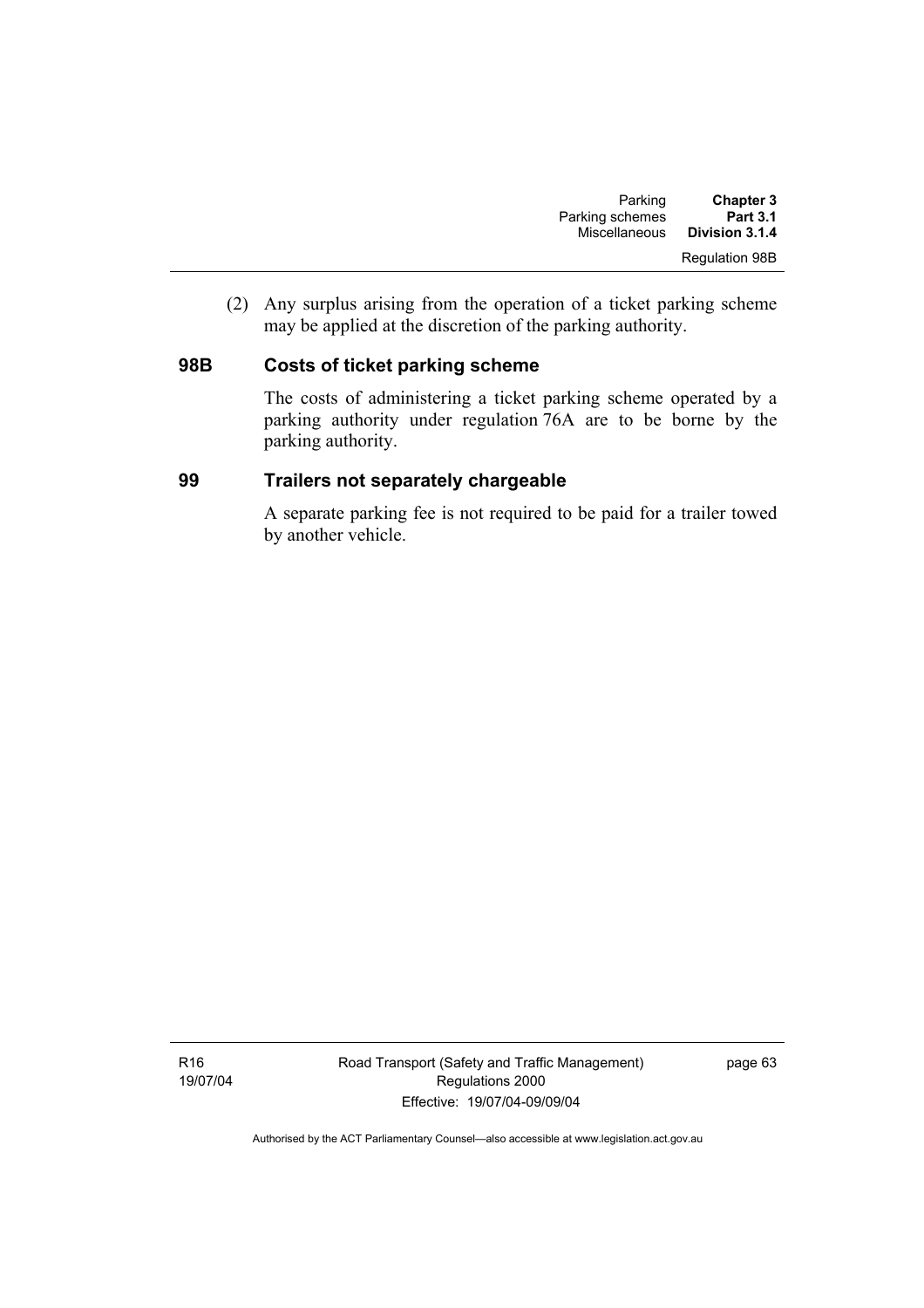(2) Any surplus arising from the operation of a ticket parking scheme may be applied at the discretion of the parking authority.

## 98B Costs of ticket parking scheme

The costs of administering a ticket parking scheme operated by a parking authority under regulation 76A are to be borne by the parking authority.

## 99 Trailers not separately chargeable

A separate parking fee is not required to be paid for a trailer towed by another vehicle.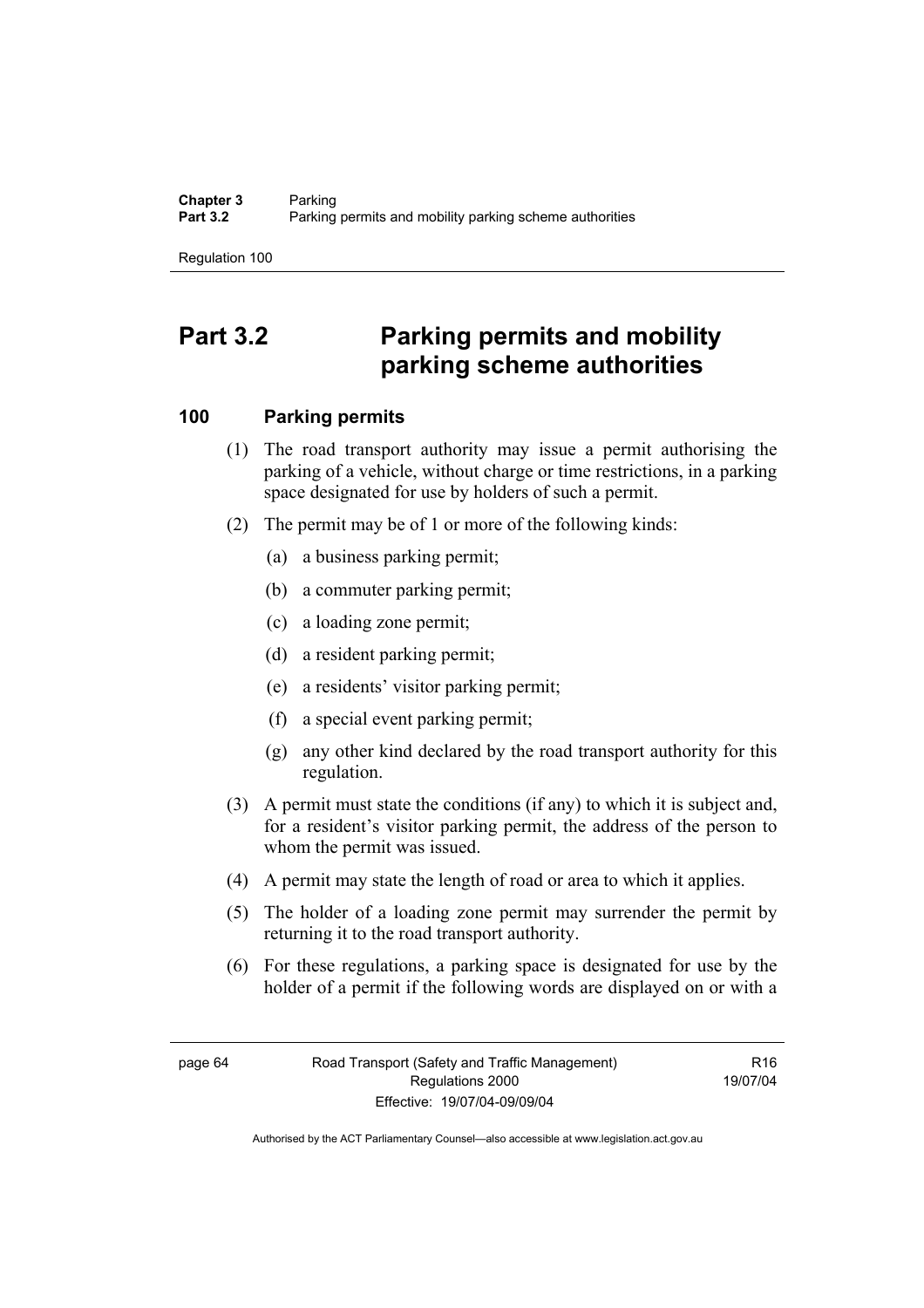# Part 3.2 Parking permits and mobility parking scheme authorities

## 100 Parking permits

(1) The road transport authority may issue a permit authorising the parking of a vehicle, without charge or time restrictions, in a parking space designated for use by holders of such a permit.

(2) The permit may be of 1 or more of the following kinds:

(a) a business parking permit;

(b) a commuter parking permit;

(c) a loading zone permit;

(d) a resident parking permit;

(e) a residents' visitor parking permit;

(f) a special event parking permit;

(g) any other kind declared by the road transport authority for this regulation.

(3) A permit must state the conditions (if any) to which it is subject and, for a resident's visitor parking permit, the address of the person to whom the permit was issued.

(4) A permit may state the length of road or area to which it applies.

(5) The holder of a loading zone permit may surrender the permit by returning it to the road transport authority.

(6) For these regulations, a parking space is designated for use by the holder of a permit if the following words are displayed on or with a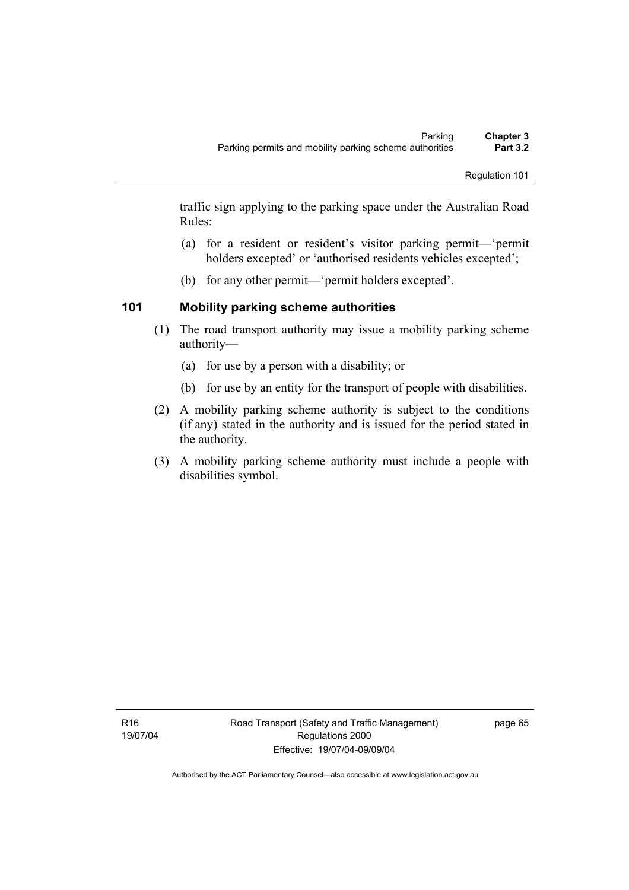traffic sign applying to the parking space under the Australian Road Rules:

(a) for a resident or resident's visitor parking permit—'permit holders excepted' or 'authorised residents vehicles excepted';

(b) for any other permit—'permit holders excepted'.

## 101 Mobility parking scheme authorities

(1) The road transport authority may issue a mobility parking scheme authority—

(a) for use by a person with a disability; or

(b) for use by an entity for the transport of people with disabilities.

(2) A mobility parking scheme authority is subject to the conditions (if any) stated in the authority and is issued for the period stated in the authority.

(3) A mobility parking scheme authority must include a people with disabilities symbol.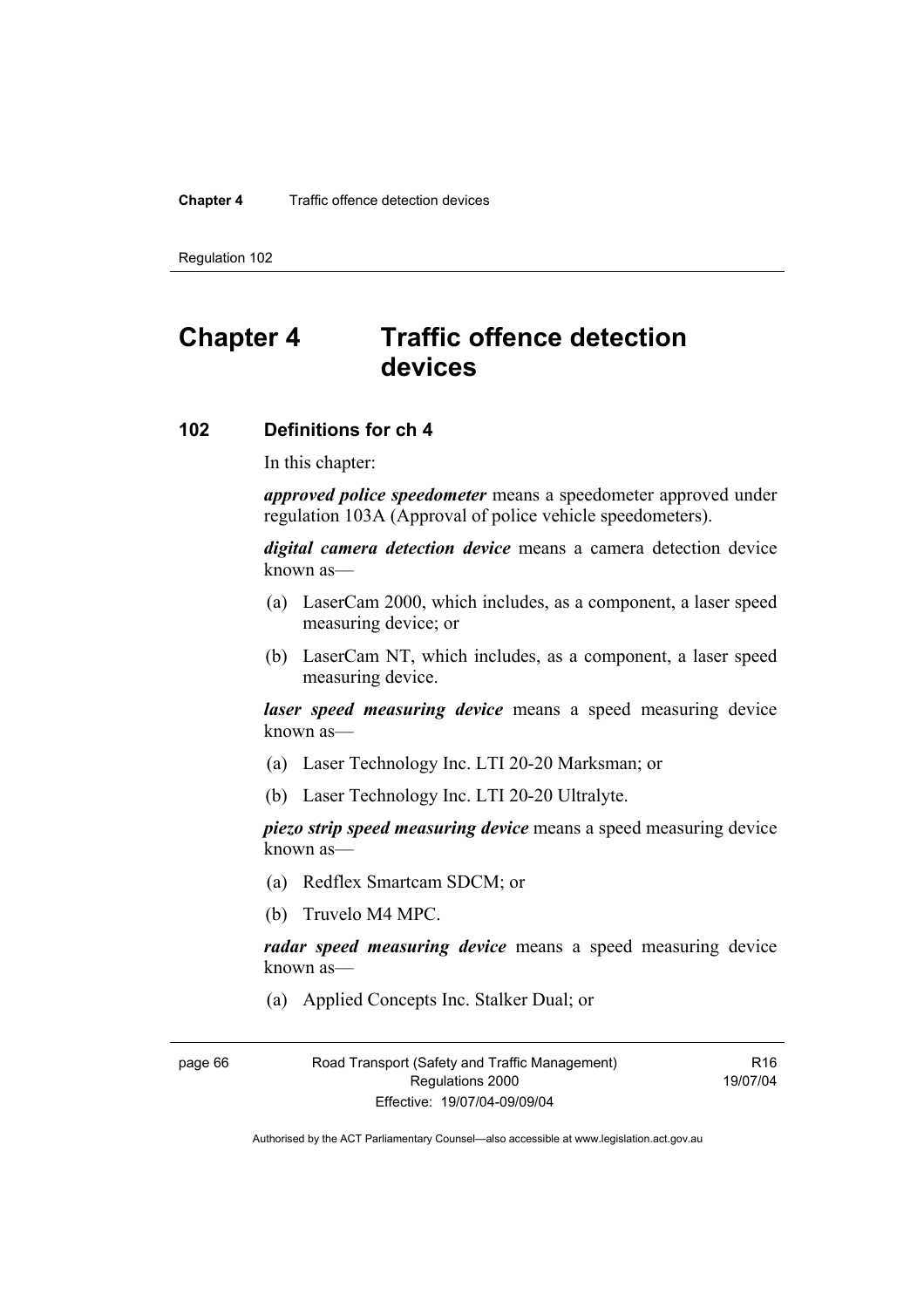# Chapter 4 Traffic offence detection devices

## 102 Definitions for ch 4

In this chapter:

***approved police speedometer*** means a speedometer approved under regulation 103A (Approval of police vehicle speedometers).

***digital camera detection device*** means a camera detection device known as—

(a) LaserCam 2000, which includes, as a component, a laser speed measuring device; or

(b) LaserCam NT, which includes, as a component, a laser speed measuring device.

***laser speed measuring device*** means a speed measuring device known as—

(a) Laser Technology Inc. LTI 20-20 Marksman; or

(b) Laser Technology Inc. LTI 20-20 Ultralyte.

***piezo strip speed measuring device*** means a speed measuring device known as—

(a) Redflex Smartcam SDCM; or

(b) Truvelo M4 MPC.

***radar speed measuring device*** means a speed measuring device known as—

(a) Applied Concepts Inc. Stalker Dual; or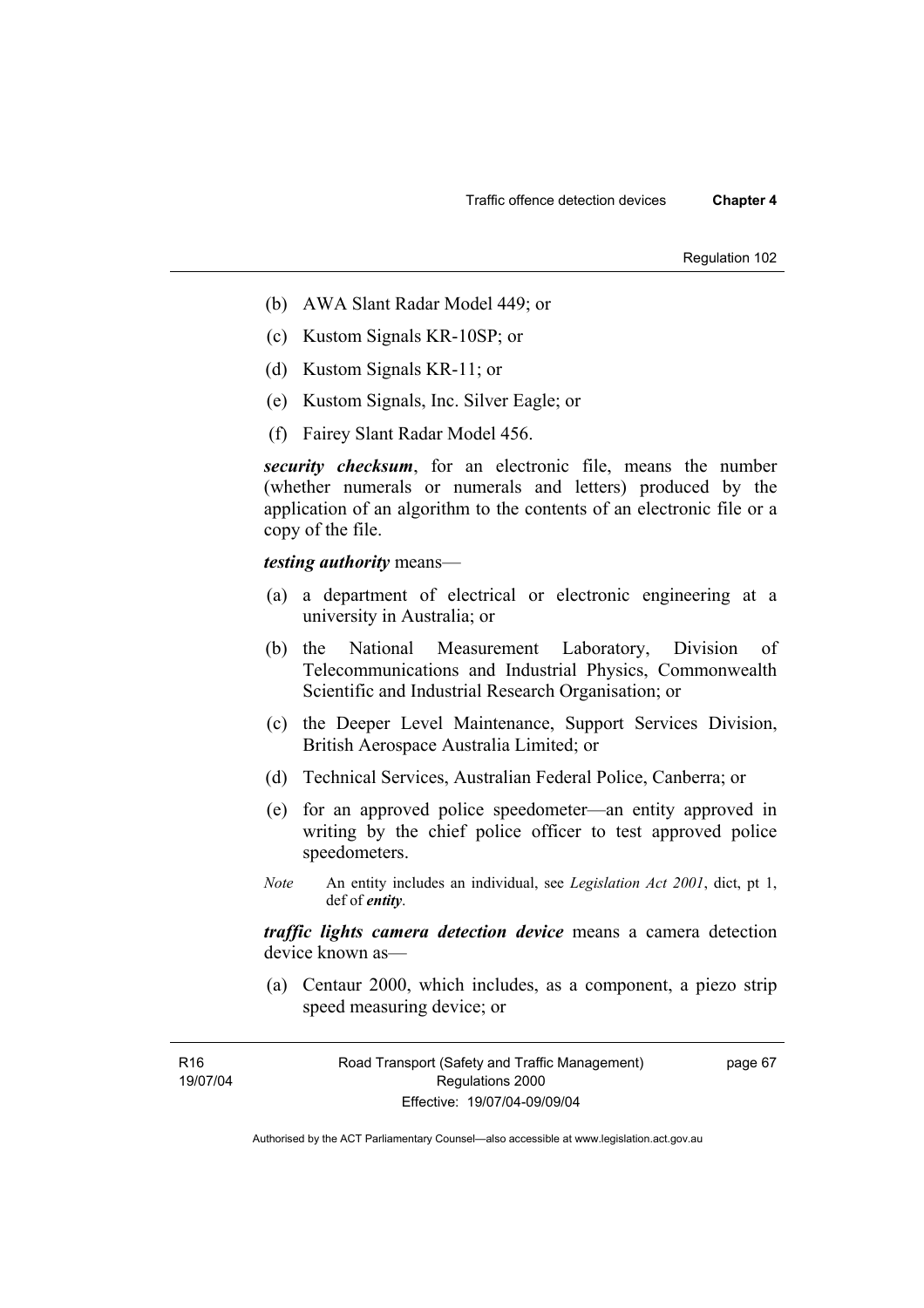(b) AWA Slant Radar Model 449; or

(c) Kustom Signals KR-10SP; or

(d) Kustom Signals KR-11; or

(e) Kustom Signals, Inc. Silver Eagle; or

(f) Fairey Slant Radar Model 456.

***security checksum***, for an electronic file, means the number (whether numerals or numerals and letters) produced by the application of an algorithm to the contents of an electronic file or a copy of the file.

***testing authority*** means—

(a) a department of electrical or electronic engineering at a university in Australia; or

(b) the National Measurement Laboratory, Division of Telecommunications and Industrial Physics, Commonwealth Scientific and Industrial Research Organisation; or

(c) the Deeper Level Maintenance, Support Services Division, British Aerospace Australia Limited; or

(d) Technical Services, Australian Federal Police, Canberra; or

(e) for an approved police speedometer—an entity approved in writing by the chief police officer to test approved police speedometers.

*Note* An entity includes an individual, see *Legislation Act 2001*, dict, pt 1, def of ***entity***.

***traffic lights camera detection device*** means a camera detection device known as—

(a) Centaur 2000, which includes, as a component, a piezo strip speed measuring device; or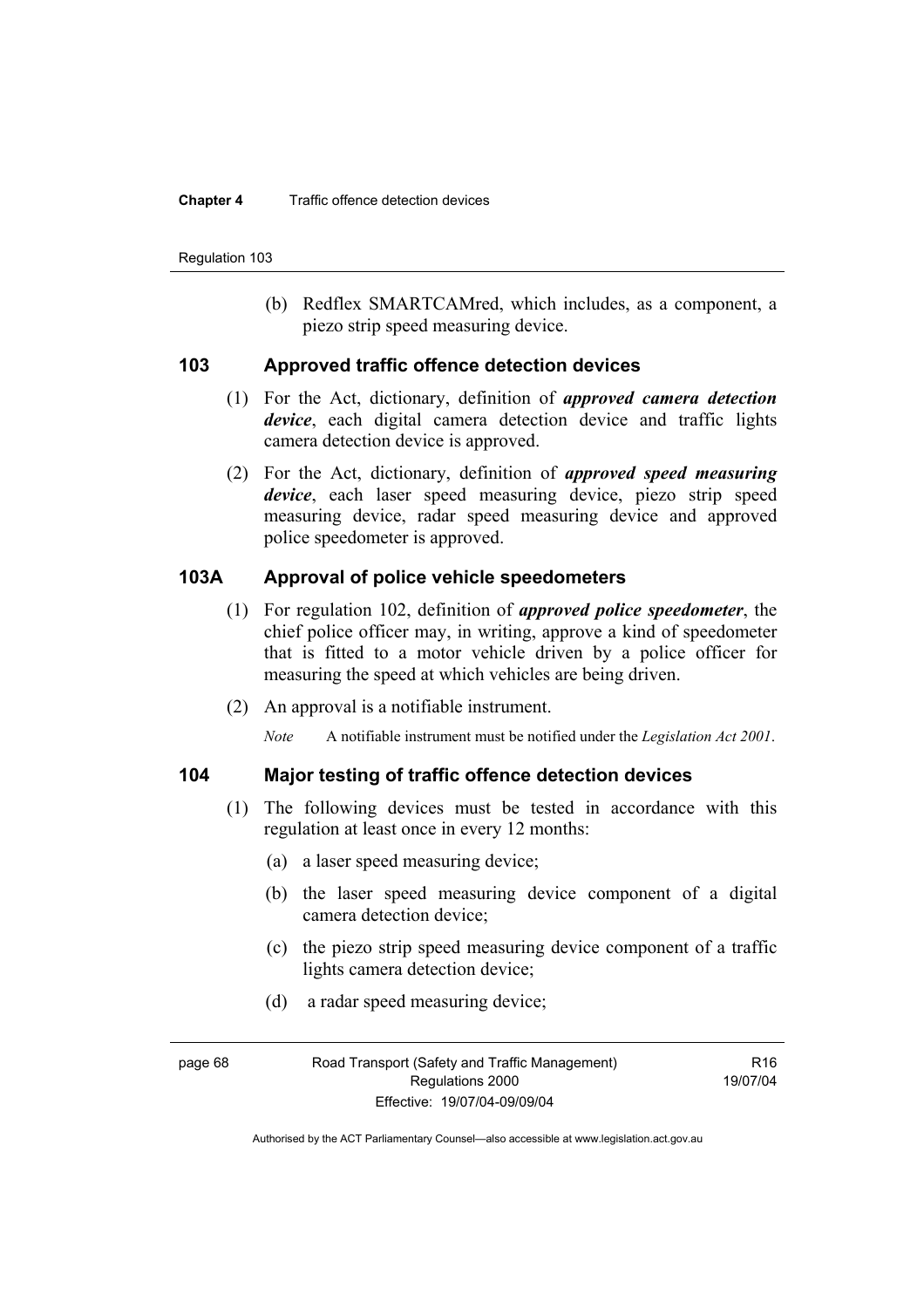(b) Redflex SMARTCAMred, which includes, as a component, a piezo strip speed measuring device.

## 103 Approved traffic offence detection devices

(1) For the Act, dictionary, definition of ***approved camera detection device***, each digital camera detection device and traffic lights camera detection device is approved.

(2) For the Act, dictionary, definition of ***approved speed measuring device***, each laser speed measuring device, piezo strip speed measuring device, radar speed measuring device and approved police speedometer is approved.

## 103A Approval of police vehicle speedometers

(1) For regulation 102, definition of ***approved police speedometer***, the chief police officer may, in writing, approve a kind of speedometer that is fitted to a motor vehicle driven by a police officer for measuring the speed at which vehicles are being driven.

(2) An approval is a notifiable instrument.

*Note* A notifiable instrument must be notified under the *Legislation Act 2001*.

## 104 Major testing of traffic offence detection devices

(1) The following devices must be tested in accordance with this regulation at least once in every 12 months:

(a) a laser speed measuring device;

(b) the laser speed measuring device component of a digital camera detection device;

(c) the piezo strip speed measuring device component of a traffic lights camera detection device;

(d) a radar speed measuring device;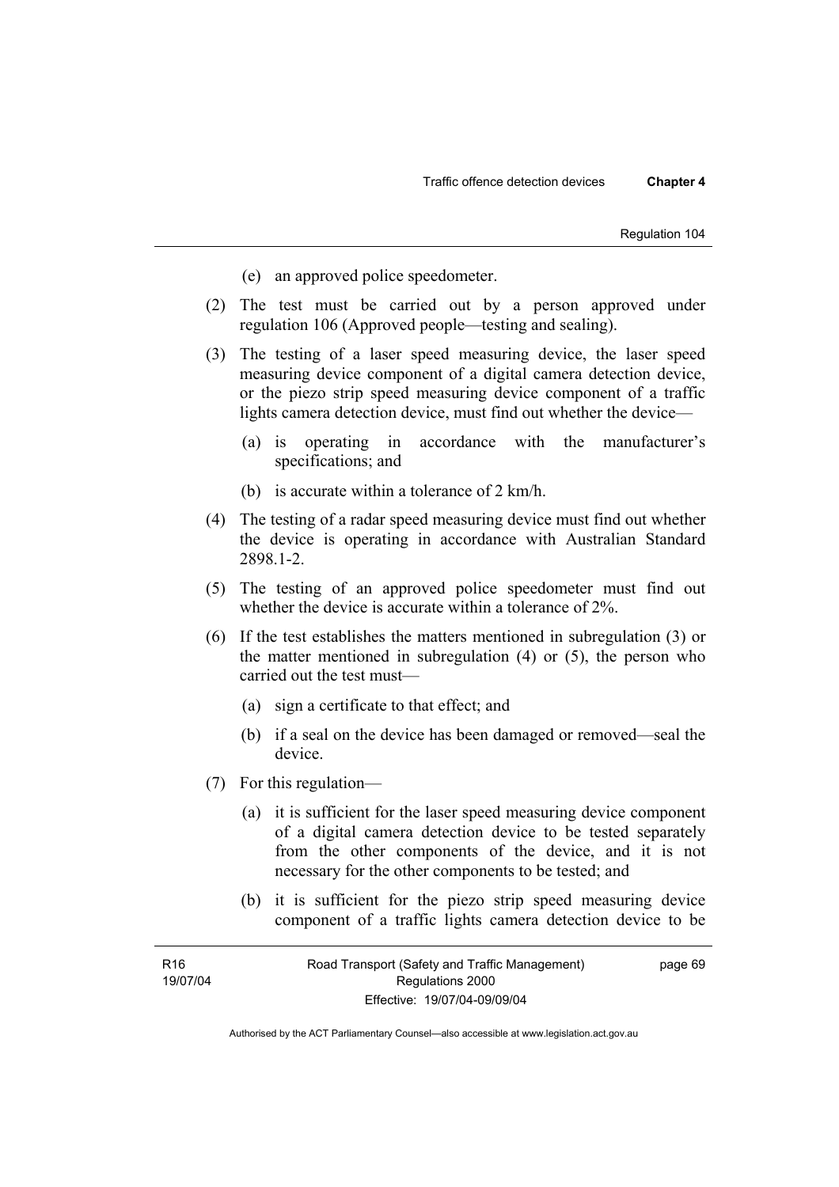(e) an approved police speedometer.

(2) The test must be carried out by a person approved under regulation 106 (Approved people—testing and sealing).

(3) The testing of a laser speed measuring device, the laser speed measuring device component of a digital camera detection device, or the piezo strip speed measuring device component of a traffic lights camera detection device, must find out whether the device—

(a) is operating in accordance with the manufacturer's specifications; and

(b) is accurate within a tolerance of 2 km/h.

(4) The testing of a radar speed measuring device must find out whether the device is operating in accordance with Australian Standard 2898.1-2.

(5) The testing of an approved police speedometer must find out whether the device is accurate within a tolerance of 2%.

(6) If the test establishes the matters mentioned in subregulation (3) or the matter mentioned in subregulation (4) or (5), the person who carried out the test must—

(a) sign a certificate to that effect; and

(b) if a seal on the device has been damaged or removed—seal the device.

(7) For this regulation—

(a) it is sufficient for the laser speed measuring device component of a digital camera detection device to be tested separately from the other components of the device, and it is not necessary for the other components to be tested; and

(b) it is sufficient for the piezo strip speed measuring device component of a traffic lights camera detection device to be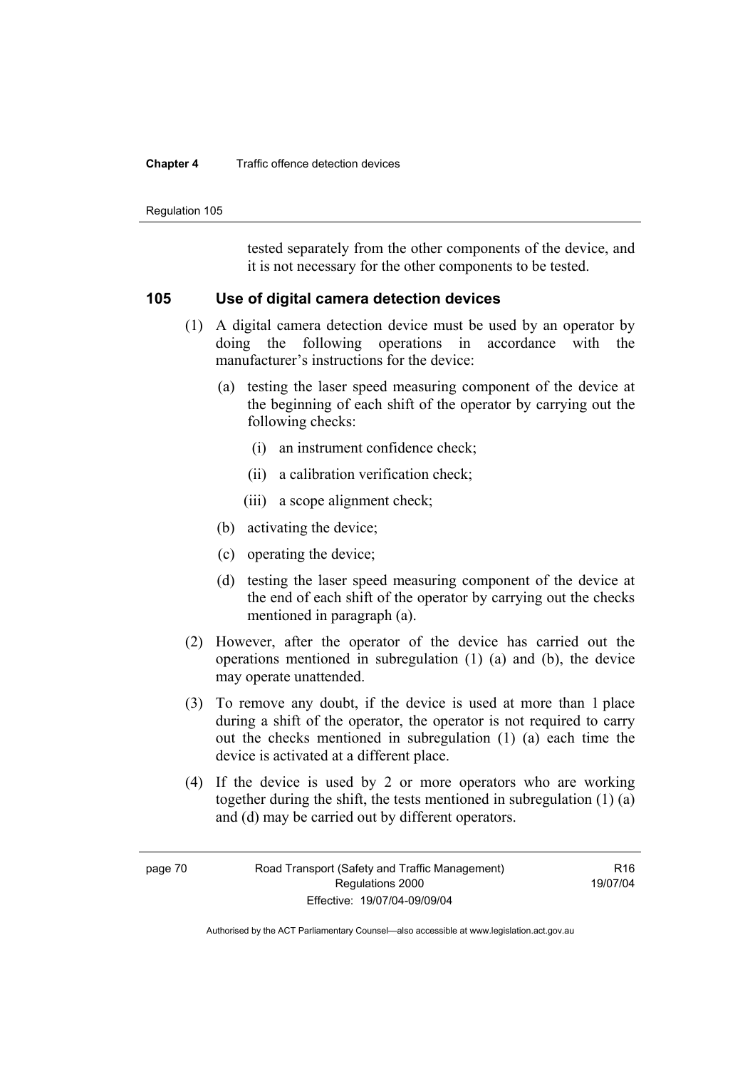tested separately from the other components of the device, and it is not necessary for the other components to be tested.

## 105 Use of digital camera detection devices

(1) A digital camera detection device must be used by an operator by doing the following operations in accordance with the manufacturer's instructions for the device:

(a) testing the laser speed measuring component of the device at the beginning of each shift of the operator by carrying out the following checks:

(i) an instrument confidence check;

(ii) a calibration verification check;

(iii) a scope alignment check;

(b) activating the device;

(c) operating the device;

(d) testing the laser speed measuring component of the device at the end of each shift of the operator by carrying out the checks mentioned in paragraph (a).

(2) However, after the operator of the device has carried out the operations mentioned in subregulation (1) (a) and (b), the device may operate unattended.

(3) To remove any doubt, if the device is used at more than 1 place during a shift of the operator, the operator is not required to carry out the checks mentioned in subregulation (1) (a) each time the device is activated at a different place.

(4) If the device is used by 2 or more operators who are working together during the shift, the tests mentioned in subregulation (1) (a) and (d) may be carried out by different operators.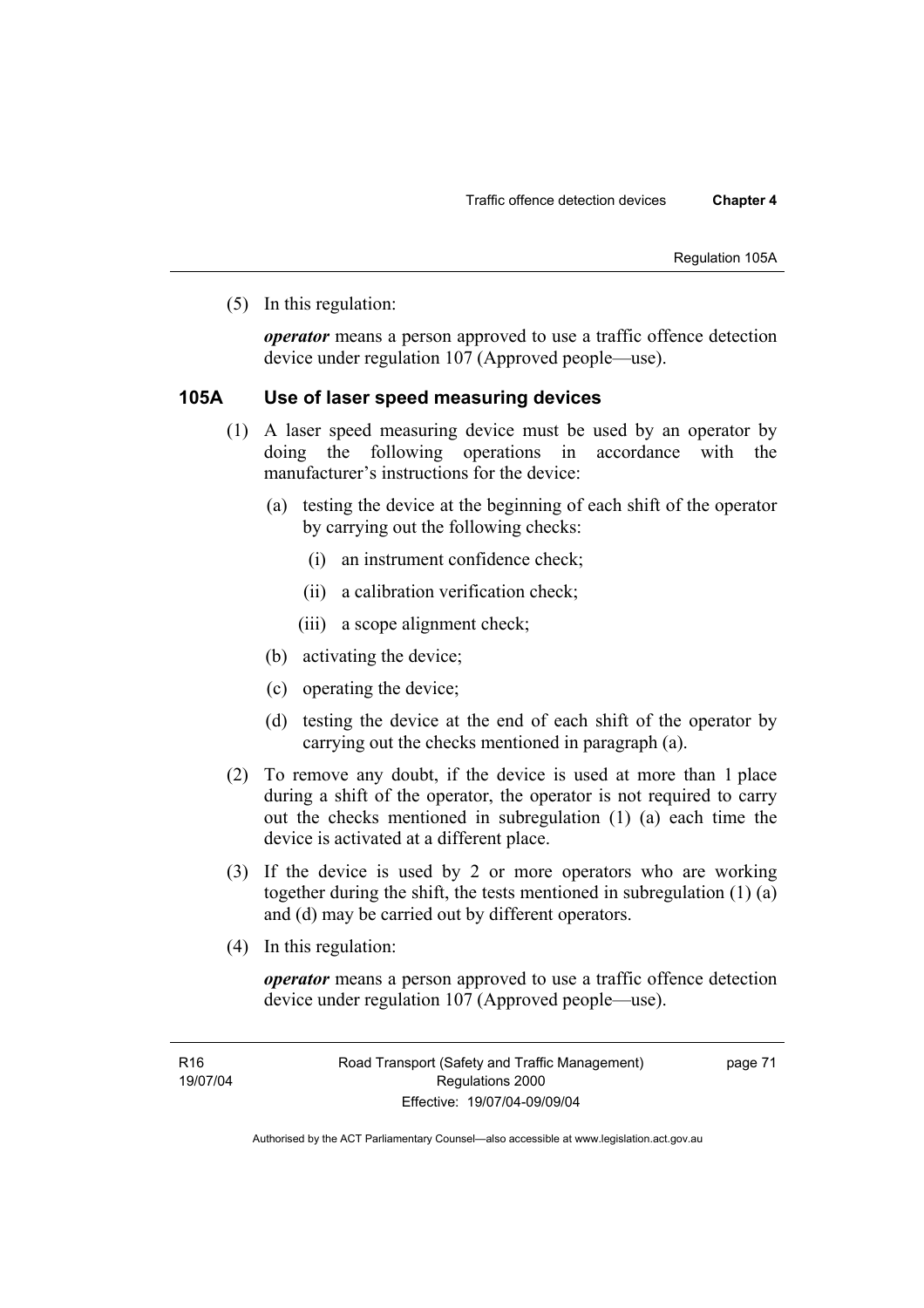(5) In this regulation:

***operator*** means a person approved to use a traffic offence detection device under regulation 107 (Approved people—use).

### 105A Use of laser speed measuring devices

(1) A laser speed measuring device must be used by an operator by doing the following operations in accordance with the manufacturer's instructions for the device:

- (a) testing the device at the beginning of each shift of the operator by carrying out the following checks:
  - (i) an instrument confidence check;
  - (ii) a calibration verification check;
  - (iii) a scope alignment check;
- (b) activating the device;
- (c) operating the device;
- (d) testing the device at the end of each shift of the operator by carrying out the checks mentioned in paragraph (a).

(2) To remove any doubt, if the device is used at more than 1 place during a shift of the operator, the operator is not required to carry out the checks mentioned in subregulation (1) (a) each time the device is activated at a different place.

(3) If the device is used by 2 or more operators who are working together during the shift, the tests mentioned in subregulation (1) (a) and (d) may be carried out by different operators.

(4) In this regulation:

***operator*** means a person approved to use a traffic offence detection device under regulation 107 (Approved people—use).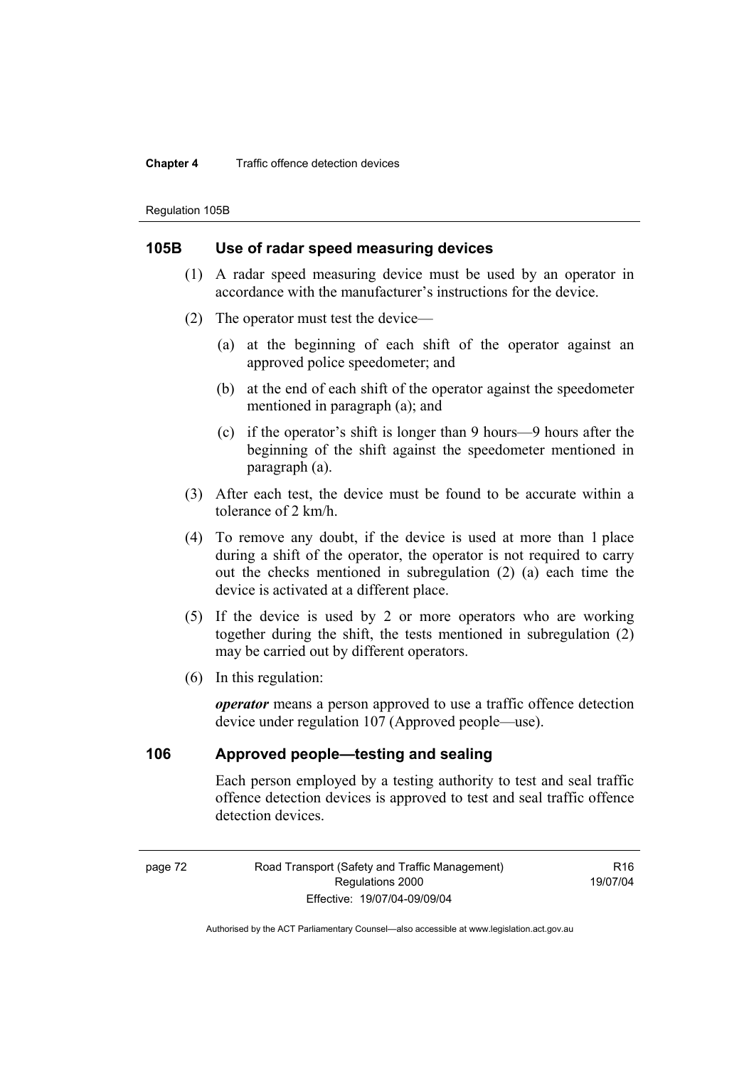## 105B Use of radar speed measuring devices

(1) A radar speed measuring device must be used by an operator in accordance with the manufacturer's instructions for the device.

(2) The operator must test the device—

(a) at the beginning of each shift of the operator against an approved police speedometer; and

(b) at the end of each shift of the operator against the speedometer mentioned in paragraph (a); and

(c) if the operator's shift is longer than 9 hours—9 hours after the beginning of the shift against the speedometer mentioned in paragraph (a).

(3) After each test, the device must be found to be accurate within a tolerance of 2 km/h.

(4) To remove any doubt, if the device is used at more than 1 place during a shift of the operator, the operator is not required to carry out the checks mentioned in subregulation (2) (a) each time the device is activated at a different place.

(5) If the device is used by 2 or more operators who are working together during the shift, the tests mentioned in subregulation (2) may be carried out by different operators.

(6) In this regulation:

***operator*** means a person approved to use a traffic offence detection device under regulation 107 (Approved people—use).

## 106 Approved people—testing and sealing

Each person employed by a testing authority to test and seal traffic offence detection devices is approved to test and seal traffic offence detection devices.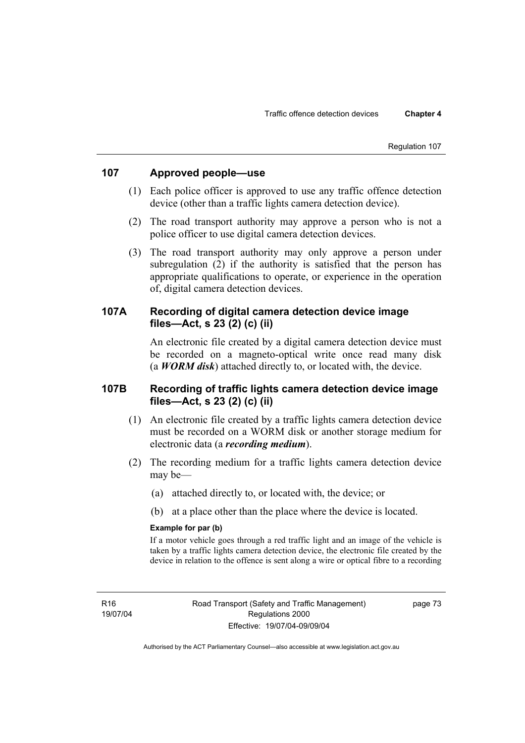## 107 Approved people—use

(1) Each police officer is approved to use any traffic offence detection device (other than a traffic lights camera detection device).

(2) The road transport authority may approve a person who is not a police officer to use digital camera detection devices.

(3) The road transport authority may only approve a person under subregulation (2) if the authority is satisfied that the person has appropriate qualifications to operate, or experience in the operation of, digital camera detection devices.

## 107A Recording of digital camera detection device image files—Act, s 23 (2) (c) (ii)

An electronic file created by a digital camera detection device must be recorded on a magneto-optical write once read many disk (a ***WORM disk***) attached directly to, or located with, the device.

## 107B Recording of traffic lights camera detection device image files—Act, s 23 (2) (c) (ii)

(1) An electronic file created by a traffic lights camera detection device must be recorded on a WORM disk or another storage medium for electronic data (a ***recording medium***).

(2) The recording medium for a traffic lights camera detection device may be—

(a) attached directly to, or located with, the device; or

(b) at a place other than the place where the device is located.

**Example for par (b)**

If a motor vehicle goes through a red traffic light and an image of the vehicle is taken by a traffic lights camera detection device, the electronic file created by the device in relation to the offence is sent along a wire or optical fibre to a recording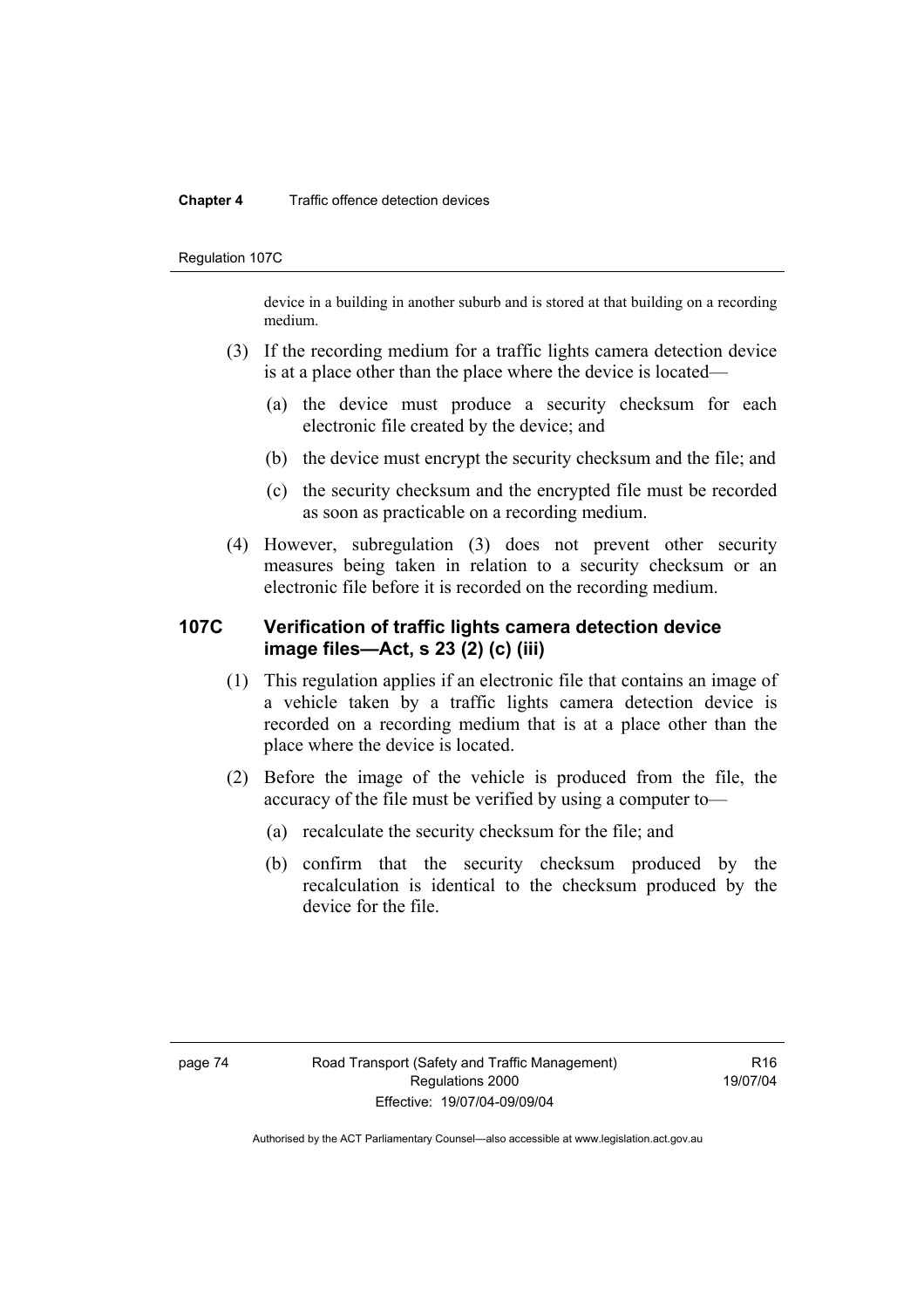device in a building in another suburb and is stored at that building on a recording medium.

(3) If the recording medium for a traffic lights camera detection device is at a place other than the place where the device is located—

(a) the device must produce a security checksum for each electronic file created by the device; and

(b) the device must encrypt the security checksum and the file; and

(c) the security checksum and the encrypted file must be recorded as soon as practicable on a recording medium.

(4) However, subregulation (3) does not prevent other security measures being taken in relation to a security checksum or an electronic file before it is recorded on the recording medium.

## 107C Verification of traffic lights camera detection device image files—Act, s 23 (2) (c) (iii)

(1) This regulation applies if an electronic file that contains an image of a vehicle taken by a traffic lights camera detection device is recorded on a recording medium that is at a place other than the place where the device is located.

(2) Before the image of the vehicle is produced from the file, the accuracy of the file must be verified by using a computer to—

(a) recalculate the security checksum for the file; and

(b) confirm that the security checksum produced by the recalculation is identical to the checksum produced by the device for the file.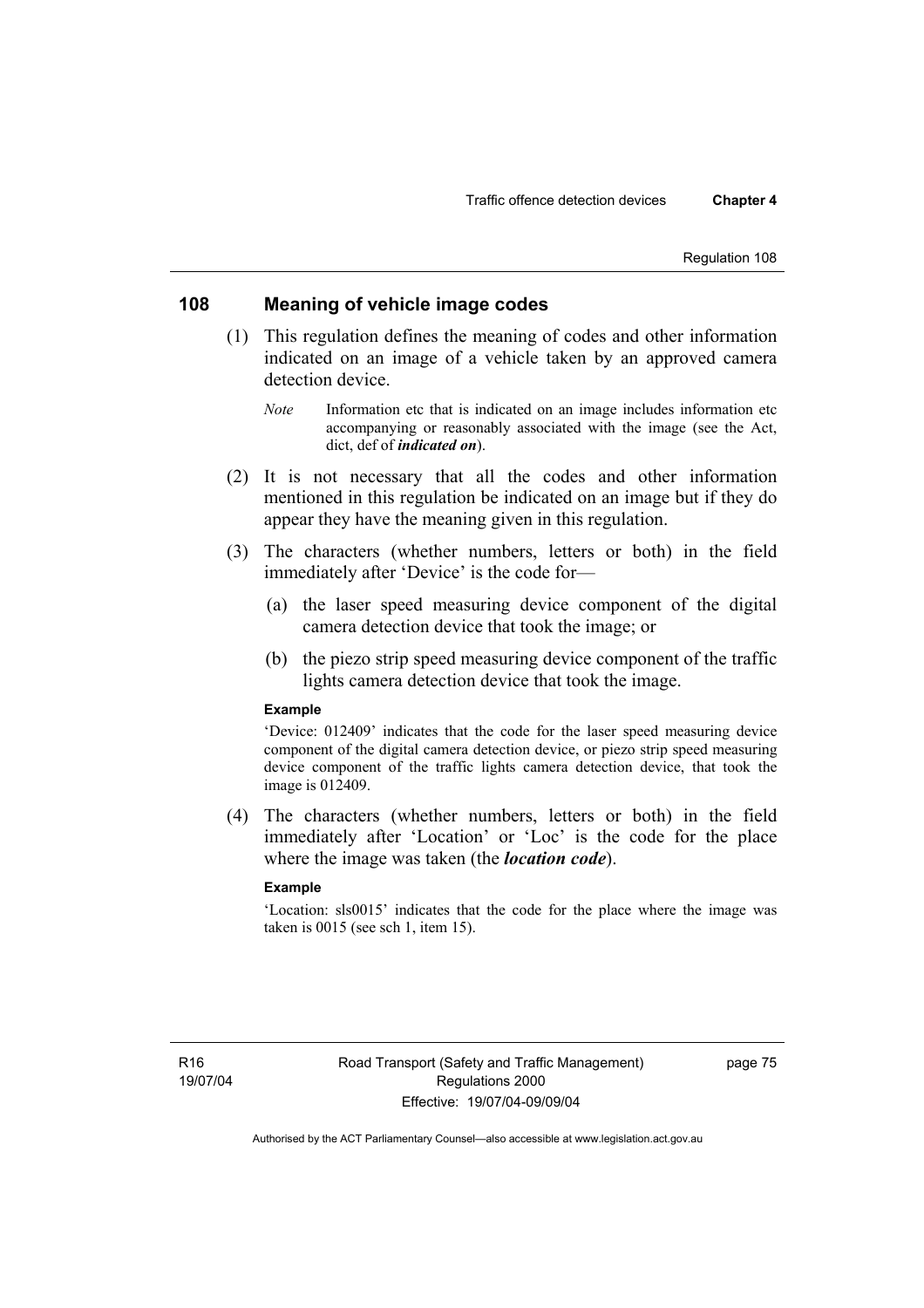## 108 Meaning of vehicle image codes

(1) This regulation defines the meaning of codes and other information indicated on an image of a vehicle taken by an approved camera detection device.

*Note* Information etc that is indicated on an image includes information etc accompanying or reasonably associated with the image (see the Act, dict, def of ***indicated on***).

(2) It is not necessary that all the codes and other information mentioned in this regulation be indicated on an image but if they do appear they have the meaning given in this regulation.

(3) The characters (whether numbers, letters or both) in the field immediately after 'Device' is the code for—

(a) the laser speed measuring device component of the digital camera detection device that took the image; or

(b) the piezo strip speed measuring device component of the traffic lights camera detection device that took the image.

**Example**

'Device: 012409' indicates that the code for the laser speed measuring device component of the digital camera detection device, or piezo strip speed measuring device component of the traffic lights camera detection device, that took the image is 012409.

(4) The characters (whether numbers, letters or both) in the field immediately after 'Location' or 'Loc' is the code for the place where the image was taken (the ***location code***).

**Example**

'Location: sls0015' indicates that the code for the place where the image was taken is 0015 (see sch 1, item 15).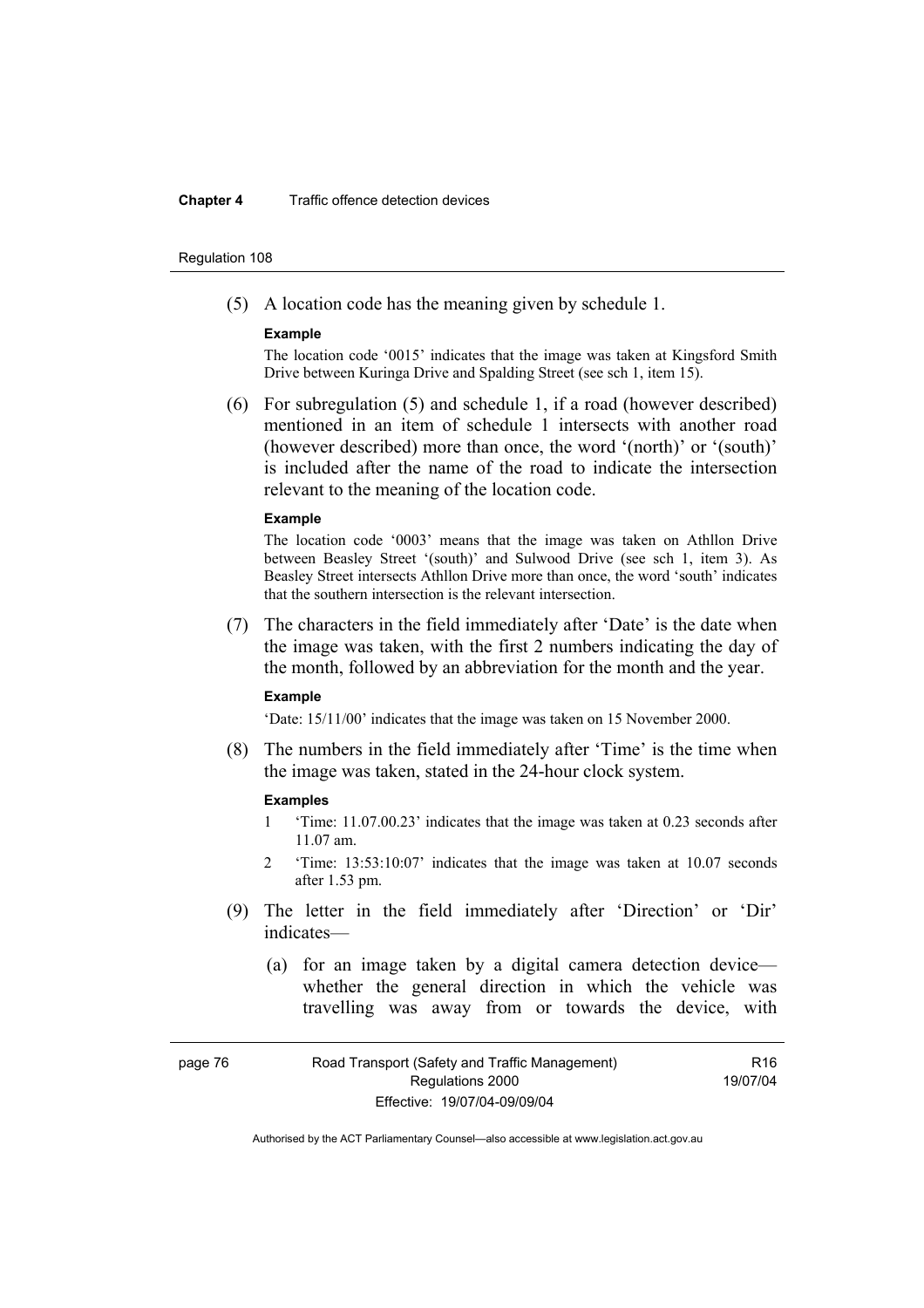(5) A location code has the meaning given by schedule 1.

**Example**

The location code '0015' indicates that the image was taken at Kingsford Smith Drive between Kuringa Drive and Spalding Street (see sch 1, item 15).

(6) For subregulation (5) and schedule 1, if a road (however described) mentioned in an item of schedule 1 intersects with another road (however described) more than once, the word '(north)' or '(south)' is included after the name of the road to indicate the intersection relevant to the meaning of the location code.

**Example**

The location code '0003' means that the image was taken on Athllon Drive between Beasley Street '(south)' and Sulwood Drive (see sch 1, item 3). As Beasley Street intersects Athllon Drive more than once, the word 'south' indicates that the southern intersection is the relevant intersection.

(7) The characters in the field immediately after 'Date' is the date when the image was taken, with the first 2 numbers indicating the day of the month, followed by an abbreviation for the month and the year.

**Example**

'Date: 15/11/00' indicates that the image was taken on 15 November 2000.

(8) The numbers in the field immediately after 'Time' is the time when the image was taken, stated in the 24-hour clock system.

**Examples**

1 'Time: 11.07.00.23' indicates that the image was taken at 0.23 seconds after 11.07 am.

2 'Time: 13:53:10:07' indicates that the image was taken at 10.07 seconds after 1.53 pm.

(9) The letter in the field immediately after 'Direction' or 'Dir' indicates—

(a) for an image taken by a digital camera detection device—whether the general direction in which the vehicle was travelling was away from or towards the device, with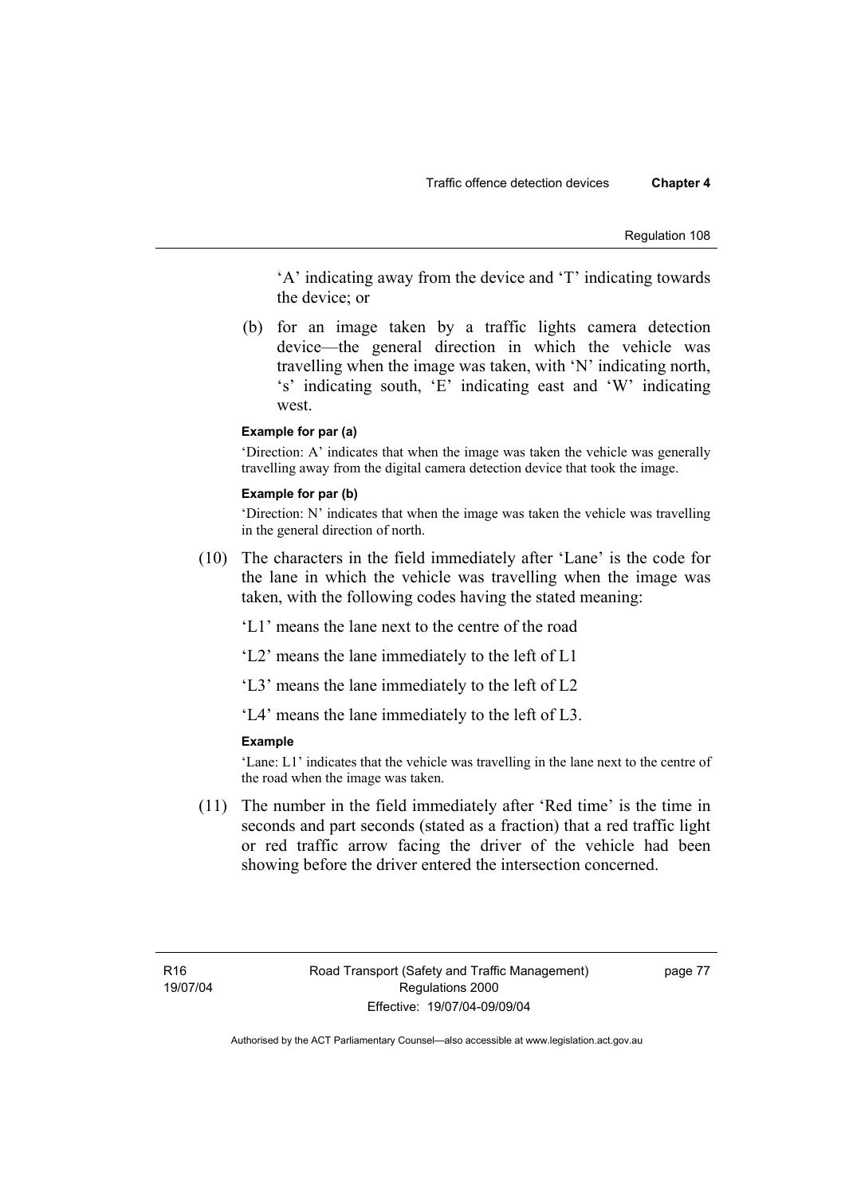'A' indicating away from the device and 'T' indicating towards the device; or

(b) for an image taken by a traffic lights camera detection device—the general direction in which the vehicle was travelling when the image was taken, with 'N' indicating north, 's' indicating south, 'E' indicating east and 'W' indicating west.

**Example for par (a)**

'Direction: A' indicates that when the image was taken the vehicle was generally travelling away from the digital camera detection device that took the image.

**Example for par (b)**

'Direction: N' indicates that when the image was taken the vehicle was travelling in the general direction of north.

(10) The characters in the field immediately after 'Lane' is the code for the lane in which the vehicle was travelling when the image was taken, with the following codes having the stated meaning:

'L1' means the lane next to the centre of the road

'L2' means the lane immediately to the left of L1

'L3' means the lane immediately to the left of L2

'L4' means the lane immediately to the left of L3.

**Example**

'Lane: L1' indicates that the vehicle was travelling in the lane next to the centre of the road when the image was taken.

(11) The number in the field immediately after 'Red time' is the time in seconds and part seconds (stated as a fraction) that a red traffic light or red traffic arrow facing the driver of the vehicle had been showing before the driver entered the intersection concerned.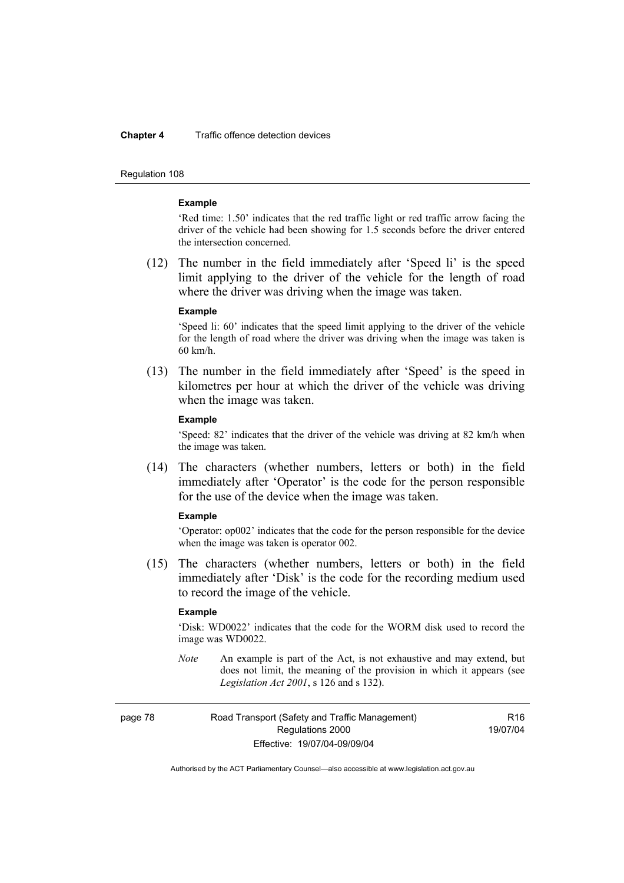**Example**

'Red time: 1.50' indicates that the red traffic light or red traffic arrow facing the driver of the vehicle had been showing for 1.5 seconds before the driver entered the intersection concerned.

(12) The number in the field immediately after 'Speed li' is the speed limit applying to the driver of the vehicle for the length of road where the driver was driving when the image was taken.

**Example**

'Speed li: 60' indicates that the speed limit applying to the driver of the vehicle for the length of road where the driver was driving when the image was taken is 60 km/h.

(13) The number in the field immediately after 'Speed' is the speed in kilometres per hour at which the driver of the vehicle was driving when the image was taken.

**Example**

'Speed: 82' indicates that the driver of the vehicle was driving at 82 km/h when the image was taken.

(14) The characters (whether numbers, letters or both) in the field immediately after 'Operator' is the code for the person responsible for the use of the device when the image was taken.

**Example**

'Operator: op002' indicates that the code for the person responsible for the device when the image was taken is operator 002.

(15) The characters (whether numbers, letters or both) in the field immediately after 'Disk' is the code for the recording medium used to record the image of the vehicle.

**Example**

'Disk: WD0022' indicates that the code for the WORM disk used to record the image was WD0022.

*Note* An example is part of the Act, is not exhaustive and may extend, but does not limit, the meaning of the provision in which it appears (see *Legislation Act 2001*, s 126 and s 132).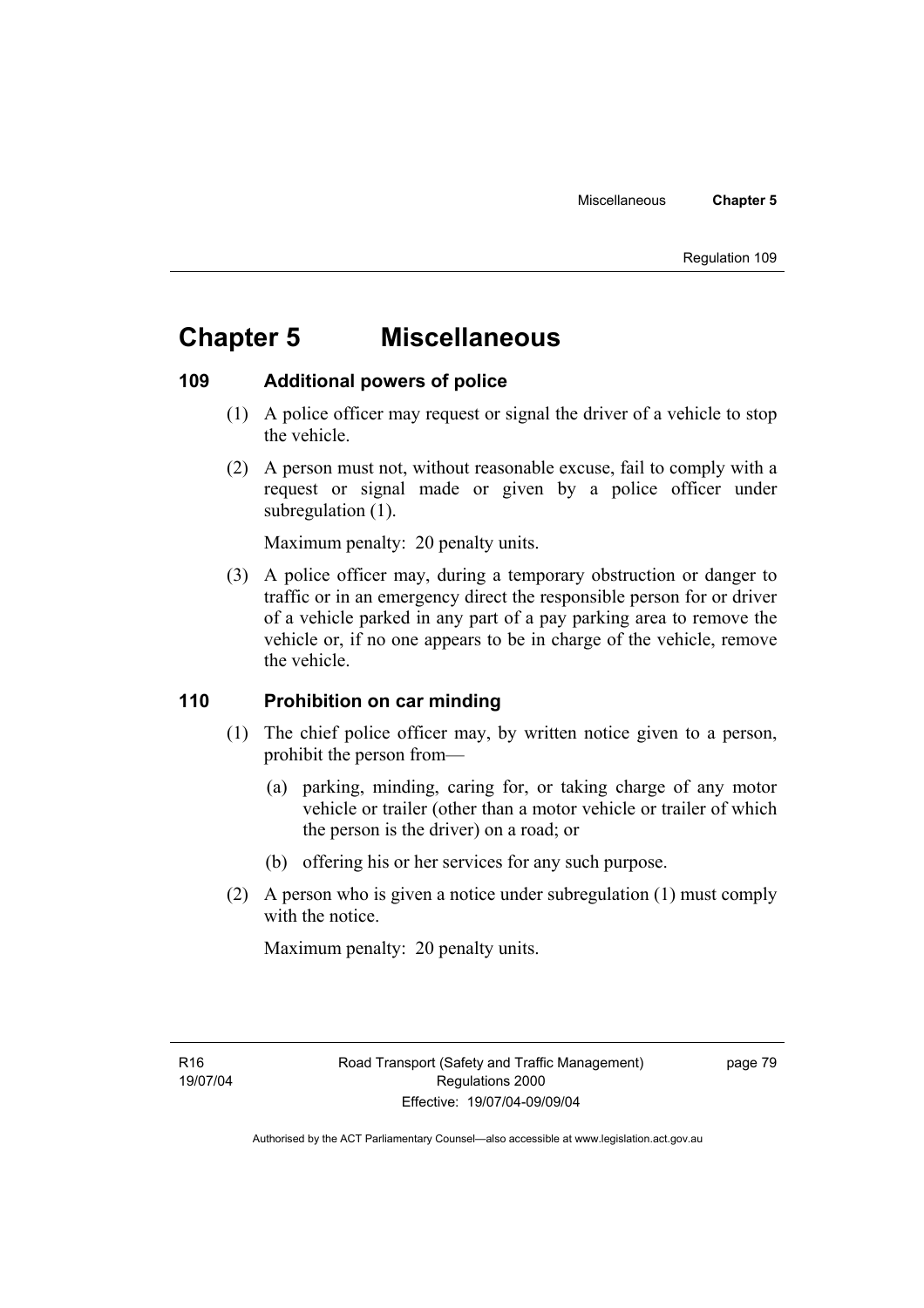# Chapter 5 Miscellaneous

## 109 Additional powers of police

(1) A police officer may request or signal the driver of a vehicle to stop the vehicle.

(2) A person must not, without reasonable excuse, fail to comply with a request or signal made or given by a police officer under subregulation (1).

Maximum penalty: 20 penalty units.

(3) A police officer may, during a temporary obstruction or danger to traffic or in an emergency direct the responsible person for or driver of a vehicle parked in any part of a pay parking area to remove the vehicle or, if no one appears to be in charge of the vehicle, remove the vehicle.

## 110 Prohibition on car minding

(1) The chief police officer may, by written notice given to a person, prohibit the person from—

(a) parking, minding, caring for, or taking charge of any motor vehicle or trailer (other than a motor vehicle or trailer of which the person is the driver) on a road; or

(b) offering his or her services for any such purpose.

(2) A person who is given a notice under subregulation (1) must comply with the notice.

Maximum penalty: 20 penalty units.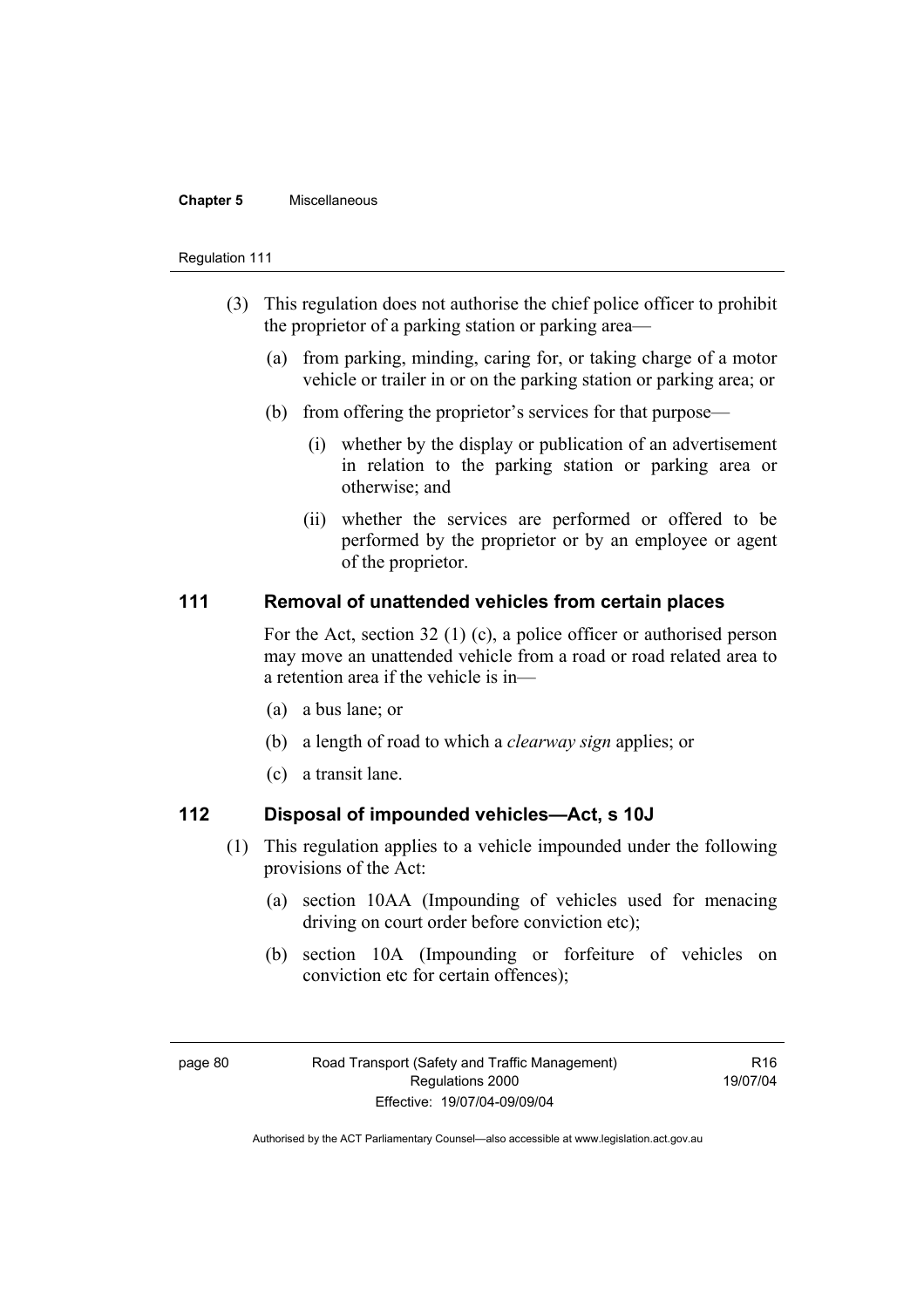(3) This regulation does not authorise the chief police officer to prohibit the proprietor of a parking station or parking area—

(a) from parking, minding, caring for, or taking charge of a motor vehicle or trailer in or on the parking station or parking area; or

(b) from offering the proprietor's services for that purpose—

(i) whether by the display or publication of an advertisement in relation to the parking station or parking area or otherwise; and

(ii) whether the services are performed or offered to be performed by the proprietor or by an employee or agent of the proprietor.

## 111 Removal of unattended vehicles from certain places

For the Act, section 32 (1) (c), a police officer or authorised person may move an unattended vehicle from a road or road related area to a retention area if the vehicle is in—

(a) a bus lane; or

(b) a length of road to which a *clearway sign* applies; or

(c) a transit lane.

## 112 Disposal of impounded vehicles—Act, s 10J

(1) This regulation applies to a vehicle impounded under the following provisions of the Act:

(a) section 10AA (Impounding of vehicles used for menacing driving on court order before conviction etc);

(b) section 10A (Impounding or forfeiture of vehicles on conviction etc for certain offences);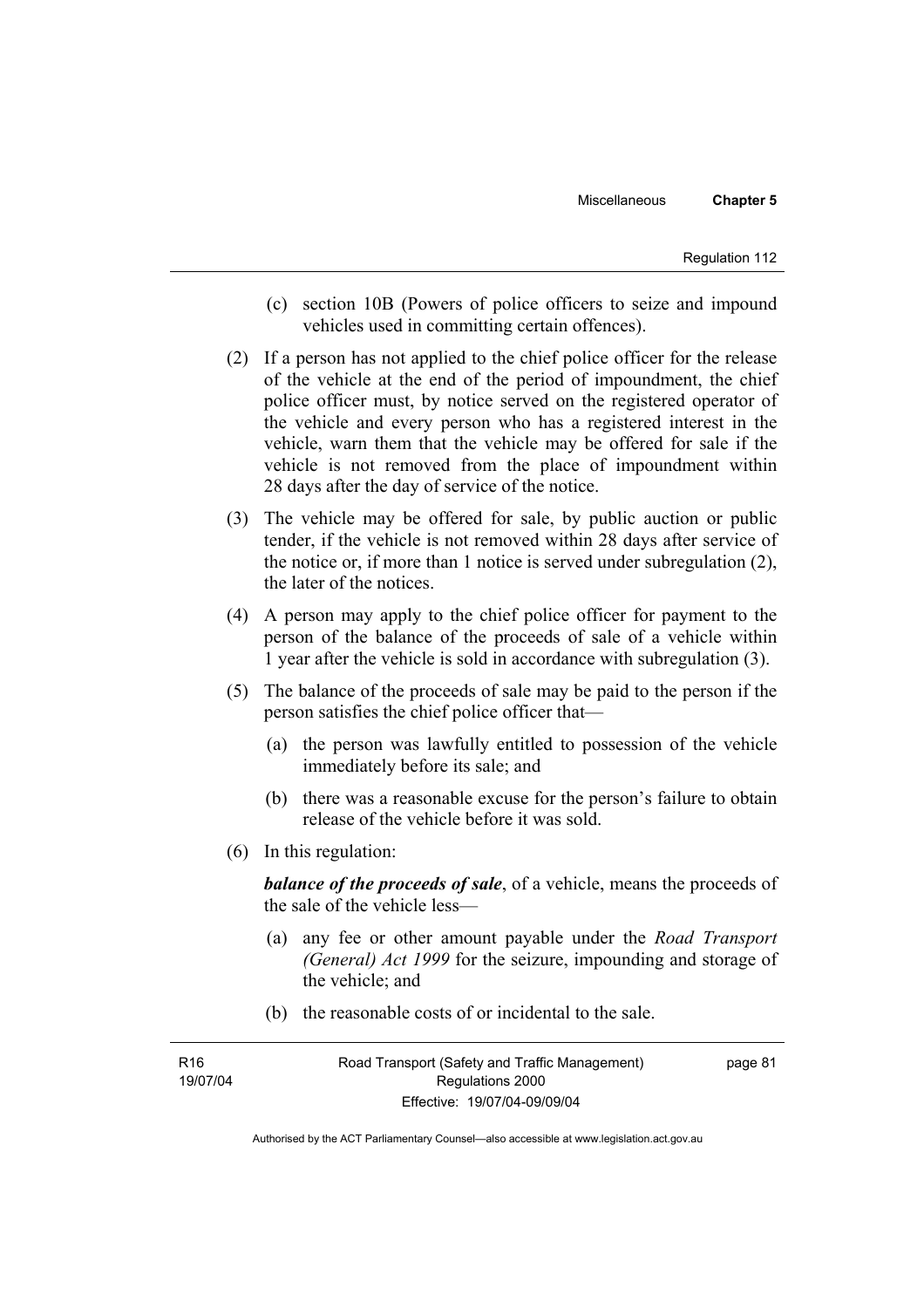(c) section 10B (Powers of police officers to seize and impound vehicles used in committing certain offences).

(2) If a person has not applied to the chief police officer for the release of the vehicle at the end of the period of impoundment, the chief police officer must, by notice served on the registered operator of the vehicle and every person who has a registered interest in the vehicle, warn them that the vehicle may be offered for sale if the vehicle is not removed from the place of impoundment within 28 days after the day of service of the notice.

(3) The vehicle may be offered for sale, by public auction or public tender, if the vehicle is not removed within 28 days after service of the notice or, if more than 1 notice is served under subregulation (2), the later of the notices.

(4) A person may apply to the chief police officer for payment to the person of the balance of the proceeds of sale of a vehicle within 1 year after the vehicle is sold in accordance with subregulation (3).

(5) The balance of the proceeds of sale may be paid to the person if the person satisfies the chief police officer that—

(a) the person was lawfully entitled to possession of the vehicle immediately before its sale; and

(b) there was a reasonable excuse for the person's failure to obtain release of the vehicle before it was sold.

(6) In this regulation:

***balance of the proceeds of sale***, of a vehicle, means the proceeds of the sale of the vehicle less—

(a) any fee or other amount payable under the *Road Transport (General) Act 1999* for the seizure, impounding and storage of the vehicle; and

(b) the reasonable costs of or incidental to the sale.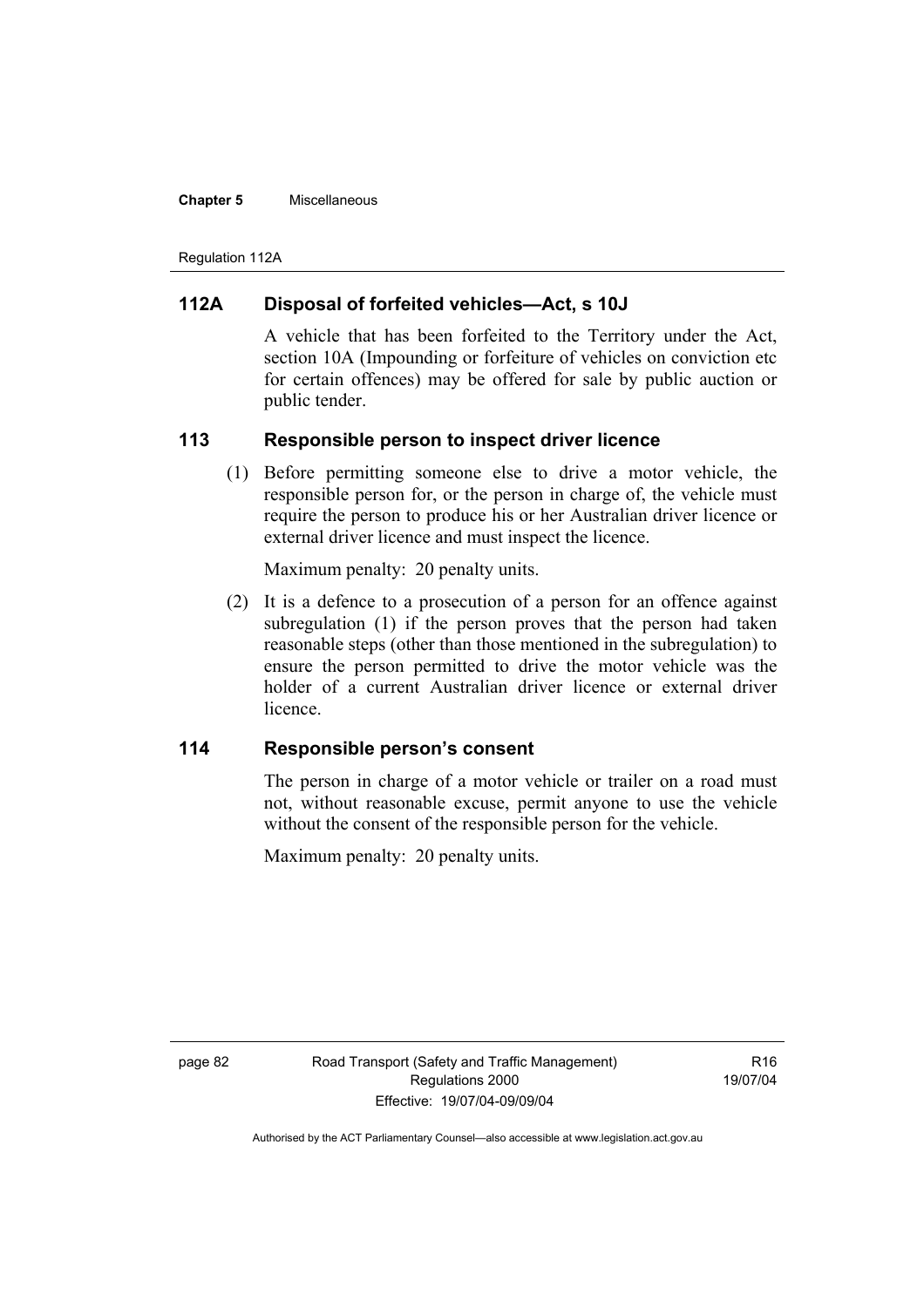### 112A Disposal of forfeited vehicles—Act, s 10J

A vehicle that has been forfeited to the Territory under the Act, section 10A (Impounding or forfeiture of vehicles on conviction etc for certain offences) may be offered for sale by public auction or public tender.

### 113 Responsible person to inspect driver licence

(1) Before permitting someone else to drive a motor vehicle, the responsible person for, or the person in charge of, the vehicle must require the person to produce his or her Australian driver licence or external driver licence and must inspect the licence.

Maximum penalty: 20 penalty units.

(2) It is a defence to a prosecution of a person for an offence against subregulation (1) if the person proves that the person had taken reasonable steps (other than those mentioned in the subregulation) to ensure the person permitted to drive the motor vehicle was the holder of a current Australian driver licence or external driver licence.

### 114 Responsible person's consent

The person in charge of a motor vehicle or trailer on a road must not, without reasonable excuse, permit anyone to use the vehicle without the consent of the responsible person for the vehicle.

Maximum penalty: 20 penalty units.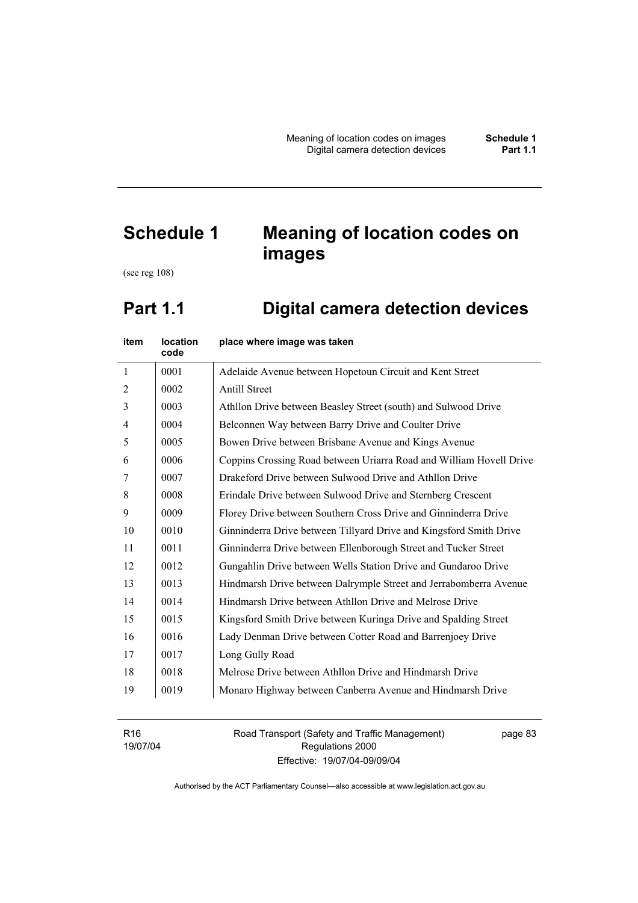# Schedule 1 Meaning of location codes on images

(see reg 108)

## Part 1.1 Digital camera detection devices

| item | location code | place where image was taken |
|---|---|---|
| 1 | 0001 | Adelaide Avenue between Hopetoun Circuit and Kent Street |
| 2 | 0002 | Antill Street |
| 3 | 0003 | Athllon Drive between Beasley Street (south) and Sulwood Drive |
| 4 | 0004 | Belconnen Way between Barry Drive and Coulter Drive |
| 5 | 0005 | Bowen Drive between Brisbane Avenue and Kings Avenue |
| 6 | 0006 | Coppins Crossing Road between Uriarra Road and William Hovell Drive |
| 7 | 0007 | Drakeford Drive between Sulwood Drive and Athllon Drive |
| 8 | 0008 | Erindale Drive between Sulwood Drive and Sternberg Crescent |
| 9 | 0009 | Florey Drive between Southern Cross Drive and Ginninderra Drive |
| 10 | 0010 | Ginninderra Drive between Tillyard Drive and Kingsford Smith Drive |
| 11 | 0011 | Ginninderra Drive between Ellenborough Street and Tucker Street |
| 12 | 0012 | Gungahlin Drive between Wells Station Drive and Gundaroo Drive |
| 13 | 0013 | Hindmarsh Drive between Dalrymple Street and Jerrabomberra Avenue |
| 14 | 0014 | Hindmarsh Drive between Athllon Drive and Melrose Drive |
| 15 | 0015 | Kingsford Smith Drive between Kuringa Drive and Spalding Street |
| 16 | 0016 | Lady Denman Drive between Cotter Road and Barrenjoey Drive |
| 17 | 0017 | Long Gully Road |
| 18 | 0018 | Melrose Drive between Athllon Drive and Hindmarsh Drive |
| 19 | 0019 | Monaro Highway between Canberra Avenue and Hindmarsh Drive |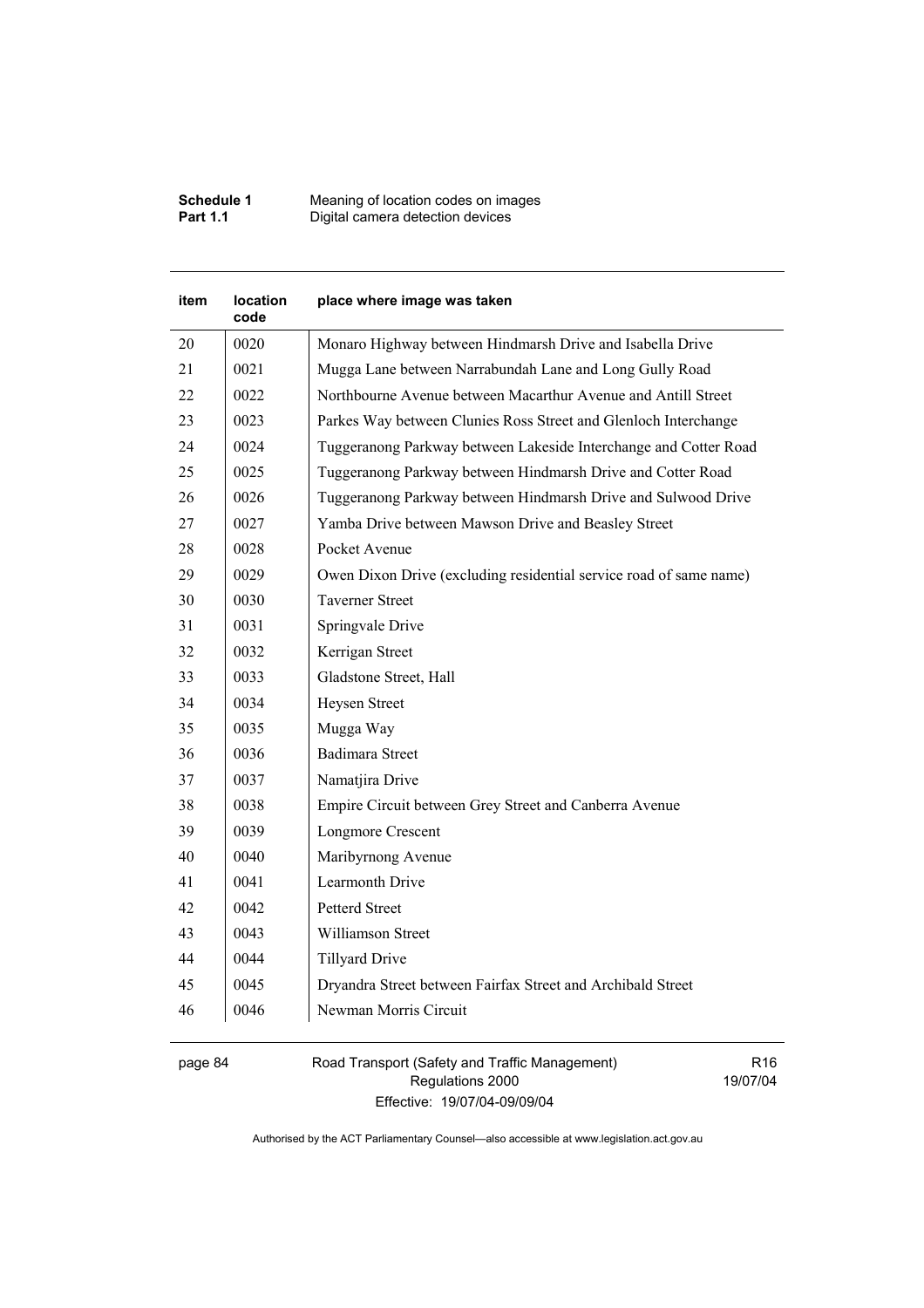| item | location code | place where image was taken |
|---|---|---|
| 20 | 0020 | Monaro Highway between Hindmarsh Drive and Isabella Drive |
| 21 | 0021 | Mugga Lane between Narrabundah Lane and Long Gully Road |
| 22 | 0022 | Northbourne Avenue between Macarthur Avenue and Antill Street |
| 23 | 0023 | Parkes Way between Clunies Ross Street and Glenloch Interchange |
| 24 | 0024 | Tuggeranong Parkway between Lakeside Interchange and Cotter Road |
| 25 | 0025 | Tuggeranong Parkway between Hindmarsh Drive and Cotter Road |
| 26 | 0026 | Tuggeranong Parkway between Hindmarsh Drive and Sulwood Drive |
| 27 | 0027 | Yamba Drive between Mawson Drive and Beasley Street |
| 28 | 0028 | Pocket Avenue |
| 29 | 0029 | Owen Dixon Drive (excluding residential service road of same name) |
| 30 | 0030 | Taverner Street |
| 31 | 0031 | Springvale Drive |
| 32 | 0032 | Kerrigan Street |
| 33 | 0033 | Gladstone Street, Hall |
| 34 | 0034 | Heysen Street |
| 35 | 0035 | Mugga Way |
| 36 | 0036 | Badimara Street |
| 37 | 0037 | Namatjira Drive |
| 38 | 0038 | Empire Circuit between Grey Street and Canberra Avenue |
| 39 | 0039 | Longmore Crescent |
| 40 | 0040 | Maribyrnong Avenue |
| 41 | 0041 | Learmonth Drive |
| 42 | 0042 | Petterd Street |
| 43 | 0043 | Williamson Street |
| 44 | 0044 | Tillyard Drive |
| 45 | 0045 | Dryandra Street between Fairfax Street and Archibald Street |
| 46 | 0046 | Newman Morris Circuit |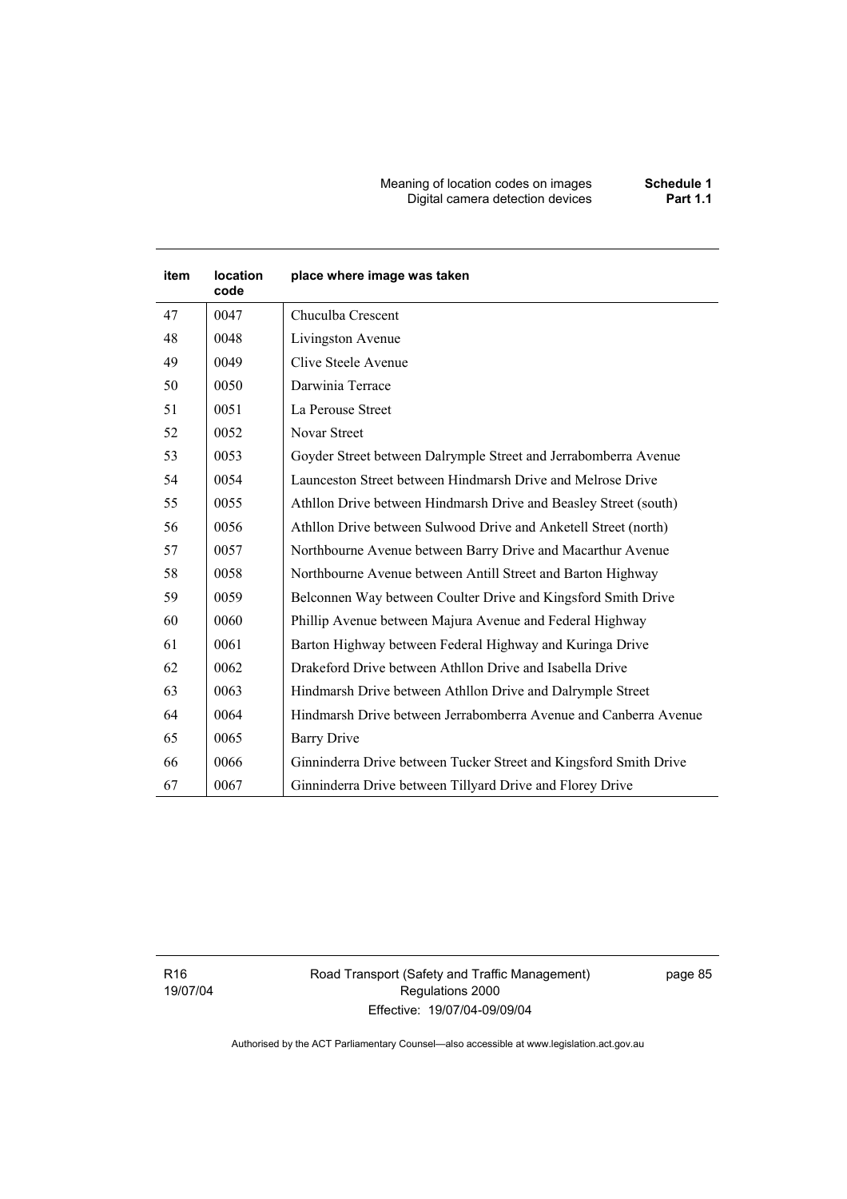| item | location code | place where image was taken |
|---|---|---|
| 47 | 0047 | Chuculba Crescent |
| 48 | 0048 | Livingston Avenue |
| 49 | 0049 | Clive Steele Avenue |
| 50 | 0050 | Darwinia Terrace |
| 51 | 0051 | La Perouse Street |
| 52 | 0052 | Novar Street |
| 53 | 0053 | Goyder Street between Dalrymple Street and Jerrabomberra Avenue |
| 54 | 0054 | Launceston Street between Hindmarsh Drive and Melrose Drive |
| 55 | 0055 | Athllon Drive between Hindmarsh Drive and Beasley Street (south) |
| 56 | 0056 | Athllon Drive between Sulwood Drive and Anketell Street (north) |
| 57 | 0057 | Northbourne Avenue between Barry Drive and Macarthur Avenue |
| 58 | 0058 | Northbourne Avenue between Antill Street and Barton Highway |
| 59 | 0059 | Belconnen Way between Coulter Drive and Kingsford Smith Drive |
| 60 | 0060 | Phillip Avenue between Majura Avenue and Federal Highway |
| 61 | 0061 | Barton Highway between Federal Highway and Kuringa Drive |
| 62 | 0062 | Drakeford Drive between Athllon Drive and Isabella Drive |
| 63 | 0063 | Hindmarsh Drive between Athllon Drive and Dalrymple Street |
| 64 | 0064 | Hindmarsh Drive between Jerrabomberra Avenue and Canberra Avenue |
| 65 | 0065 | Barry Drive |
| 66 | 0066 | Ginninderra Drive between Tucker Street and Kingsford Smith Drive |
| 67 | 0067 | Ginninderra Drive between Tillyard Drive and Florey Drive |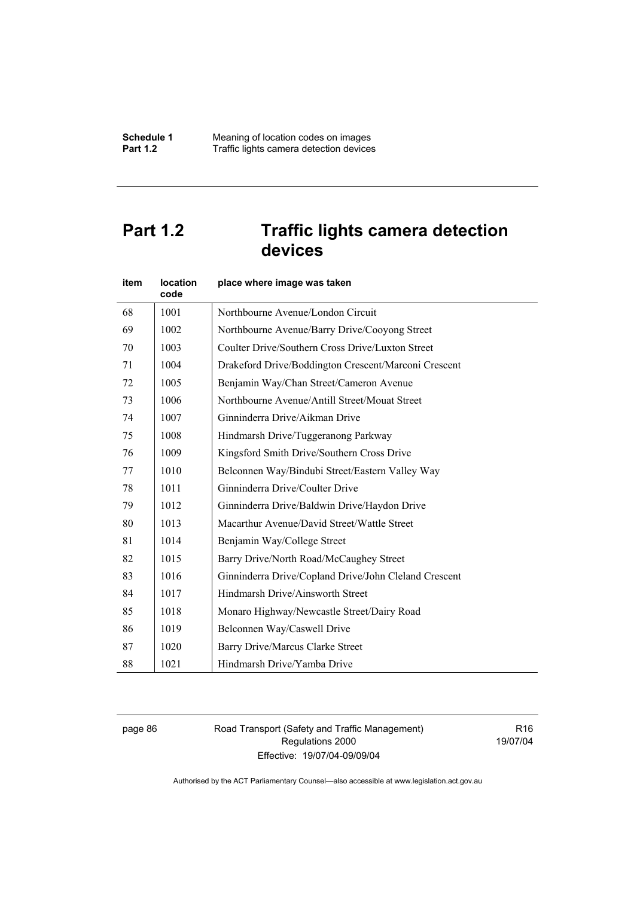## Part 1.2 Traffic lights camera detection devices

| item | location code | place where image was taken |
|---|---|---|
| 68 | 1001 | Northbourne Avenue/London Circuit |
| 69 | 1002 | Northbourne Avenue/Barry Drive/Cooyong Street |
| 70 | 1003 | Coulter Drive/Southern Cross Drive/Luxton Street |
| 71 | 1004 | Drakeford Drive/Boddington Crescent/Marconi Crescent |
| 72 | 1005 | Benjamin Way/Chan Street/Cameron Avenue |
| 73 | 1006 | Northbourne Avenue/Antill Street/Mouat Street |
| 74 | 1007 | Ginninderra Drive/Aikman Drive |
| 75 | 1008 | Hindmarsh Drive/Tuggeranong Parkway |
| 76 | 1009 | Kingsford Smith Drive/Southern Cross Drive |
| 77 | 1010 | Belconnen Way/Bindubi Street/Eastern Valley Way |
| 78 | 1011 | Ginninderra Drive/Coulter Drive |
| 79 | 1012 | Ginninderra Drive/Baldwin Drive/Haydon Drive |
| 80 | 1013 | Macarthur Avenue/David Street/Wattle Street |
| 81 | 1014 | Benjamin Way/College Street |
| 82 | 1015 | Barry Drive/North Road/McCaughey Street |
| 83 | 1016 | Ginninderra Drive/Copland Drive/John Cleland Crescent |
| 84 | 1017 | Hindmarsh Drive/Ainsworth Street |
| 85 | 1018 | Monaro Highway/Newcastle Street/Dairy Road |
| 86 | 1019 | Belconnen Way/Caswell Drive |
| 87 | 1020 | Barry Drive/Marcus Clarke Street |
| 88 | 1021 | Hindmarsh Drive/Yamba Drive |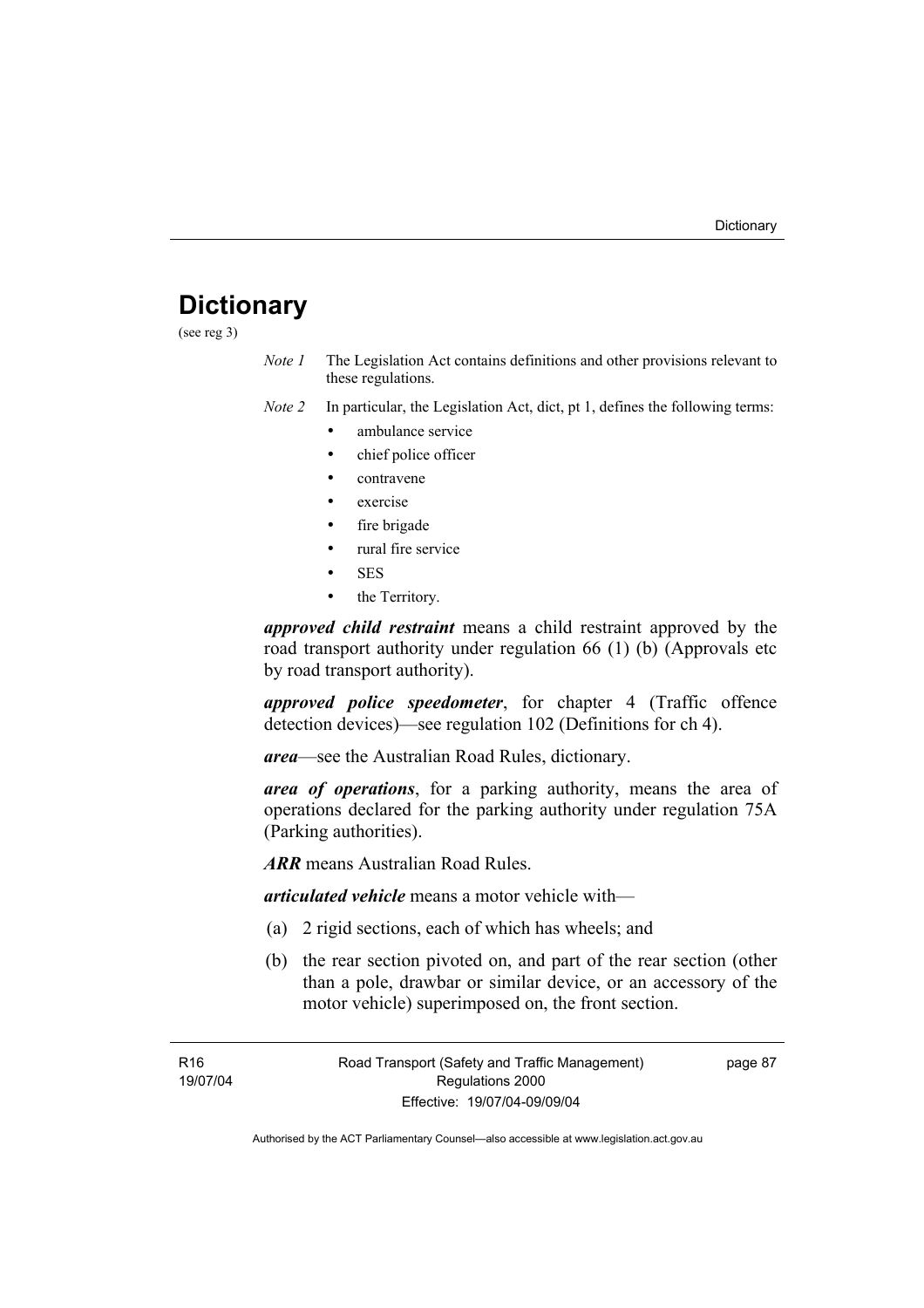# Dictionary

(see reg 3)

*Note 1* The Legislation Act contains definitions and other provisions relevant to these regulations.

*Note 2* In particular, the Legislation Act, dict, pt 1, defines the following terms:

- ambulance service
- chief police officer
- contravene
- exercise
- fire brigade
- rural fire service
- SES
- the Territory.

***approved child restraint*** means a child restraint approved by the road transport authority under regulation 66 (1) (b) (Approvals etc by road transport authority).

***approved police speedometer***, for chapter 4 (Traffic offence detection devices)—see regulation 102 (Definitions for ch 4).

***area***—see the Australian Road Rules, dictionary.

***area of operations***, for a parking authority, means the area of operations declared for the parking authority under regulation 75A (Parking authorities).

***ARR*** means Australian Road Rules.

***articulated vehicle*** means a motor vehicle with—

(a) 2 rigid sections, each of which has wheels; and

(b) the rear section pivoted on, and part of the rear section (other than a pole, drawbar or similar device, or an accessory of the motor vehicle) superimposed on, the front section.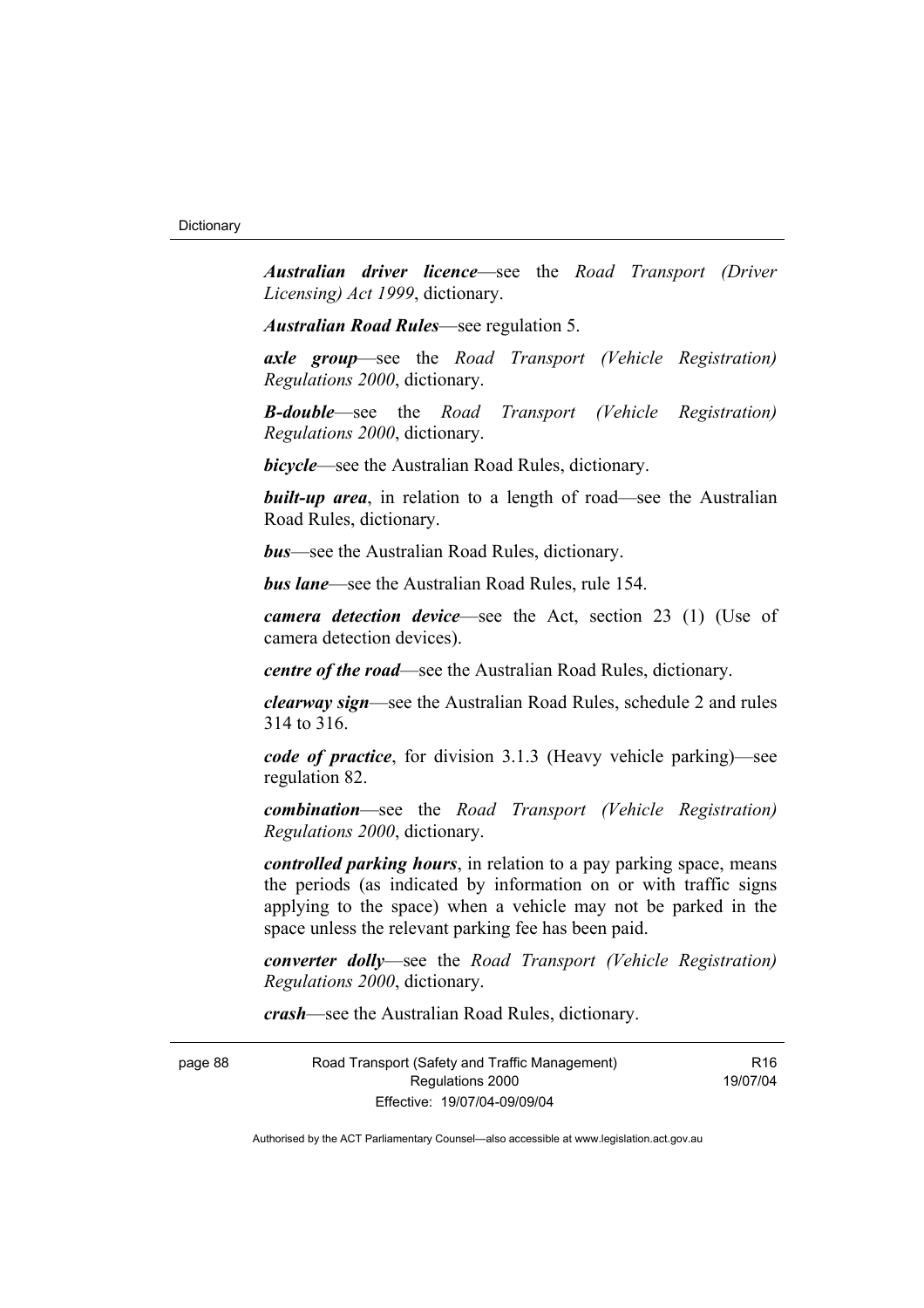***Australian driver licence***—see the *Road Transport (Driver Licensing) Act 1999*, dictionary.

***Australian Road Rules***—see regulation 5.

***axle group***—see the *Road Transport (Vehicle Registration) Regulations 2000*, dictionary.

***B-double***—see the *Road Transport (Vehicle Registration) Regulations 2000*, dictionary.

***bicycle***—see the Australian Road Rules, dictionary.

***built-up area***, in relation to a length of road—see the Australian Road Rules, dictionary.

***bus***—see the Australian Road Rules, dictionary.

***bus lane***—see the Australian Road Rules, rule 154.

***camera detection device***—see the Act, section 23 (1) (Use of camera detection devices).

***centre of the road***—see the Australian Road Rules, dictionary.

***clearway sign***—see the Australian Road Rules, schedule 2 and rules 314 to 316.

***code of practice***, for division 3.1.3 (Heavy vehicle parking)—see regulation 82.

***combination***—see the *Road Transport (Vehicle Registration) Regulations 2000*, dictionary.

***controlled parking hours***, in relation to a pay parking space, means the periods (as indicated by information on or with traffic signs applying to the space) when a vehicle may not be parked in the space unless the relevant parking fee has been paid.

***converter dolly***—see the *Road Transport (Vehicle Registration) Regulations 2000*, dictionary.

***crash***—see the Australian Road Rules, dictionary.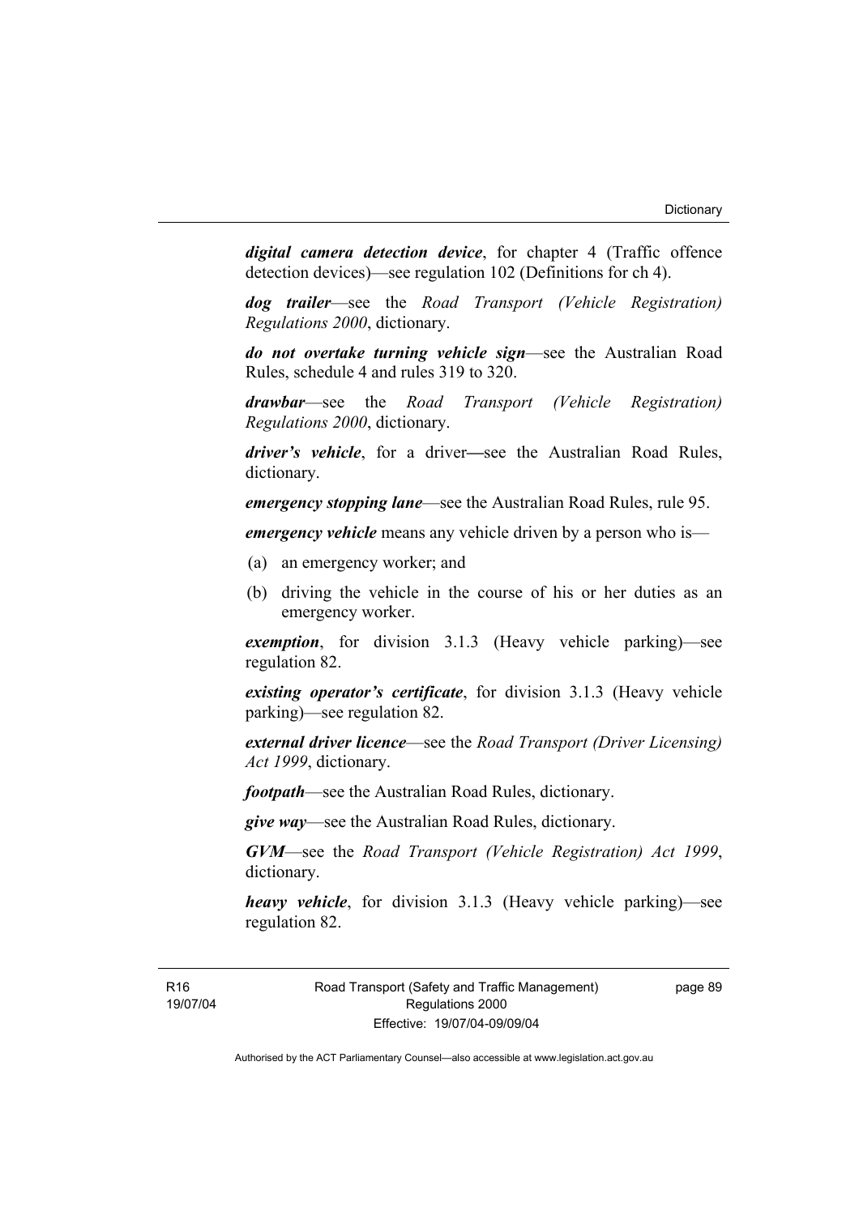***digital camera detection device***, for chapter 4 (Traffic offence detection devices)—see regulation 102 (Definitions for ch 4).

***dog trailer***—see the *Road Transport (Vehicle Registration) Regulations 2000*, dictionary.

***do not overtake turning vehicle sign***—see the Australian Road Rules, schedule 4 and rules 319 to 320.

***drawbar***—see the *Road Transport (Vehicle Registration) Regulations 2000*, dictionary.

***driver's vehicle***, for a driver—see the Australian Road Rules, dictionary.

***emergency stopping lane***—see the Australian Road Rules, rule 95.

***emergency vehicle*** means any vehicle driven by a person who is—

(a) an emergency worker; and

(b) driving the vehicle in the course of his or her duties as an emergency worker.

***exemption***, for division 3.1.3 (Heavy vehicle parking)—see regulation 82.

***existing operator's certificate***, for division 3.1.3 (Heavy vehicle parking)—see regulation 82.

***external driver licence***—see the *Road Transport (Driver Licensing) Act 1999*, dictionary.

***footpath***—see the Australian Road Rules, dictionary.

***give way***—see the Australian Road Rules, dictionary.

***GVM***—see the *Road Transport (Vehicle Registration) Act 1999*, dictionary.

***heavy vehicle***, for division 3.1.3 (Heavy vehicle parking)—see regulation 82.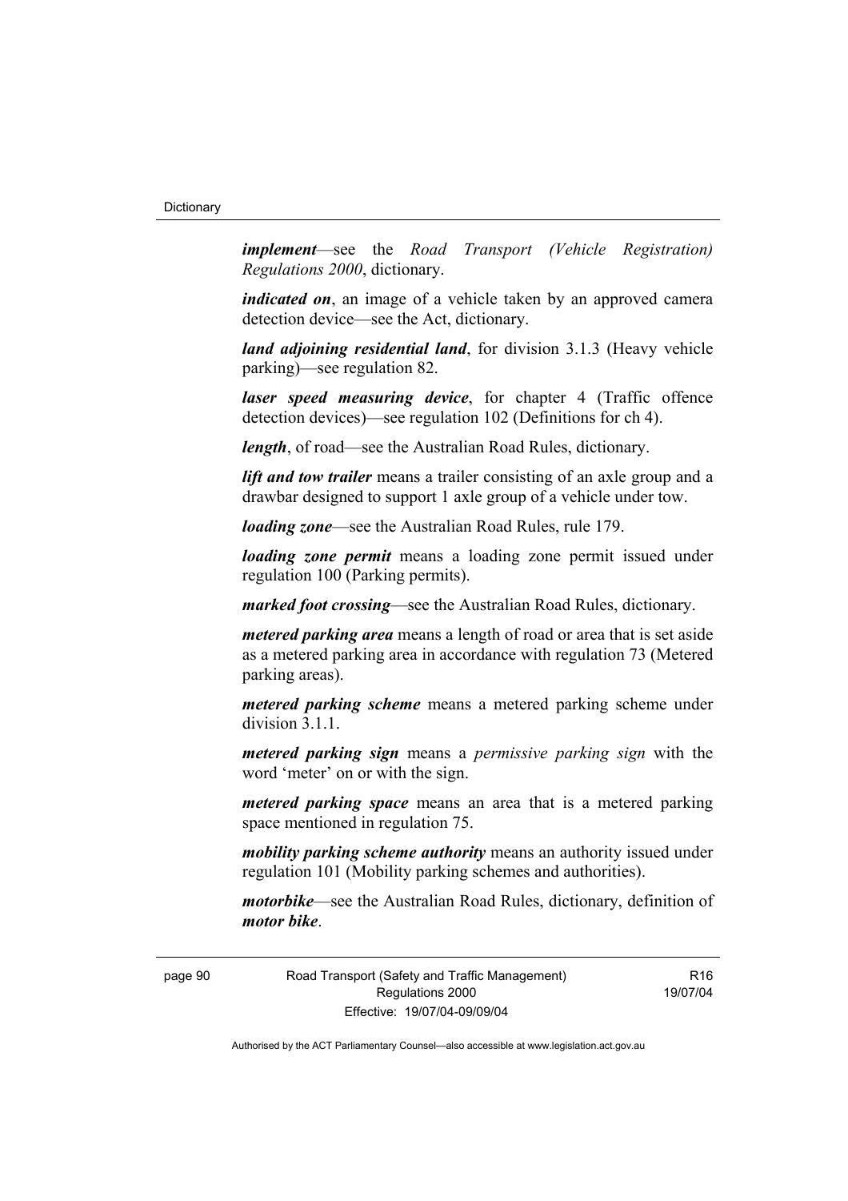***implement***—see the *Road Transport (Vehicle Registration) Regulations 2000*, dictionary.

***indicated on***, an image of a vehicle taken by an approved camera detection device—see the Act, dictionary.

***land adjoining residential land***, for division 3.1.3 (Heavy vehicle parking)—see regulation 82.

***laser speed measuring device***, for chapter 4 (Traffic offence detection devices)—see regulation 102 (Definitions for ch 4).

***length***, of road—see the Australian Road Rules, dictionary.

***lift and tow trailer*** means a trailer consisting of an axle group and a drawbar designed to support 1 axle group of a vehicle under tow.

***loading zone***—see the Australian Road Rules, rule 179.

***loading zone permit*** means a loading zone permit issued under regulation 100 (Parking permits).

***marked foot crossing***—see the Australian Road Rules, dictionary.

***metered parking area*** means a length of road or area that is set aside as a metered parking area in accordance with regulation 73 (Metered parking areas).

***metered parking scheme*** means a metered parking scheme under division 3.1.1.

***metered parking sign*** means a *permissive parking sign* with the word 'meter' on or with the sign.

***metered parking space*** means an area that is a metered parking space mentioned in regulation 75.

***mobility parking scheme authority*** means an authority issued under regulation 101 (Mobility parking schemes and authorities).

***motorbike***—see the Australian Road Rules, dictionary, definition of ***motor bike***.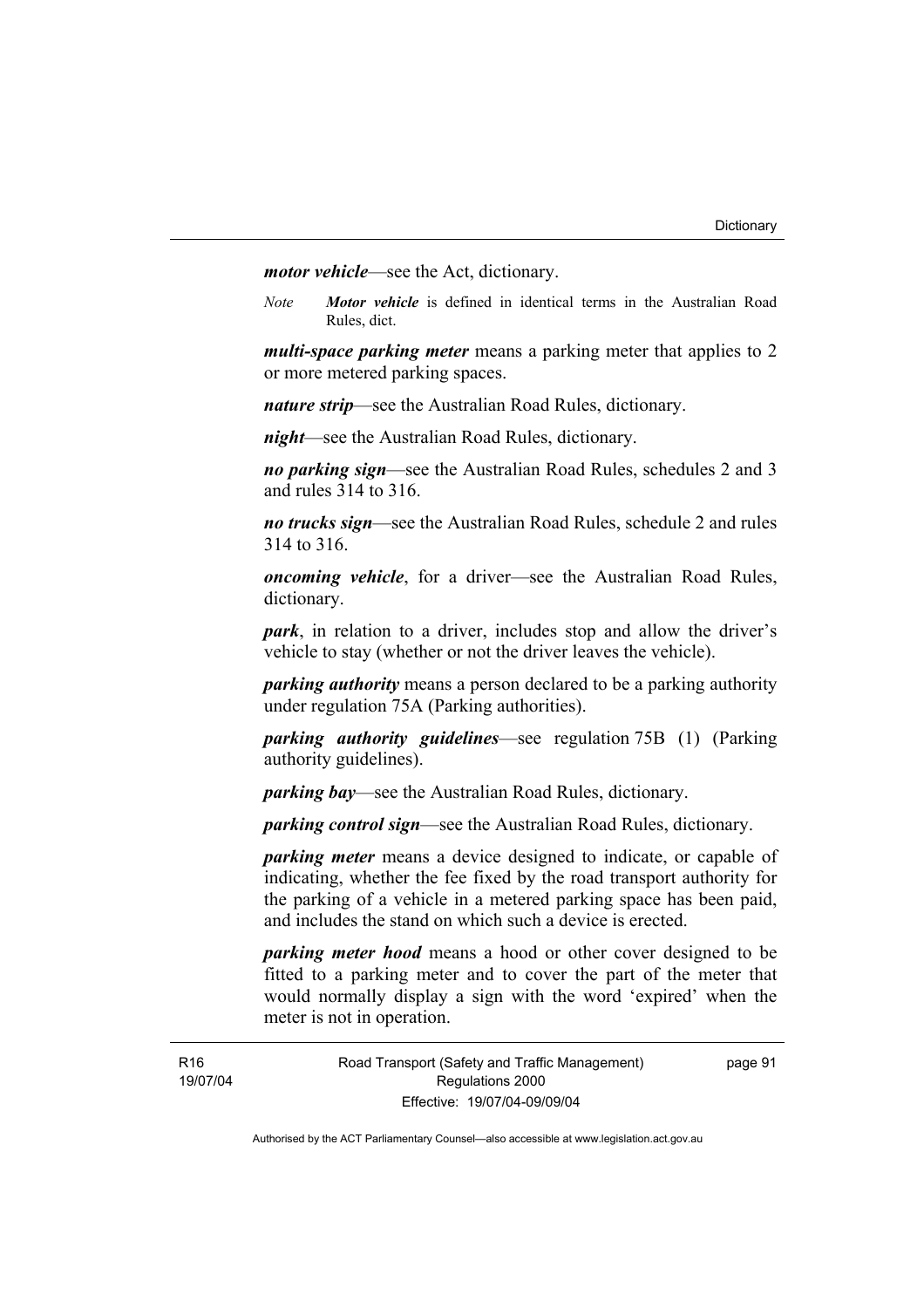***motor vehicle***—see the Act, dictionary.

*Note* ***Motor vehicle*** is defined in identical terms in the Australian Road Rules, dict.

***multi-space parking meter*** means a parking meter that applies to 2 or more metered parking spaces.

***nature strip***—see the Australian Road Rules, dictionary.

***night***—see the Australian Road Rules, dictionary.

***no parking sign***—see the Australian Road Rules, schedules 2 and 3 and rules 314 to 316.

***no trucks sign***—see the Australian Road Rules, schedule 2 and rules 314 to 316.

***oncoming vehicle***, for a driver—see the Australian Road Rules, dictionary.

***park***, in relation to a driver, includes stop and allow the driver's vehicle to stay (whether or not the driver leaves the vehicle).

***parking authority*** means a person declared to be a parking authority under regulation 75A (Parking authorities).

***parking authority guidelines***—see regulation 75B (1) (Parking authority guidelines).

***parking bay***—see the Australian Road Rules, dictionary.

***parking control sign***—see the Australian Road Rules, dictionary.

***parking meter*** means a device designed to indicate, or capable of indicating, whether the fee fixed by the road transport authority for the parking of a vehicle in a metered parking space has been paid, and includes the stand on which such a device is erected.

***parking meter hood*** means a hood or other cover designed to be fitted to a parking meter and to cover the part of the meter that would normally display a sign with the word 'expired' when the meter is not in operation.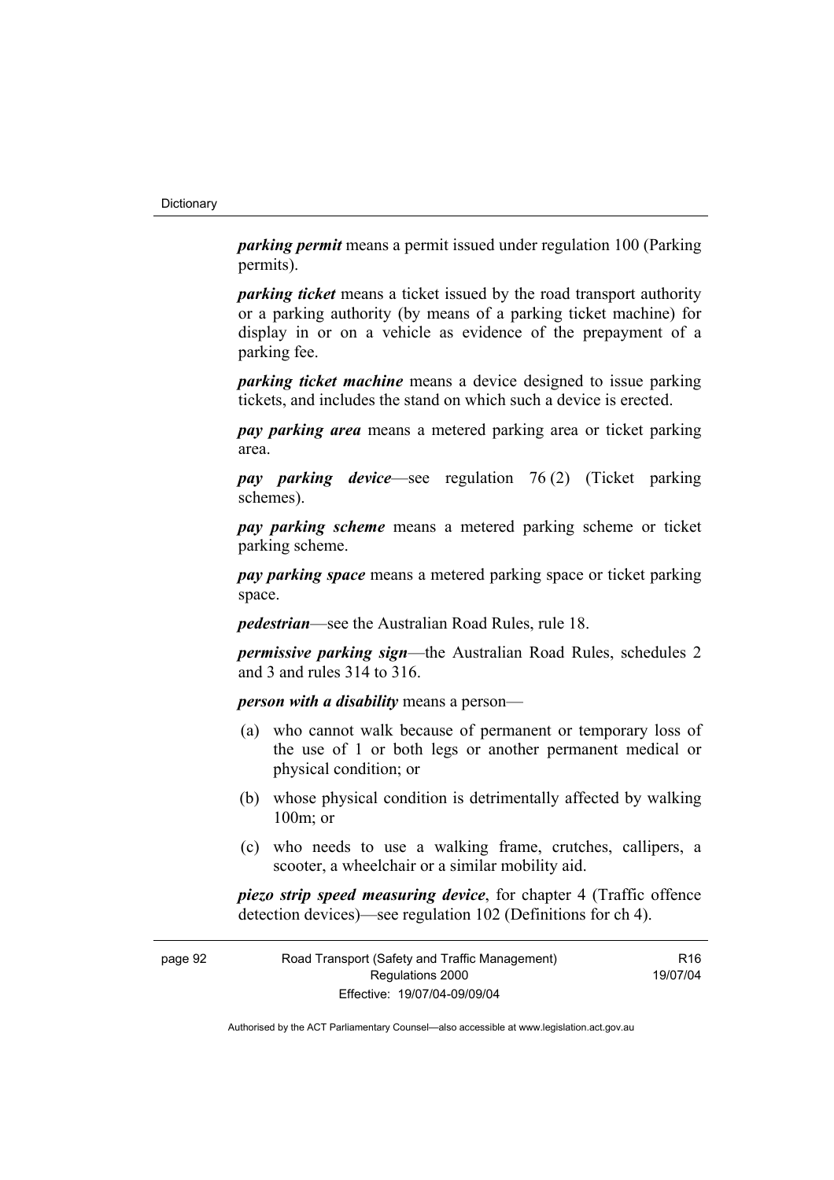***parking permit*** means a permit issued under regulation 100 (Parking permits).

***parking ticket*** means a ticket issued by the road transport authority or a parking authority (by means of a parking ticket machine) for display in or on a vehicle as evidence of the prepayment of a parking fee.

***parking ticket machine*** means a device designed to issue parking tickets, and includes the stand on which such a device is erected.

***pay parking area*** means a metered parking area or ticket parking area.

***pay parking device***—see regulation 76 (2) (Ticket parking schemes).

***pay parking scheme*** means a metered parking scheme or ticket parking scheme.

***pay parking space*** means a metered parking space or ticket parking space.

***pedestrian***—see the Australian Road Rules, rule 18.

***permissive parking sign***—the Australian Road Rules, schedules 2 and 3 and rules 314 to 316.

***person with a disability*** means a person—

(a) who cannot walk because of permanent or temporary loss of the use of 1 or both legs or another permanent medical or physical condition; or

(b) whose physical condition is detrimentally affected by walking 100m; or

(c) who needs to use a walking frame, crutches, callipers, a scooter, a wheelchair or a similar mobility aid.

***piezo strip speed measuring device***, for chapter 4 (Traffic offence detection devices)—see regulation 102 (Definitions for ch 4).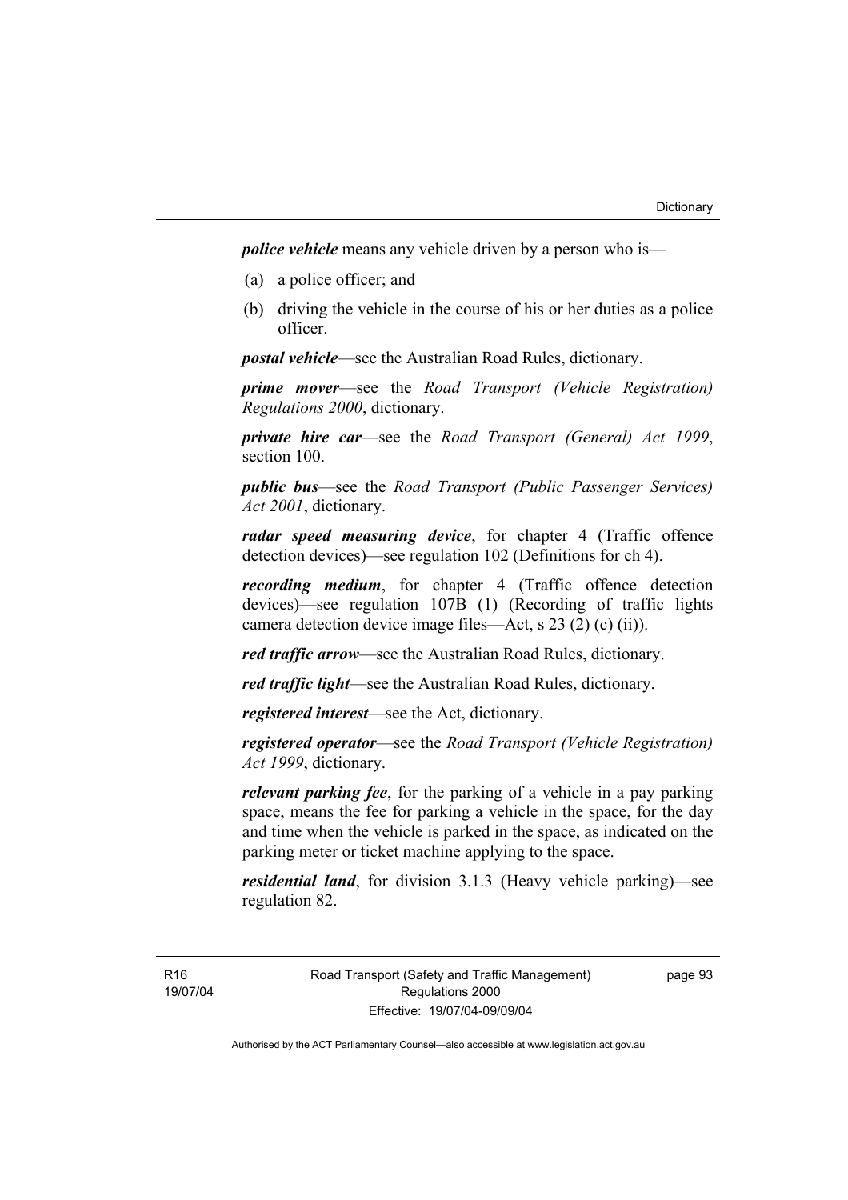***police vehicle*** means any vehicle driven by a person who is—

(a) a police officer; and

(b) driving the vehicle in the course of his or her duties as a police officer.

***postal vehicle***—see the Australian Road Rules, dictionary.

***prime mover***—see the *Road Transport (Vehicle Registration) Regulations 2000*, dictionary.

***private hire car***—see the *Road Transport (General) Act 1999*, section 100.

***public bus***—see the *Road Transport (Public Passenger Services) Act 2001*, dictionary.

***radar speed measuring device***, for chapter 4 (Traffic offence detection devices)—see regulation 102 (Definitions for ch 4).

***recording medium***, for chapter 4 (Traffic offence detection devices)—see regulation 107B (1) (Recording of traffic lights camera detection device image files—Act, s 23 (2) (c) (ii)).

***red traffic arrow***—see the Australian Road Rules, dictionary.

***red traffic light***—see the Australian Road Rules, dictionary.

***registered interest***—see the Act, dictionary.

***registered operator***—see the *Road Transport (Vehicle Registration) Act 1999*, dictionary.

***relevant parking fee***, for the parking of a vehicle in a pay parking space, means the fee for parking a vehicle in the space, for the day and time when the vehicle is parked in the space, as indicated on the parking meter or ticket machine applying to the space.

***residential land***, for division 3.1.3 (Heavy vehicle parking)—see regulation 82.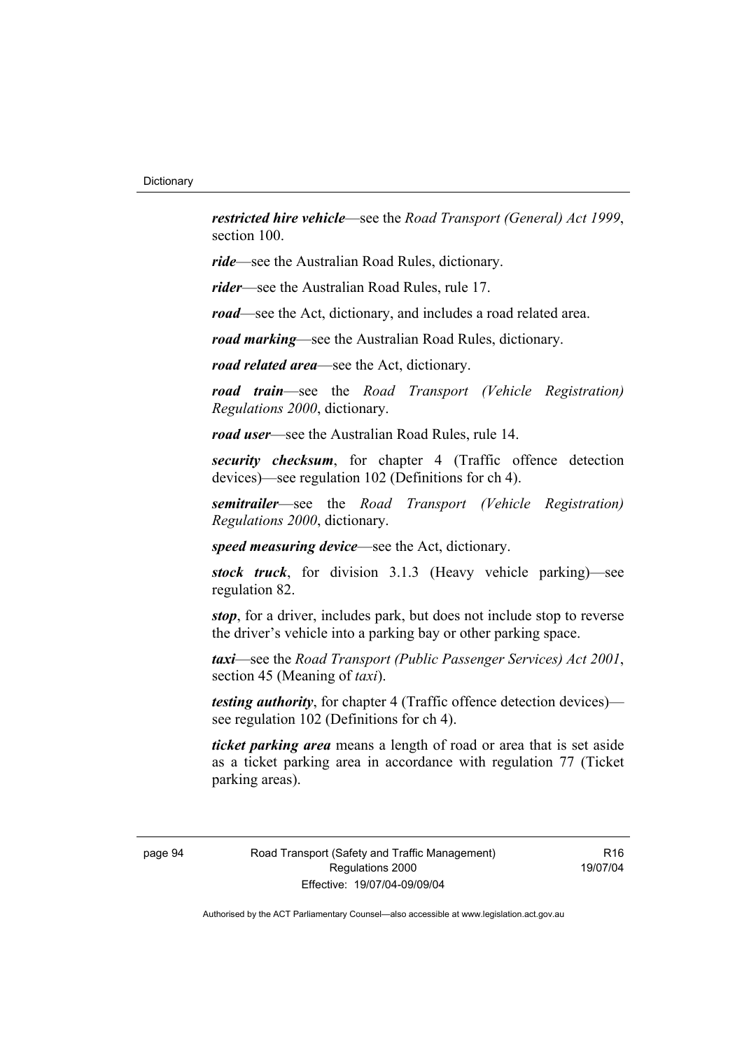***restricted hire vehicle***—see the *Road Transport (General) Act 1999*, section 100.

***ride***—see the Australian Road Rules, dictionary.

***rider***—see the Australian Road Rules, rule 17.

***road***—see the Act, dictionary, and includes a road related area.

***road marking***—see the Australian Road Rules, dictionary.

***road related area***—see the Act, dictionary.

***road train***—see the *Road Transport (Vehicle Registration) Regulations 2000*, dictionary.

***road user***—see the Australian Road Rules, rule 14.

***security checksum***, for chapter 4 (Traffic offence detection devices)—see regulation 102 (Definitions for ch 4).

***semitrailer***—see the *Road Transport (Vehicle Registration) Regulations 2000*, dictionary.

***speed measuring device***—see the Act, dictionary.

***stock truck***, for division 3.1.3 (Heavy vehicle parking)—see regulation 82.

***stop***, for a driver, includes park, but does not include stop to reverse the driver's vehicle into a parking bay or other parking space.

***taxi***—see the *Road Transport (Public Passenger Services) Act 2001*, section 45 (Meaning of *taxi*).

***testing authority***, for chapter 4 (Traffic offence detection devices)—see regulation 102 (Definitions for ch 4).

***ticket parking area*** means a length of road or area that is set aside as a ticket parking area in accordance with regulation 77 (Ticket parking areas).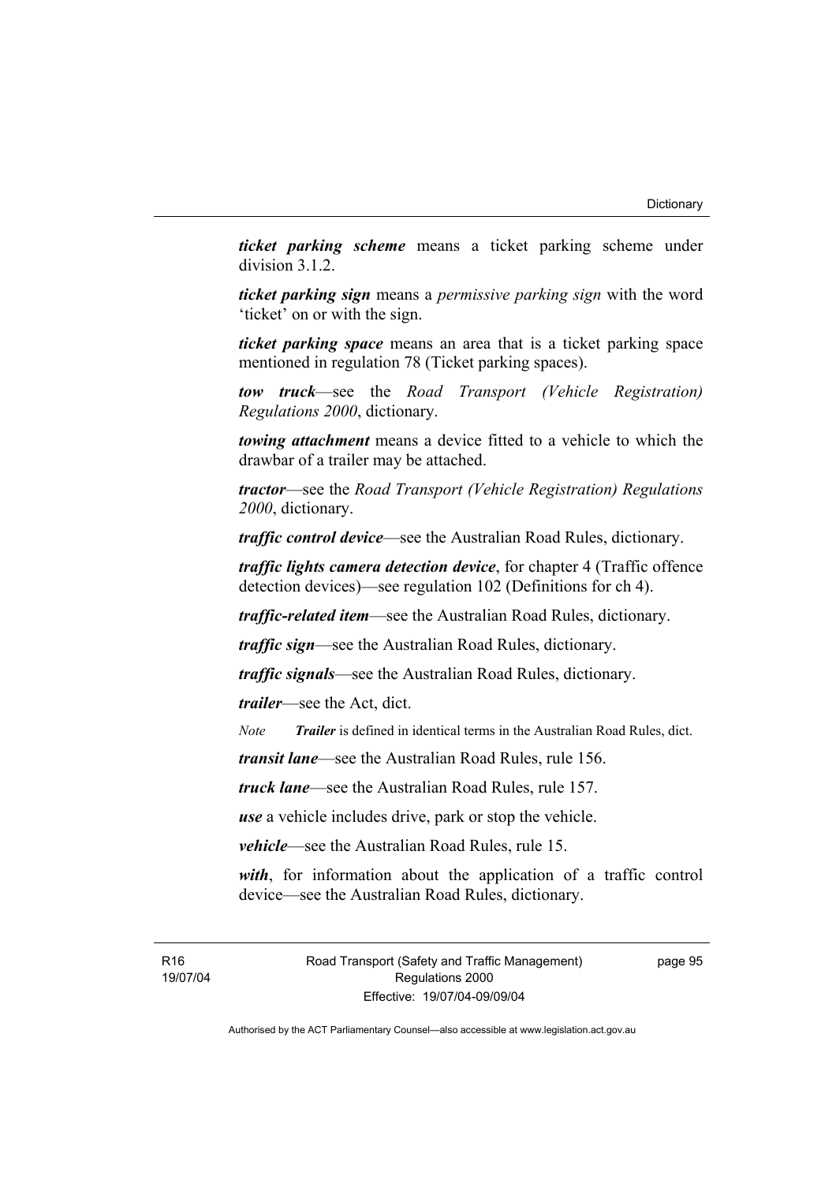***ticket parking scheme*** means a ticket parking scheme under division 3.1.2.

***ticket parking sign*** means a *permissive parking sign* with the word 'ticket' on or with the sign.

***ticket parking space*** means an area that is a ticket parking space mentioned in regulation 78 (Ticket parking spaces).

***tow truck***—see the *Road Transport (Vehicle Registration) Regulations 2000*, dictionary.

***towing attachment*** means a device fitted to a vehicle to which the drawbar of a trailer may be attached.

***tractor***—see the *Road Transport (Vehicle Registration) Regulations 2000*, dictionary.

***traffic control device***—see the Australian Road Rules, dictionary.

***traffic lights camera detection device***, for chapter 4 (Traffic offence detection devices)—see regulation 102 (Definitions for ch 4).

***traffic-related item***—see the Australian Road Rules, dictionary.

***traffic sign***—see the Australian Road Rules, dictionary.

***traffic signals***—see the Australian Road Rules, dictionary.

***trailer***—see the Act, dict.

*Note* ***Trailer*** is defined in identical terms in the Australian Road Rules, dict.

***transit lane***—see the Australian Road Rules, rule 156.

***truck lane***—see the Australian Road Rules, rule 157.

***use*** a vehicle includes drive, park or stop the vehicle.

***vehicle***—see the Australian Road Rules, rule 15.

***with***, for information about the application of a traffic control device—see the Australian Road Rules, dictionary.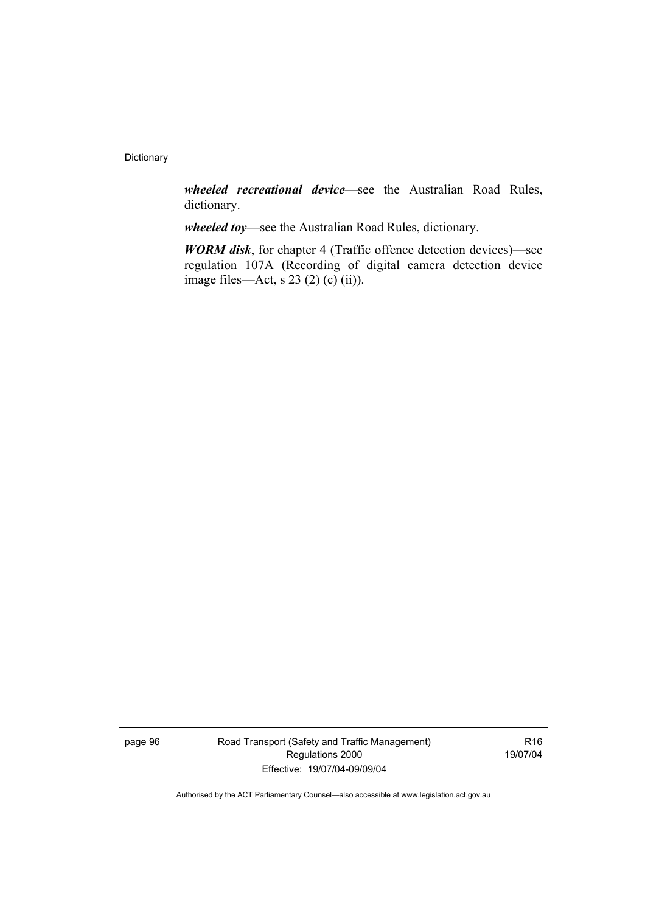***wheeled recreational device***—see the Australian Road Rules, dictionary.

***wheeled toy***—see the Australian Road Rules, dictionary.

***WORM disk***, for chapter 4 (Traffic offence detection devices)—see regulation 107A (Recording of digital camera detection device image files—Act, s 23 (2) (c) (ii)).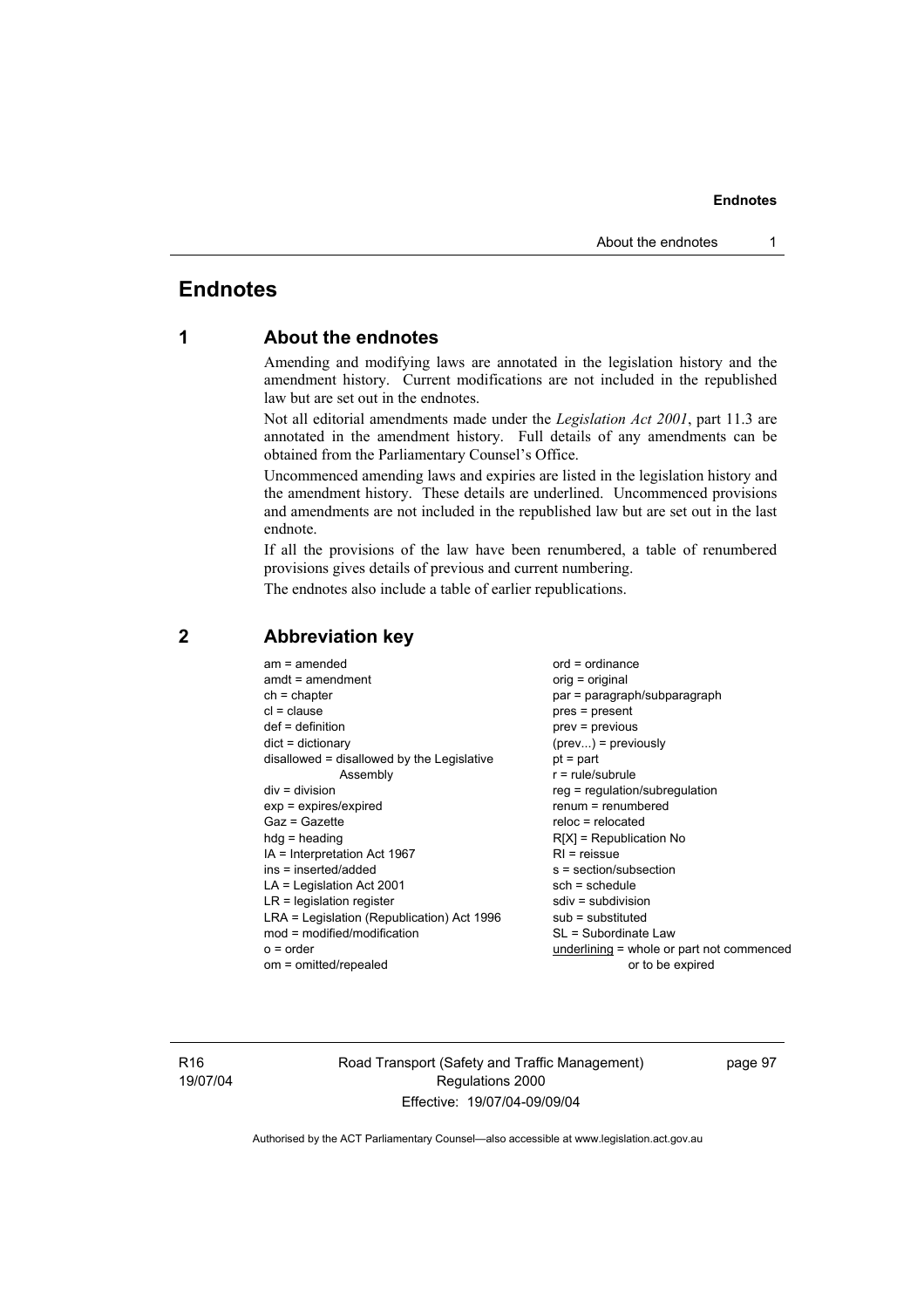# Endnotes

## 1 About the endnotes

Amending and modifying laws are annotated in the legislation history and the amendment history. Current modifications are not included in the republished law but are set out in the endnotes.

Not all editorial amendments made under the *Legislation Act 2001*, part 11.3 are annotated in the amendment history. Full details of any amendments can be obtained from the Parliamentary Counsel's Office.

Uncommenced amending laws and expiries are listed in the legislation history and the amendment history. These details are underlined. Uncommenced provisions and amendments are not included in the republished law but are set out in the last endnote.

If all the provisions of the law have been renumbered, a table of renumbered provisions gives details of previous and current numbering.

The endnotes also include a table of earlier republications.

## 2 Abbreviation key

am = amended
amdt = amendment
ch = chapter
cl = clause
def = definition
dict = dictionary
disallowed = disallowed by the Legislative Assembly
div = division
exp = expires/expired
Gaz = Gazette
hdg = heading
IA = Interpretation Act 1967
ins = inserted/added
LA = Legislation Act 2001
LR = legislation register
LRA = Legislation (Republication) Act 1996
mod = modified/modification
o = order
om = omitted/repealed
ord = ordinance
orig = original
par = paragraph/subparagraph
pres = present
prev = previous
(prev...) = previously
pt = part
r = rule/subrule
reg = regulation/subregulation
renum = renumbered
reloc = relocated
R[X] = Republication No
RI = reissue
s = section/subsection
sch = schedule
sdiv = subdivision
sub = substituted
SL = Subordinate Law
<u>underlining</u> = whole or part not commenced or to be expired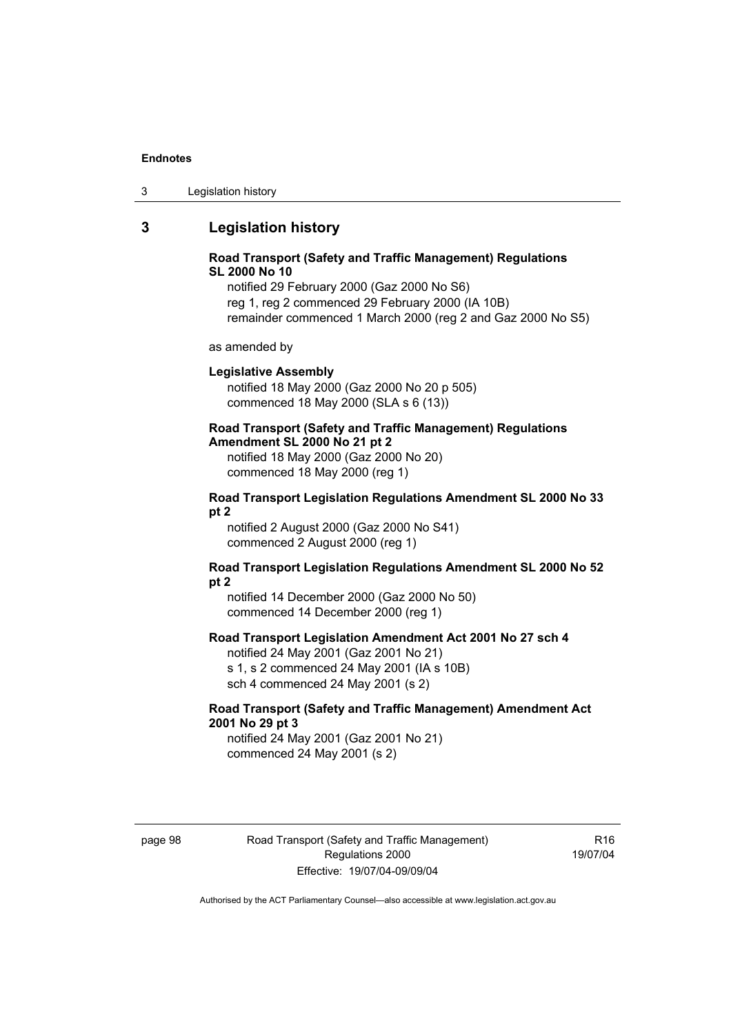## 3 Legislation history

**Road Transport (Safety and Traffic Management) Regulations SL 2000 No 10**

notified 29 February 2000 (Gaz 2000 No S6)
reg 1, reg 2 commenced 29 February 2000 (IA 10B)
remainder commenced 1 March 2000 (reg 2 and Gaz 2000 No S5)

as amended by

**Legislative Assembly**

notified 18 May 2000 (Gaz 2000 No 20 p 505)
commenced 18 May 2000 (SLA s 6 (13))

**Road Transport (Safety and Traffic Management) Regulations Amendment SL 2000 No 21 pt 2**

notified 18 May 2000 (Gaz 2000 No 20)
commenced 18 May 2000 (reg 1)

**Road Transport Legislation Regulations Amendment SL 2000 No 33 pt 2**

notified 2 August 2000 (Gaz 2000 No S41)
commenced 2 August 2000 (reg 1)

**Road Transport Legislation Regulations Amendment SL 2000 No 52 pt 2**

notified 14 December 2000 (Gaz 2000 No 50)
commenced 14 December 2000 (reg 1)

**Road Transport Legislation Amendment Act 2001 No 27 sch 4**

notified 24 May 2001 (Gaz 2001 No 21)
s 1, s 2 commenced 24 May 2001 (IA s 10B)
sch 4 commenced 24 May 2001 (s 2)

**Road Transport (Safety and Traffic Management) Amendment Act 2001 No 29 pt 3**

notified 24 May 2001 (Gaz 2001 No 21)
commenced 24 May 2001 (s 2)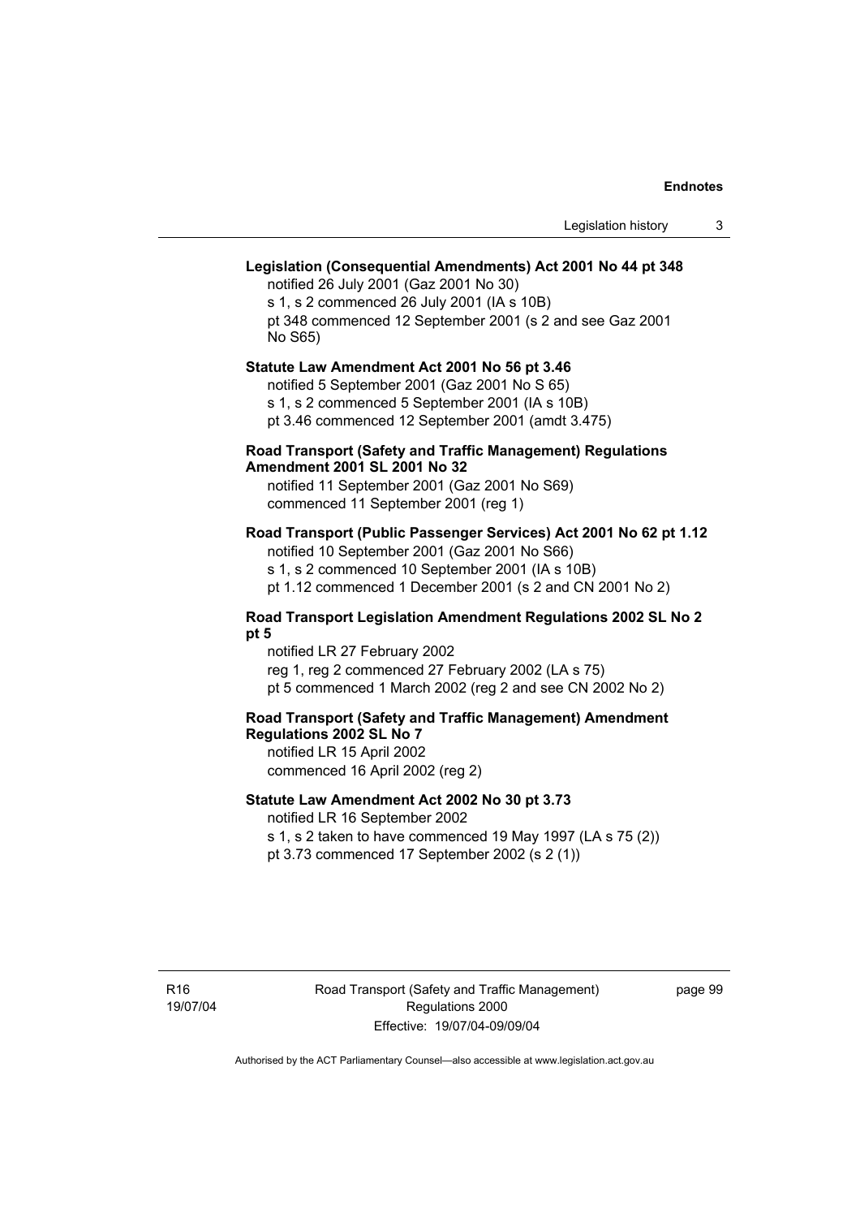**Legislation (Consequential Amendments) Act 2001 No 44 pt 348**

notified 26 July 2001 (Gaz 2001 No 30)
s 1, s 2 commenced 26 July 2001 (IA s 10B)
pt 348 commenced 12 September 2001 (s 2 and see Gaz 2001 No S65)

**Statute Law Amendment Act 2001 No 56 pt 3.46**

notified 5 September 2001 (Gaz 2001 No S 65)
s 1, s 2 commenced 5 September 2001 (IA s 10B)
pt 3.46 commenced 12 September 2001 (amdt 3.475)

**Road Transport (Safety and Traffic Management) Regulations Amendment 2001 SL 2001 No 32**

notified 11 September 2001 (Gaz 2001 No S69)
commenced 11 September 2001 (reg 1)

**Road Transport (Public Passenger Services) Act 2001 No 62 pt 1.12**

notified 10 September 2001 (Gaz 2001 No S66)
s 1, s 2 commenced 10 September 2001 (IA s 10B)
pt 1.12 commenced 1 December 2001 (s 2 and CN 2001 No 2)

**Road Transport Legislation Amendment Regulations 2002 SL No 2 pt 5**

notified LR 27 February 2002
reg 1, reg 2 commenced 27 February 2002 (LA s 75)
pt 5 commenced 1 March 2002 (reg 2 and see CN 2002 No 2)

**Road Transport (Safety and Traffic Management) Amendment Regulations 2002 SL No 7**

notified LR 15 April 2002
commenced 16 April 2002 (reg 2)

**Statute Law Amendment Act 2002 No 30 pt 3.73**

notified LR 16 September 2002
s 1, s 2 taken to have commenced 19 May 1997 (LA s 75 (2))
pt 3.73 commenced 17 September 2002 (s 2 (1))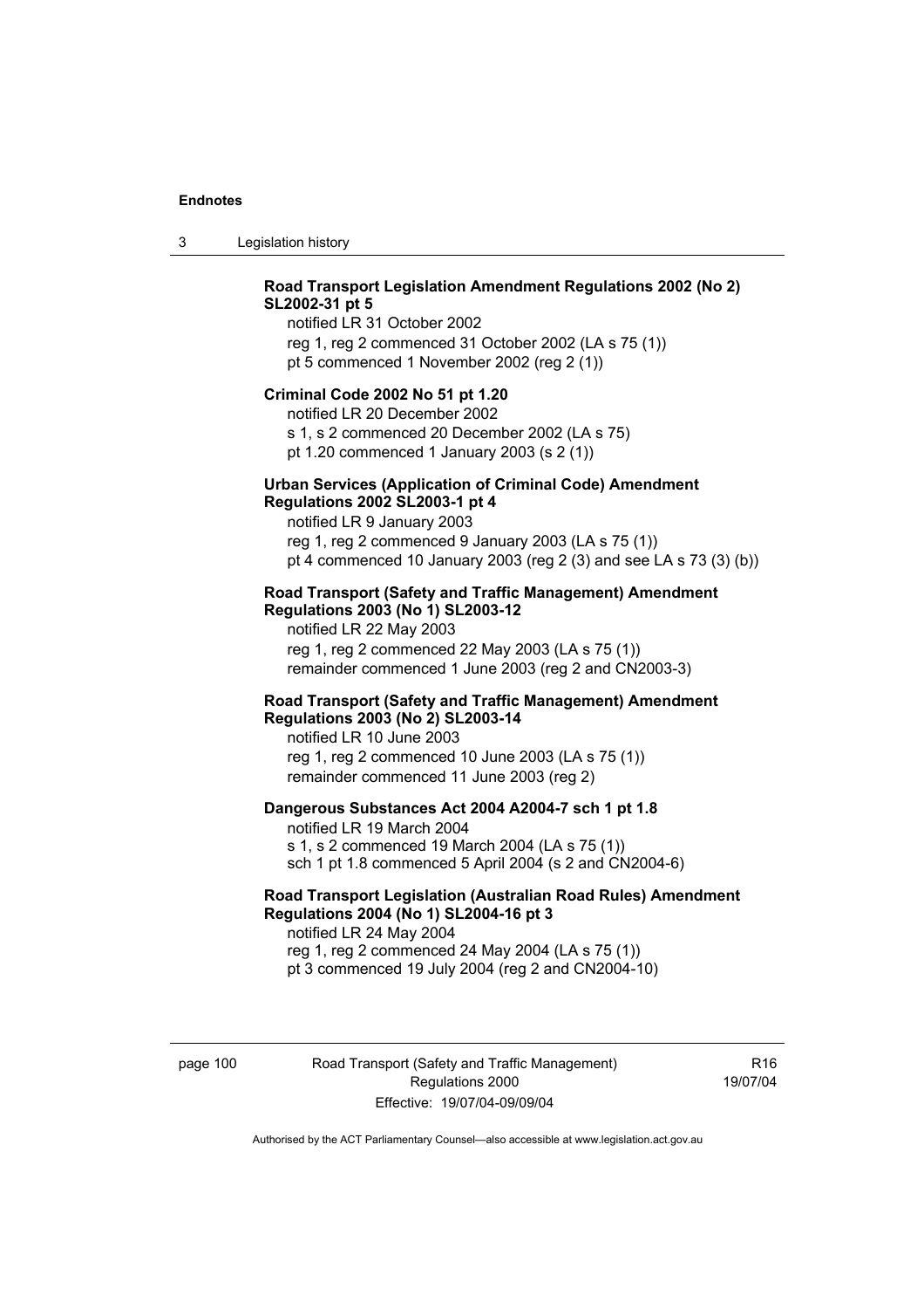**Road Transport Legislation Amendment Regulations 2002 (No 2) SL2002-31 pt 5**
notified LR 31 October 2002
reg 1, reg 2 commenced 31 October 2002 (LA s 75 (1))
pt 5 commenced 1 November 2002 (reg 2 (1))

**Criminal Code 2002 No 51 pt 1.20**
notified LR 20 December 2002
s 1, s 2 commenced 20 December 2002 (LA s 75)
pt 1.20 commenced 1 January 2003 (s 2 (1))

**Urban Services (Application of Criminal Code) Amendment Regulations 2002 SL2003-1 pt 4**
notified LR 9 January 2003
reg 1, reg 2 commenced 9 January 2003 (LA s 75 (1))
pt 4 commenced 10 January 2003 (reg 2 (3) and see LA s 73 (3) (b))

**Road Transport (Safety and Traffic Management) Amendment Regulations 2003 (No 1) SL2003-12**
notified LR 22 May 2003
reg 1, reg 2 commenced 22 May 2003 (LA s 75 (1))
remainder commenced 1 June 2003 (reg 2 and CN2003-3)

**Road Transport (Safety and Traffic Management) Amendment Regulations 2003 (No 2) SL2003-14**
notified LR 10 June 2003
reg 1, reg 2 commenced 10 June 2003 (LA s 75 (1))
remainder commenced 11 June 2003 (reg 2)

**Dangerous Substances Act 2004 A2004-7 sch 1 pt 1.8**
notified LR 19 March 2004
s 1, s 2 commenced 19 March 2004 (LA s 75 (1))
sch 1 pt 1.8 commenced 5 April 2004 (s 2 and CN2004-6)

**Road Transport Legislation (Australian Road Rules) Amendment Regulations 2004 (No 1) SL2004-16 pt 3**
notified LR 24 May 2004
reg 1, reg 2 commenced 24 May 2004 (LA s 75 (1))
pt 3 commenced 19 July 2004 (reg 2 and CN2004-10)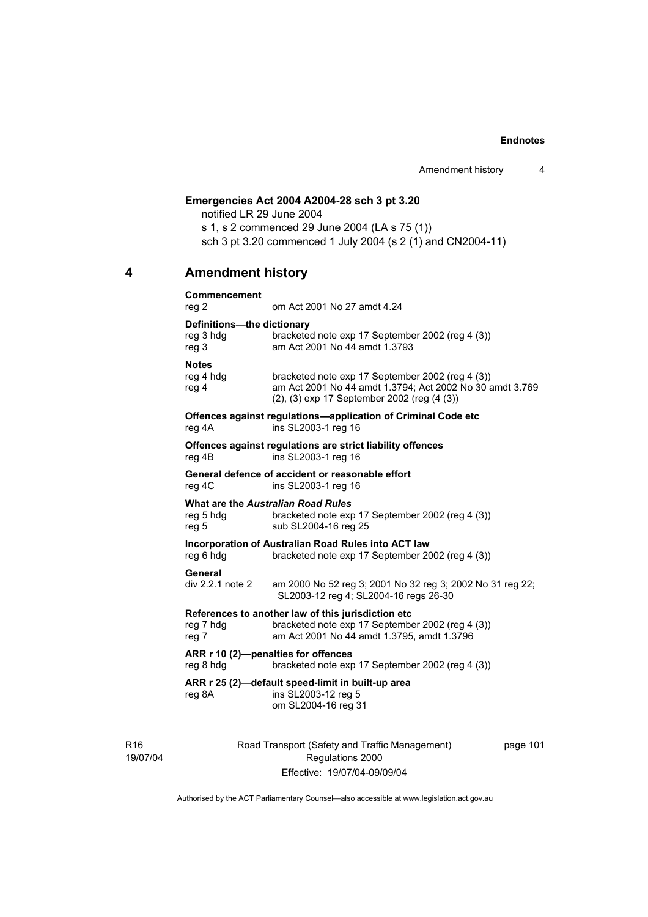**Emergencies Act 2004 A2004-28 sch 3 pt 3.20**

notified LR 29 June 2004

s 1, s 2 commenced 29 June 2004 (LA s 75 (1))

sch 3 pt 3.20 commenced 1 July 2004 (s 2 (1) and CN2004-11)

## 4 Amendment history

**Commencement**

reg 2 om Act 2001 No 27 amdt 4.24

**Definitions—the dictionary**

reg 3 hdg bracketed note exp 17 September 2002 (reg 4 (3))

reg 3 am Act 2001 No 44 amdt 1.3793

**Notes**

reg 4 hdg bracketed note exp 17 September 2002 (reg 4 (3))

reg 4 am Act 2001 No 44 amdt 1.3794; Act 2002 No 30 amdt 3.769 (2), (3) exp 17 September 2002 (reg (4 (3))

**Offences against regulations—application of Criminal Code etc**

reg 4A ins SL2003-1 reg 16

**Offences against regulations are strict liability offences**

reg 4B ins SL2003-1 reg 16

**General defence of accident or reasonable effort**

reg 4C ins SL2003-1 reg 16

**What are the *Australian Road Rules***

reg 5 hdg bracketed note exp 17 September 2002 (reg 4 (3))

reg 5 sub SL2004-16 reg 25

**Incorporation of Australian Road Rules into ACT law**

reg 6 hdg bracketed note exp 17 September 2002 (reg 4 (3))

**General**

div 2.2.1 note 2 am 2000 No 52 reg 3; 2001 No 32 reg 3; 2002 No 31 reg 22; SL2003-12 reg 4; SL2004-16 regs 26-30

**References to another law of this jurisdiction etc**

reg 7 hdg bracketed note exp 17 September 2002 (reg 4 (3))

reg 7 am Act 2001 No 44 amdt 1.3795, amdt 1.3796

**ARR r 10 (2)—penalties for offences**

reg 8 hdg bracketed note exp 17 September 2002 (reg 4 (3))

**ARR r 25 (2)—default speed-limit in built-up area**

reg 8A ins SL2003-12 reg 5

om SL2004-16 reg 31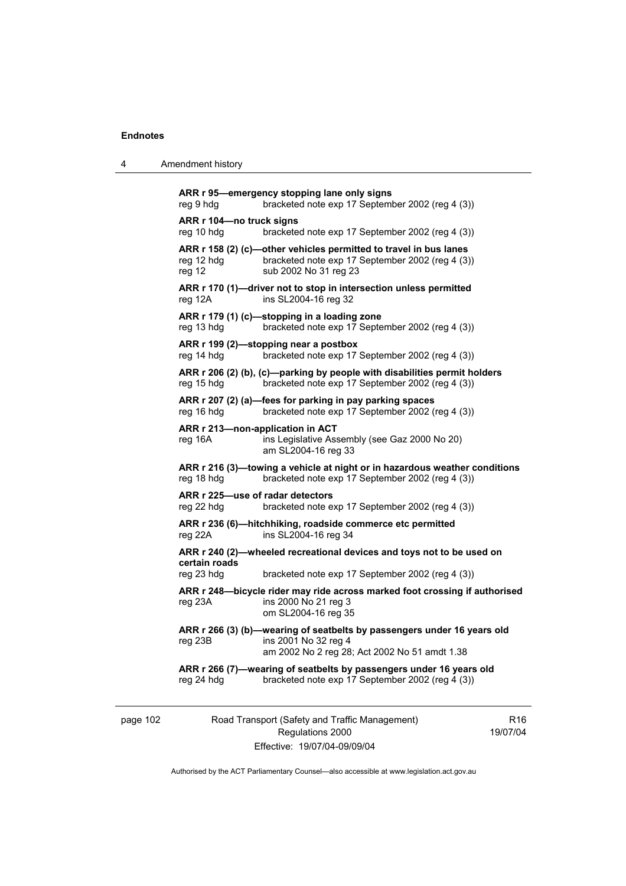**ARR r 95—emergency stopping lane only signs**
reg 9 hdg bracketed note exp 17 September 2002 (reg 4 (3))

**ARR r 104—no truck signs**
reg 10 hdg bracketed note exp 17 September 2002 (reg 4 (3))

**ARR r 158 (2) (c)—other vehicles permitted to travel in bus lanes**
reg 12 hdg bracketed note exp 17 September 2002 (reg 4 (3))
reg 12 sub 2002 No 31 reg 23

**ARR r 170 (1)—driver not to stop in intersection unless permitted**
reg 12A ins SL2004-16 reg 32

**ARR r 179 (1) (c)—stopping in a loading zone**
reg 13 hdg bracketed note exp 17 September 2002 (reg 4 (3))

**ARR r 199 (2)—stopping near a postbox**
reg 14 hdg bracketed note exp 17 September 2002 (reg 4 (3))

**ARR r 206 (2) (b), (c)—parking by people with disabilities permit holders**
reg 15 hdg bracketed note exp 17 September 2002 (reg 4 (3))

**ARR r 207 (2) (a)—fees for parking in pay parking spaces**
reg 16 hdg bracketed note exp 17 September 2002 (reg 4 (3))

**ARR r 213—non-application in ACT**
reg 16A ins Legislative Assembly (see Gaz 2000 No 20)
am SL2004-16 reg 33

**ARR r 216 (3)—towing a vehicle at night or in hazardous weather conditions**
reg 18 hdg bracketed note exp 17 September 2002 (reg 4 (3))

**ARR r 225—use of radar detectors**
reg 22 hdg bracketed note exp 17 September 2002 (reg 4 (3))

**ARR r 236 (6)—hitchhiking, roadside commerce etc permitted**
reg 22A ins SL2004-16 reg 34

**ARR r 240 (2)—wheeled recreational devices and toys not to be used on certain roads**
reg 23 hdg bracketed note exp 17 September 2002 (reg 4 (3))

**ARR r 248—bicycle rider may ride across marked foot crossing if authorised**
reg 23A ins 2000 No 21 reg 3
om SL2004-16 reg 35

**ARR r 266 (3) (b)—wearing of seatbelts by passengers under 16 years old**
reg 23B ins 2001 No 32 reg 4
am 2002 No 2 reg 28; Act 2002 No 51 amdt 1.38

**ARR r 266 (7)—wearing of seatbelts by passengers under 16 years old**
reg 24 hdg bracketed note exp 17 September 2002 (reg 4 (3))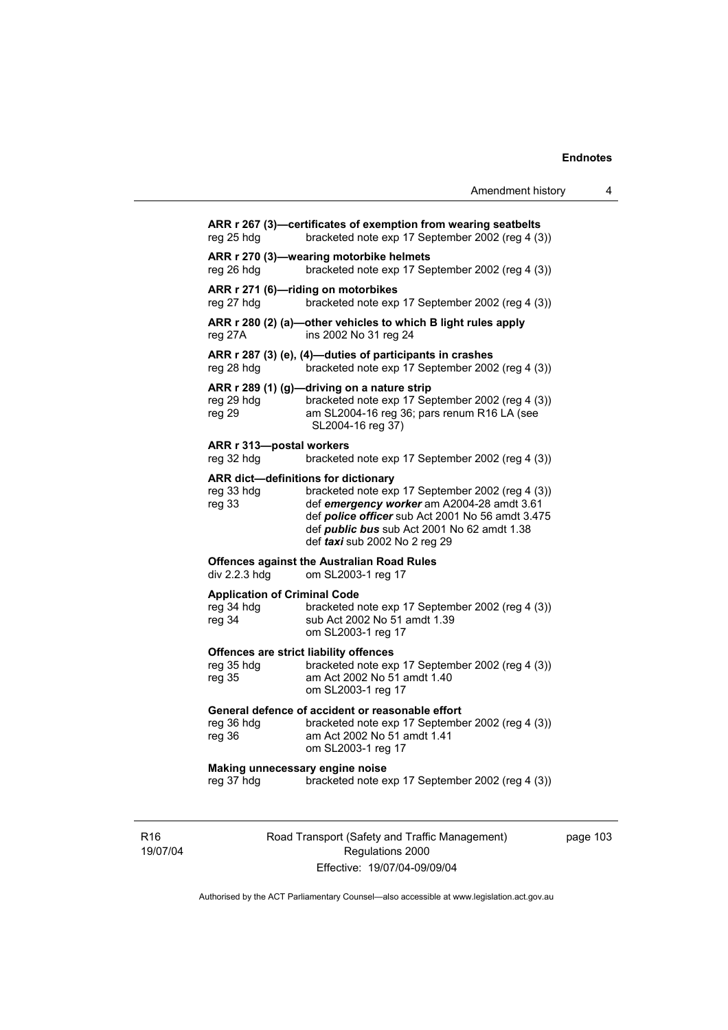**ARR r 267 (3)—certificates of exemption from wearing seatbelts**
reg 25 hdg bracketed note exp 17 September 2002 (reg 4 (3))

**ARR r 270 (3)—wearing motorbike helmets**
reg 26 hdg bracketed note exp 17 September 2002 (reg 4 (3))

**ARR r 271 (6)—riding on motorbikes**
reg 27 hdg bracketed note exp 17 September 2002 (reg 4 (3))

**ARR r 280 (2) (a)—other vehicles to which B light rules apply**
reg 27A ins 2002 No 31 reg 24

**ARR r 287 (3) (e), (4)—duties of participants in crashes**
reg 28 hdg bracketed note exp 17 September 2002 (reg 4 (3))

**ARR r 289 (1) (g)—driving on a nature strip**
reg 29 hdg bracketed note exp 17 September 2002 (reg 4 (3))
reg 29 am SL2004-16 reg 36; pars renum R16 LA (see SL2004-16 reg 37)

**ARR r 313—postal workers**
reg 32 hdg bracketed note exp 17 September 2002 (reg 4 (3))

**ARR dict—definitions for dictionary**
reg 33 hdg bracketed note exp 17 September 2002 (reg 4 (3))
reg 33 def ***emergency worker*** am A2004-28 amdt 3.61
def ***police officer*** sub Act 2001 No 56 amdt 3.475
def ***public bus*** sub Act 2001 No 62 amdt 1.38
def ***taxi*** sub 2002 No 2 reg 29

**Offences against the Australian Road Rules**
div 2.2.3 hdg om SL2003-1 reg 17

**Application of Criminal Code**
reg 34 hdg bracketed note exp 17 September 2002 (reg 4 (3))
reg 34 sub Act 2002 No 51 amdt 1.39
om SL2003-1 reg 17

**Offences are strict liability offences**
reg 35 hdg bracketed note exp 17 September 2002 (reg 4 (3))
reg 35 am Act 2002 No 51 amdt 1.40
om SL2003-1 reg 17

**General defence of accident or reasonable effort**
reg 36 hdg bracketed note exp 17 September 2002 (reg 4 (3))
reg 36 am Act 2002 No 51 amdt 1.41
om SL2003-1 reg 17

**Making unnecessary engine noise**
reg 37 hdg bracketed note exp 17 September 2002 (reg 4 (3))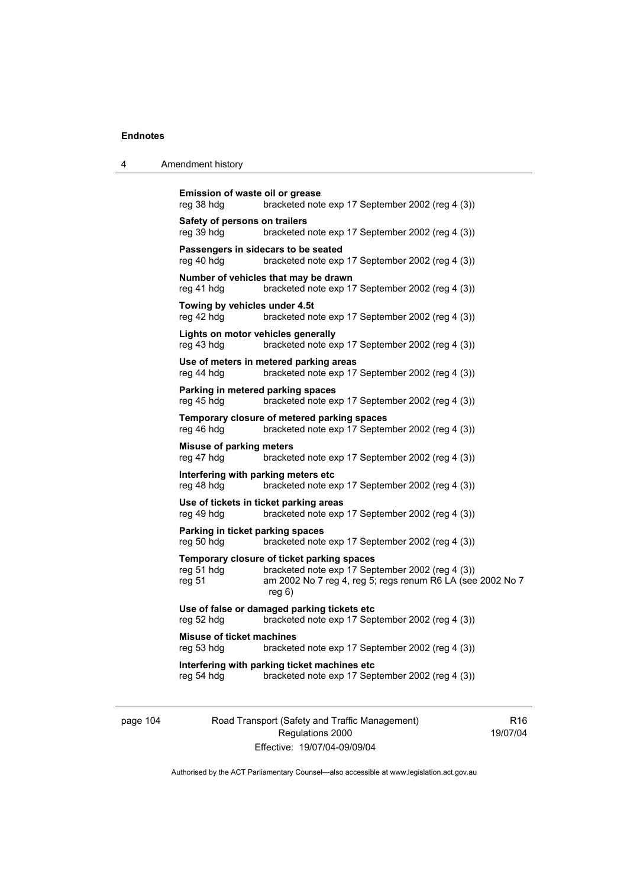**Emission of waste oil or grease**
reg 38 hdg bracketed note exp 17 September 2002 (reg 4 (3))

**Safety of persons on trailers**
reg 39 hdg bracketed note exp 17 September 2002 (reg 4 (3))

**Passengers in sidecars to be seated**
reg 40 hdg bracketed note exp 17 September 2002 (reg 4 (3))

**Number of vehicles that may be drawn**
reg 41 hdg bracketed note exp 17 September 2002 (reg 4 (3))

**Towing by vehicles under 4.5t**
reg 42 hdg bracketed note exp 17 September 2002 (reg 4 (3))

**Lights on motor vehicles generally**
reg 43 hdg bracketed note exp 17 September 2002 (reg 4 (3))

**Use of meters in metered parking areas**
reg 44 hdg bracketed note exp 17 September 2002 (reg 4 (3))

**Parking in metered parking spaces**
reg 45 hdg bracketed note exp 17 September 2002 (reg 4 (3))

**Temporary closure of metered parking spaces**
reg 46 hdg bracketed note exp 17 September 2002 (reg 4 (3))

**Misuse of parking meters**
reg 47 hdg bracketed note exp 17 September 2002 (reg 4 (3))

**Interfering with parking meters etc**
reg 48 hdg bracketed note exp 17 September 2002 (reg 4 (3))

**Use of tickets in ticket parking areas**
reg 49 hdg bracketed note exp 17 September 2002 (reg 4 (3))

**Parking in ticket parking spaces**
reg 50 hdg bracketed note exp 17 September 2002 (reg 4 (3))

**Temporary closure of ticket parking spaces**
reg 51 hdg bracketed note exp 17 September 2002 (reg 4 (3))
reg 51 am 2002 No 7 reg 4, reg 5; regs renum R6 LA (see 2002 No 7 reg 6)

**Use of false or damaged parking tickets etc**
reg 52 hdg bracketed note exp 17 September 2002 (reg 4 (3))

**Misuse of ticket machines**
reg 53 hdg bracketed note exp 17 September 2002 (reg 4 (3))

**Interfering with parking ticket machines etc**
reg 54 hdg bracketed note exp 17 September 2002 (reg 4 (3))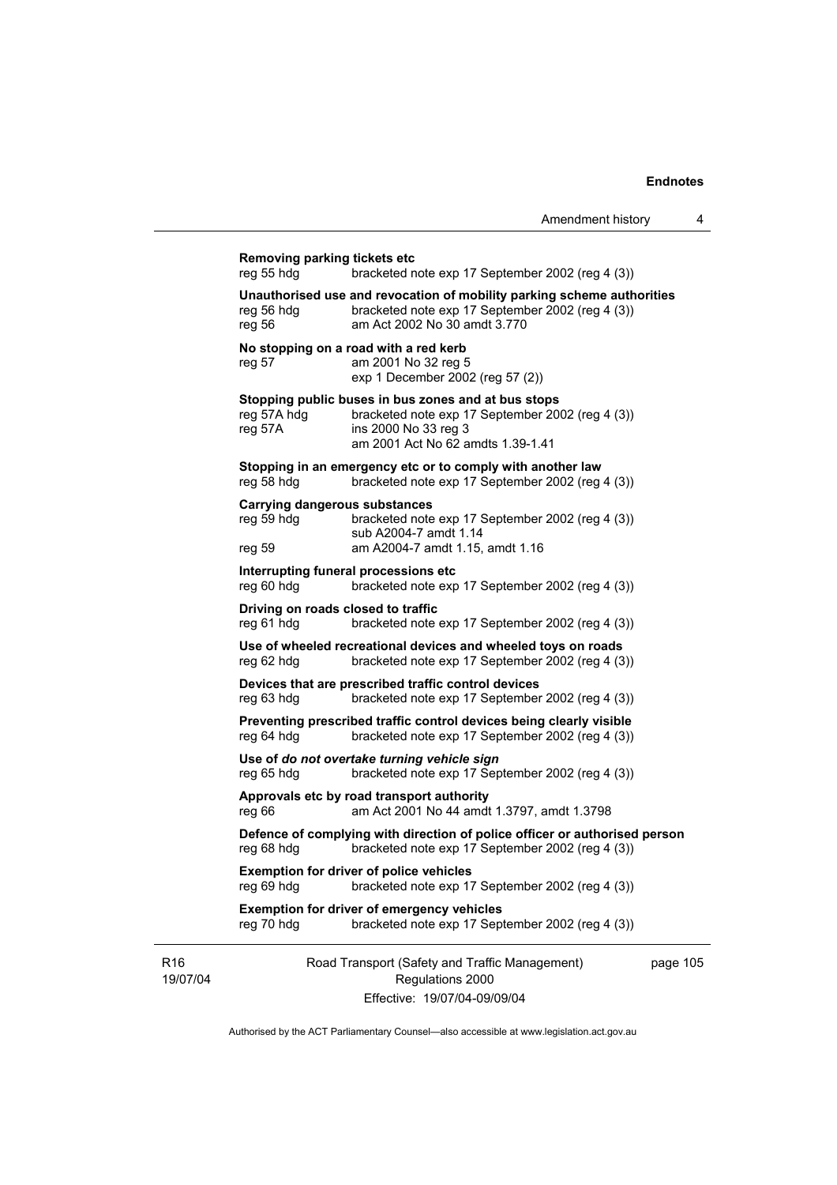**Removing parking tickets etc**
reg 55 hdg bracketed note exp 17 September 2002 (reg 4 (3))

**Unauthorised use and revocation of mobility parking scheme authorities**
reg 56 hdg bracketed note exp 17 September 2002 (reg 4 (3))
reg 56 am Act 2002 No 30 amdt 3.770

**No stopping on a road with a red kerb**
reg 57 am 2001 No 32 reg 5
exp 1 December 2002 (reg 57 (2))

**Stopping public buses in bus zones and at bus stops**
reg 57A hdg bracketed note exp 17 September 2002 (reg 4 (3))
reg 57A ins 2000 No 33 reg 3
am 2001 Act No 62 amdts 1.39-1.41

**Stopping in an emergency etc or to comply with another law**
reg 58 hdg bracketed note exp 17 September 2002 (reg 4 (3))

**Carrying dangerous substances**
reg 59 hdg bracketed note exp 17 September 2002 (reg 4 (3))
sub A2004-7 amdt 1.14
reg 59 am A2004-7 amdt 1.15, amdt 1.16

**Interrupting funeral processions etc**
reg 60 hdg bracketed note exp 17 September 2002 (reg 4 (3))

**Driving on roads closed to traffic**
reg 61 hdg bracketed note exp 17 September 2002 (reg 4 (3))

**Use of wheeled recreational devices and wheeled toys on roads**
reg 62 hdg bracketed note exp 17 September 2002 (reg 4 (3))

**Devices that are prescribed traffic control devices**
reg 63 hdg bracketed note exp 17 September 2002 (reg 4 (3))

**Preventing prescribed traffic control devices being clearly visible**
reg 64 hdg bracketed note exp 17 September 2002 (reg 4 (3))

**Use of *do not overtake turning vehicle sign***
reg 65 hdg bracketed note exp 17 September 2002 (reg 4 (3))

**Approvals etc by road transport authority**
reg 66 am Act 2001 No 44 amdt 1.3797, amdt 1.3798

**Defence of complying with direction of police officer or authorised person**
reg 68 hdg bracketed note exp 17 September 2002 (reg 4 (3))

**Exemption for driver of police vehicles**
reg 69 hdg bracketed note exp 17 September 2002 (reg 4 (3))

**Exemption for driver of emergency vehicles**
reg 70 hdg bracketed note exp 17 September 2002 (reg 4 (3))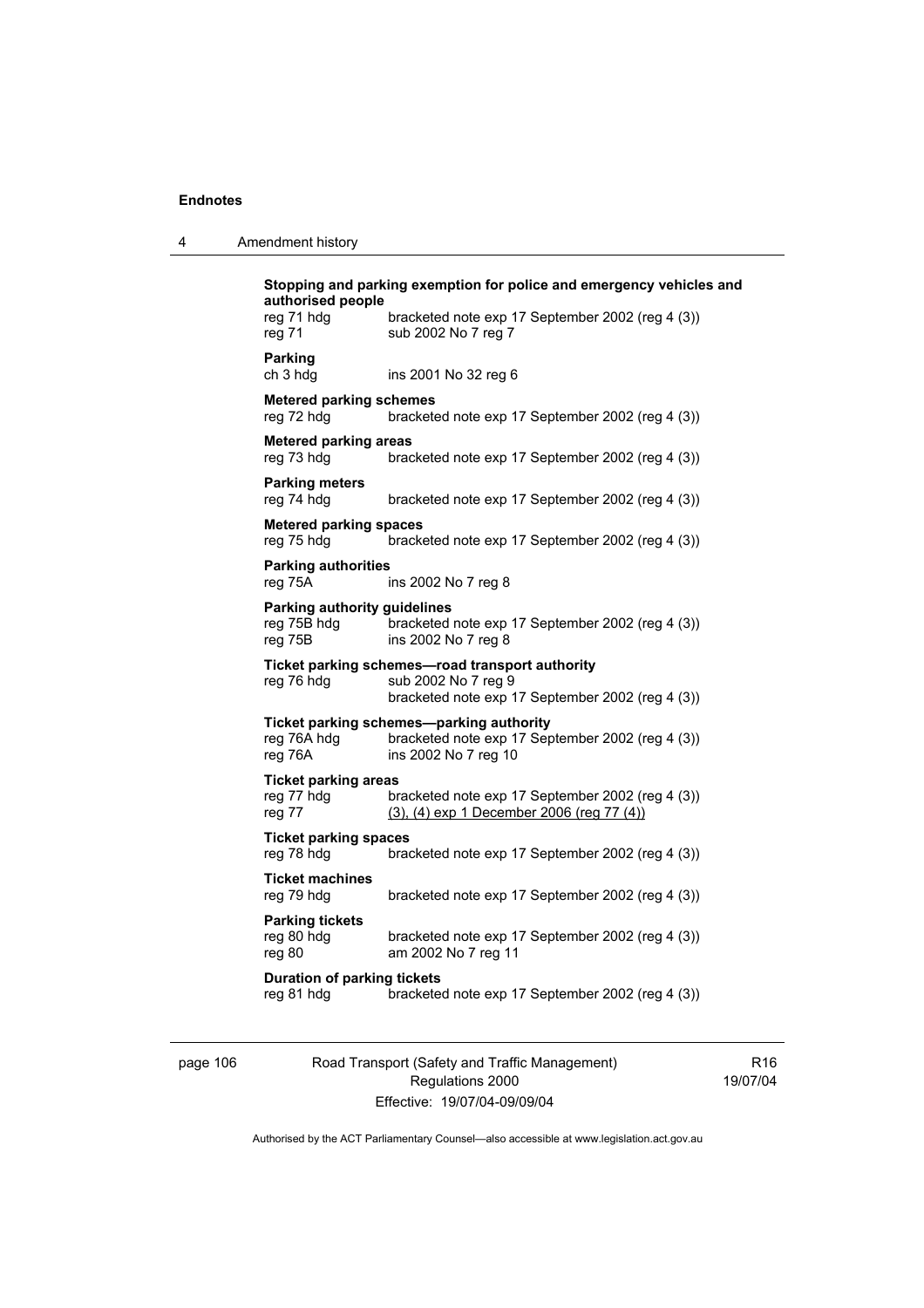**Stopping and parking exemption for police and emergency vehicles and authorised people**
reg 71 hdg — bracketed note exp 17 September 2002 (reg 4 (3))
reg 71 — sub 2002 No 7 reg 7

**Parking**
ch 3 hdg — ins 2001 No 32 reg 6

**Metered parking schemes**
reg 72 hdg — bracketed note exp 17 September 2002 (reg 4 (3))

**Metered parking areas**
reg 73 hdg — bracketed note exp 17 September 2002 (reg 4 (3))

**Parking meters**
reg 74 hdg — bracketed note exp 17 September 2002 (reg 4 (3))

**Metered parking spaces**
reg 75 hdg — bracketed note exp 17 September 2002 (reg 4 (3))

**Parking authorities**
reg 75A — ins 2002 No 7 reg 8

**Parking authority guidelines**
reg 75B hdg — bracketed note exp 17 September 2002 (reg 4 (3))
reg 75B — ins 2002 No 7 reg 8

**Ticket parking schemes—road transport authority**
reg 76 hdg — sub 2002 No 7 reg 9
bracketed note exp 17 September 2002 (reg 4 (3))

**Ticket parking schemes—parking authority**
reg 76A hdg — bracketed note exp 17 September 2002 (reg 4 (3))
reg 76A — ins 2002 No 7 reg 10

**Ticket parking areas**
reg 77 hdg — bracketed note exp 17 September 2002 (reg 4 (3))
reg 77 — (3), (4) exp 1 December 2006 (reg 77 (4))

**Ticket parking spaces**
reg 78 hdg — bracketed note exp 17 September 2002 (reg 4 (3))

**Ticket machines**
reg 79 hdg — bracketed note exp 17 September 2002 (reg 4 (3))

**Parking tickets**
reg 80 hdg — bracketed note exp 17 September 2002 (reg 4 (3))
reg 80 — am 2002 No 7 reg 11

**Duration of parking tickets**
reg 81 hdg — bracketed note exp 17 September 2002 (reg 4 (3))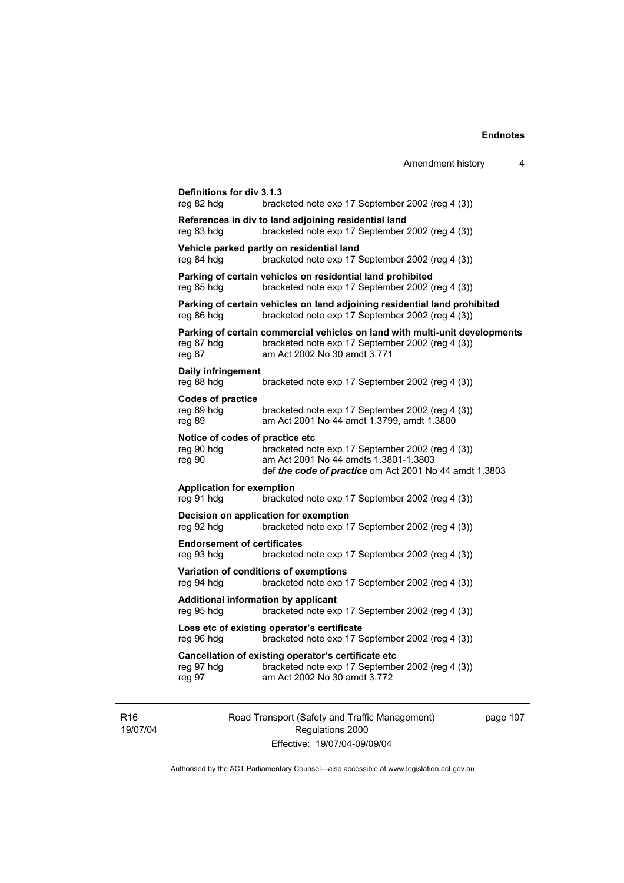**Definitions for div 3.1.3**
reg 82 hdg bracketed note exp 17 September 2002 (reg 4 (3))

**References in div to land adjoining residential land**
reg 83 hdg bracketed note exp 17 September 2002 (reg 4 (3))

**Vehicle parked partly on residential land**
reg 84 hdg bracketed note exp 17 September 2002 (reg 4 (3))

**Parking of certain vehicles on residential land prohibited**
reg 85 hdg bracketed note exp 17 September 2002 (reg 4 (3))

**Parking of certain vehicles on land adjoining residential land prohibited**
reg 86 hdg bracketed note exp 17 September 2002 (reg 4 (3))

**Parking of certain commercial vehicles on land with multi-unit developments**
reg 87 hdg bracketed note exp 17 September 2002 (reg 4 (3))
reg 87 am Act 2002 No 30 amdt 3.771

**Daily infringement**
reg 88 hdg bracketed note exp 17 September 2002 (reg 4 (3))

**Codes of practice**
reg 89 hdg bracketed note exp 17 September 2002 (reg 4 (3))
reg 89 am Act 2001 No 44 amdt 1.3799, amdt 1.3800

**Notice of codes of practice etc**
reg 90 hdg bracketed note exp 17 September 2002 (reg 4 (3))
reg 90 am Act 2001 No 44 amdts 1.3801-1.3803
def ***the code of practice*** om Act 2001 No 44 amdt 1.3803

**Application for exemption**
reg 91 hdg bracketed note exp 17 September 2002 (reg 4 (3))

**Decision on application for exemption**
reg 92 hdg bracketed note exp 17 September 2002 (reg 4 (3))

**Endorsement of certificates**
reg 93 hdg bracketed note exp 17 September 2002 (reg 4 (3))

**Variation of conditions of exemptions**
reg 94 hdg bracketed note exp 17 September 2002 (reg 4 (3))

**Additional information by applicant**
reg 95 hdg bracketed note exp 17 September 2002 (reg 4 (3))

**Loss etc of existing operator's certificate**
reg 96 hdg bracketed note exp 17 September 2002 (reg 4 (3))

**Cancellation of existing operator's certificate etc**
reg 97 hdg bracketed note exp 17 September 2002 (reg 4 (3))
reg 97 am Act 2002 No 30 amdt 3.772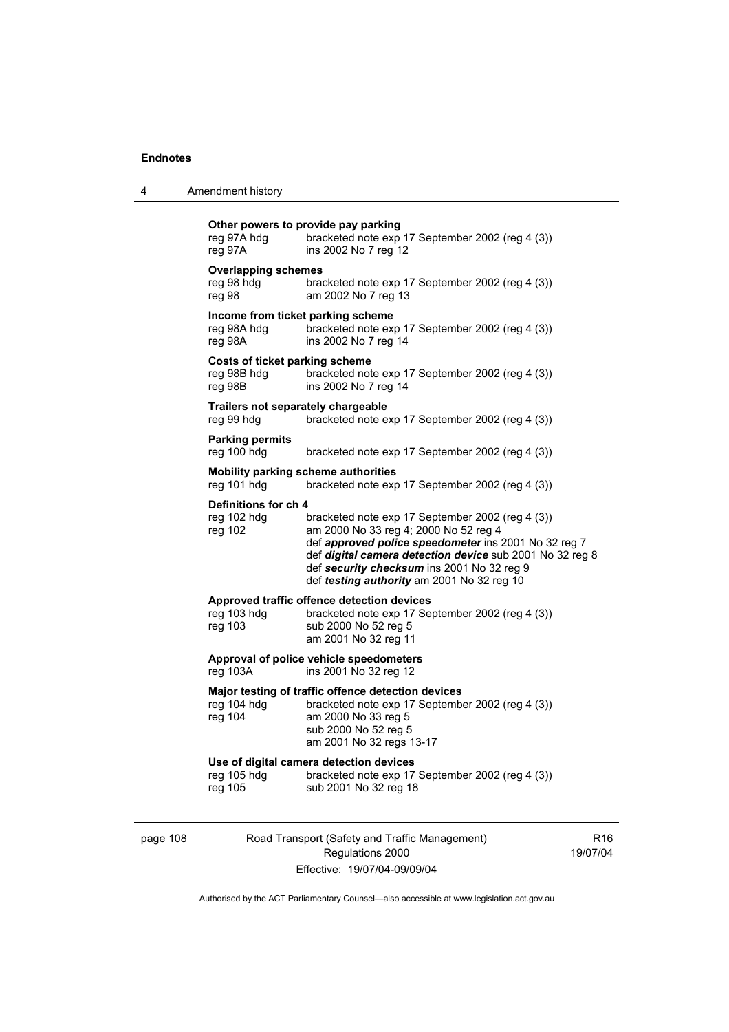**Other powers to provide pay parking**

| | |
|---|---|
| reg 97A hdg | bracketed note exp 17 September 2002 (reg 4 (3)) |
| reg 97A | ins 2002 No 7 reg 12 |

**Overlapping schemes**

| | |
|---|---|
| reg 98 hdg | bracketed note exp 17 September 2002 (reg 4 (3)) |
| reg 98 | am 2002 No 7 reg 13 |

**Income from ticket parking scheme**

| | |
|---|---|
| reg 98A hdg | bracketed note exp 17 September 2002 (reg 4 (3)) |
| reg 98A | ins 2002 No 7 reg 14 |

**Costs of ticket parking scheme**

| | |
|---|---|
| reg 98B hdg | bracketed note exp 17 September 2002 (reg 4 (3)) |
| reg 98B | ins 2002 No 7 reg 14 |

**Trailers not separately chargeable**

| | |
|---|---|
| reg 99 hdg | bracketed note exp 17 September 2002 (reg 4 (3)) |

**Parking permits**

| | |
|---|---|
| reg 100 hdg | bracketed note exp 17 September 2002 (reg 4 (3)) |

**Mobility parking scheme authorities**

| | |
|---|---|
| reg 101 hdg | bracketed note exp 17 September 2002 (reg 4 (3)) |

**Definitions for ch 4**

| | |
|---|---|
| reg 102 hdg | bracketed note exp 17 September 2002 (reg 4 (3)) |
| reg 102 | am 2000 No 33 reg 4; 2000 No 52 reg 4 |
| | def ***approved police speedometer*** ins 2001 No 32 reg 7 |
| | def ***digital camera detection device*** sub 2001 No 32 reg 8 |
| | def ***security checksum*** ins 2001 No 32 reg 9 |
| | def ***testing authority*** am 2001 No 32 reg 10 |

**Approved traffic offence detection devices**

| | |
|---|---|
| reg 103 hdg | bracketed note exp 17 September 2002 (reg 4 (3)) |
| reg 103 | sub 2000 No 52 reg 5 |
| | am 2001 No 32 reg 11 |

**Approval of police vehicle speedometers**

| | |
|---|---|
| reg 103A | ins 2001 No 32 reg 12 |

**Major testing of traffic offence detection devices**

| | |
|---|---|
| reg 104 hdg | bracketed note exp 17 September 2002 (reg 4 (3)) |
| reg 104 | am 2000 No 33 reg 5 |
| | sub 2000 No 52 reg 5 |
| | am 2001 No 32 regs 13-17 |

**Use of digital camera detection devices**

| | |
|---|---|
| reg 105 hdg | bracketed note exp 17 September 2002 (reg 4 (3)) |
| reg 105 | sub 2001 No 32 reg 18 |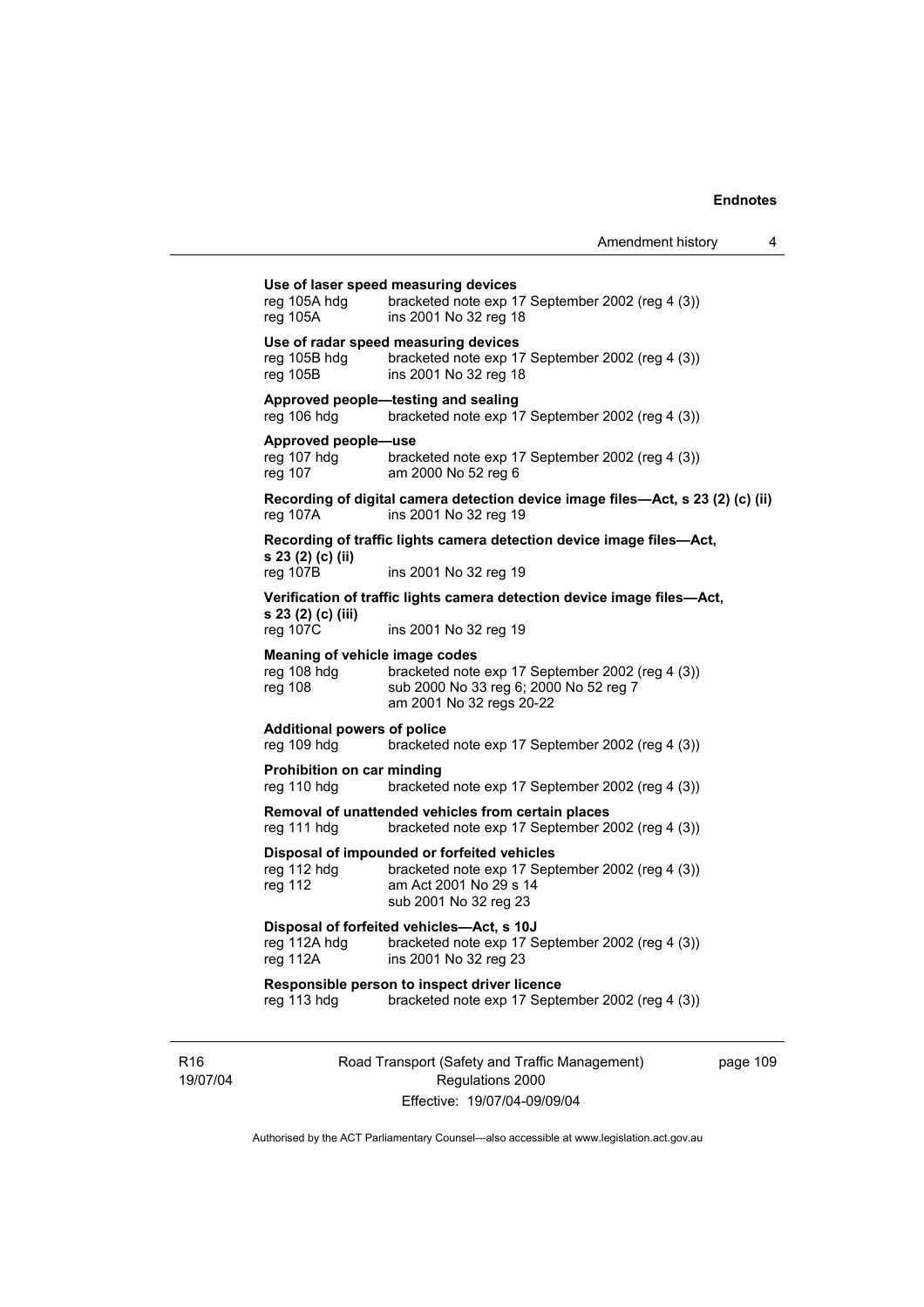**Use of laser speed measuring devices**

| | |
|---|---|
| reg 105A hdg | bracketed note exp 17 September 2002 (reg 4 (3)) |
| reg 105A | ins 2001 No 32 reg 18 |

**Use of radar speed measuring devices**

| | |
|---|---|
| reg 105B hdg | bracketed note exp 17 September 2002 (reg 4 (3)) |
| reg 105B | ins 2001 No 32 reg 18 |

**Approved people—testing and sealing**

| | |
|---|---|
| reg 106 hdg | bracketed note exp 17 September 2002 (reg 4 (3)) |

**Approved people—use**

| | |
|---|---|
| reg 107 hdg | bracketed note exp 17 September 2002 (reg 4 (3)) |
| reg 107 | am 2000 No 52 reg 6 |

**Recording of digital camera detection device image files—Act, s 23 (2) (c) (ii)**

| | |
|---|---|
| reg 107A | ins 2001 No 32 reg 19 |

**Recording of traffic lights camera detection device image files—Act, s 23 (2) (c) (ii)**

| | |
|---|---|
| reg 107B | ins 2001 No 32 reg 19 |

**Verification of traffic lights camera detection device image files—Act, s 23 (2) (c) (iii)**

| | |
|---|---|
| reg 107C | ins 2001 No 32 reg 19 |

**Meaning of vehicle image codes**

| | |
|---|---|
| reg 108 hdg | bracketed note exp 17 September 2002 (reg 4 (3)) |
| reg 108 | sub 2000 No 33 reg 6; 2000 No 52 reg 7<br>am 2001 No 32 regs 20-22 |

**Additional powers of police**

| | |
|---|---|
| reg 109 hdg | bracketed note exp 17 September 2002 (reg 4 (3)) |

**Prohibition on car minding**

| | |
|---|---|
| reg 110 hdg | bracketed note exp 17 September 2002 (reg 4 (3)) |

**Removal of unattended vehicles from certain places**

| | |
|---|---|
| reg 111 hdg | bracketed note exp 17 September 2002 (reg 4 (3)) |

**Disposal of impounded or forfeited vehicles**

| | |
|---|---|
| reg 112 hdg | bracketed note exp 17 September 2002 (reg 4 (3)) |
| reg 112 | am Act 2001 No 29 s 14<br>sub 2001 No 32 reg 23 |

**Disposal of forfeited vehicles—Act, s 10J**

| | |
|---|---|
| reg 112A hdg | bracketed note exp 17 September 2002 (reg 4 (3)) |
| reg 112A | ins 2001 No 32 reg 23 |

**Responsible person to inspect driver licence**

| | |
|---|---|
| reg 113 hdg | bracketed note exp 17 September 2002 (reg 4 (3)) |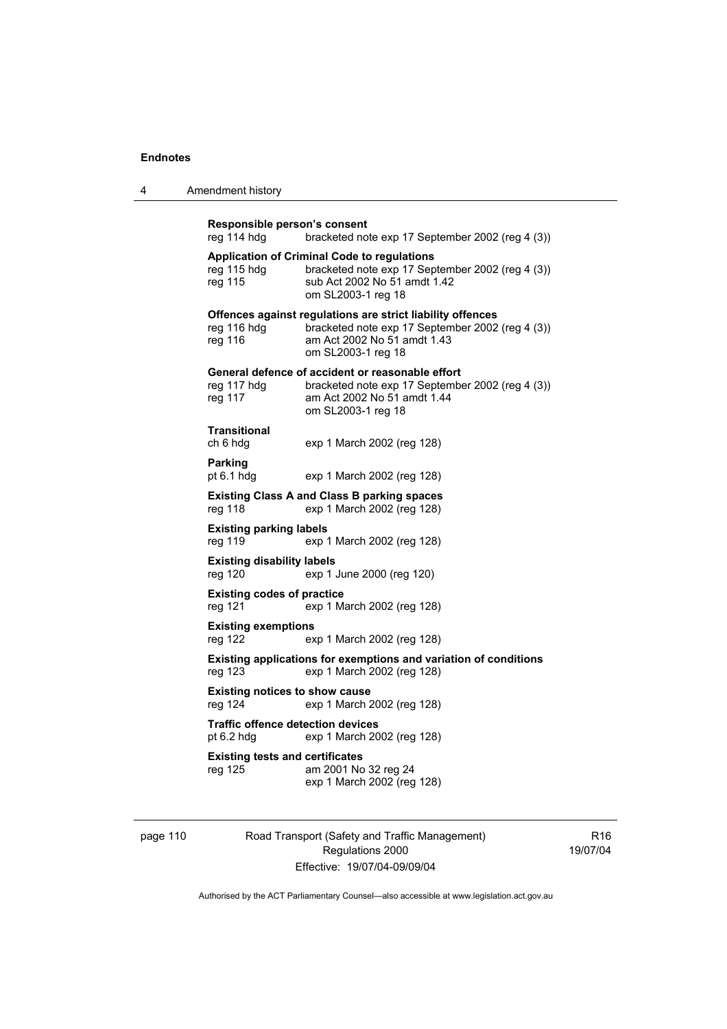**Responsible person's consent**

reg 114 hdg bracketed note exp 17 September 2002 (reg 4 (3))

**Application of Criminal Code to regulations**

reg 115 hdg bracketed note exp 17 September 2002 (reg 4 (3))
reg 115 sub Act 2002 No 51 amdt 1.42
om SL2003-1 reg 18

**Offences against regulations are strict liability offences**

reg 116 hdg bracketed note exp 17 September 2002 (reg 4 (3))
reg 116 am Act 2002 No 51 amdt 1.43
om SL2003-1 reg 18

**General defence of accident or reasonable effort**

reg 117 hdg bracketed note exp 17 September 2002 (reg 4 (3))
reg 117 am Act 2002 No 51 amdt 1.44
om SL2003-1 reg 18

**Transitional**

ch 6 hdg exp 1 March 2002 (reg 128)

**Parking**

pt 6.1 hdg exp 1 March 2002 (reg 128)

**Existing Class A and Class B parking spaces**

reg 118 exp 1 March 2002 (reg 128)

**Existing parking labels**

reg 119 exp 1 March 2002 (reg 128)

**Existing disability labels**

reg 120 exp 1 June 2000 (reg 120)

**Existing codes of practice**

reg 121 exp 1 March 2002 (reg 128)

**Existing exemptions**

reg 122 exp 1 March 2002 (reg 128)

**Existing applications for exemptions and variation of conditions**

reg 123 exp 1 March 2002 (reg 128)

**Existing notices to show cause**

reg 124 exp 1 March 2002 (reg 128)

**Traffic offence detection devices**

pt 6.2 hdg exp 1 March 2002 (reg 128)

**Existing tests and certificates**

reg 125 am 2001 No 32 reg 24
exp 1 March 2002 (reg 128)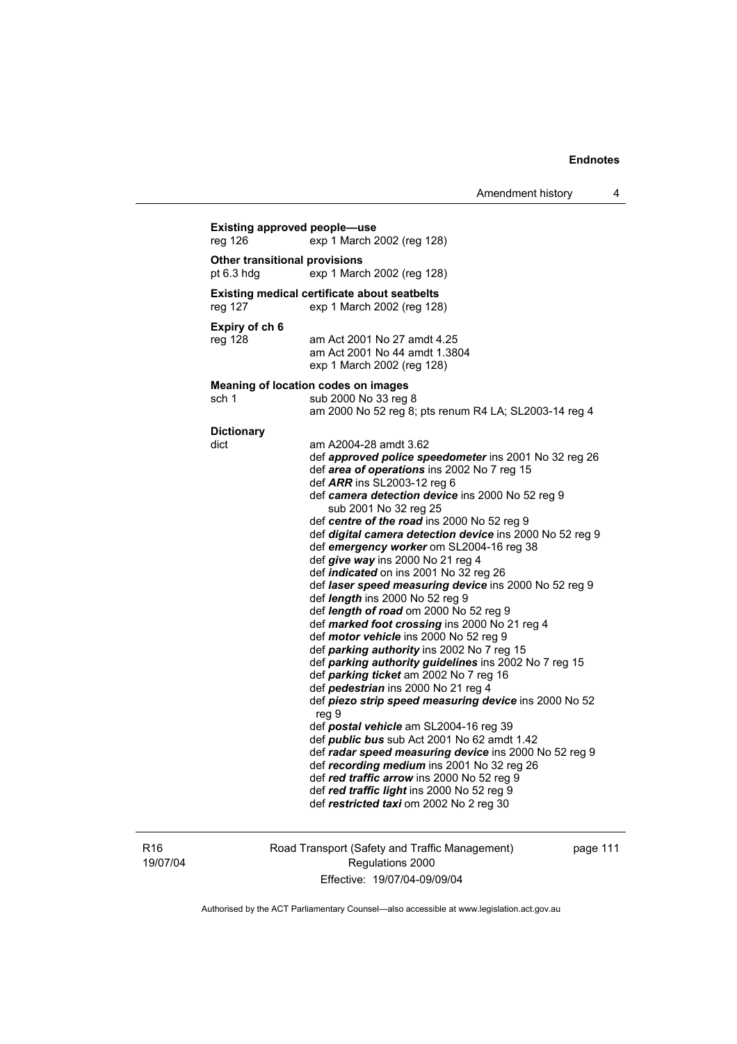**Existing approved people—use**

reg 126 exp 1 March 2002 (reg 128)

**Other transitional provisions**

pt 6.3 hdg exp 1 March 2002 (reg 128)

**Existing medical certificate about seatbelts**

reg 127 exp 1 March 2002 (reg 128)

**Expiry of ch 6**

reg 128 am Act 2001 No 27 amdt 4.25
am Act 2001 No 44 amdt 1.3804
exp 1 March 2002 (reg 128)

**Meaning of location codes on images**

sch 1 sub 2000 No 33 reg 8
am 2000 No 52 reg 8; pts renum R4 LA; SL2003-14 reg 4

**Dictionary**

dict am A2004-28 amdt 3.62
def ***approved police speedometer*** ins 2001 No 32 reg 26
def ***area of operations*** ins 2002 No 7 reg 15
def ***ARR*** ins SL2003-12 reg 6
def ***camera detection device*** ins 2000 No 52 reg 9
sub 2001 No 32 reg 25
def ***centre of the road*** ins 2000 No 52 reg 9
def ***digital camera detection device*** ins 2000 No 52 reg 9
def ***emergency worker*** om SL2004-16 reg 38
def ***give way*** ins 2000 No 21 reg 4
def ***indicated*** on ins 2001 No 32 reg 26
def ***laser speed measuring device*** ins 2000 No 52 reg 9
def ***length*** ins 2000 No 52 reg 9
def ***length of road*** om 2000 No 52 reg 9
def ***marked foot crossing*** ins 2000 No 21 reg 4
def ***motor vehicle*** ins 2000 No 52 reg 9
def ***parking authority*** ins 2002 No 7 reg 15
def ***parking authority guidelines*** ins 2002 No 7 reg 15
def ***parking ticket*** am 2002 No 7 reg 16
def ***pedestrian*** ins 2000 No 21 reg 4
def ***piezo strip speed measuring device*** ins 2000 No 52 reg 9
def ***postal vehicle*** am SL2004-16 reg 39
def ***public bus*** sub Act 2001 No 62 amdt 1.42
def ***radar speed measuring device*** ins 2000 No 52 reg 9
def ***recording medium*** ins 2001 No 32 reg 26
def ***red traffic arrow*** ins 2000 No 52 reg 9
def ***red traffic light*** ins 2000 No 52 reg 9
def ***restricted taxi*** om 2002 No 2 reg 30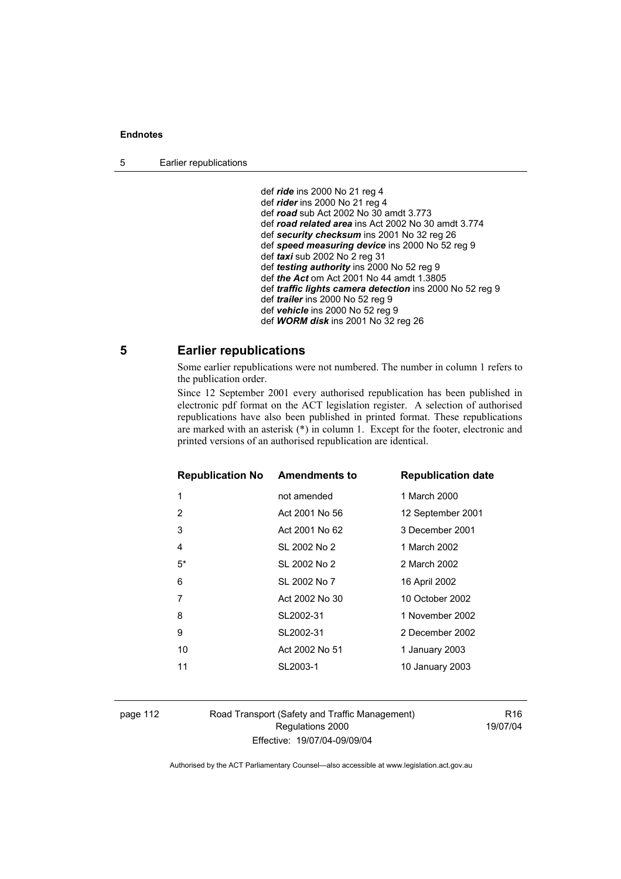def ***ride*** ins 2000 No 21 reg 4
def ***rider*** ins 2000 No 21 reg 4
def ***road*** sub Act 2002 No 30 amdt 3.773
def ***road related area*** ins Act 2002 No 30 amdt 3.774
def ***security checksum*** ins 2001 No 32 reg 26
def ***speed measuring device*** ins 2000 No 52 reg 9
def ***taxi*** sub 2002 No 2 reg 31
def ***testing authority*** ins 2000 No 52 reg 9
def ***the Act*** om Act 2001 No 44 amdt 1.3805
def ***traffic lights camera detection*** ins 2000 No 52 reg 9
def ***trailer*** ins 2000 No 52 reg 9
def ***vehicle*** ins 2000 No 52 reg 9
def ***WORM disk*** ins 2001 No 32 reg 26

## 5 Earlier republications

Some earlier republications were not numbered. The number in column 1 refers to the publication order.

Since 12 September 2001 every authorised republication has been published in electronic pdf format on the ACT legislation register. A selection of authorised republications have also been published in printed format. These republications are marked with an asterisk (*) in column 1. Except for the footer, electronic and printed versions of an authorised republication are identical.

| Republication No | Amendments to | Republication date |
|---|---|---|
| 1 | not amended | 1 March 2000 |
| 2 | Act 2001 No 56 | 12 September 2001 |
| 3 | Act 2001 No 62 | 3 December 2001 |
| 4 | SL 2002 No 2 | 1 March 2002 |
| 5* | SL 2002 No 2 | 2 March 2002 |
| 6 | SL 2002 No 7 | 16 April 2002 |
| 7 | Act 2002 No 30 | 10 October 2002 |
| 8 | SL2002-31 | 1 November 2002 |
| 9 | SL2002-31 | 2 December 2002 |
| 10 | Act 2002 No 51 | 1 January 2003 |
| 11 | SL2003-1 | 10 January 2003 |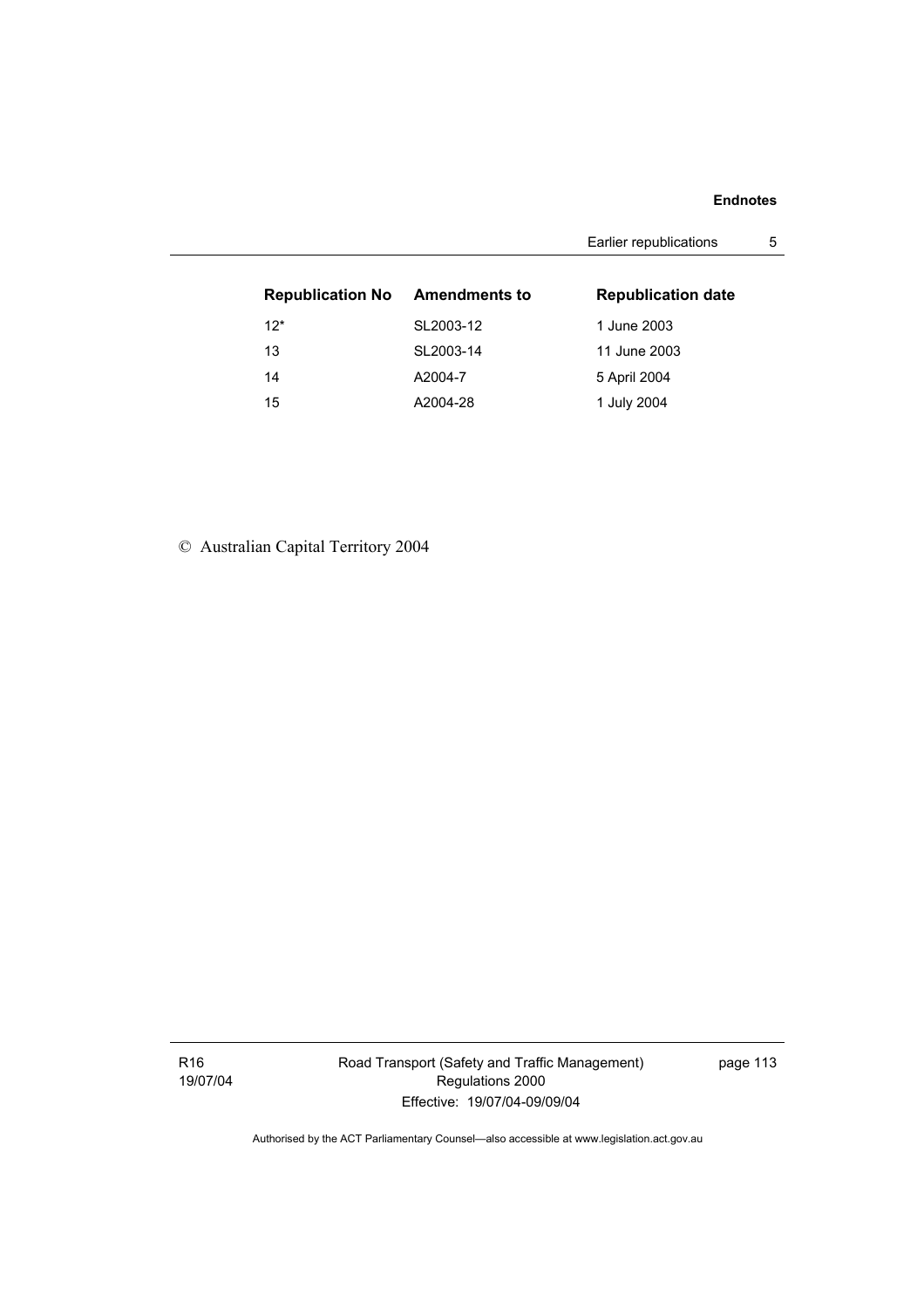| Republication No | Amendments to | Republication date |
|---|---|---|
| 12* | SL2003-12 | 1 June 2003 |
| 13 | SL2003-14 | 11 June 2003 |
| 14 | A2004-7 | 5 April 2004 |
| 15 | A2004-28 | 1 July 2004 |

© Australian Capital Territory 2004